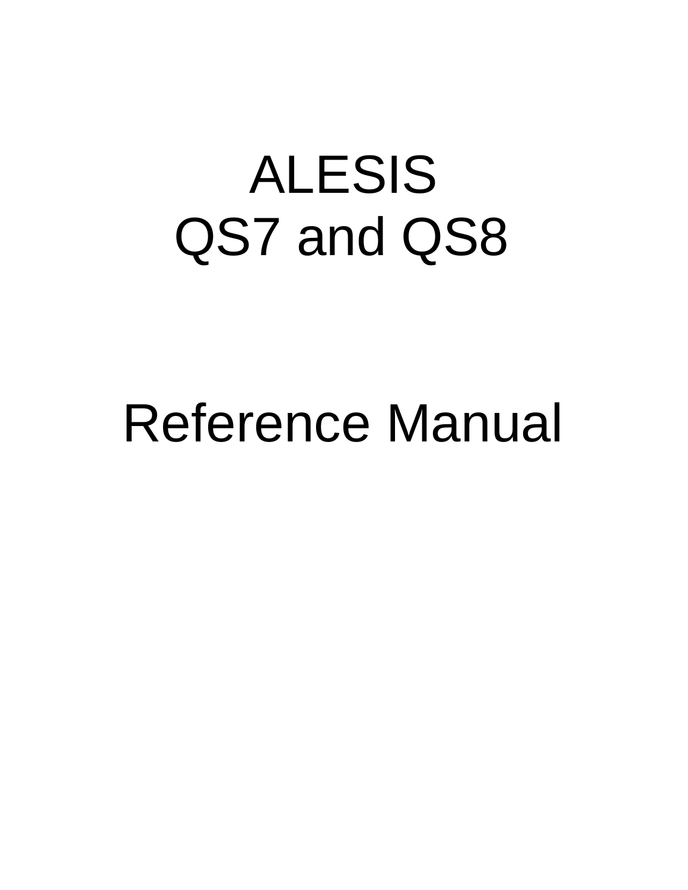# ALESIS
# QS7 and QS8

# Reference Manual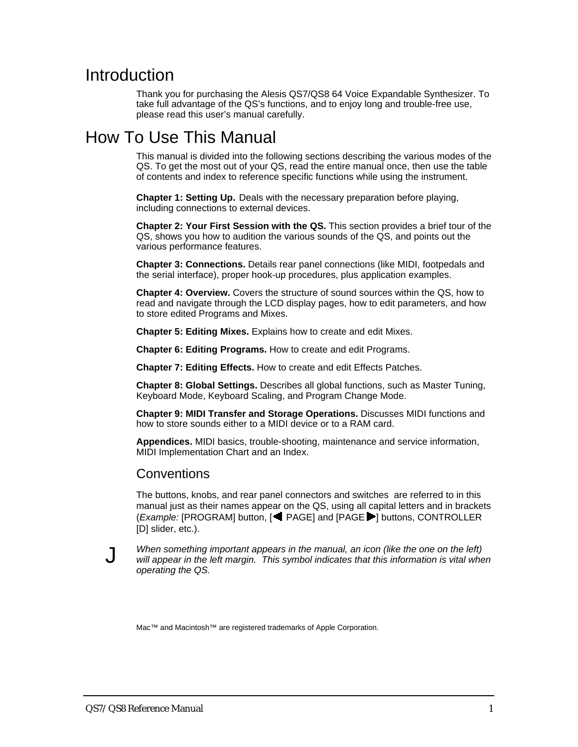# Introduction

Thank you for purchasing the Alesis QS7/QS8 64 Voice Expandable Synthesizer. To take full advantage of the QS's functions, and to enjoy long and trouble-free use, please read this user's manual carefully.

# How To Use This Manual

This manual is divided into the following sections describing the various modes of the QS. To get the most out of your QS, read the entire manual once, then use the table of contents and index to reference specific functions while using the instrument.

**Chapter 1: Setting Up.** Deals with the necessary preparation before playing, including connections to external devices.

**Chapter 2: Your First Session with the QS.** This section provides a brief tour of the QS, shows you how to audition the various sounds of the QS, and points out the various performance features.

**Chapter 3: Connections.** Details rear panel connections (like MIDI, footpedals and the serial interface), proper hook-up procedures, plus application examples.

**Chapter 4: Overview.** Covers the structure of sound sources within the QS, how to read and navigate through the LCD display pages, how to edit parameters, and how to store edited Programs and Mixes.

**Chapter 5: Editing Mixes.** Explains how to create and edit Mixes.

**Chapter 6: Editing Programs.** How to create and edit Programs.

**Chapter 7: Editing Effects.** How to create and edit Effects Patches.

**Chapter 8: Global Settings.** Describes all global functions, such as Master Tuning, Keyboard Mode, Keyboard Scaling, and Program Change Mode.

**Chapter 9: MIDI Transfer and Storage Operations.** Discusses MIDI functions and how to store sounds either to a MIDI device or to a RAM card.

**Appendices.** MIDI basics, trouble-shooting, maintenance and service information, MIDI Implementation Chart and an Index.

## Conventions

The buttons, knobs, and rear panel connectors and switches are referred to in this manual just as their names appear on the QS, using all capital letters and in brackets (*Example:* [PROGRAM] button, [◀ PAGE] and [PAGE ▶] buttons, CONTROLLER [D] slider, etc.).

J *When something important appears in the manual, an icon (like the one on the left) will appear in the left margin. This symbol indicates that this information is vital when operating the QS.*

Mac™ and Macintosh™ are registered trademarks of Apple Corporation.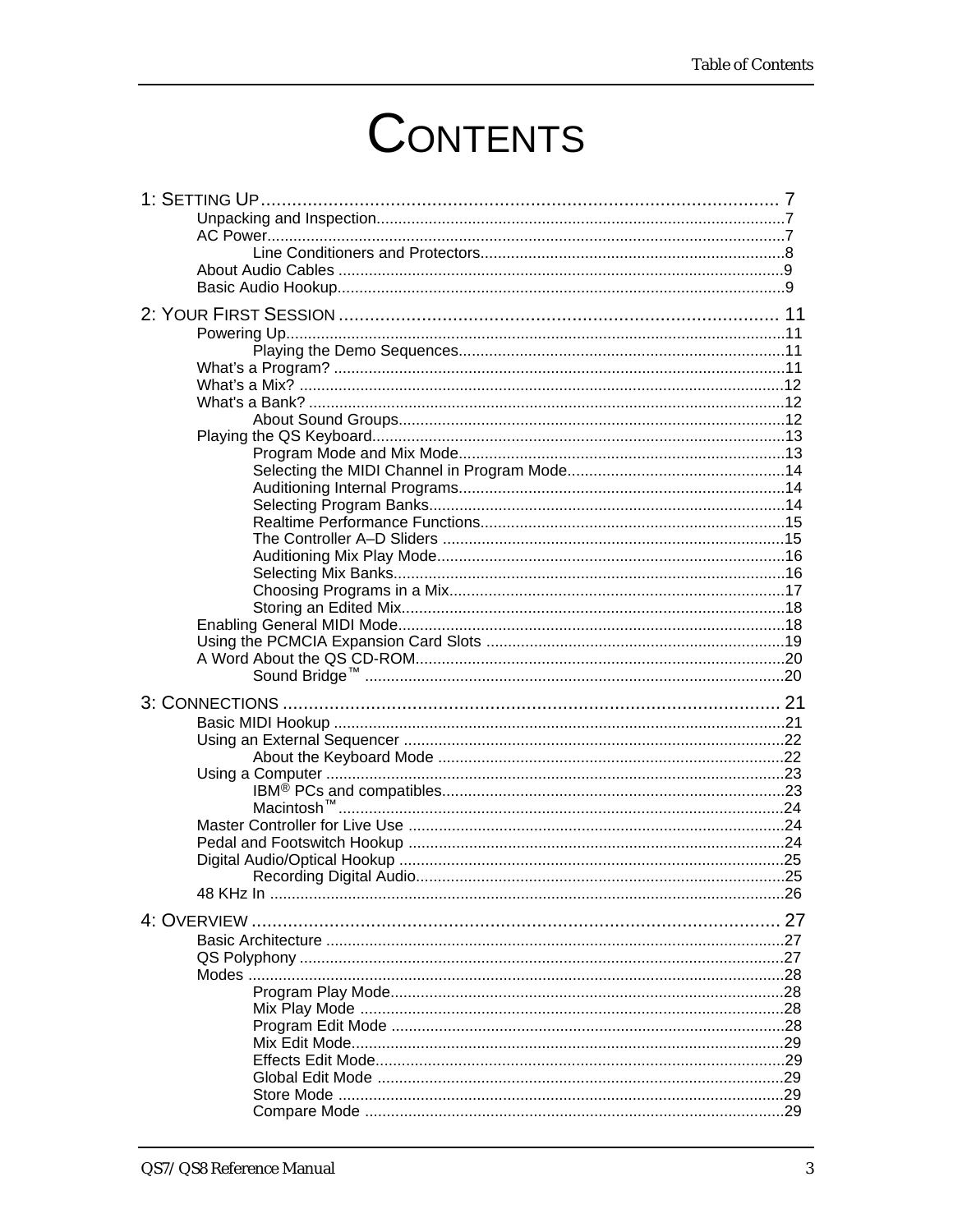# CONTENTS

1: SETTING UP ........ 7
- Unpacking and Inspection ........ 7
- AC Power ........ 7
  - Line Conditioners and Protectors ........ 8
- About Audio Cables ........ 9
- Basic Audio Hookup ........ 9

2: YOUR FIRST SESSION ........ 11
- Powering Up ........ 11
  - Playing the Demo Sequences ........ 11
- What's a Program? ........ 11
- What's a Mix? ........ 12
- What's a Bank? ........ 12
  - About Sound Groups ........ 12
- Playing the QS Keyboard ........ 13
  - Program Mode and Mix Mode ........ 13
  - Selecting the MIDI Channel in Program Mode ........ 14
  - Auditioning Internal Programs ........ 14
  - Selecting Program Banks ........ 14
  - Realtime Performance Functions ........ 15
  - The Controller A–D Sliders ........ 15
  - Auditioning Mix Play Mode ........ 16
  - Selecting Mix Banks ........ 16
  - Choosing Programs in a Mix ........ 17
  - Storing an Edited Mix ........ 18
- Enabling General MIDI Mode ........ 18
- Using the PCMCIA Expansion Card Slots ........ 19
- A Word About the QS CD-ROM ........ 20
  - Sound Bridge™ ........ 20

3: CONNECTIONS ........ 21
- Basic MIDI Hookup ........ 21
- Using an External Sequencer ........ 22
  - About the Keyboard Mode ........ 22
- Using a Computer ........ 23
  - IBM® PCs and compatibles ........ 23
  - Macintosh™ ........ 24
- Master Controller for Live Use ........ 24
- Pedal and Footswitch Hookup ........ 24
- Digital Audio/Optical Hookup ........ 25
  - Recording Digital Audio ........ 25
- 48 KHz In ........ 26

4: OVERVIEW ........ 27
- Basic Architecture ........ 27
- QS Polyphony ........ 27
- Modes ........ 28
  - Program Play Mode ........ 28
  - Mix Play Mode ........ 28
  - Program Edit Mode ........ 28
  - Mix Edit Mode ........ 29
  - Effects Edit Mode ........ 29
  - Global Edit Mode ........ 29
  - Store Mode ........ 29
  - Compare Mode ........ 29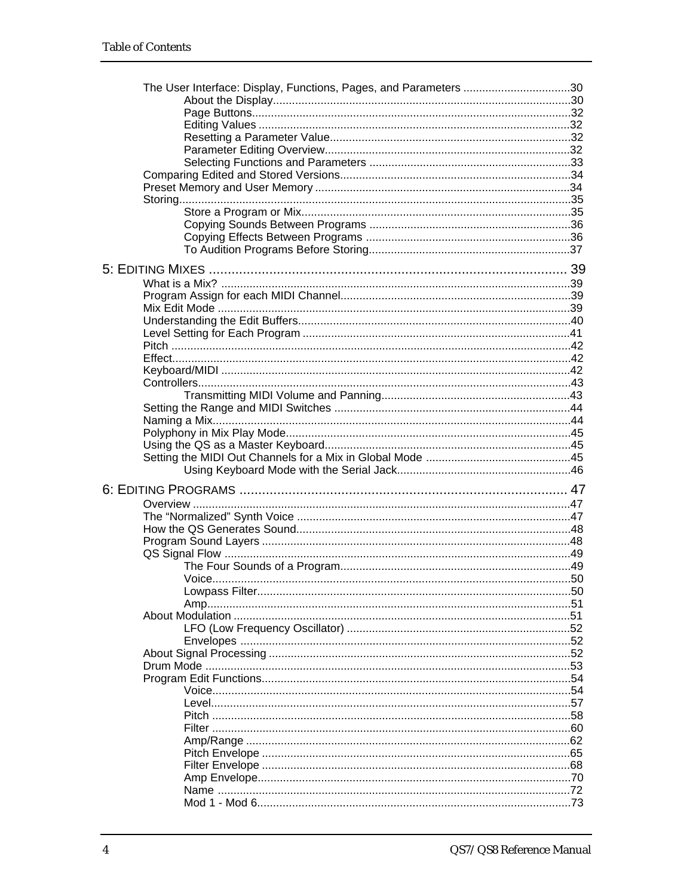- The User Interface: Display, Functions, Pages, and Parameters ....30
  - About the Display....30
  - Page Buttons....32
  - Editing Values ....32
  - Resetting a Parameter Value....32
  - Parameter Editing Overview....32
  - Selecting Functions and Parameters ....33
- Comparing Edited and Stored Versions....34
- Preset Memory and User Memory ....34
- Storing....35
  - Store a Program or Mix....35
  - Copying Sounds Between Programs ....36
  - Copying Effects Between Programs ....36
  - To Audition Programs Before Storing....37

## 5: Editing Mixes .... 39

- What is a Mix? ....39
- Program Assign for each MIDI Channel....39
- Mix Edit Mode ....39
- Understanding the Edit Buffers....40
- Level Setting for Each Program ....41
- Pitch ....42
- Effect....42
- Keyboard/MIDI ....42
- Controllers....43
  - Transmitting MIDI Volume and Panning....43
- Setting the Range and MIDI Switches ....44
- Naming a Mix....44
- Polyphony in Mix Play Mode....45
- Using the QS as a Master Keyboard....45
- Setting the MIDI Out Channels for a Mix in Global Mode ....45
  - Using Keyboard Mode with the Serial Jack....46

## 6: Editing Programs .... 47

- Overview ....47
- The “Normalized” Synth Voice ....47
- How the QS Generates Sound....48
- Program Sound Layers ....48
- QS Signal Flow ....49
  - The Four Sounds of a Program....49
  - Voice....50
  - Lowpass Filter....50
  - Amp....51
- About Modulation ....51
  - LFO (Low Frequency Oscillator) ....52
  - Envelopes ....52
- About Signal Processing ....52
- Drum Mode ....53
- Program Edit Functions....54
  - Voice....54
  - Level....57
  - Pitch ....58
  - Filter ....60
  - Amp/Range ....62
  - Pitch Envelope ....65
  - Filter Envelope ....68
  - Amp Envelope....70
  - Name ....72
  - Mod 1 - Mod 6....73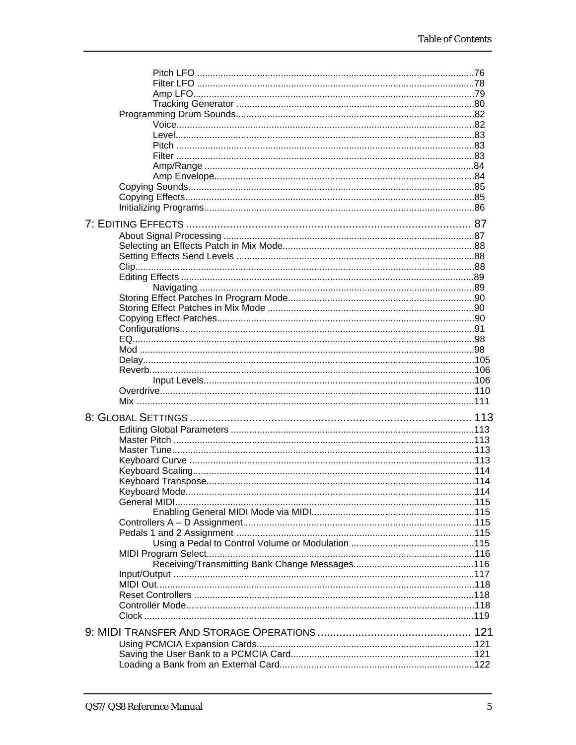Pitch LFO ..........................................................................................76
Filter LFO ..........................................................................................78
Amp LFO............................................................................................79
Tracking Generator ...........................................................................80
Programming Drum Sounds.................................................................................82
Voice..................................................................................................82
Level..................................................................................................83
Pitch ..................................................................................................83
Filter ..................................................................................................83
Amp/Range .......................................................................................84
Amp Envelope....................................................................................84
Copying Sounds...................................................................................................85
Copying Effects....................................................................................................85
Initializing Programs.............................................................................................86

## 7: Editing Effects ........................................................................................ 87

About Signal Processing ......................................................................................87
Selecting an Effects Patch in Mix Mode...............................................................88
Setting Effects Send Levels .................................................................................88
Clip........................................................................................................................88
Editing Effects ......................................................................................................89
Navigating .........................................................................................89
Storing Effect Patches In Program Mode.............................................................90
Storing Effect Patches in Mix Mode .....................................................................90
Copying Effect Patches........................................................................................90
Configurations......................................................................................................91
EQ........................................................................................................................98
Mod ......................................................................................................................98
Delay...................................................................................................................105
Reverb................................................................................................................106
Input Levels.......................................................................................106
Overdrive............................................................................................................110
Mix .....................................................................................................................111

## 8: Global Settings ....................................................................................... 113

Editing Global Parameters .................................................................................113
Master Pitch .......................................................................................................113
Master Tune........................................................................................................113
Keyboard Curve .................................................................................................113
Keyboard Scaling................................................................................................114
Keyboard Transpose...........................................................................................114
Keyboard Mode...................................................................................................114
General MIDI.......................................................................................................115
Enabling General MIDI Mode via MIDI..............................................115
Controllers A – D Assignment.............................................................................115
Pedals 1 and 2 Assignment ................................................................................115
Using a Pedal to Control Volume or Modulation ...............................115
MIDI Program Select...........................................................................................116
Receiving/Transmitting Bank Change Messages..............................116
Input/Output .......................................................................................................117
MIDI Out..............................................................................................................118
Reset Controllers ...............................................................................................118
Controller Mode..................................................................................................118
Clock ..................................................................................................................119

## 9: MIDI Transfer And Storage Operations .................................................. 121

Using PCMCIA Expansion Cards........................................................................121
Saving the User Bank to a PCMCIA Card...........................................................121
Loading a Bank from an External Card...............................................................122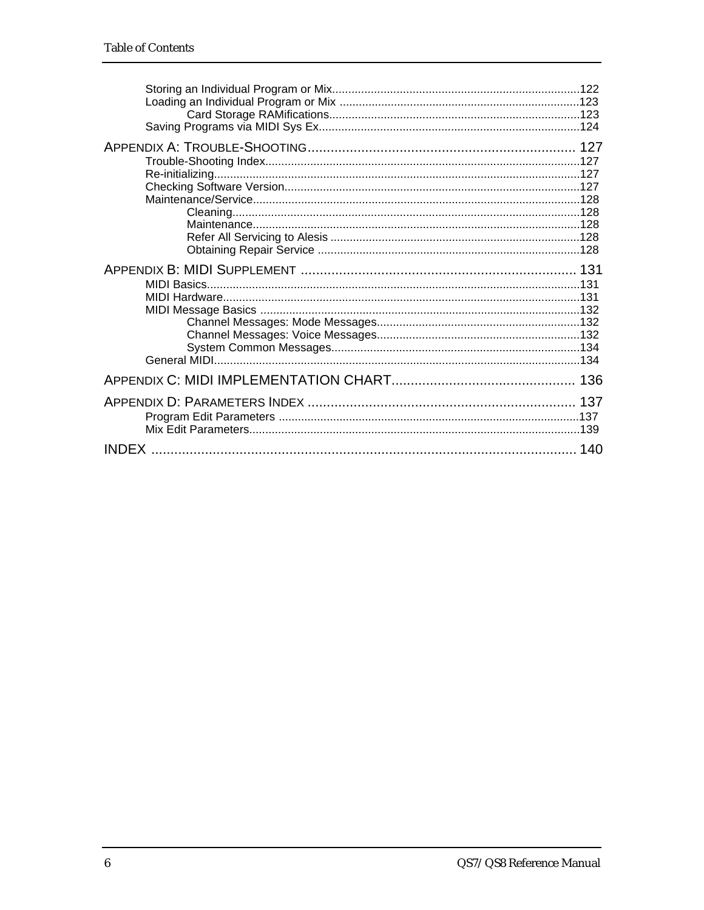Storing an Individual Program or Mix............................................................................122
Loading an Individual Program or Mix ..........................................................................123
Card Storage RAMifications.............................................................................123
Saving Programs via MIDI Sys Ex................................................................................124

APPENDIX A: TROUBLE-SHOOTING...................................................................... 127
Trouble-Shooting Index.................................................................................................127
Re-initializing.................................................................................................................127
Checking Software Version...........................................................................................127
Maintenance/Service.....................................................................................................128
Cleaning...........................................................................................................128
Maintenance.....................................................................................................128
Refer All Servicing to Alesis .............................................................................128
Obtaining Repair Service .................................................................................128

APPENDIX B: MIDI SUPPLEMENT ......................................................................... 131
MIDI Basics...................................................................................................................131
MIDI Hardware..............................................................................................................131
MIDI Message Basics ...................................................................................................132
Channel Messages: Mode Messages...............................................................132
Channel Messages: Voice Messages...............................................................132
System Common Messages............................................................................134
General MIDI.................................................................................................................134

APPENDIX C: MIDI IMPLEMENTATION CHART................................................ 136

APPENDIX D: PARAMETERS INDEX ...................................................................... 137
Program Edit Parameters .............................................................................................137
Mix Edit Parameters......................................................................................................139

INDEX .............................................................................................................. 140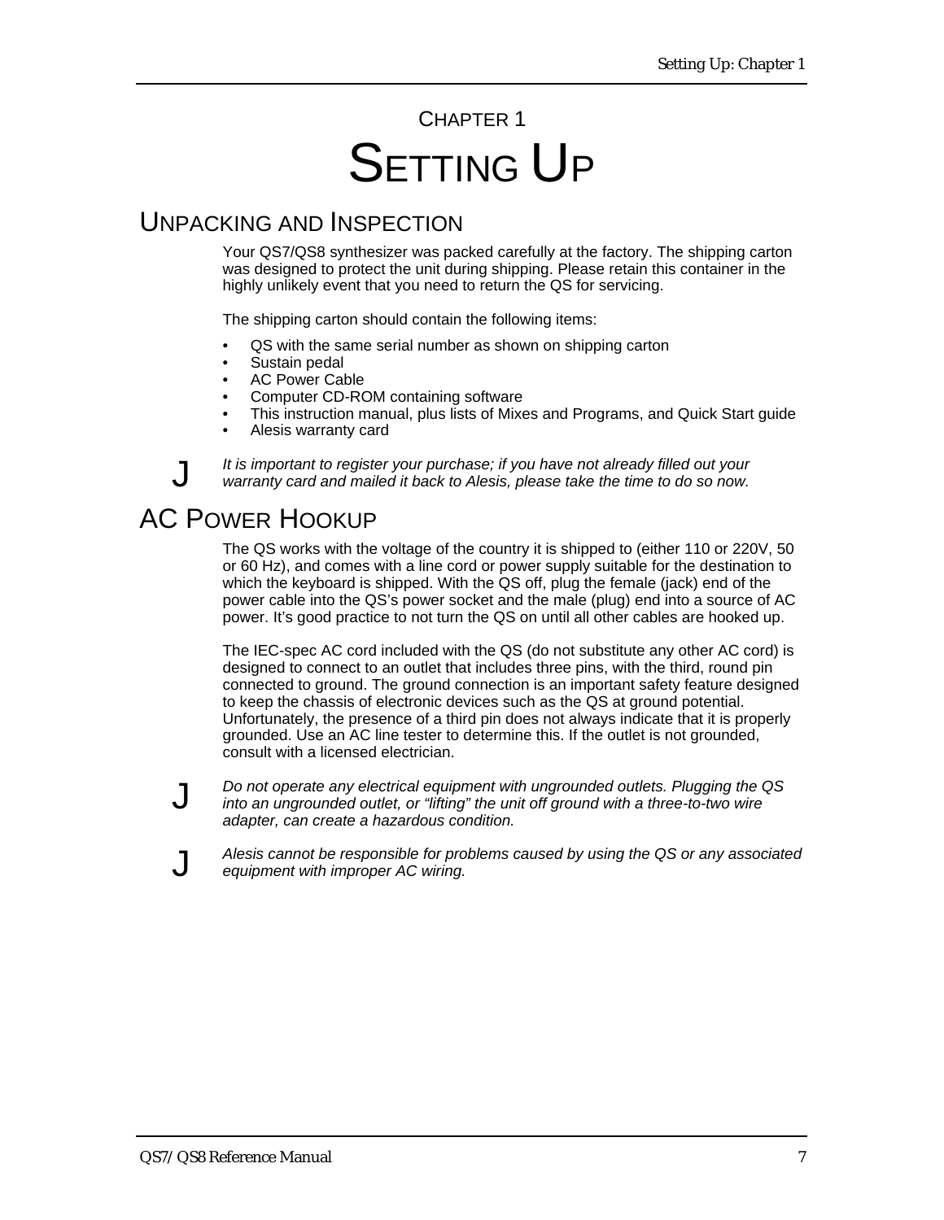# CHAPTER 1

# SETTING UP

## UNPACKING AND INSPECTION

Your QS7/QS8 synthesizer was packed carefully at the factory. The shipping carton was designed to protect the unit during shipping. Please retain this container in the highly unlikely event that you need to return the QS for servicing.

The shipping carton should contain the following items:

- QS with the same serial number as shown on shipping carton
- Sustain pedal
- AC Power Cable
- Computer CD-ROM containing software
- This instruction manual, plus lists of Mixes and Programs, and Quick Start guide
- Alesis warranty card

J *It is important to register your purchase; if you have not already filled out your warranty card and mailed it back to Alesis, please take the time to do so now.*

## AC POWER HOOKUP

The QS works with the voltage of the country it is shipped to (either 110 or 220V, 50 or 60 Hz), and comes with a line cord or power supply suitable for the destination to which the keyboard is shipped. With the QS off, plug the female (jack) end of the power cable into the QS's power socket and the male (plug) end into a source of AC power. It's good practice to not turn the QS on until all other cables are hooked up.

The IEC-spec AC cord included with the QS (do not substitute any other AC cord) is designed to connect to an outlet that includes three pins, with the third, round pin connected to ground. The ground connection is an important safety feature designed to keep the chassis of electronic devices such as the QS at ground potential. Unfortunately, the presence of a third pin does not always indicate that it is properly grounded. Use an AC line tester to determine this. If the outlet is not grounded, consult with a licensed electrician.

J *Do not operate any electrical equipment with ungrounded outlets. Plugging the QS into an ungrounded outlet, or "lifting" the unit off ground with a three-to-two wire adapter, can create a hazardous condition.*

J *Alesis cannot be responsible for problems caused by using the QS or any associated equipment with improper AC wiring.*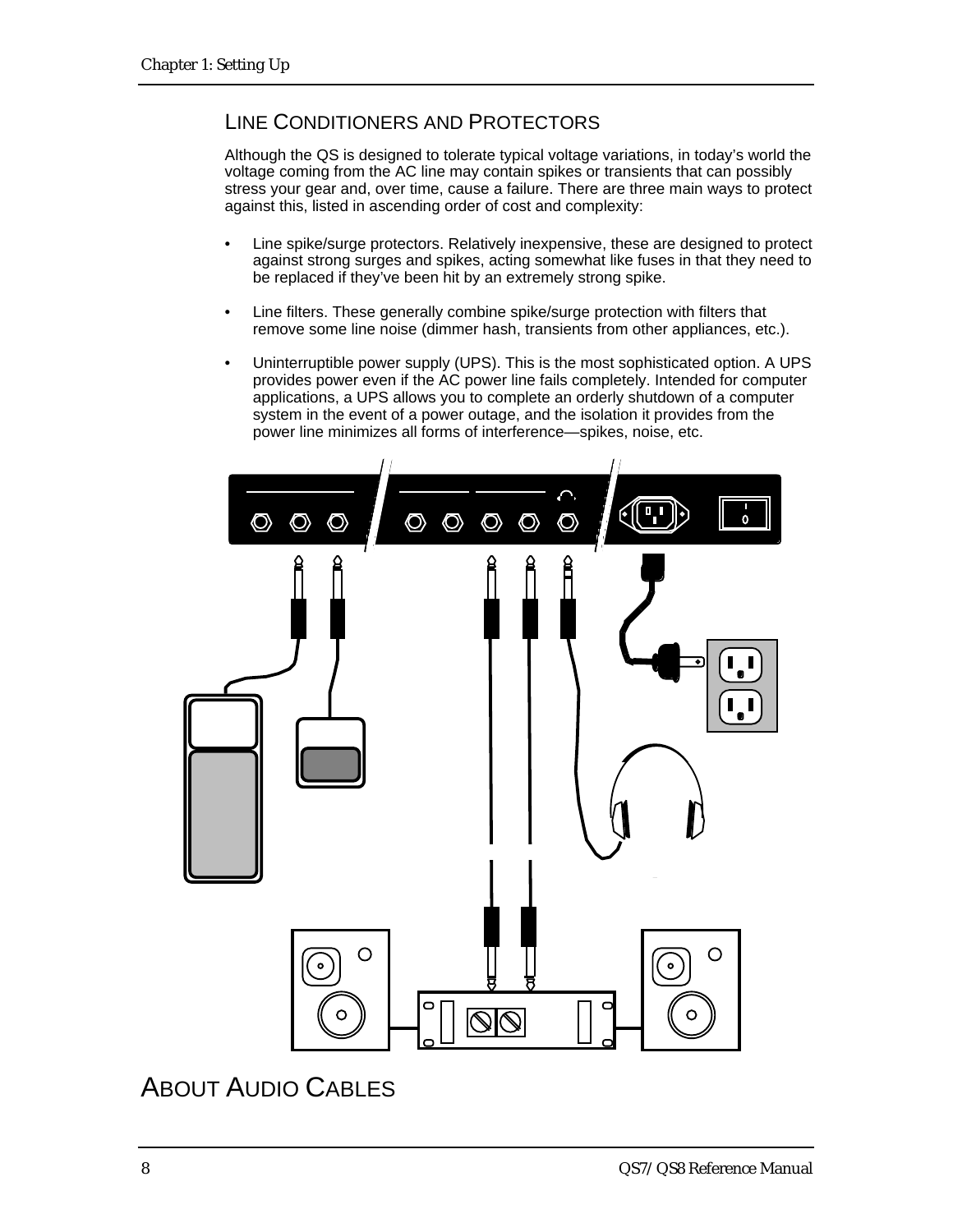### Line Conditioners and Protectors

Although the QS is designed to tolerate typical voltage variations, in today's world the voltage coming from the AC line may contain spikes or transients that can possibly stress your gear and, over time, cause a failure. There are three main ways to protect against this, listed in ascending order of cost and complexity:

- Line spike/surge protectors. Relatively inexpensive, these are designed to protect against strong surges and spikes, acting somewhat like fuses in that they need to be replaced if they've been hit by an extremely strong spike.
- Line filters. These generally combine spike/surge protection with filters that remove some line noise (dimmer hash, transients from other appliances, etc.).
- Uninterruptible power supply (UPS). This is the most sophisticated option. A UPS provides power even if the AC power line fails completely. Intended for computer applications, a UPS allows you to complete an orderly shutdown of a computer system in the event of a power outage, and the isolation it provides from the power line minimizes all forms of interference—spikes, noise, etc.

## About Audio Cables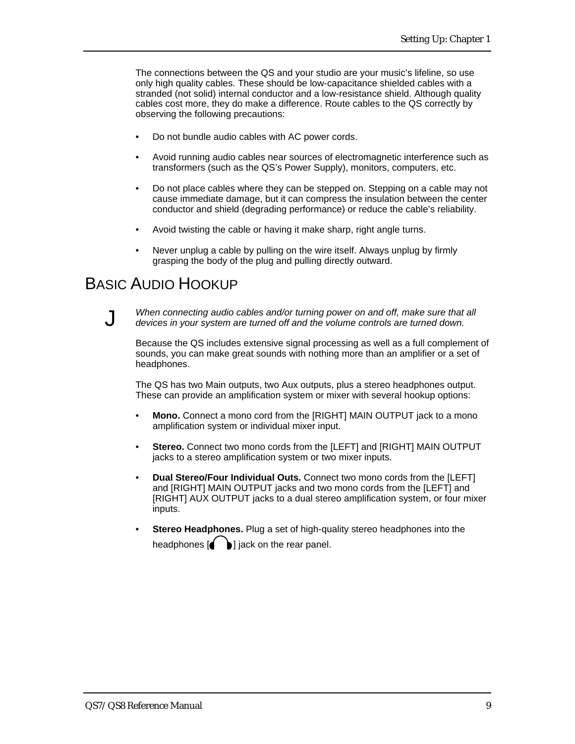The connections between the QS and your studio are your music's lifeline, so use only high quality cables. These should be low-capacitance shielded cables with a stranded (not solid) internal conductor and a low-resistance shield. Although quality cables cost more, they do make a difference. Route cables to the QS correctly by observing the following precautions:

- Do not bundle audio cables with AC power cords.
- Avoid running audio cables near sources of electromagnetic interference such as transformers (such as the QS's Power Supply), monitors, computers, etc.
- Do not place cables where they can be stepped on. Stepping on a cable may not cause immediate damage, but it can compress the insulation between the center conductor and shield (degrading performance) or reduce the cable's reliability.
- Avoid twisting the cable or having it make sharp, right angle turns.
- Never unplug a cable by pulling on the wire itself. Always unplug by firmly grasping the body of the plug and pulling directly outward.

## BASIC AUDIO HOOKUP

J *When connecting audio cables and/or turning power on and off, make sure that all devices in your system are turned off and the volume controls are turned down.*

Because the QS includes extensive signal processing as well as a full complement of sounds, you can make great sounds with nothing more than an amplifier or a set of headphones.

The QS has two Main outputs, two Aux outputs, plus a stereo headphones output. These can provide an amplification system or mixer with several hookup options:

- **Mono.** Connect a mono cord from the [RIGHT] MAIN OUTPUT jack to a mono amplification system or individual mixer input.
- **Stereo.** Connect two mono cords from the [LEFT] and [RIGHT] MAIN OUTPUT jacks to a stereo amplification system or two mixer inputs.
- **Dual Stereo/Four Individual Outs.** Connect two mono cords from the [LEFT] and [RIGHT] MAIN OUTPUT jacks and two mono cords from the [LEFT] and [RIGHT] AUX OUTPUT jacks to a dual stereo amplification system, or four mixer inputs.
- **Stereo Headphones.** Plug a set of high-quality stereo headphones into the headphones [🎧] jack on the rear panel.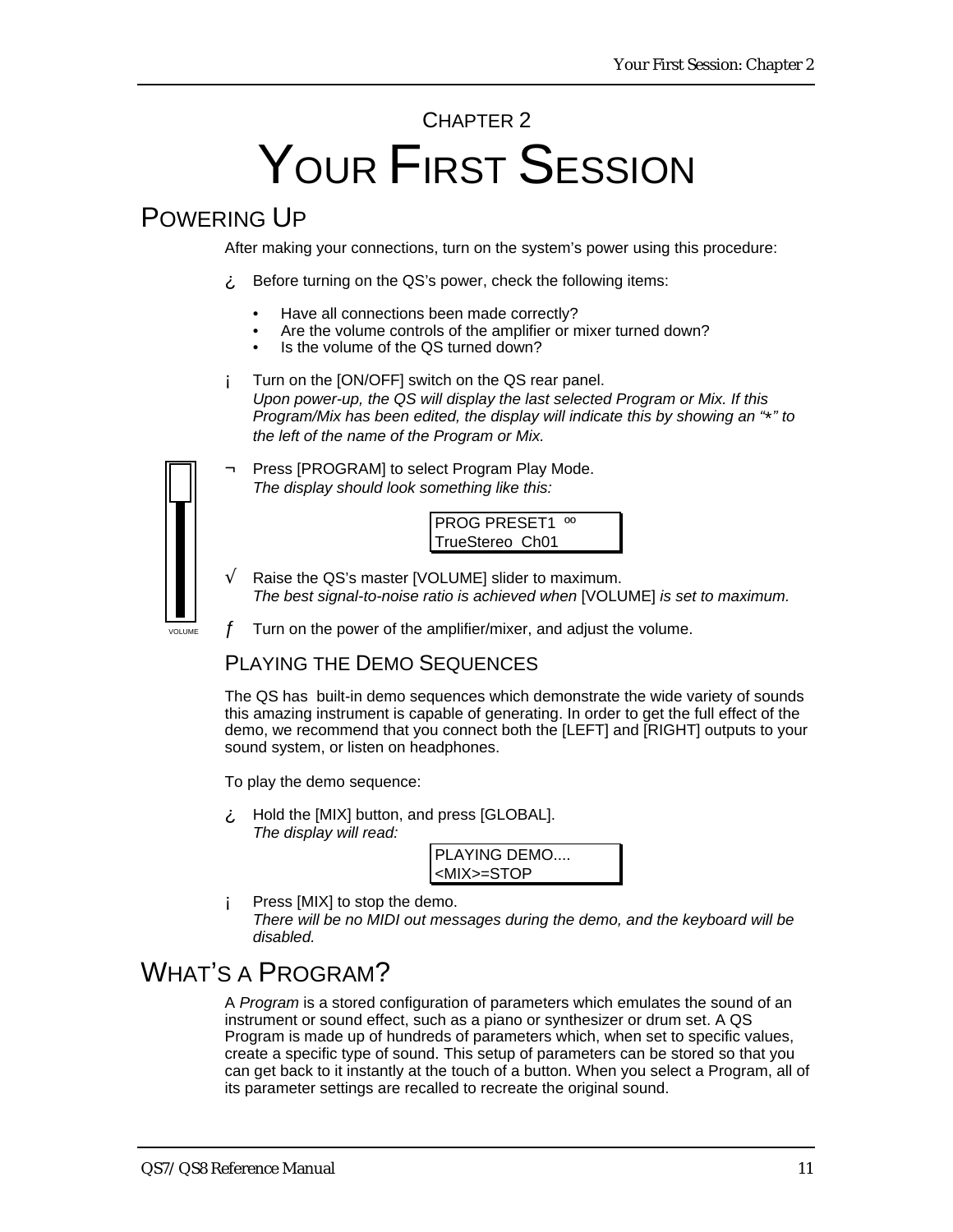# CHAPTER 2
# YOUR FIRST SESSION

## POWERING UP

After making your connections, turn on the system's power using this procedure:

¿ Before turning on the QS's power, check the following items:

- Have all connections been made correctly?
- Are the volume controls of the amplifier or mixer turned down?
- Is the volume of the QS turned down?

¡ Turn on the [ON/OFF] switch on the QS rear panel.
*Upon power-up, the QS will display the last selected Program or Mix. If this Program/Mix has been edited, the display will indicate this by showing an "*" to the left of the name of the Program or Mix.*

¬ Press [PROGRAM] to select Program Play Mode.
*The display should look something like this:*

```
PROG PRESET1  oo
TrueStereo  Ch01
```

√ Raise the QS's master [VOLUME] slider to maximum.
*The best signal-to-noise ratio is achieved when* [VOLUME] *is set to maximum.*

VOLUME

ƒ Turn on the power of the amplifier/mixer, and adjust the volume.

### PLAYING THE DEMO SEQUENCES

The QS has built-in demo sequences which demonstrate the wide variety of sounds this amazing instrument is capable of generating. In order to get the full effect of the demo, we recommend that you connect both the [LEFT] and [RIGHT] outputs to your sound system, or listen on headphones.

To play the demo sequence:

¿ Hold the [MIX] button, and press [GLOBAL].
*The display will read:*

```
PLAYING DEMO....
<MIX>=STOP
```

¡ Press [MIX] to stop the demo.
*There will be no MIDI out messages during the demo, and the keyboard will be disabled.*

## WHAT'S A PROGRAM?

A *Program* is a stored configuration of parameters which emulates the sound of an instrument or sound effect, such as a piano or synthesizer or drum set. A QS Program is made up of hundreds of parameters which, when set to specific values, create a specific type of sound. This setup of parameters can be stored so that you can get back to it instantly at the touch of a button. When you select a Program, all of its parameter settings are recalled to recreate the original sound.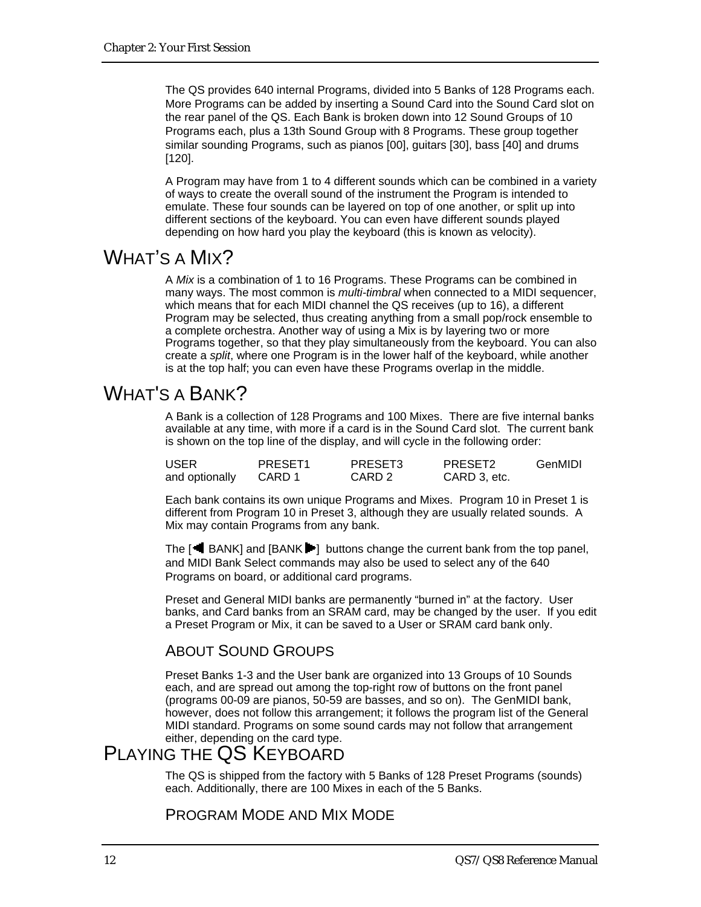The QS provides 640 internal Programs, divided into 5 Banks of 128 Programs each. More Programs can be added by inserting a Sound Card into the Sound Card slot on the rear panel of the QS. Each Bank is broken down into 12 Sound Groups of 10 Programs each, plus a 13th Sound Group with 8 Programs. These group together similar sounding Programs, such as pianos [00], guitars [30], bass [40] and drums [120].

A Program may have from 1 to 4 different sounds which can be combined in a variety of ways to create the overall sound of the instrument the Program is intended to emulate. These four sounds can be layered on top of one another, or split up into different sections of the keyboard. You can even have different sounds played depending on how hard you play the keyboard (this is known as velocity).

# WHAT'S A MIX?

A *Mix* is a combination of 1 to 16 Programs. These Programs can be combined in many ways. The most common is *multi-timbral* when connected to a MIDI sequencer, which means that for each MIDI channel the QS receives (up to 16), a different Program may be selected, thus creating anything from a small pop/rock ensemble to a complete orchestra. Another way of using a Mix is by layering two or more Programs together, so that they play simultaneously from the keyboard. You can also create a *split*, where one Program is in the lower half of the keyboard, while another is at the top half; you can even have these Programs overlap in the middle.

# WHAT'S A BANK?

A Bank is a collection of 128 Programs and 100 Mixes. There are five internal banks available at any time, with more if a card is in the Sound Card slot. The current bank is shown on the top line of the display, and will cycle in the following order:

| USER | PRESET1 | PRESET3 | PRESET2 | GenMIDI |
|---|---|---|---|---|
| and optionally | CARD 1 | CARD 2 | CARD 3, etc. | |

Each bank contains its own unique Programs and Mixes. Program 10 in Preset 1 is different from Program 10 in Preset 3, although they are usually related sounds. A Mix may contain Programs from any bank.

The [◄ BANK] and [BANK ►] buttons change the current bank from the top panel, and MIDI Bank Select commands may also be used to select any of the 640 Programs on board, or additional card programs.

Preset and General MIDI banks are permanently “burned in” at the factory. User banks, and Card banks from an SRAM card, may be changed by the user. If you edit a Preset Program or Mix, it can be saved to a User or SRAM card bank only.

## ABOUT SOUND GROUPS

Preset Banks 1-3 and the User bank are organized into 13 Groups of 10 Sounds each, and are spread out among the top-right row of buttons on the front panel (programs 00-09 are pianos, 50-59 are basses, and so on). The GenMIDI bank, however, does not follow this arrangement; it follows the program list of the General MIDI standard. Programs on some sound cards may not follow that arrangement either, depending on the card type.

# PLAYING THE QS KEYBOARD

The QS is shipped from the factory with 5 Banks of 128 Preset Programs (sounds) each. Additionally, there are 100 Mixes in each of the 5 Banks.

## PROGRAM MODE AND MIX MODE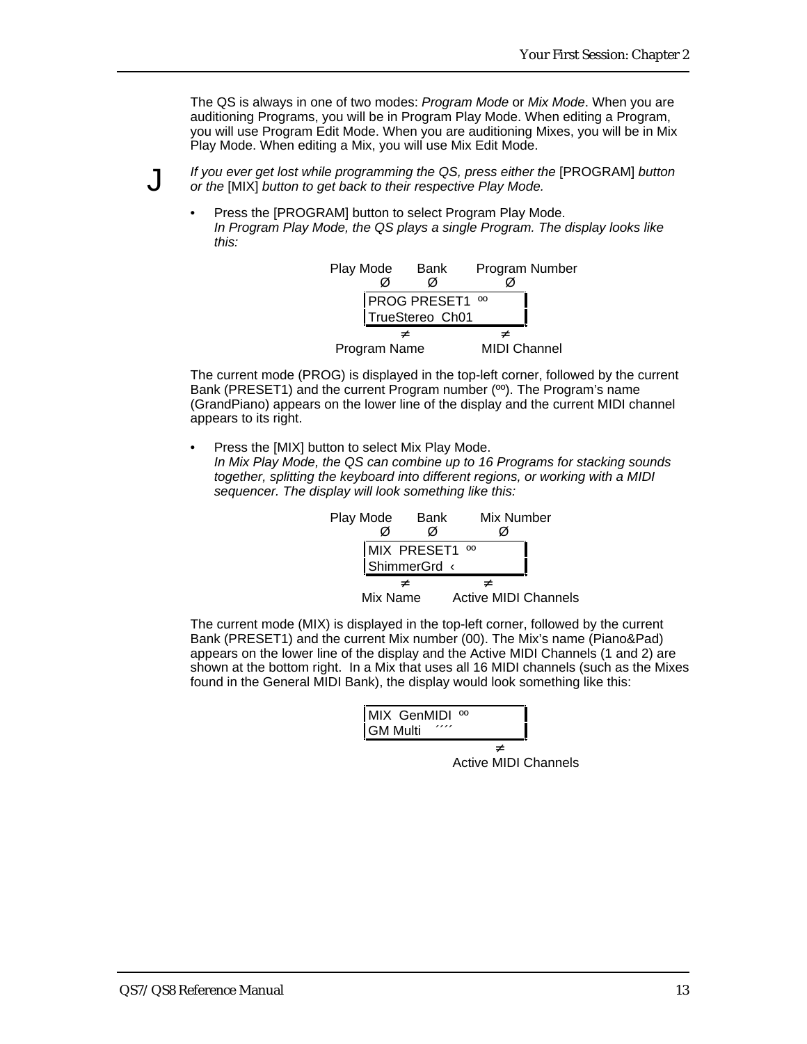The QS is always in one of two modes: *Program Mode* or *Mix Mode*. When you are auditioning Programs, you will be in Program Play Mode. When editing a Program, you will use Program Edit Mode. When you are auditioning Mixes, you will be in Mix Play Mode. When editing a Mix, you will use Mix Edit Mode.

J *If you ever get lost while programming the QS, press either the* [PROGRAM] *button or the* [MIX] *button to get back to their respective Play Mode.*

- Press the [PROGRAM] button to select Program Play Mode.
  *In Program Play Mode, the QS plays a single Program. The display looks like this:*

```
Play Mode    Bank     Program Number
    Ø         Ø             Ø
  |PROG PRESET1  ºº          |
  |TrueStereo  Ch01          |
          ≠                ≠
  Program Name          MIDI Channel
```

The current mode (PROG) is displayed in the top-left corner, followed by the current Bank (PRESET1) and the current Program number (ºº). The Program's name (GrandPiano) appears on the lower line of the display and the current MIDI channel appears to its right.

- Press the [MIX] button to select Mix Play Mode.
  *In Mix Play Mode, the QS can combine up to 16 Programs for stacking sounds together, splitting the keyboard into different regions, or working with a MIDI sequencer. The display will look something like this:*

```
Play Mode    Bank      Mix Number
    Ø         Ø            Ø
  |MIX  PRESET1  ºº          |
  |ShimmerGrd  ‹             |
          ≠            ≠
    Mix Name     Active MIDI Channels
```

The current mode (MIX) is displayed in the top-left corner, followed by the current Bank (PRESET1) and the current Mix number (00). The Mix's name (Piano&Pad) appears on the lower line of the display and the Active MIDI Channels (1 and 2) are shown at the bottom right. In a Mix that uses all 16 MIDI channels (such as the Mixes found in the General MIDI Bank), the display would look something like this:

```
  |MIX  GenMIDI  ºº          |
  |GM Multi    ´´´´          |
                       ≠
                 Active MIDI Channels
```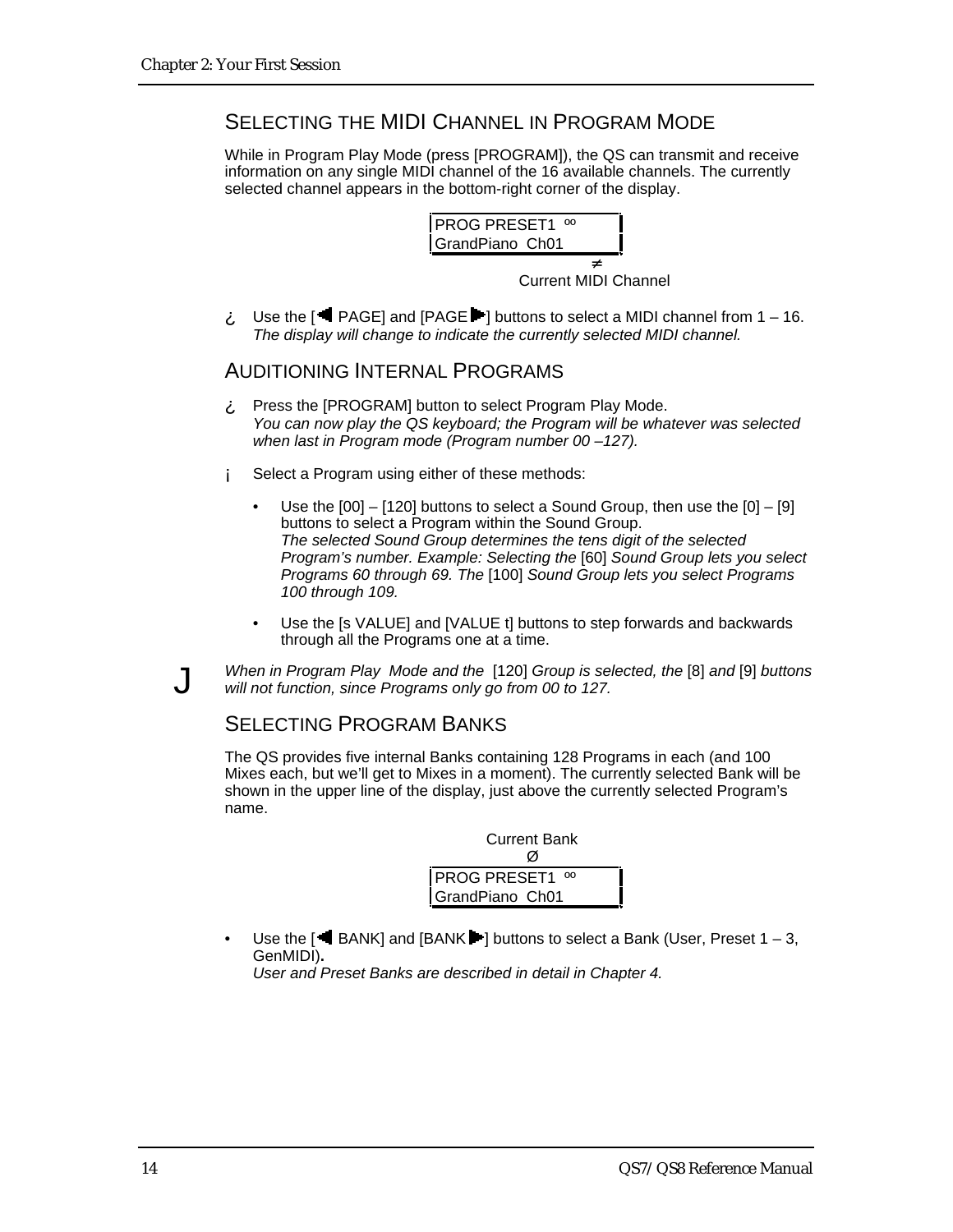## Selecting the MIDI Channel in Program Mode

While in Program Play Mode (press [PROGRAM]), the QS can transmit and receive information on any single MIDI channel of the 16 available channels. The currently selected channel appears in the bottom-right corner of the display.

```
PROG PRESET1 ºº
GrandPiano  Ch01
```

≠
Current MIDI Channel

¿ Use the [◄ PAGE] and [PAGE ►] buttons to select a MIDI channel from 1 – 16.
*The display will change to indicate the currently selected MIDI channel.*

## Auditioning Internal Programs

¿ Press the [PROGRAM] button to select Program Play Mode.
*You can now play the QS keyboard; the Program will be whatever was selected when last in Program mode (Program number 00 –127).*

¡ Select a Program using either of these methods:

- Use the [00] – [120] buttons to select a Sound Group, then use the [0] – [9] buttons to select a Program within the Sound Group.
  *The selected Sound Group determines the tens digit of the selected Program's number. Example: Selecting the* [60] *Sound Group lets you select Programs 60 through 69. The* [100] *Sound Group lets you select Programs 100 through 109.*

- Use the [s VALUE] and [VALUE t] buttons to step forwards and backwards through all the Programs one at a time.

J *When in Program Play Mode and the* [120] *Group is selected, the* [8] *and* [9] *buttons will not function, since Programs only go from 00 to 127.*

## Selecting Program Banks

The QS provides five internal Banks containing 128 Programs in each (and 100 Mixes each, but we'll get to Mixes in a moment). The currently selected Bank will be shown in the upper line of the display, just above the currently selected Program's name.

Current Bank
Ø

```
PROG PRESET1 ºº
GrandPiano  Ch01
```

- Use the [◄ BANK] and [BANK ►] buttons to select a Bank (User, Preset 1 – 3, GenMIDI)**.**
  *User and Preset Banks are described in detail in Chapter 4.*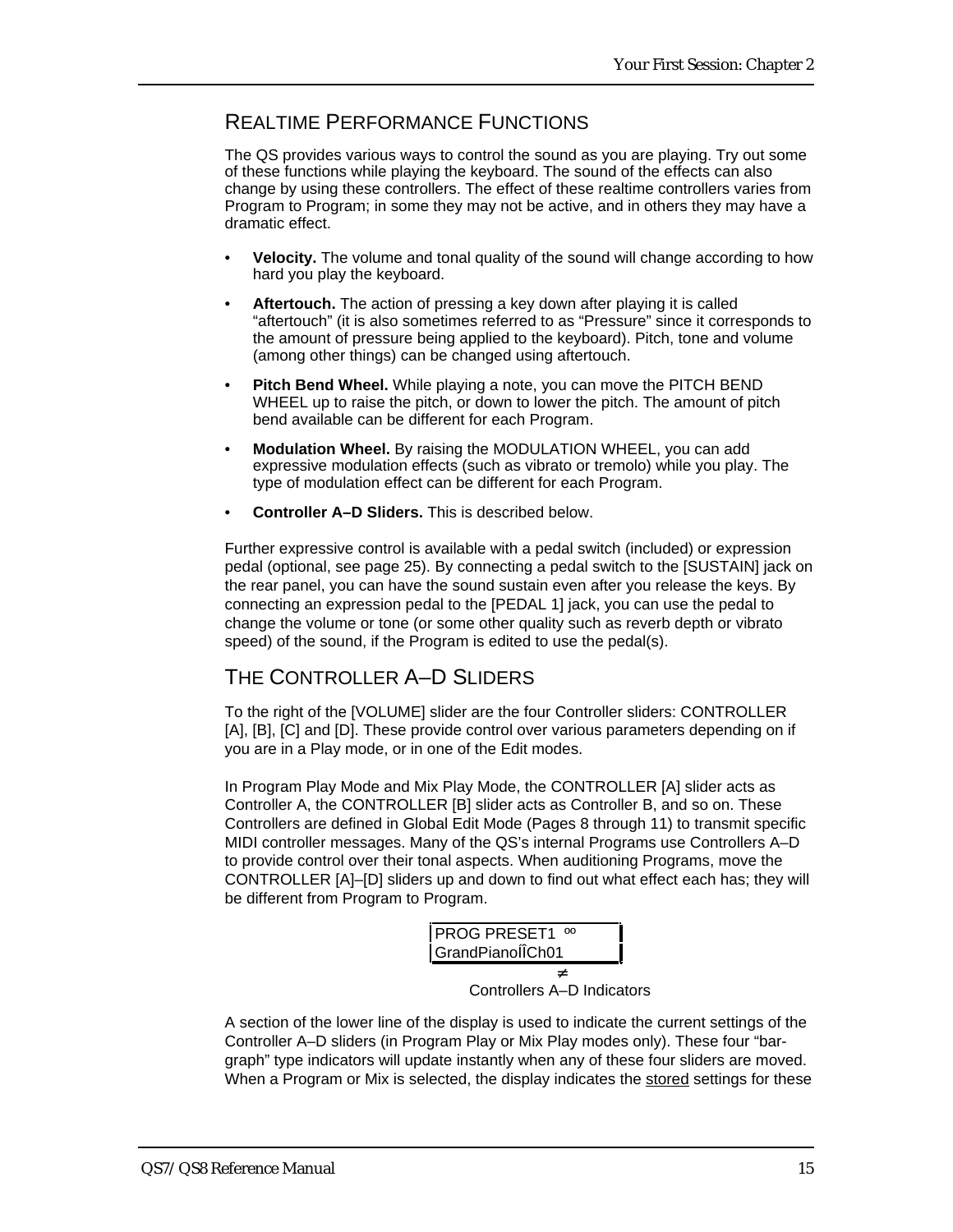## REALTIME PERFORMANCE FUNCTIONS

The QS provides various ways to control the sound as you are playing. Try out some of these functions while playing the keyboard. The sound of the effects can also change by using these controllers. The effect of these realtime controllers varies from Program to Program; in some they may not be active, and in others they may have a dramatic effect.

- **Velocity.** The volume and tonal quality of the sound will change according to how hard you play the keyboard.
- **Aftertouch.** The action of pressing a key down after playing it is called "aftertouch" (it is also sometimes referred to as "Pressure" since it corresponds to the amount of pressure being applied to the keyboard). Pitch, tone and volume (among other things) can be changed using aftertouch.
- **Pitch Bend Wheel.** While playing a note, you can move the PITCH BEND WHEEL up to raise the pitch, or down to lower the pitch. The amount of pitch bend available can be different for each Program.
- **Modulation Wheel.** By raising the MODULATION WHEEL, you can add expressive modulation effects (such as vibrato or tremolo) while you play. The type of modulation effect can be different for each Program.
- **Controller A–D Sliders.** This is described below.

Further expressive control is available with a pedal switch (included) or expression pedal (optional, see page 25). By connecting a pedal switch to the [SUSTAIN] jack on the rear panel, you can have the sound sustain even after you release the keys. By connecting an expression pedal to the [PEDAL 1] jack, you can use the pedal to change the volume or tone (or some other quality such as reverb depth or vibrato speed) of the sound, if the Program is edited to use the pedal(s).

## THE CONTROLLER A–D SLIDERS

To the right of the [VOLUME] slider are the four Controller sliders: CONTROLLER [A], [B], [C] and [D]. These provide control over various parameters depending on if you are in a Play mode, or in one of the Edit modes.

In Program Play Mode and Mix Play Mode, the CONTROLLER [A] slider acts as Controller A, the CONTROLLER [B] slider acts as Controller B, and so on. These Controllers are defined in Global Edit Mode (Pages 8 through 11) to transmit specific MIDI controller messages. Many of the QS's internal Programs use Controllers A–D to provide control over their tonal aspects. When auditioning Programs, move the CONTROLLER [A]–[D] sliders up and down to find out what effect each has; they will be different from Program to Program.

```
PROG PRESET1  ºº
GrandPianoÏÎCh01
```

Controllers A–D Indicators

A section of the lower line of the display is used to indicate the current settings of the Controller A–D sliders (in Program Play or Mix Play modes only). These four "bar-graph" type indicators will update instantly when any of these four sliders are moved. When a Program or Mix is selected, the display indicates the stored settings for these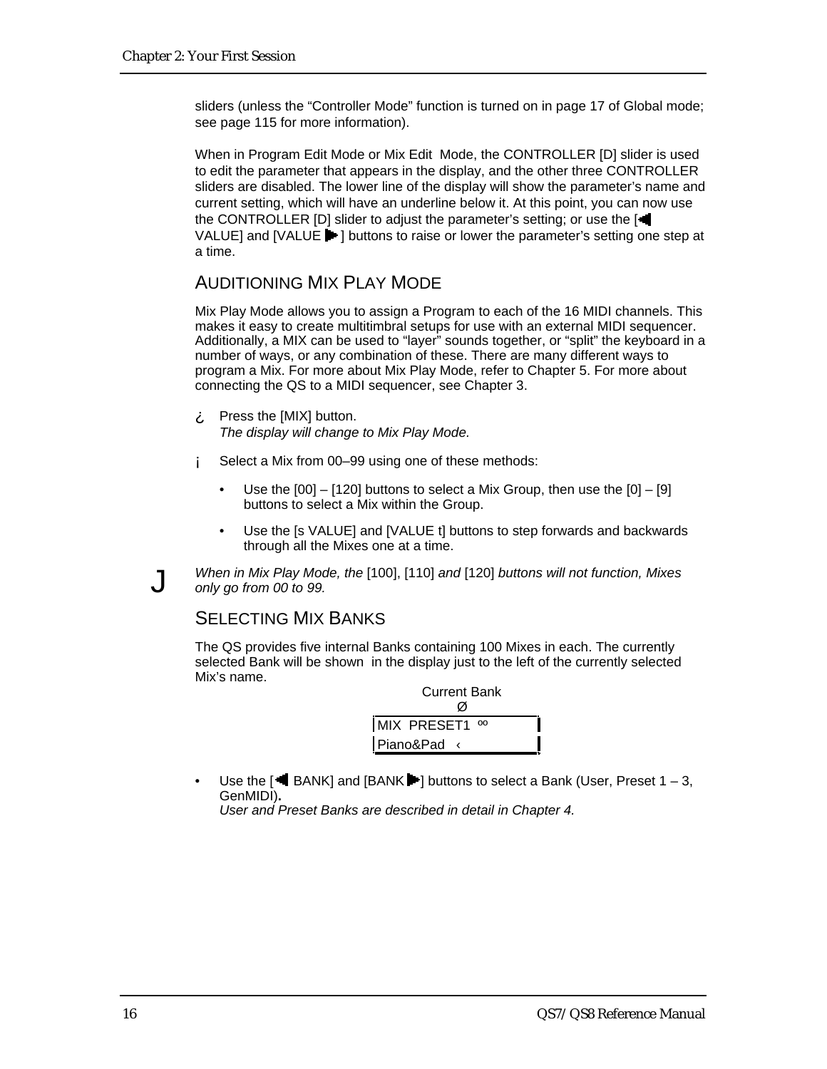sliders (unless the “Controller Mode” function is turned on in page 17 of Global mode; see page 115 for more information).

When in Program Edit Mode or Mix Edit Mode, the CONTROLLER [D] slider is used to edit the parameter that appears in the display, and the other three CONTROLLER sliders are disabled. The lower line of the display will show the parameter’s name and current setting, which will have an underline below it. At this point, you can now use the CONTROLLER [D] slider to adjust the parameter’s setting; or use the [◀ VALUE] and [VALUE ▶] buttons to raise or lower the parameter’s setting one step at a time.

## AUDITIONING MIX PLAY MODE

Mix Play Mode allows you to assign a Program to each of the 16 MIDI channels. This makes it easy to create multitimbral setups for use with an external MIDI sequencer. Additionally, a MIX can be used to “layer” sounds together, or “split” the keyboard in a number of ways, or any combination of these. There are many different ways to program a Mix. For more about Mix Play Mode, refer to Chapter 5. For more about connecting the QS to a MIDI sequencer, see Chapter 3.

¿ Press the [MIX] button.
*The display will change to Mix Play Mode.*

¡ Select a Mix from 00–99 using one of these methods:

- Use the [00] – [120] buttons to select a Mix Group, then use the [0] – [9] buttons to select a Mix within the Group.
- Use the [s VALUE] and [VALUE t] buttons to step forwards and backwards through all the Mixes one at a time.

J *When in Mix Play Mode, the* [100], [110] *and* [120] *buttons will not function, Mixes only go from 00 to 99.*

## SELECTING MIX BANKS

The QS provides five internal Banks containing 100 Mixes in each. The currently selected Bank will be shown in the display just to the left of the currently selected Mix’s name.

```
  Current Bank
       Ø
MIX  PRESET1 ºº
Piano&Pad   ‹
```

- Use the [◀ BANK] and [BANK ▶] buttons to select a Bank (User, Preset 1 – 3, GenMIDI).
*User and Preset Banks are described in detail in Chapter 4.*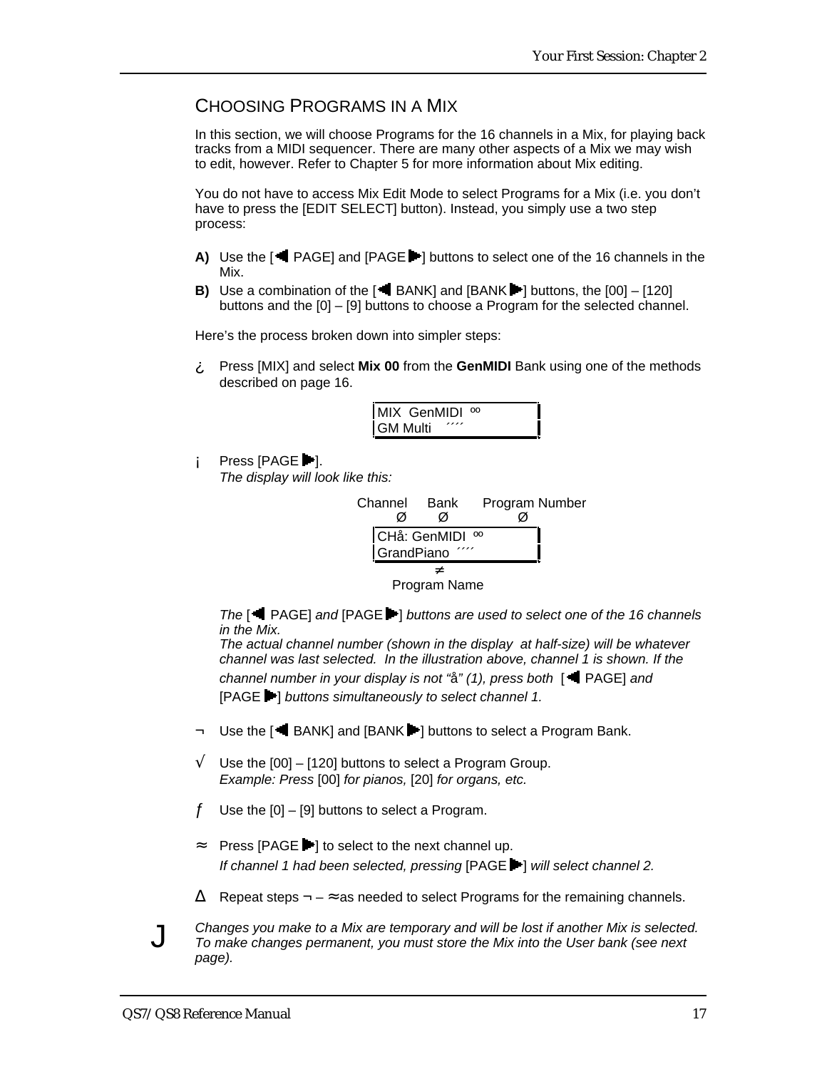## CHOOSING PROGRAMS IN A MIX

In this section, we will choose Programs for the 16 channels in a Mix, for playing back tracks from a MIDI sequencer. There are many other aspects of a Mix we may wish to edit, however. Refer to Chapter 5 for more information about Mix editing.

You do not have to access Mix Edit Mode to select Programs for a Mix (i.e. you don't have to press the [EDIT SELECT] button). Instead, you simply use a two step process:

**A)** Use the [◀ PAGE] and [PAGE ▶] buttons to select one of the 16 channels in the Mix.

**B)** Use a combination of the [◀ BANK] and [BANK ▶] buttons, the [00] – [120] buttons and the [0] – [9] buttons to choose a Program for the selected channel.

Here's the process broken down into simpler steps:

¿ Press [MIX] and select **Mix 00** from the **GenMIDI** Bank using one of the methods described on page 16.

```
MIX  GenMIDI  oo
GM Multi    ´´´´
```

¡ Press [PAGE ▶].
*The display will look like this:*

```
Channel     Bank      Program Number
   Ø          Ø              Ø
CHå: GenMIDI  oo
GrandPiano  ´´´´
          ≠
     Program Name
```

*The* [◀ PAGE] *and* [PAGE ▶] *buttons are used to select one of the 16 channels in the Mix.*
*The actual channel number (shown in the display at half-size) will be whatever channel was last selected. In the illustration above, channel 1 is shown. If the channel number in your display is not "å" (1), press both* [◀ PAGE] *and* [PAGE ▶] *buttons simultaneously to select channel 1.*

¬ Use the [◀ BANK] and [BANK ▶] buttons to select a Program Bank.

√ Use the [00] – [120] buttons to select a Program Group.
*Example: Press* [00] *for pianos,* [20] *for organs, etc.*

ƒ Use the [0] – [9] buttons to select a Program.

≈ Press [PAGE ▶] to select to the next channel up.
*If channel 1 had been selected, pressing* [PAGE ▶] *will select channel 2.*

∆ Repeat steps ¬ – ≈ as needed to select Programs for the remaining channels.

J *Changes you make to a Mix are temporary and will be lost if another Mix is selected. To make changes permanent, you must store the Mix into the User bank (see next page).*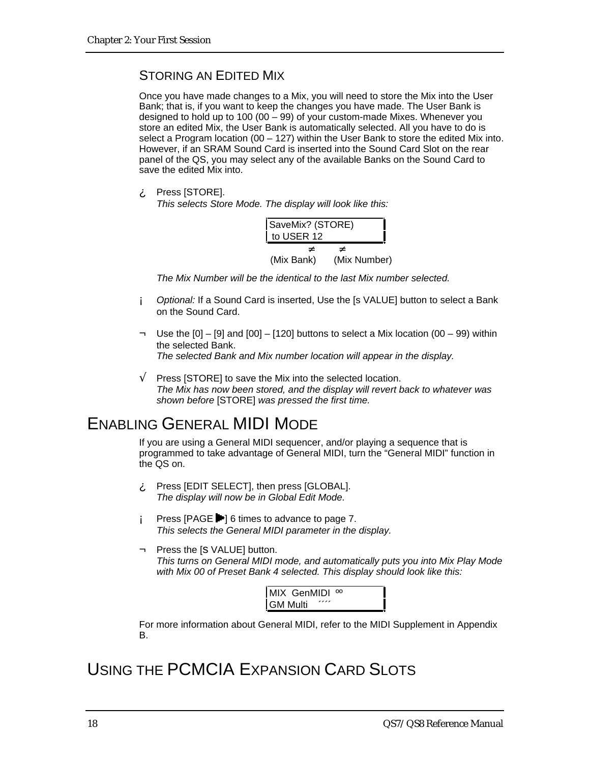## STORING AN EDITED MIX

Once you have made changes to a Mix, you will need to store the Mix into the User Bank; that is, if you want to keep the changes you have made. The User Bank is designed to hold up to 100 (00 – 99) of your custom-made Mixes. Whenever you store an edited Mix, the User Bank is automatically selected. All you have to do is select a Program location (00 – 127) within the User Bank to store the edited Mix into. However, if an SRAM Sound Card is inserted into the Sound Card Slot on the rear panel of the QS, you may select any of the available Banks on the Sound Card to save the edited Mix into.

¿ Press [STORE].
*This selects Store Mode. The display will look like this:*

```
SaveMix? (STORE)
 to USER 12
        ≠      ≠
 (Mix Bank)  (Mix Number)
```

*The Mix Number will be the identical to the last Mix number selected.*

¡ *Optional:* If a Sound Card is inserted, Use the [s VALUE] button to select a Bank on the Sound Card.

¬ Use the [0] – [9] and [00] – [120] buttons to select a Mix location (00 – 99) within the selected Bank.
*The selected Bank and Mix number location will appear in the display.*

√ Press [STORE] to save the Mix into the selected location.
*The Mix has now been stored, and the display will revert back to whatever was shown before* [STORE] *was pressed the first time.*

# ENABLING GENERAL MIDI MODE

If you are using a General MIDI sequencer, and/or playing a sequence that is programmed to take advantage of General MIDI, turn the “General MIDI” function in the QS on.

¿ Press [EDIT SELECT], then press [GLOBAL].
*The display will now be in Global Edit Mode.*

¡ Press [PAGE ▶] 6 times to advance to page 7.
*This selects the General MIDI parameter in the display.*

¬ Press the [s VALUE] button.
*This turns on General MIDI mode, and automatically puts you into Mix Play Mode with Mix 00 of Preset Bank 4 selected. This display should look like this:*

```
MIX  GenMIDI  ºº
GM Multi    ´´´´
```

For more information about General MIDI, refer to the MIDI Supplement in Appendix B.

# USING THE PCMCIA EXPANSION CARD SLOTS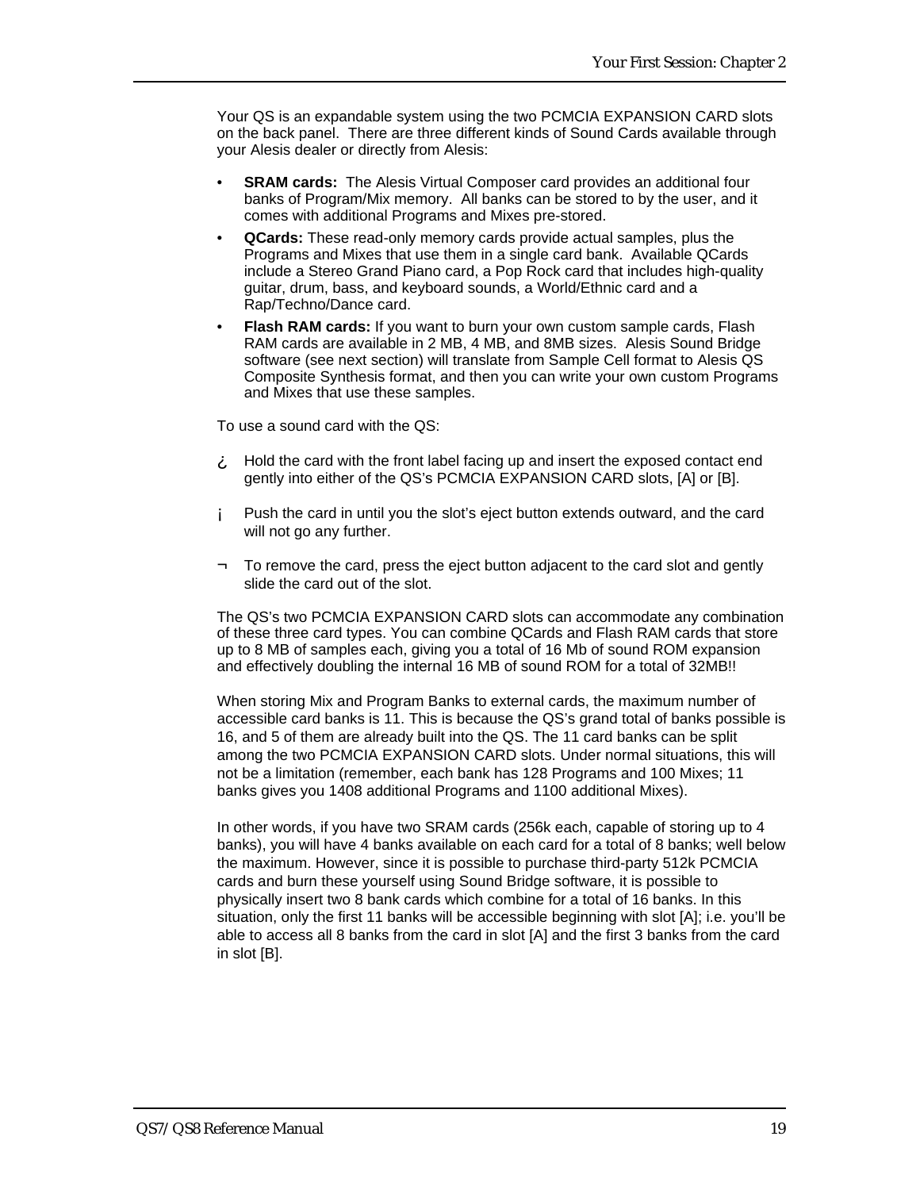Your QS is an expandable system using the two PCMCIA EXPANSION CARD slots on the back panel. There are three different kinds of Sound Cards available through your Alesis dealer or directly from Alesis:

- **SRAM cards:** The Alesis Virtual Composer card provides an additional four banks of Program/Mix memory. All banks can be stored to by the user, and it comes with additional Programs and Mixes pre-stored.
- **QCards:** These read-only memory cards provide actual samples, plus the Programs and Mixes that use them in a single card bank. Available QCards include a Stereo Grand Piano card, a Pop Rock card that includes high-quality guitar, drum, bass, and keyboard sounds, a World/Ethnic card and a Rap/Techno/Dance card.
- **Flash RAM cards:** If you want to burn your own custom sample cards, Flash RAM cards are available in 2 MB, 4 MB, and 8MB sizes. Alesis Sound Bridge software (see next section) will translate from Sample Cell format to Alesis QS Composite Synthesis format, and then you can write your own custom Programs and Mixes that use these samples.

To use a sound card with the QS:

¿ Hold the card with the front label facing up and insert the exposed contact end gently into either of the QS's PCMCIA EXPANSION CARD slots, [A] or [B].

¡ Push the card in until you the slot's eject button extends outward, and the card will not go any further.

¬ To remove the card, press the eject button adjacent to the card slot and gently slide the card out of the slot.

The QS's two PCMCIA EXPANSION CARD slots can accommodate any combination of these three card types. You can combine QCards and Flash RAM cards that store up to 8 MB of samples each, giving you a total of 16 Mb of sound ROM expansion and effectively doubling the internal 16 MB of sound ROM for a total of 32MB!!

When storing Mix and Program Banks to external cards, the maximum number of accessible card banks is 11. This is because the QS's grand total of banks possible is 16, and 5 of them are already built into the QS. The 11 card banks can be split among the two PCMCIA EXPANSION CARD slots. Under normal situations, this will not be a limitation (remember, each bank has 128 Programs and 100 Mixes; 11 banks gives you 1408 additional Programs and 1100 additional Mixes).

In other words, if you have two SRAM cards (256k each, capable of storing up to 4 banks), you will have 4 banks available on each card for a total of 8 banks; well below the maximum. However, since it is possible to purchase third-party 512k PCMCIA cards and burn these yourself using Sound Bridge software, it is possible to physically insert two 8 bank cards which combine for a total of 16 banks. In this situation, only the first 11 banks will be accessible beginning with slot [A]; i.e. you'll be able to access all 8 banks from the card in slot [A] and the first 3 banks from the card in slot [B].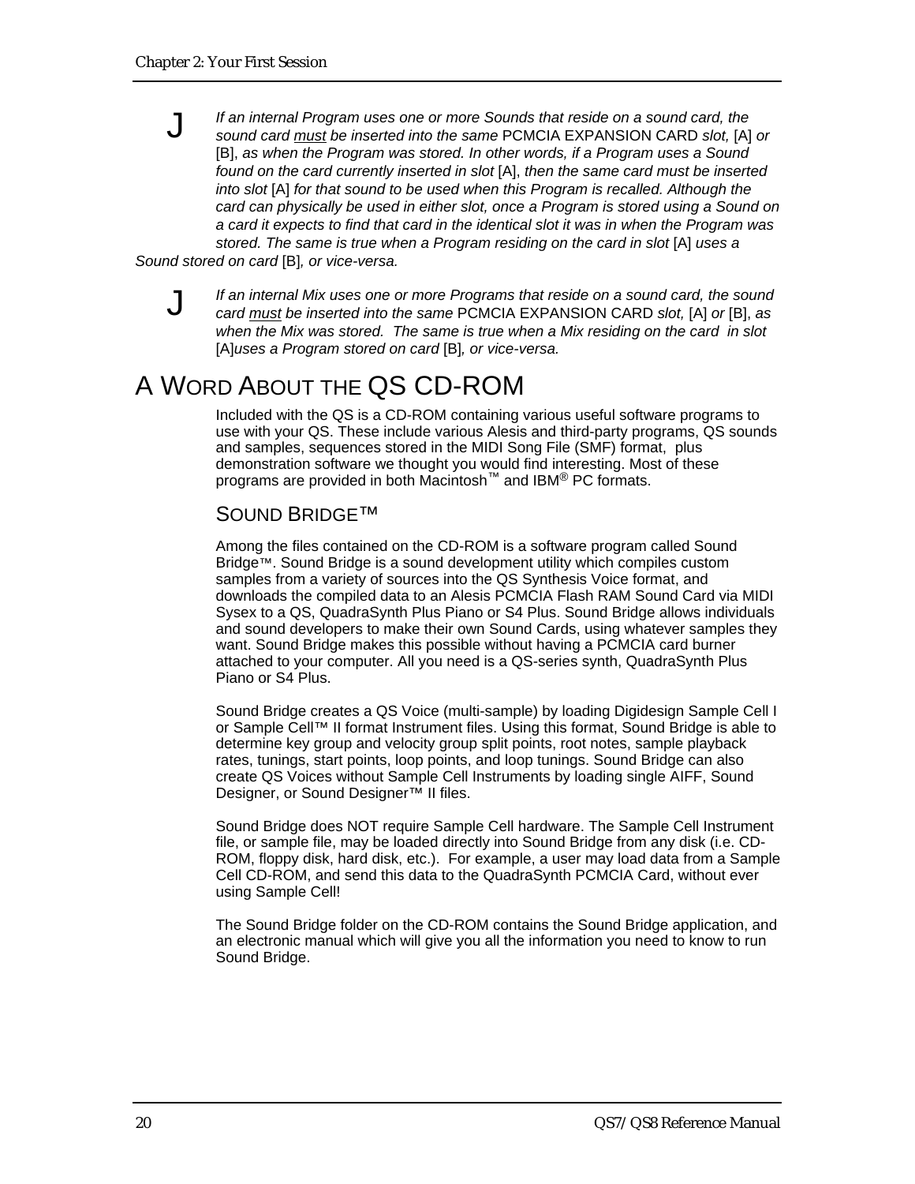J *If an internal Program uses one or more Sounds that reside on a sound card, the sound card must be inserted into the same* PCMCIA EXPANSION CARD *slot,* [A] *or* [B], *as when the Program was stored. In other words, if a Program uses a Sound found on the card currently inserted in slot* [A], *then the same card must be inserted into slot* [A] *for that sound to be used when this Program is recalled. Although the card can physically be used in either slot, once a Program is stored using a Sound on a card it expects to find that card in the identical slot it was in when the Program was stored. The same is true when a Program residing on the card in slot* [A] *uses a Sound stored on card* [B]*, or vice-versa.*

J *If an internal Mix uses one or more Programs that reside on a sound card, the sound card must be inserted into the same* PCMCIA EXPANSION CARD *slot,* [A] *or* [B], *as when the Mix was stored. The same is true when a Mix residing on the card in slot* [A]*uses a Program stored on card* [B]*, or vice-versa.*

# A Word About the QS CD-ROM

Included with the QS is a CD-ROM containing various useful software programs to use with your QS. These include various Alesis and third-party programs, QS sounds and samples, sequences stored in the MIDI Song File (SMF) format, plus demonstration software we thought you would find interesting. Most of these programs are provided in both Macintosh™ and IBM® PC formats.

## Sound Bridge™

Among the files contained on the CD-ROM is a software program called Sound Bridge™. Sound Bridge is a sound development utility which compiles custom samples from a variety of sources into the QS Synthesis Voice format, and downloads the compiled data to an Alesis PCMCIA Flash RAM Sound Card via MIDI Sysex to a QS, QuadraSynth Plus Piano or S4 Plus. Sound Bridge allows individuals and sound developers to make their own Sound Cards, using whatever samples they want. Sound Bridge makes this possible without having a PCMCIA card burner attached to your computer. All you need is a QS-series synth, QuadraSynth Plus Piano or S4 Plus.

Sound Bridge creates a QS Voice (multi-sample) by loading Digidesign Sample Cell I or Sample Cell™ II format Instrument files. Using this format, Sound Bridge is able to determine key group and velocity group split points, root notes, sample playback rates, tunings, start points, loop points, and loop tunings. Sound Bridge can also create QS Voices without Sample Cell Instruments by loading single AIFF, Sound Designer, or Sound Designer™ II files.

Sound Bridge does NOT require Sample Cell hardware. The Sample Cell Instrument file, or sample file, may be loaded directly into Sound Bridge from any disk (i.e. CD-ROM, floppy disk, hard disk, etc.). For example, a user may load data from a Sample Cell CD-ROM, and send this data to the QuadraSynth PCMCIA Card, without ever using Sample Cell!

The Sound Bridge folder on the CD-ROM contains the Sound Bridge application, and an electronic manual which will give you all the information you need to know to run Sound Bridge.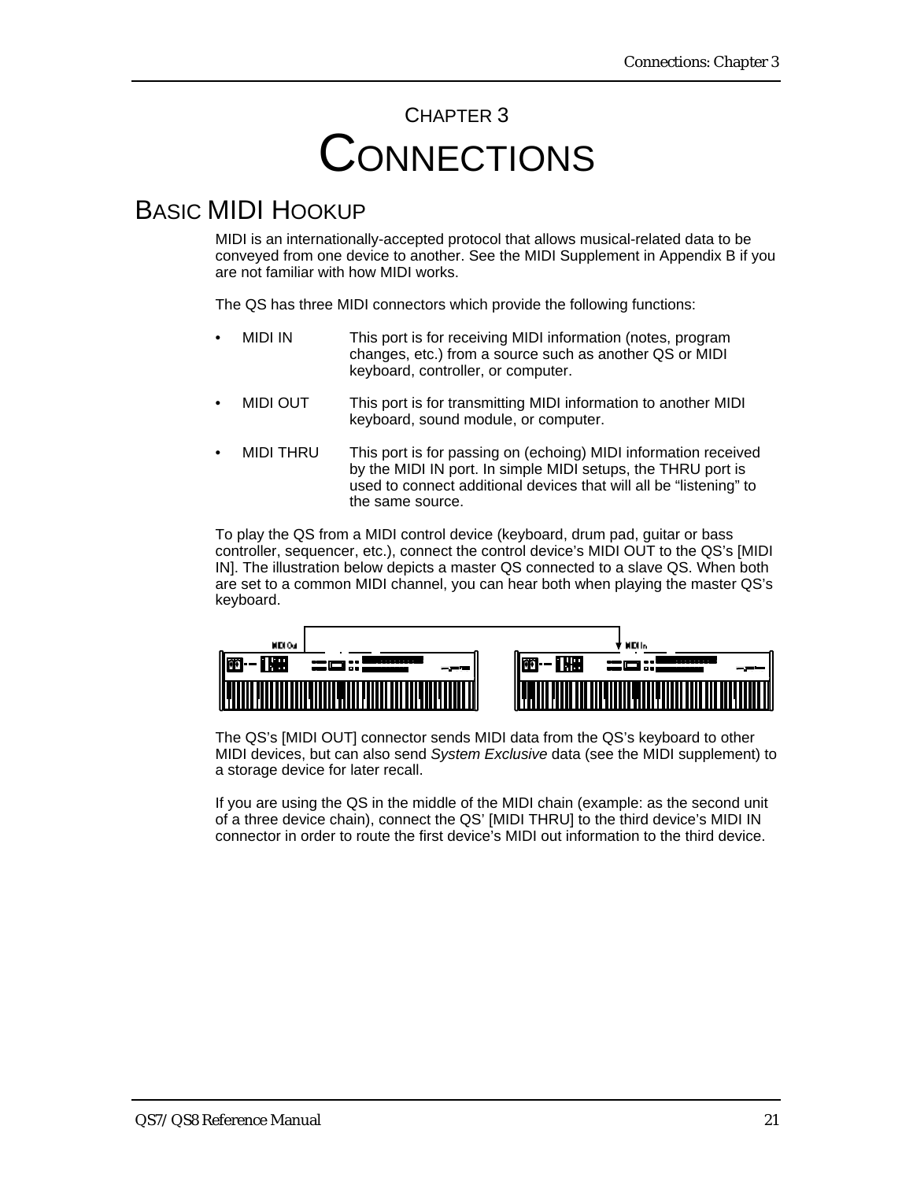# CHAPTER 3
# CONNECTIONS

## BASIC MIDI HOOKUP

MIDI is an internationally-accepted protocol that allows musical-related data to be conveyed from one device to another. See the MIDI Supplement in Appendix B if you are not familiar with how MIDI works.

The QS has three MIDI connectors which provide the following functions:

- MIDI IN — This port is for receiving MIDI information (notes, program changes, etc.) from a source such as another QS or MIDI keyboard, controller, or computer.
- MIDI OUT — This port is for transmitting MIDI information to another MIDI keyboard, sound module, or computer.
- MIDI THRU — This port is for passing on (echoing) MIDI information received by the MIDI IN port. In simple MIDI setups, the THRU port is used to connect additional devices that will all be "listening" to the same source.

To play the QS from a MIDI control device (keyboard, drum pad, guitar or bass controller, sequencer, etc.), connect the control device's MIDI OUT to the QS's [MIDI IN]. The illustration below depicts a master QS connected to a slave QS. When both are set to a common MIDI channel, you can hear both when playing the master QS's keyboard.

The QS's [MIDI OUT] connector sends MIDI data from the QS's keyboard to other MIDI devices, but can also send *System Exclusive* data (see the MIDI supplement) to a storage device for later recall.

If you are using the QS in the middle of the MIDI chain (example: as the second unit of a three device chain), connect the QS' [MIDI THRU] to the third device's MIDI IN connector in order to route the first device's MIDI out information to the third device.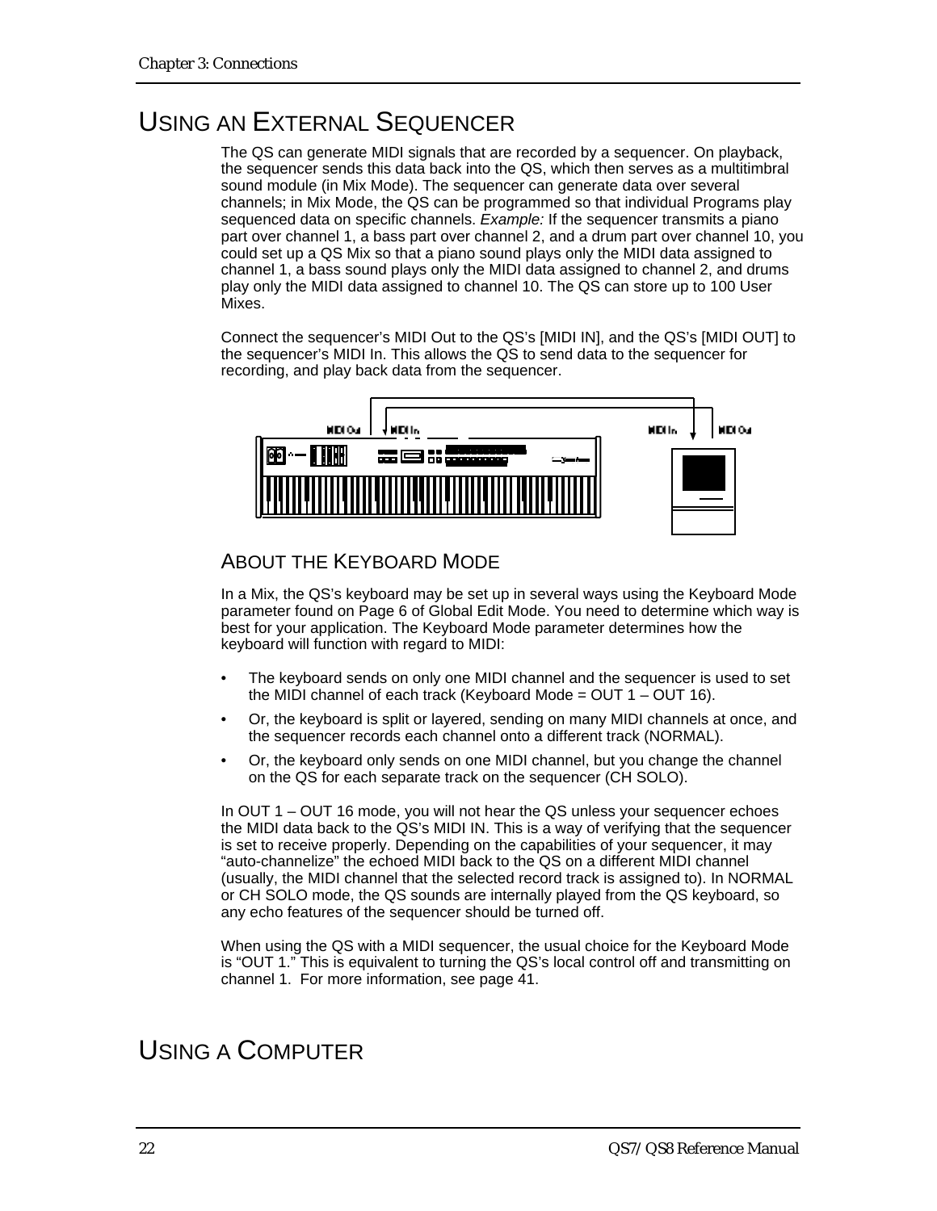# USING AN EXTERNAL SEQUENCER

The QS can generate MIDI signals that are recorded by a sequencer. On playback, the sequencer sends this data back into the QS, which then serves as a multitimbral sound module (in Mix Mode). The sequencer can generate data over several channels; in Mix Mode, the QS can be programmed so that individual Programs play sequenced data on specific channels. *Example:* If the sequencer transmits a piano part over channel 1, a bass part over channel 2, and a drum part over channel 10, you could set up a QS Mix so that a piano sound plays only the MIDI data assigned to channel 1, a bass sound plays only the MIDI data assigned to channel 2, and drums play only the MIDI data assigned to channel 10. The QS can store up to 100 User Mixes.

Connect the sequencer's MIDI Out to the QS's [MIDI IN], and the QS's [MIDI OUT] to the sequencer's MIDI In. This allows the QS to send data to the sequencer for recording, and play back data from the sequencer.

## ABOUT THE KEYBOARD MODE

In a Mix, the QS's keyboard may be set up in several ways using the Keyboard Mode parameter found on Page 6 of Global Edit Mode. You need to determine which way is best for your application. The Keyboard Mode parameter determines how the keyboard will function with regard to MIDI:

- The keyboard sends on only one MIDI channel and the sequencer is used to set the MIDI channel of each track (Keyboard Mode = OUT 1 – OUT 16).
- Or, the keyboard is split or layered, sending on many MIDI channels at once, and the sequencer records each channel onto a different track (NORMAL).
- Or, the keyboard only sends on one MIDI channel, but you change the channel on the QS for each separate track on the sequencer (CH SOLO).

In OUT 1 – OUT 16 mode, you will not hear the QS unless your sequencer echoes the MIDI data back to the QS's MIDI IN. This is a way of verifying that the sequencer is set to receive properly. Depending on the capabilities of your sequencer, it may "auto-channelize" the echoed MIDI back to the QS on a different MIDI channel (usually, the MIDI channel that the selected record track is assigned to). In NORMAL or CH SOLO mode, the QS sounds are internally played from the QS keyboard, so any echo features of the sequencer should be turned off.

When using the QS with a MIDI sequencer, the usual choice for the Keyboard Mode is "OUT 1." This is equivalent to turning the QS's local control off and transmitting on channel 1. For more information, see page 41.

# USING A COMPUTER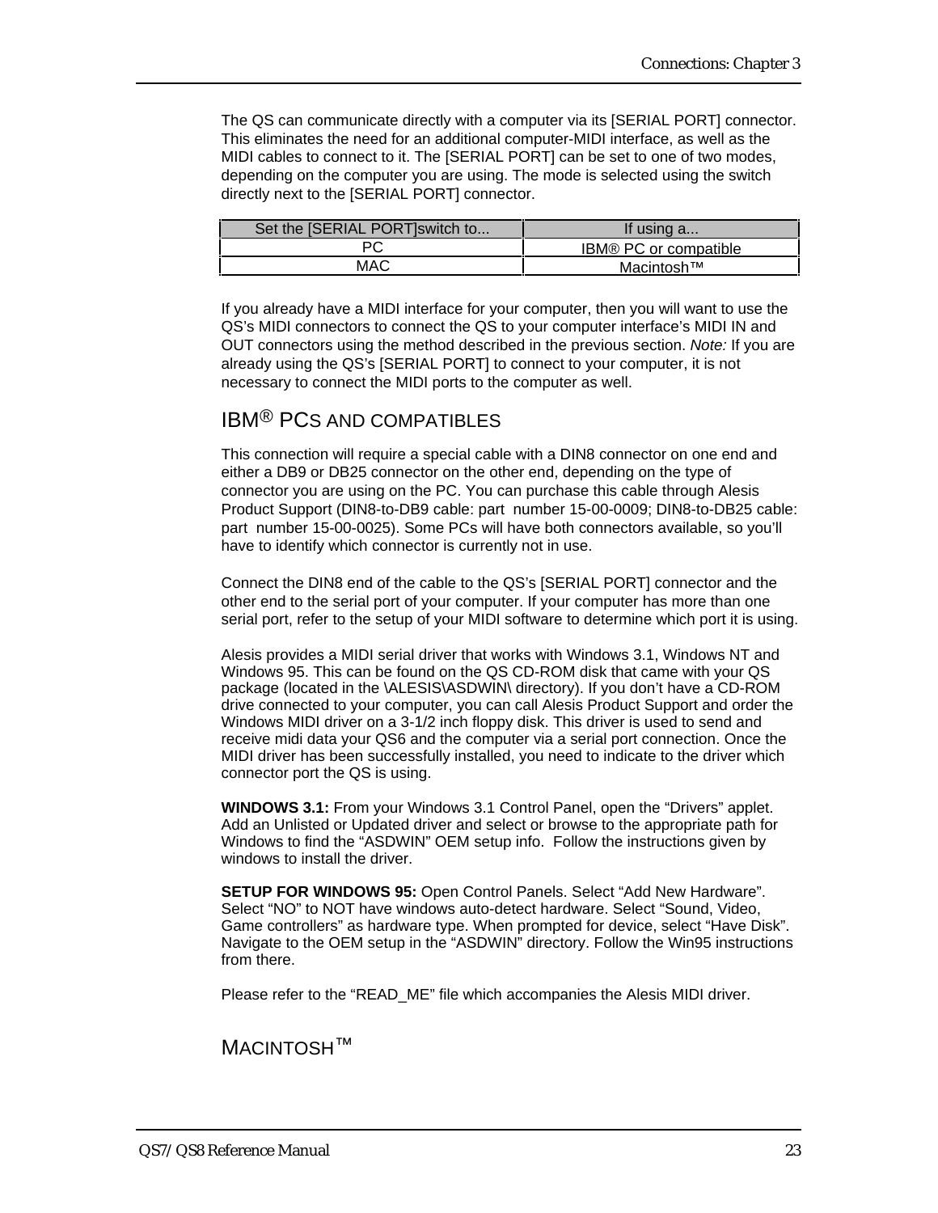The QS can communicate directly with a computer via its [SERIAL PORT] connector. This eliminates the need for an additional computer-MIDI interface, as well as the MIDI cables to connect to it. The [SERIAL PORT] can be set to one of two modes, depending on the computer you are using. The mode is selected using the switch directly next to the [SERIAL PORT] connector.

| Set the [SERIAL PORT]switch to... | If using a... |
|---|---|
| PC | IBM® PC or compatible |
| MAC | Macintosh™ |

If you already have a MIDI interface for your computer, then you will want to use the QS's MIDI connectors to connect the QS to your computer interface's MIDI IN and OUT connectors using the method described in the previous section. *Note:* If you are already using the QS's [SERIAL PORT] to connect to your computer, it is not necessary to connect the MIDI ports to the computer as well.

## IBM® PCS AND COMPATIBLES

This connection will require a special cable with a DIN8 connector on one end and either a DB9 or DB25 connector on the other end, depending on the type of connector you are using on the PC. You can purchase this cable through Alesis Product Support (DIN8-to-DB9 cable: part number 15-00-0009; DIN8-to-DB25 cable: part number 15-00-0025). Some PCs will have both connectors available, so you'll have to identify which connector is currently not in use.

Connect the DIN8 end of the cable to the QS's [SERIAL PORT] connector and the other end to the serial port of your computer. If your computer has more than one serial port, refer to the setup of your MIDI software to determine which port it is using.

Alesis provides a MIDI serial driver that works with Windows 3.1, Windows NT and Windows 95. This can be found on the QS CD-ROM disk that came with your QS package (located in the \ALESIS\ASDWIN\ directory). If you don't have a CD-ROM drive connected to your computer, you can call Alesis Product Support and order the Windows MIDI driver on a 3-1/2 inch floppy disk. This driver is used to send and receive midi data your QS6 and the computer via a serial port connection. Once the MIDI driver has been successfully installed, you need to indicate to the driver which connector port the QS is using.

**WINDOWS 3.1:** From your Windows 3.1 Control Panel, open the "Drivers" applet. Add an Unlisted or Updated driver and select or browse to the appropriate path for Windows to find the "ASDWIN" OEM setup info. Follow the instructions given by windows to install the driver.

**SETUP FOR WINDOWS 95:** Open Control Panels. Select "Add New Hardware". Select "NO" to NOT have windows auto-detect hardware. Select "Sound, Video, Game controllers" as hardware type. When prompted for device, select "Have Disk". Navigate to the OEM setup in the "ASDWIN" directory. Follow the Win95 instructions from there.

Please refer to the "READ_ME" file which accompanies the Alesis MIDI driver.

## MACINTOSH™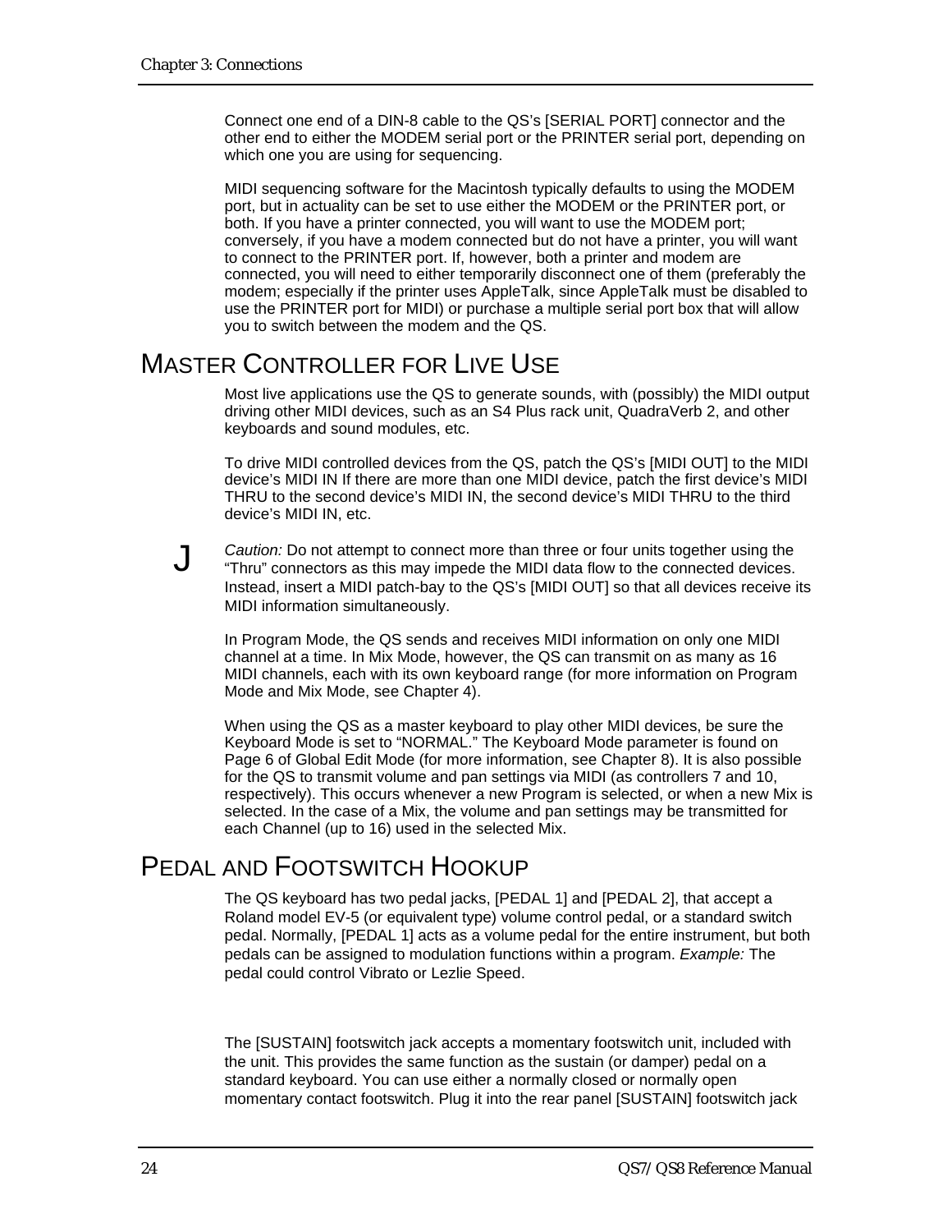Connect one end of a DIN-8 cable to the QS's [SERIAL PORT] connector and the other end to either the MODEM serial port or the PRINTER serial port, depending on which one you are using for sequencing.

MIDI sequencing software for the Macintosh typically defaults to using the MODEM port, but in actuality can be set to use either the MODEM or the PRINTER port, or both. If you have a printer connected, you will want to use the MODEM port; conversely, if you have a modem connected but do not have a printer, you will want to connect to the PRINTER port. If, however, both a printer and modem are connected, you will need to either temporarily disconnect one of them (preferably the modem; especially if the printer uses AppleTalk, since AppleTalk must be disabled to use the PRINTER port for MIDI) or purchase a multiple serial port box that will allow you to switch between the modem and the QS.

## MASTER CONTROLLER FOR LIVE USE

Most live applications use the QS to generate sounds, with (possibly) the MIDI output driving other MIDI devices, such as an S4 Plus rack unit, QuadraVerb 2, and other keyboards and sound modules, etc.

To drive MIDI controlled devices from the QS, patch the QS's [MIDI OUT] to the MIDI device's MIDI IN If there are more than one MIDI device, patch the first device's MIDI THRU to the second device's MIDI IN, the second device's MIDI THRU to the third device's MIDI IN, etc.

J *Caution:* Do not attempt to connect more than three or four units together using the "Thru" connectors as this may impede the MIDI data flow to the connected devices. Instead, insert a MIDI patch-bay to the QS's [MIDI OUT] so that all devices receive its MIDI information simultaneously.

In Program Mode, the QS sends and receives MIDI information on only one MIDI channel at a time. In Mix Mode, however, the QS can transmit on as many as 16 MIDI channels, each with its own keyboard range (for more information on Program Mode and Mix Mode, see Chapter 4).

When using the QS as a master keyboard to play other MIDI devices, be sure the Keyboard Mode is set to "NORMAL." The Keyboard Mode parameter is found on Page 6 of Global Edit Mode (for more information, see Chapter 8). It is also possible for the QS to transmit volume and pan settings via MIDI (as controllers 7 and 10, respectively). This occurs whenever a new Program is selected, or when a new Mix is selected. In the case of a Mix, the volume and pan settings may be transmitted for each Channel (up to 16) used in the selected Mix.

## PEDAL AND FOOTSWITCH HOOKUP

The QS keyboard has two pedal jacks, [PEDAL 1] and [PEDAL 2], that accept a Roland model EV-5 (or equivalent type) volume control pedal, or a standard switch pedal. Normally, [PEDAL 1] acts as a volume pedal for the entire instrument, but both pedals can be assigned to modulation functions within a program. *Example:* The pedal could control Vibrato or Lezlie Speed.

The [SUSTAIN] footswitch jack accepts a momentary footswitch unit, included with the unit. This provides the same function as the sustain (or damper) pedal on a standard keyboard. You can use either a normally closed or normally open momentary contact footswitch. Plug it into the rear panel [SUSTAIN] footswitch jack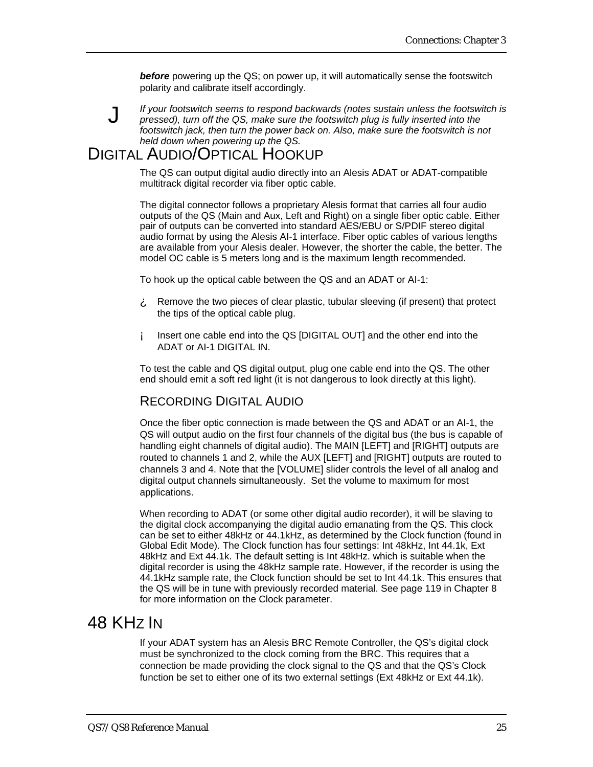***before*** powering up the QS; on power up, it will automatically sense the footswitch polarity and calibrate itself accordingly.

J *If your footswitch seems to respond backwards (notes sustain unless the footswitch is pressed), turn off the QS, make sure the footswitch plug is fully inserted into the footswitch jack, then turn the power back on. Also, make sure the footswitch is not held down when powering up the QS.*

# DIGITAL AUDIO/OPTICAL HOOKUP

The QS can output digital audio directly into an Alesis ADAT or ADAT-compatible multitrack digital recorder via fiber optic cable.

The digital connector follows a proprietary Alesis format that carries all four audio outputs of the QS (Main and Aux, Left and Right) on a single fiber optic cable. Either pair of outputs can be converted into standard AES/EBU or S/PDIF stereo digital audio format by using the Alesis AI-1 interface. Fiber optic cables of various lengths are available from your Alesis dealer. However, the shorter the cable, the better. The model OC cable is 5 meters long and is the maximum length recommended.

To hook up the optical cable between the QS and an ADAT or AI-1:

¿ Remove the two pieces of clear plastic, tubular sleeving (if present) that protect the tips of the optical cable plug.

¡ Insert one cable end into the QS [DIGITAL OUT] and the other end into the ADAT or AI-1 DIGITAL IN.

To test the cable and QS digital output, plug one cable end into the QS. The other end should emit a soft red light (it is not dangerous to look directly at this light).

## RECORDING DIGITAL AUDIO

Once the fiber optic connection is made between the QS and ADAT or an AI-1, the QS will output audio on the first four channels of the digital bus (the bus is capable of handling eight channels of digital audio). The MAIN [LEFT] and [RIGHT] outputs are routed to channels 1 and 2, while the AUX [LEFT] and [RIGHT] outputs are routed to channels 3 and 4. Note that the [VOLUME] slider controls the level of all analog and digital output channels simultaneously.  Set the volume to maximum for most applications.

When recording to ADAT (or some other digital audio recorder), it will be slaving to the digital clock accompanying the digital audio emanating from the QS. This clock can be set to either 48kHz or 44.1kHz, as determined by the Clock function (found in Global Edit Mode). The Clock function has four settings: Int 48kHz, Int 44.1k, Ext 48kHz and Ext 44.1k. The default setting is Int 48kHz. which is suitable when the digital recorder is using the 48kHz sample rate. However, if the recorder is using the 44.1kHz sample rate, the Clock function should be set to Int 44.1k. This ensures that the QS will be in tune with previously recorded material. See page 119 in Chapter 8 for more information on the Clock parameter.

# 48 KHZ IN

If your ADAT system has an Alesis BRC Remote Controller, the QS's digital clock must be synchronized to the clock coming from the BRC. This requires that a connection be made providing the clock signal to the QS and that the QS's Clock function be set to either one of its two external settings (Ext 48kHz or Ext 44.1k).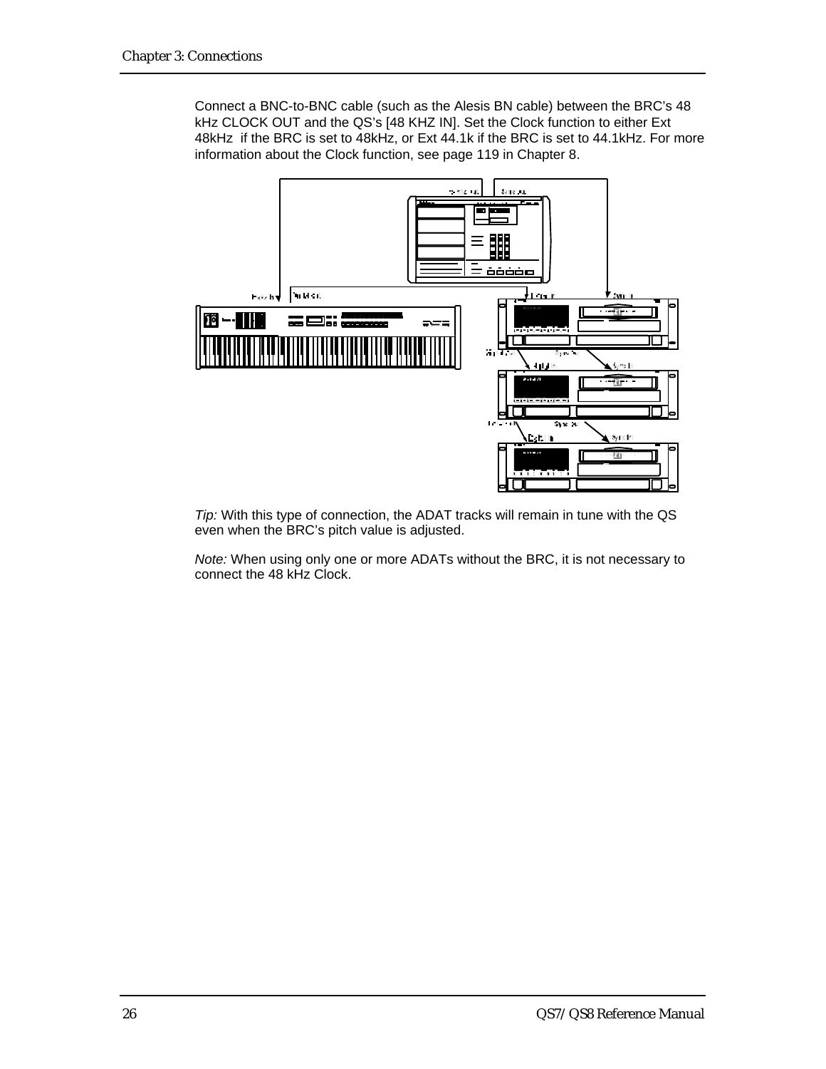Connect a BNC-to-BNC cable (such as the Alesis BN cable) between the BRC's 48 kHz CLOCK OUT and the QS's [48 KHZ IN]. Set the Clock function to either Ext 48kHz if the BRC is set to 48kHz, or Ext 44.1k if the BRC is set to 44.1kHz. For more information about the Clock function, see page 119 in Chapter 8.

*Tip:* With this type of connection, the ADAT tracks will remain in tune with the QS even when the BRC's pitch value is adjusted.

*Note:* When using only one or more ADATs without the BRC, it is not necessary to connect the 48 kHz Clock.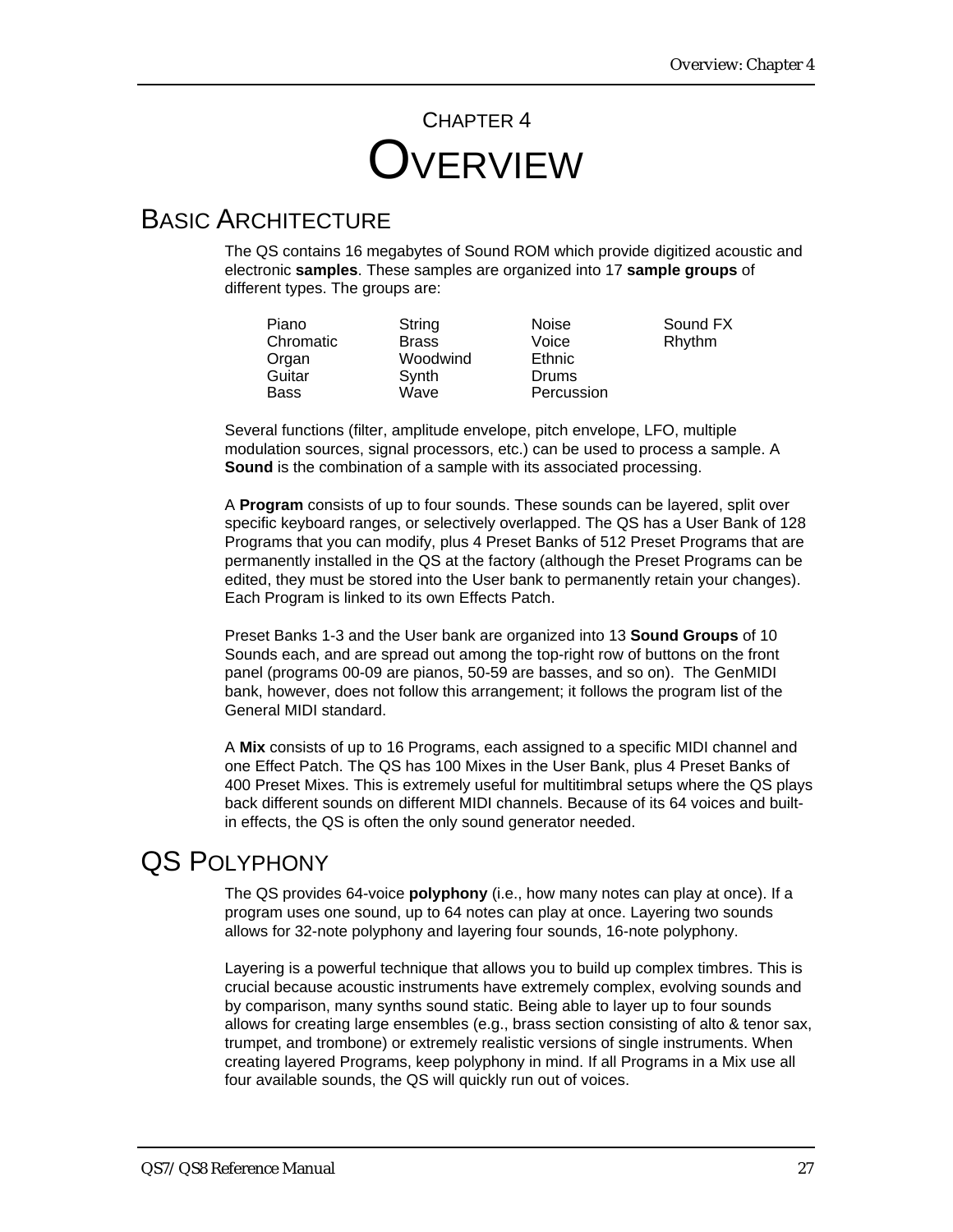# CHAPTER 4
# OVERVIEW

## BASIC ARCHITECTURE

The QS contains 16 megabytes of Sound ROM which provide digitized acoustic and electronic **samples**. These samples are organized into 17 **sample groups** of different types. The groups are:

| | | | |
|---|---|---|---|
| Piano | String | Noise | Sound FX |
| Chromatic | Brass | Voice | Rhythm |
| Organ | Woodwind | Ethnic | |
| Guitar | Synth | Drums | |
| Bass | Wave | Percussion | |

Several functions (filter, amplitude envelope, pitch envelope, LFO, multiple modulation sources, signal processors, etc.) can be used to process a sample. A **Sound** is the combination of a sample with its associated processing.

A **Program** consists of up to four sounds. These sounds can be layered, split over specific keyboard ranges, or selectively overlapped. The QS has a User Bank of 128 Programs that you can modify, plus 4 Preset Banks of 512 Preset Programs that are permanently installed in the QS at the factory (although the Preset Programs can be edited, they must be stored into the User bank to permanently retain your changes). Each Program is linked to its own Effects Patch.

Preset Banks 1-3 and the User bank are organized into 13 **Sound Groups** of 10 Sounds each, and are spread out among the top-right row of buttons on the front panel (programs 00-09 are pianos, 50-59 are basses, and so on). The GenMIDI bank, however, does not follow this arrangement; it follows the program list of the General MIDI standard.

A **Mix** consists of up to 16 Programs, each assigned to a specific MIDI channel and one Effect Patch. The QS has 100 Mixes in the User Bank, plus 4 Preset Banks of 400 Preset Mixes. This is extremely useful for multitimbral setups where the QS plays back different sounds on different MIDI channels. Because of its 64 voices and built-in effects, the QS is often the only sound generator needed.

## QS POLYPHONY

The QS provides 64-voice **polyphony** (i.e., how many notes can play at once). If a program uses one sound, up to 64 notes can play at once. Layering two sounds allows for 32-note polyphony and layering four sounds, 16-note polyphony.

Layering is a powerful technique that allows you to build up complex timbres. This is crucial because acoustic instruments have extremely complex, evolving sounds and by comparison, many synths sound static. Being able to layer up to four sounds allows for creating large ensembles (e.g., brass section consisting of alto & tenor sax, trumpet, and trombone) or extremely realistic versions of single instruments. When creating layered Programs, keep polyphony in mind. If all Programs in a Mix use all four available sounds, the QS will quickly run out of voices.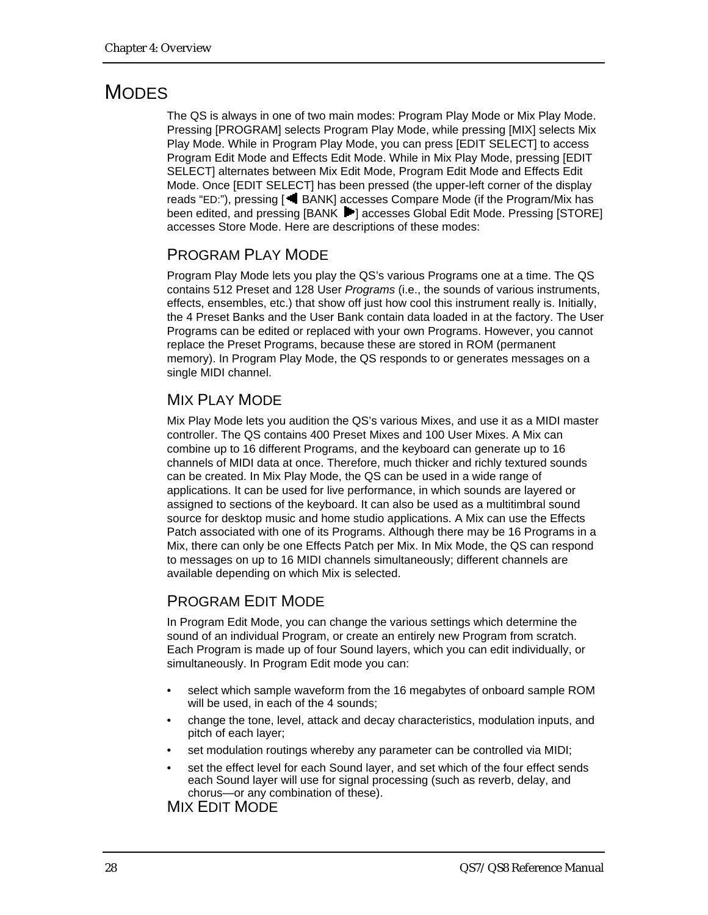# MODES

The QS is always in one of two main modes: Program Play Mode or Mix Play Mode. Pressing [PROGRAM] selects Program Play Mode, while pressing [MIX] selects Mix Play Mode. While in Program Play Mode, you can press [EDIT SELECT] to access Program Edit Mode and Effects Edit Mode. While in Mix Play Mode, pressing [EDIT SELECT] alternates between Mix Edit Mode, Program Edit Mode and Effects Edit Mode. Once [EDIT SELECT] has been pressed (the upper-left corner of the display reads "ED:"), pressing [◄ BANK] accesses Compare Mode (if the Program/Mix has been edited, and pressing [BANK ►] accesses Global Edit Mode. Pressing [STORE] accesses Store Mode. Here are descriptions of these modes:

## PROGRAM PLAY MODE

Program Play Mode lets you play the QS's various Programs one at a time. The QS contains 512 Preset and 128 User *Programs* (i.e., the sounds of various instruments, effects, ensembles, etc.) that show off just how cool this instrument really is. Initially, the 4 Preset Banks and the User Bank contain data loaded in at the factory. The User Programs can be edited or replaced with your own Programs. However, you cannot replace the Preset Programs, because these are stored in ROM (permanent memory). In Program Play Mode, the QS responds to or generates messages on a single MIDI channel.

## MIX PLAY MODE

Mix Play Mode lets you audition the QS's various Mixes, and use it as a MIDI master controller. The QS contains 400 Preset Mixes and 100 User Mixes. A Mix can combine up to 16 different Programs, and the keyboard can generate up to 16 channels of MIDI data at once. Therefore, much thicker and richly textured sounds can be created. In Mix Play Mode, the QS can be used in a wide range of applications. It can be used for live performance, in which sounds are layered or assigned to sections of the keyboard. It can also be used as a multitimbral sound source for desktop music and home studio applications. A Mix can use the Effects Patch associated with one of its Programs. Although there may be 16 Programs in a Mix, there can only be one Effects Patch per Mix. In Mix Mode, the QS can respond to messages on up to 16 MIDI channels simultaneously; different channels are available depending on which Mix is selected.

## PROGRAM EDIT MODE

In Program Edit Mode, you can change the various settings which determine the sound of an individual Program, or create an entirely new Program from scratch. Each Program is made up of four Sound layers, which you can edit individually, or simultaneously. In Program Edit mode you can:

- select which sample waveform from the 16 megabytes of onboard sample ROM will be used, in each of the 4 sounds;
- change the tone, level, attack and decay characteristics, modulation inputs, and pitch of each layer;
- set modulation routings whereby any parameter can be controlled via MIDI;
- set the effect level for each Sound layer, and set which of the four effect sends each Sound layer will use for signal processing (such as reverb, delay, and chorus—or any combination of these).

## MIX EDIT MODE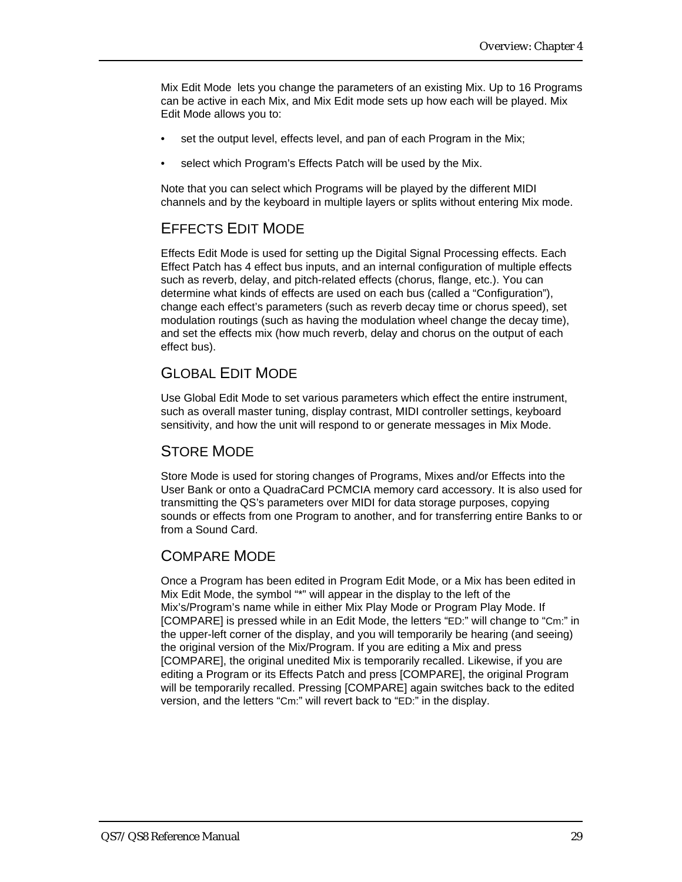Mix Edit Mode  lets you change the parameters of an existing Mix. Up to 16 Programs can be active in each Mix, and Mix Edit mode sets up how each will be played. Mix Edit Mode allows you to:

- set the output level, effects level, and pan of each Program in the Mix;
- select which Program's Effects Patch will be used by the Mix.

Note that you can select which Programs will be played by the different MIDI channels and by the keyboard in multiple layers or splits without entering Mix mode.

## EFFECTS EDIT MODE

Effects Edit Mode is used for setting up the Digital Signal Processing effects. Each Effect Patch has 4 effect bus inputs, and an internal configuration of multiple effects such as reverb, delay, and pitch-related effects (chorus, flange, etc.). You can determine what kinds of effects are used on each bus (called a "Configuration"), change each effect's parameters (such as reverb decay time or chorus speed), set modulation routings (such as having the modulation wheel change the decay time), and set the effects mix (how much reverb, delay and chorus on the output of each effect bus).

## GLOBAL EDIT MODE

Use Global Edit Mode to set various parameters which effect the entire instrument, such as overall master tuning, display contrast, MIDI controller settings, keyboard sensitivity, and how the unit will respond to or generate messages in Mix Mode.

## STORE MODE

Store Mode is used for storing changes of Programs, Mixes and/or Effects into the User Bank or onto a QuadraCard PCMCIA memory card accessory. It is also used for transmitting the QS's parameters over MIDI for data storage purposes, copying sounds or effects from one Program to another, and for transferring entire Banks to or from a Sound Card.

## COMPARE MODE

Once a Program has been edited in Program Edit Mode, or a Mix has been edited in Mix Edit Mode, the symbol "*" will appear in the display to the left of the Mix's/Program's name while in either Mix Play Mode or Program Play Mode. If [COMPARE] is pressed while in an Edit Mode, the letters "ED:" will change to "Cm:" in the upper-left corner of the display, and you will temporarily be hearing (and seeing) the original version of the Mix/Program. If you are editing a Mix and press [COMPARE], the original unedited Mix is temporarily recalled. Likewise, if you are editing a Program or its Effects Patch and press [COMPARE], the original Program will be temporarily recalled. Pressing [COMPARE] again switches back to the edited version, and the letters "Cm:" will revert back to "ED:" in the display.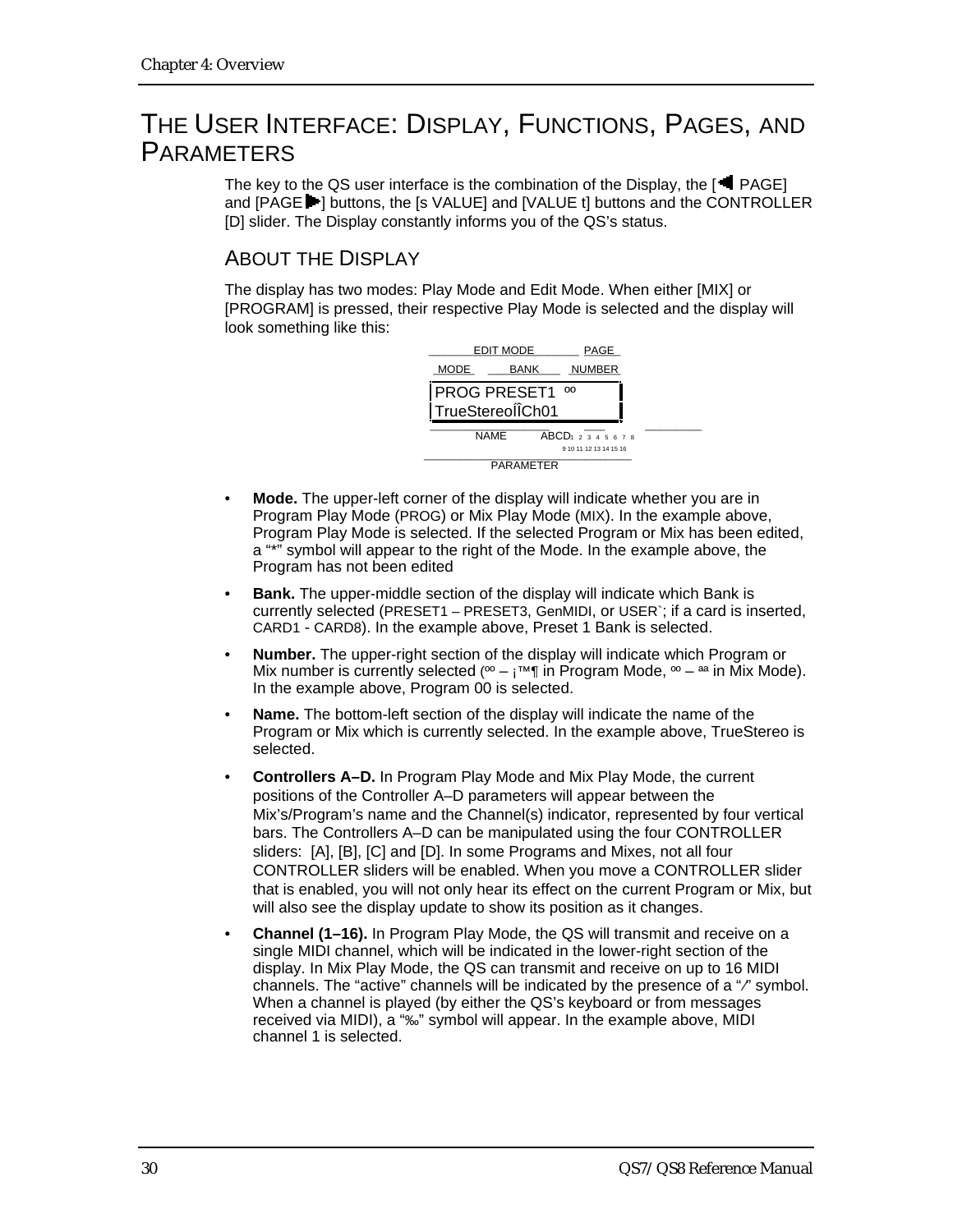# THE USER INTERFACE: DISPLAY, FUNCTIONS, PAGES, AND PARAMETERS

The key to the QS user interface is the combination of the Display, the [◄ PAGE] and [PAGE ►] buttons, the [s VALUE] and [VALUE t] buttons and the CONTROLLER [D] slider. The Display constantly informs you of the QS's status.

## ABOUT THE DISPLAY

The display has two modes: Play Mode and Edit Mode. When either [MIX] or [PROGRAM] is pressed, their respective Play Mode is selected and the display will look something like this:

```
        EDIT MODE          PAGE
  MODE      BANK          NUMBER
 |PROG PRESET1  ºº              |
 |TrueStereoÍÎCh01              |
      NAME          ABCD 1 2 3 4 5 6 7 8
                         9 10 11 12 13 14 15 16
                 PARAMETER
```

- **Mode.** The upper-left corner of the display will indicate whether you are in Program Play Mode (PROG) or Mix Play Mode (MIX). In the example above, Program Play Mode is selected. If the selected Program or Mix has been edited, a "*" symbol will appear to the right of the Mode. In the example above, the Program has not been edited
- **Bank.** The upper-middle section of the display will indicate which Bank is currently selected (PRESET1 – PRESET3, GenMIDI, or USER`; if a card is inserted, CARD1 - CARD8). In the example above, Preset 1 Bank is selected.
- **Number.** The upper-right section of the display will indicate which Program or Mix number is currently selected (ºº – ¡™¶ in Program Mode, ºº – ªª in Mix Mode). In the example above, Program 00 is selected.
- **Name.** The bottom-left section of the display will indicate the name of the Program or Mix which is currently selected. In the example above, TrueStereo is selected.
- **Controllers A–D.** In Program Play Mode and Mix Play Mode, the current positions of the Controller A–D parameters will appear between the Mix's/Program's name and the Channel(s) indicator, represented by four vertical bars. The Controllers A–D can be manipulated using the four CONTROLLER sliders: [A], [B], [C] and [D]. In some Programs and Mixes, not all four CONTROLLER sliders will be enabled. When you move a CONTROLLER slider that is enabled, you will not only hear its effect on the current Program or Mix, but will also see the display update to show its position as it changes.
- **Channel (1–16).** In Program Play Mode, the QS will transmit and receive on a single MIDI channel, which will be indicated in the lower-right section of the display. In Mix Play Mode, the QS can transmit and receive on up to 16 MIDI channels. The "active" channels will be indicated by the presence of a "⁄" symbol. When a channel is played (by either the QS's keyboard or from messages received via MIDI), a "‰" symbol will appear. In the example above, MIDI channel 1 is selected.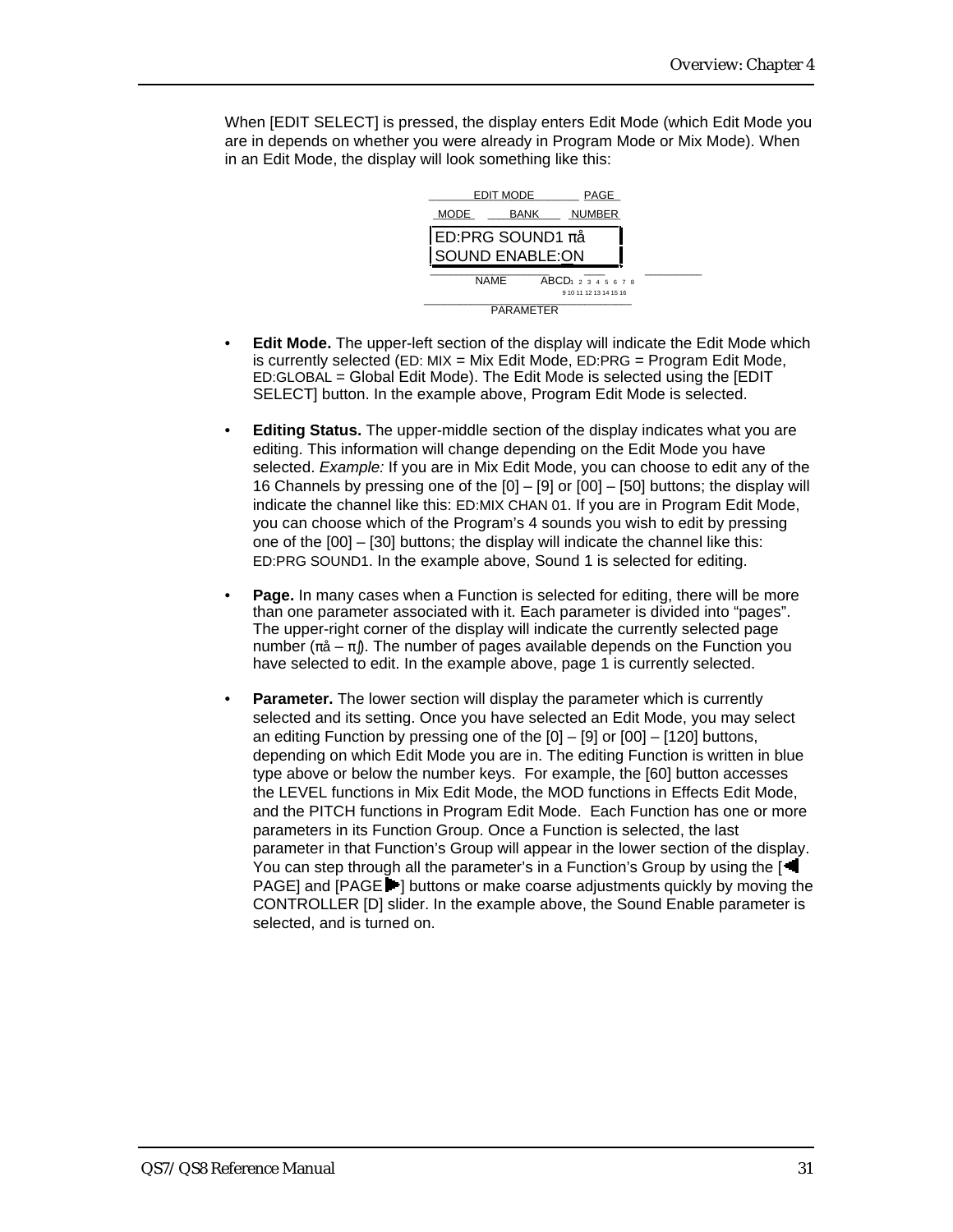When [EDIT SELECT] is pressed, the display enters Edit Mode (which Edit Mode you are in depends on whether you were already in Program Mode or Mix Mode). When in an Edit Mode, the display will look something like this:

```
        EDIT MODE          PAGE
 MODE       BANK        NUMBER
 ED:PRG SOUND1 πå
 SOUND ENABLE:ON
        NAME         ABCD 1 2 3 4 5 6 7 8
                          9 10 11 12 13 14 15 16
              PARAMETER
```

- **Edit Mode.** The upper-left section of the display will indicate the Edit Mode which is currently selected (ED: MIX = Mix Edit Mode, ED:PRG = Program Edit Mode, ED:GLOBAL = Global Edit Mode). The Edit Mode is selected using the [EDIT SELECT] button. In the example above, Program Edit Mode is selected.

- **Editing Status.** The upper-middle section of the display indicates what you are editing. This information will change depending on the Edit Mode you have selected. *Example:* If you are in Mix Edit Mode, you can choose to edit any of the 16 Channels by pressing one of the [0] – [9] or [00] – [50] buttons; the display will indicate the channel like this: ED:MIX CHAN 01. If you are in Program Edit Mode, you can choose which of the Program's 4 sounds you wish to edit by pressing one of the [00] – [30] buttons; the display will indicate the channel like this: ED:PRG SOUND1. In the example above, Sound 1 is selected for editing.

- **Page.** In many cases when a Function is selected for editing, there will be more than one parameter associated with it. Each parameter is divided into "pages". The upper-right corner of the display will indicate the currently selected page number (πå – π∫). The number of pages available depends on the Function you have selected to edit. In the example above, page 1 is currently selected.

- **Parameter.** The lower section will display the parameter which is currently selected and its setting. Once you have selected an Edit Mode, you may select an editing Function by pressing one of the [0] – [9] or [00] – [120] buttons, depending on which Edit Mode you are in. The editing Function is written in blue type above or below the number keys. For example, the [60] button accesses the LEVEL functions in Mix Edit Mode, the MOD functions in Effects Edit Mode, and the PITCH functions in Program Edit Mode. Each Function has one or more parameters in its Function Group. Once a Function is selected, the last parameter in that Function's Group will appear in the lower section of the display. You can step through all the parameter's in a Function's Group by using the [◀ PAGE] and [PAGE ▶] buttons or make coarse adjustments quickly by moving the CONTROLLER [D] slider. In the example above, the Sound Enable parameter is selected, and is turned on.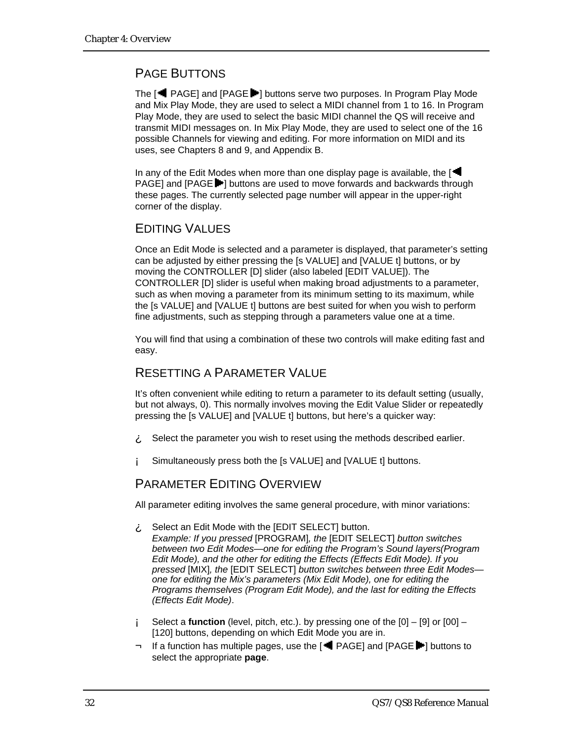## PAGE BUTTONS

The [◄ PAGE] and [PAGE ►] buttons serve two purposes. In Program Play Mode and Mix Play Mode, they are used to select a MIDI channel from 1 to 16. In Program Play Mode, they are used to select the basic MIDI channel the QS will receive and transmit MIDI messages on. In Mix Play Mode, they are used to select one of the 16 possible Channels for viewing and editing. For more information on MIDI and its uses, see Chapters 8 and 9, and Appendix B.

In any of the Edit Modes when more than one display page is available, the [◄ PAGE] and [PAGE ►] buttons are used to move forwards and backwards through these pages. The currently selected page number will appear in the upper-right corner of the display.

## EDITING VALUES

Once an Edit Mode is selected and a parameter is displayed, that parameter's setting can be adjusted by either pressing the [s VALUE] and [VALUE t] buttons, or by moving the CONTROLLER [D] slider (also labeled [EDIT VALUE]). The CONTROLLER [D] slider is useful when making broad adjustments to a parameter, such as when moving a parameter from its minimum setting to its maximum, while the [s VALUE] and [VALUE t] buttons are best suited for when you wish to perform fine adjustments, such as stepping through a parameters value one at a time.

You will find that using a combination of these two controls will make editing fast and easy.

## RESETTING A PARAMETER VALUE

It's often convenient while editing to return a parameter to its default setting (usually, but not always, 0). This normally involves moving the Edit Value Slider or repeatedly pressing the [s VALUE] and [VALUE t] buttons, but here's a quicker way:

¿ Select the parameter you wish to reset using the methods described earlier.

¡ Simultaneously press both the [s VALUE] and [VALUE t] buttons.

## PARAMETER EDITING OVERVIEW

All parameter editing involves the same general procedure, with minor variations:

¿ Select an Edit Mode with the [EDIT SELECT] button.
*Example: If you pressed* [PROGRAM]*, the* [EDIT SELECT] *button switches between two Edit Modes—one for editing the Program's Sound layers(Program Edit Mode), and the other for editing the Effects (Effects Edit Mode). If you pressed* [MIX]*, the* [EDIT SELECT] *button switches between three Edit Modes—one for editing the Mix's parameters (Mix Edit Mode), one for editing the Programs themselves (Program Edit Mode), and the last for editing the Effects (Effects Edit Mode)*.

¡ Select a **function** (level, pitch, etc.). by pressing one of the [0] – [9] or [00] – [120] buttons, depending on which Edit Mode you are in.

¬ If a function has multiple pages, use the [◄ PAGE] and [PAGE ►] buttons to select the appropriate **page**.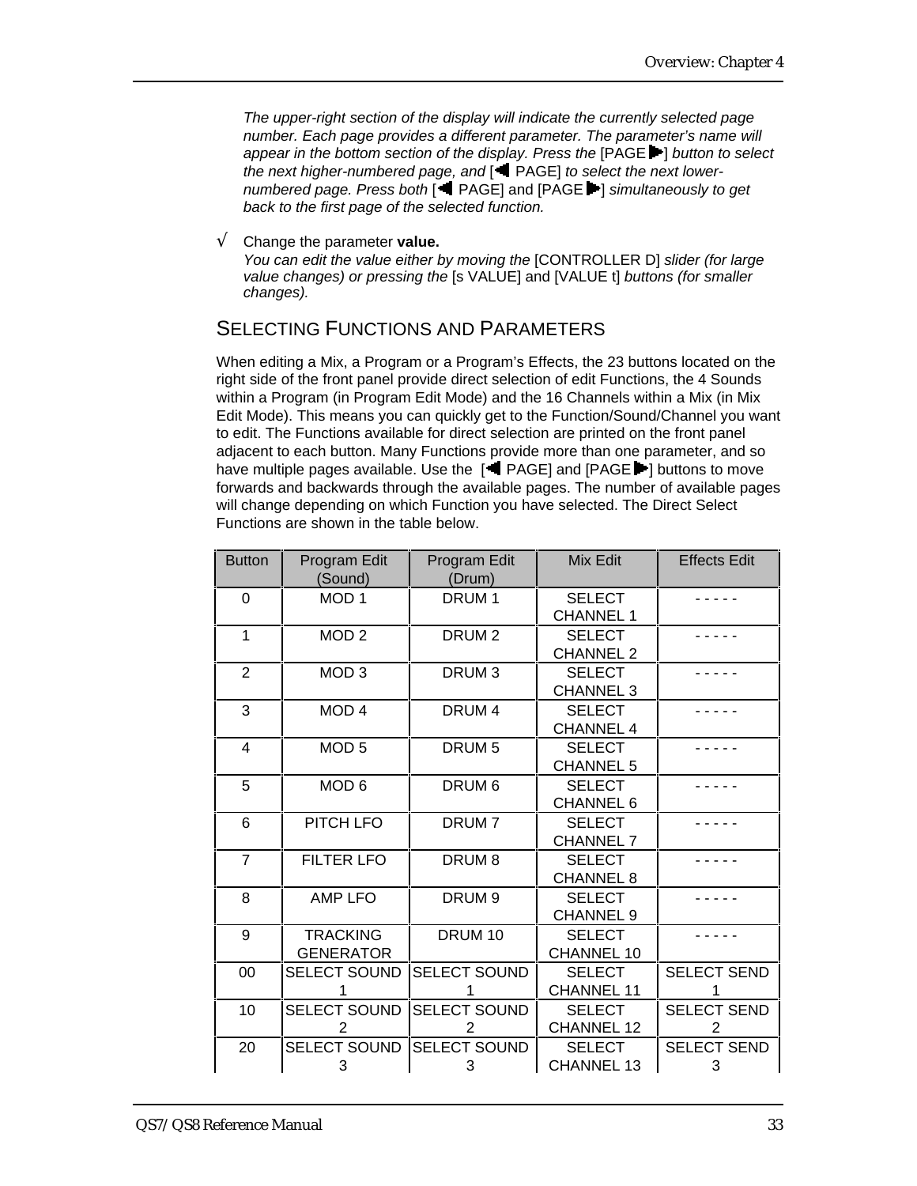*The upper-right section of the display will indicate the currently selected page number. Each page provides a different parameter. The parameter's name will appear in the bottom section of the display. Press the* [PAGE ▶] *button to select the next higher-numbered page, and* [◀ PAGE] *to select the next lower-numbered page. Press both* [◀ PAGE] and [PAGE ▶] *simultaneously to get back to the first page of the selected function.*

√ Change the parameter **value.**
*You can edit the value either by moving the* [CONTROLLER D] *slider (for large value changes) or pressing the* [s VALUE] and [VALUE t] *buttons (for smaller changes).*

## SELECTING FUNCTIONS AND PARAMETERS

When editing a Mix, a Program or a Program's Effects, the 23 buttons located on the right side of the front panel provide direct selection of edit Functions, the 4 Sounds within a Program (in Program Edit Mode) and the 16 Channels within a Mix (in Mix Edit Mode). This means you can quickly get to the Function/Sound/Channel you want to edit. The Functions available for direct selection are printed on the front panel adjacent to each button. Many Functions provide more than one parameter, and so have multiple pages available. Use the [◀ PAGE] and [PAGE ▶] buttons to move forwards and backwards through the available pages. The number of available pages will change depending on which Function you have selected. The Direct Select Functions are shown in the table below.

| Button | Program Edit (Sound) | Program Edit (Drum) | Mix Edit | Effects Edit |
|---|---|---|---|---|
| 0 | MOD 1 | DRUM 1 | SELECT CHANNEL 1 | - - - - - |
| 1 | MOD 2 | DRUM 2 | SELECT CHANNEL 2 | - - - - - |
| 2 | MOD 3 | DRUM 3 | SELECT CHANNEL 3 | - - - - - |
| 3 | MOD 4 | DRUM 4 | SELECT CHANNEL 4 | - - - - - |
| 4 | MOD 5 | DRUM 5 | SELECT CHANNEL 5 | - - - - - |
| 5 | MOD 6 | DRUM 6 | SELECT CHANNEL 6 | - - - - - |
| 6 | PITCH LFO | DRUM 7 | SELECT CHANNEL 7 | - - - - - |
| 7 | FILTER LFO | DRUM 8 | SELECT CHANNEL 8 | - - - - - |
| 8 | AMP LFO | DRUM 9 | SELECT CHANNEL 9 | - - - - - |
| 9 | TRACKING GENERATOR | DRUM 10 | SELECT CHANNEL 10 | - - - - - |
| 00 | SELECT SOUND 1 | SELECT SOUND 1 | SELECT CHANNEL 11 | SELECT SEND 1 |
| 10 | SELECT SOUND 2 | SELECT SOUND 2 | SELECT CHANNEL 12 | SELECT SEND 2 |
| 20 | SELECT SOUND 3 | SELECT SOUND 3 | SELECT CHANNEL 13 | SELECT SEND 3 |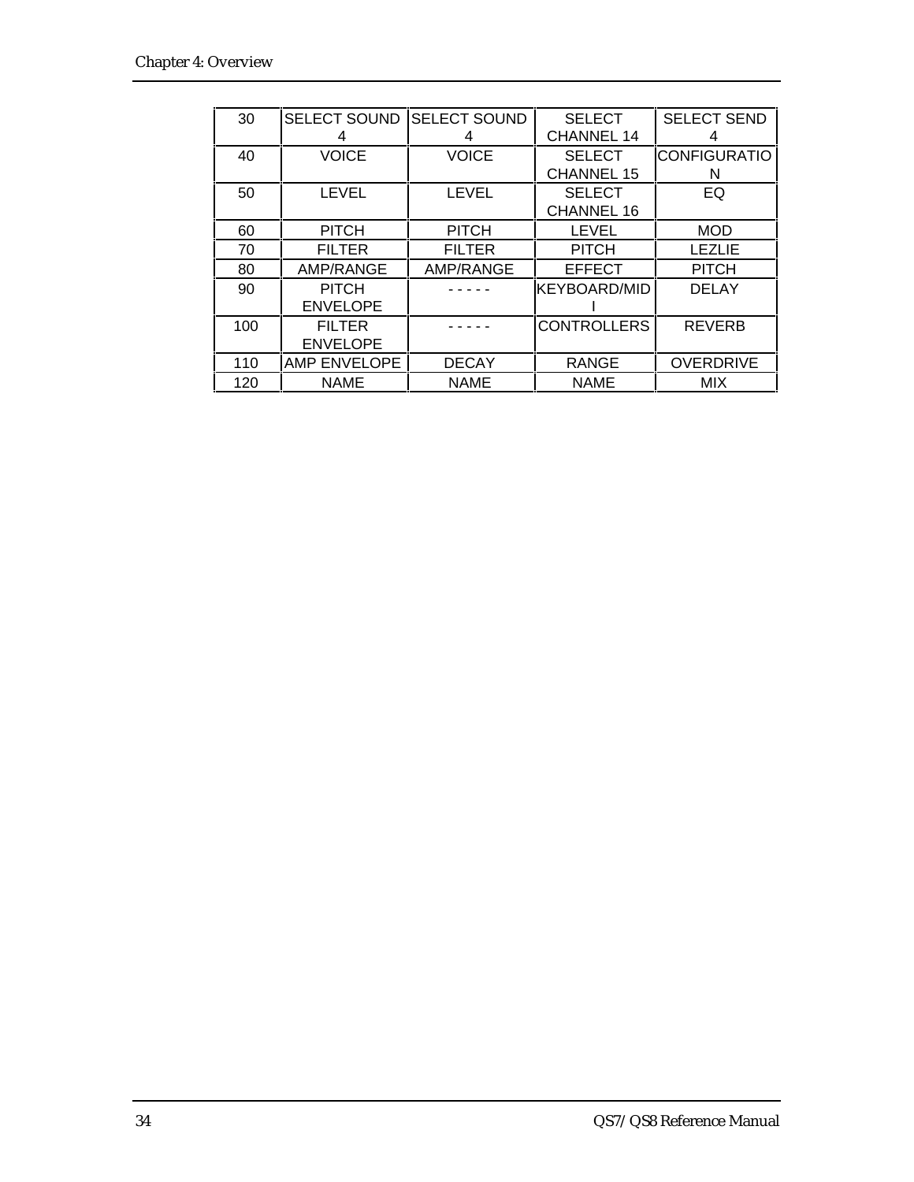| 30 | SELECT SOUND 4 | SELECT SOUND 4 | SELECT CHANNEL 14 | SELECT SEND 4 |
|---|---|---|---|---|
| 40 | VOICE | VOICE | SELECT CHANNEL 15 | CONFIGURATION |
| 50 | LEVEL | LEVEL | SELECT CHANNEL 16 | EQ |
| 60 | PITCH | PITCH | LEVEL | MOD |
| 70 | FILTER | FILTER | PITCH | LEZLIE |
| 80 | AMP/RANGE | AMP/RANGE | EFFECT | PITCH |
| 90 | PITCH ENVELOPE | - - - - - | KEYBOARD/MIDI | DELAY |
| 100 | FILTER ENVELOPE | - - - - - | CONTROLLERS | REVERB |
| 110 | AMP ENVELOPE | DECAY | RANGE | OVERDRIVE |
| 120 | NAME | NAME | NAME | MIX |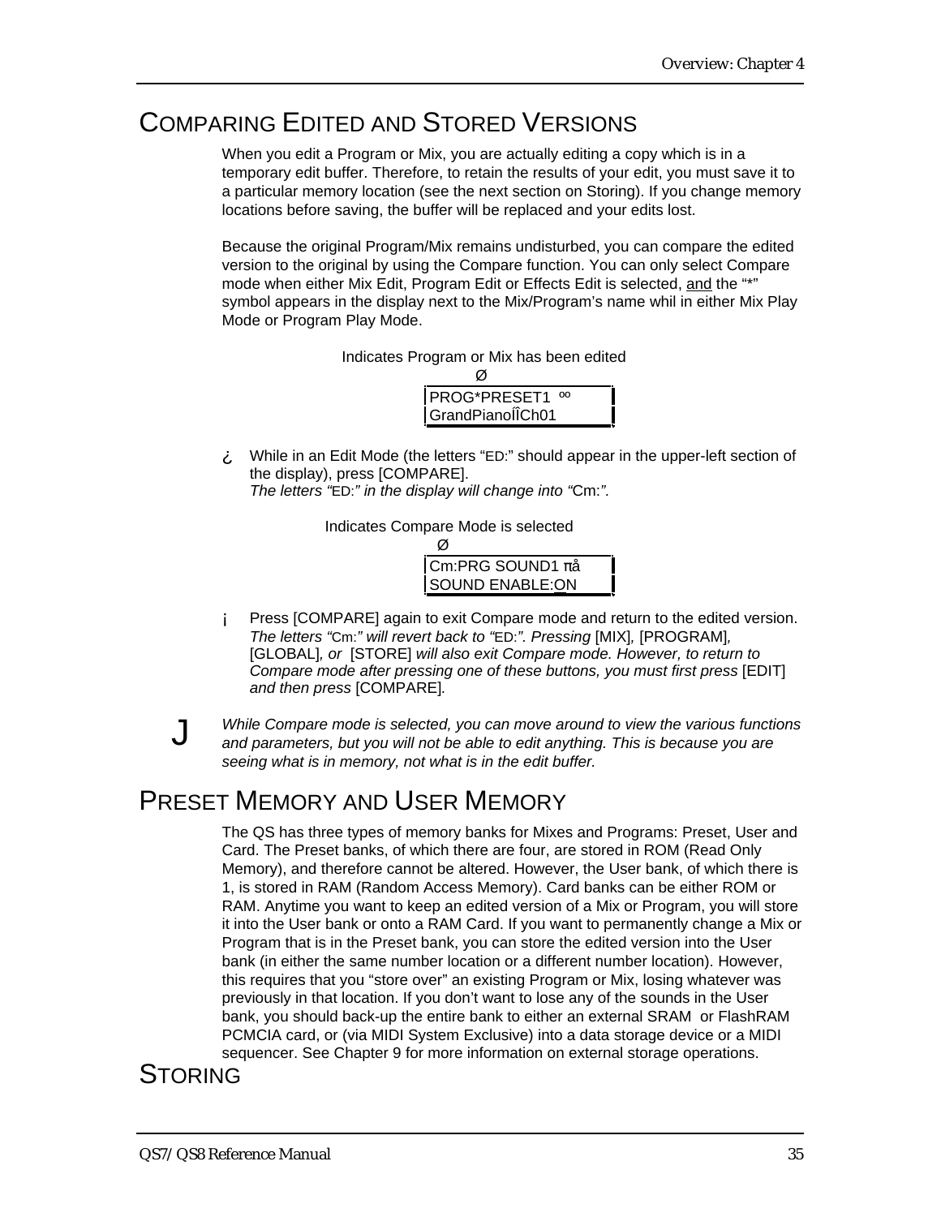# Comparing Edited and Stored Versions

When you edit a Program or Mix, you are actually editing a copy which is in a temporary edit buffer. Therefore, to retain the results of your edit, you must save it to a particular memory location (see the next section on Storing). If you change memory locations before saving, the buffer will be replaced and your edits lost.

Because the original Program/Mix remains undisturbed, you can compare the edited version to the original by using the Compare function. You can only select Compare mode when either Mix Edit, Program Edit or Effects Edit is selected, <u>and</u> the "*" symbol appears in the display next to the Mix/Program's name whil in either Mix Play Mode or Program Play Mode.

Indicates Program or Mix has been edited
Ø

```
PROG*PRESET1  ºº
GrandPianoÎÎCh01
```

¿ While in an Edit Mode (the letters "ED:" should appear in the upper-left section of the display), press [COMPARE].
*The letters "ED:" in the display will change into "Cm:".*

Indicates Compare Mode is selected
Ø

```
Cm:PRG SOUND1 πå
SOUND ENABLE:ON
```

¡ Press [COMPARE] again to exit Compare mode and return to the edited version.
*The letters "Cm:" will revert back to "ED:". Pressing* [MIX]*,* [PROGRAM]*,* [GLOBAL]*, or* [STORE] *will also exit Compare mode. However, to return to Compare mode after pressing one of these buttons, you must first press* [EDIT] *and then press* [COMPARE]*.*

J *While Compare mode is selected, you can move around to view the various functions and parameters, but you will not be able to edit anything. This is because you are seeing what is in memory, not what is in the edit buffer.*

# Preset Memory and User Memory

The QS has three types of memory banks for Mixes and Programs: Preset, User and Card. The Preset banks, of which there are four, are stored in ROM (Read Only Memory), and therefore cannot be altered. However, the User bank, of which there is 1, is stored in RAM (Random Access Memory). Card banks can be either ROM or RAM. Anytime you want to keep an edited version of a Mix or Program, you will store it into the User bank or onto a RAM Card. If you want to permanently change a Mix or Program that is in the Preset bank, you can store the edited version into the User bank (in either the same number location or a different number location). However, this requires that you "store over" an existing Program or Mix, losing whatever was previously in that location. If you don't want to lose any of the sounds in the User bank, you should back-up the entire bank to either an external SRAM or FlashRAM PCMCIA card, or (via MIDI System Exclusive) into a data storage device or a MIDI sequencer. See Chapter 9 for more information on external storage operations.

# Storing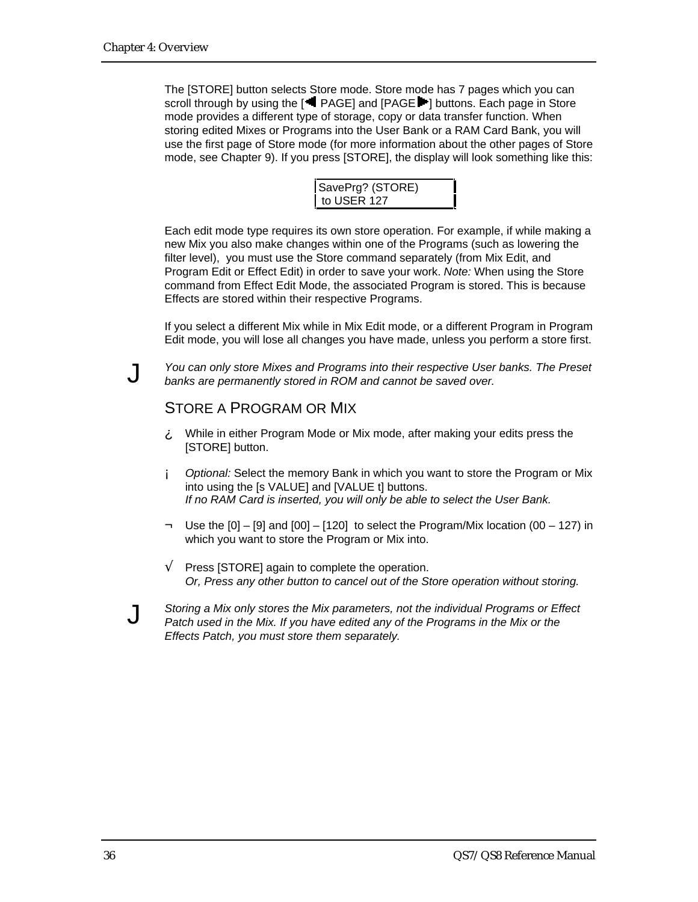The [STORE] button selects Store mode. Store mode has 7 pages which you can scroll through by using the [◄ PAGE] and [PAGE ►] buttons. Each page in Store mode provides a different type of storage, copy or data transfer function. When storing edited Mixes or Programs into the User Bank or a RAM Card Bank, you will use the first page of Store mode (for more information about the other pages of Store mode, see Chapter 9). If you press [STORE], the display will look something like this:

```
SavePrg? (STORE)
 to USER 127
```

Each edit mode type requires its own store operation. For example, if while making a new Mix you also make changes within one of the Programs (such as lowering the filter level), you must use the Store command separately (from Mix Edit, and Program Edit or Effect Edit) in order to save your work. *Note:* When using the Store command from Effect Edit Mode, the associated Program is stored. This is because Effects are stored within their respective Programs.

If you select a different Mix while in Mix Edit mode, or a different Program in Program Edit mode, you will lose all changes you have made, unless you perform a store first.

J *You can only store Mixes and Programs into their respective User banks. The Preset banks are permanently stored in ROM and cannot be saved over.*

## STORE A PROGRAM OR MIX

¿ While in either Program Mode or Mix mode, after making your edits press the [STORE] button.

¡ *Optional:* Select the memory Bank in which you want to store the Program or Mix into using the [s VALUE] and [VALUE t] buttons.
*If no RAM Card is inserted, you will only be able to select the User Bank.*

¬ Use the [0] – [9] and [00] – [120] to select the Program/Mix location (00 – 127) in which you want to store the Program or Mix into.

√ Press [STORE] again to complete the operation.
*Or, Press any other button to cancel out of the Store operation without storing.*

J *Storing a Mix only stores the Mix parameters, not the individual Programs or Effect Patch used in the Mix. If you have edited any of the Programs in the Mix or the Effects Patch, you must store them separately.*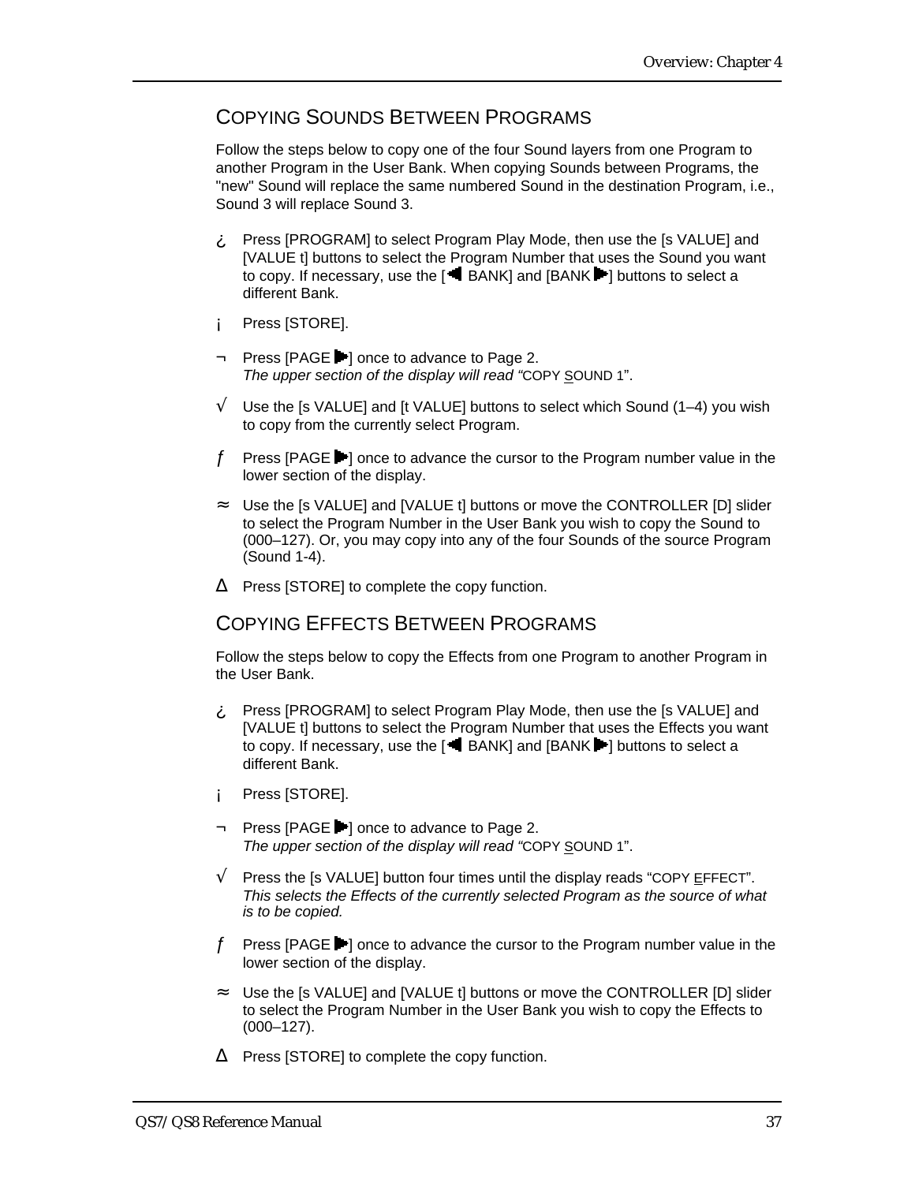## COPYING SOUNDS BETWEEN PROGRAMS

Follow the steps below to copy one of the four Sound layers from one Program to another Program in the User Bank. When copying Sounds between Programs, the "new" Sound will replace the same numbered Sound in the destination Program, i.e., Sound 3 will replace Sound 3.

¿ Press [PROGRAM] to select Program Play Mode, then use the [s VALUE] and [VALUE t] buttons to select the Program Number that uses the Sound you want to copy. If necessary, use the [◄ BANK] and [BANK ►] buttons to select a different Bank.

¡ Press [STORE].

¬ Press [PAGE ►] once to advance to Page 2.
*The upper section of the display will read "*COPY SOUND 1".

√ Use the [s VALUE] and [t VALUE] buttons to select which Sound (1–4) you wish to copy from the currently select Program.

ƒ Press [PAGE ►] once to advance the cursor to the Program number value in the lower section of the display.

≈ Use the [s VALUE] and [VALUE t] buttons or move the CONTROLLER [D] slider to select the Program Number in the User Bank you wish to copy the Sound to (000–127). Or, you may copy into any of the four Sounds of the source Program (Sound 1-4).

∆ Press [STORE] to complete the copy function.

## COPYING EFFECTS BETWEEN PROGRAMS

Follow the steps below to copy the Effects from one Program to another Program in the User Bank.

¿ Press [PROGRAM] to select Program Play Mode, then use the [s VALUE] and [VALUE t] buttons to select the Program Number that uses the Effects you want to copy. If necessary, use the [◄ BANK] and [BANK ►] buttons to select a different Bank.

¡ Press [STORE].

¬ Press [PAGE ►] once to advance to Page 2.
*The upper section of the display will read "*COPY SOUND 1".

√ Press the [s VALUE] button four times until the display reads "COPY EFFECT".
*This selects the Effects of the currently selected Program as the source of what is to be copied.*

ƒ Press [PAGE ►] once to advance the cursor to the Program number value in the lower section of the display.

≈ Use the [s VALUE] and [VALUE t] buttons or move the CONTROLLER [D] slider to select the Program Number in the User Bank you wish to copy the Effects to (000–127).

∆ Press [STORE] to complete the copy function.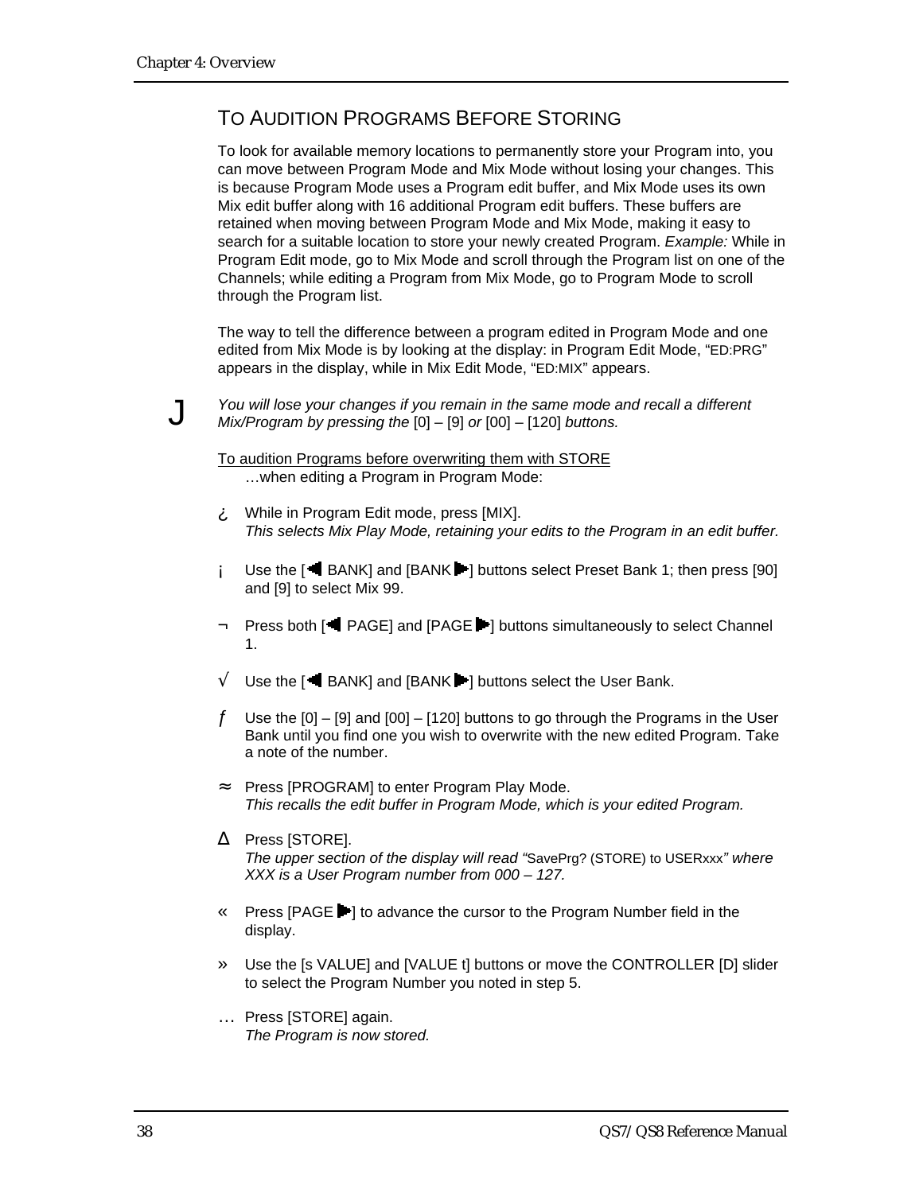## TO AUDITION PROGRAMS BEFORE STORING

To look for available memory locations to permanently store your Program into, you can move between Program Mode and Mix Mode without losing your changes. This is because Program Mode uses a Program edit buffer, and Mix Mode uses its own Mix edit buffer along with 16 additional Program edit buffers. These buffers are retained when moving between Program Mode and Mix Mode, making it easy to search for a suitable location to store your newly created Program. *Example:* While in Program Edit mode, go to Mix Mode and scroll through the Program list on one of the Channels; while editing a Program from Mix Mode, go to Program Mode to scroll through the Program list.

The way to tell the difference between a program edited in Program Mode and one edited from Mix Mode is by looking at the display: in Program Edit Mode, "ED:PRG" appears in the display, while in Mix Edit Mode, "ED:MIX" appears.

J *You will lose your changes if you remain in the same mode and recall a different Mix/Program by pressing the* [0] – [9] *or* [00] – [120] *buttons.*

<u>To audition Programs before overwriting them with STORE</u>
…when editing a Program in Program Mode:

¿ While in Program Edit mode, press [MIX].
*This selects Mix Play Mode, retaining your edits to the Program in an edit buffer.*

¡ Use the [◄ BANK] and [BANK ►] buttons select Preset Bank 1; then press [90] and [9] to select Mix 99.

¬ Press both [◄ PAGE] and [PAGE ►] buttons simultaneously to select Channel 1.

√ Use the [◄ BANK] and [BANK ►] buttons select the User Bank.

ƒ Use the [0] – [9] and [00] – [120] buttons to go through the Programs in the User Bank until you find one you wish to overwrite with the new edited Program. Take a note of the number.

≈ Press [PROGRAM] to enter Program Play Mode.
*This recalls the edit buffer in Program Mode, which is your edited Program.*

∆ Press [STORE].
*The upper section of the display will read "*SavePrg? (STORE) to USERxxx*" where XXX is a User Program number from 000 – 127.*

« Press [PAGE ►] to advance the cursor to the Program Number field in the display.

» Use the [s VALUE] and [VALUE t] buttons or move the CONTROLLER [D] slider to select the Program Number you noted in step 5.

… Press [STORE] again.
*The Program is now stored.*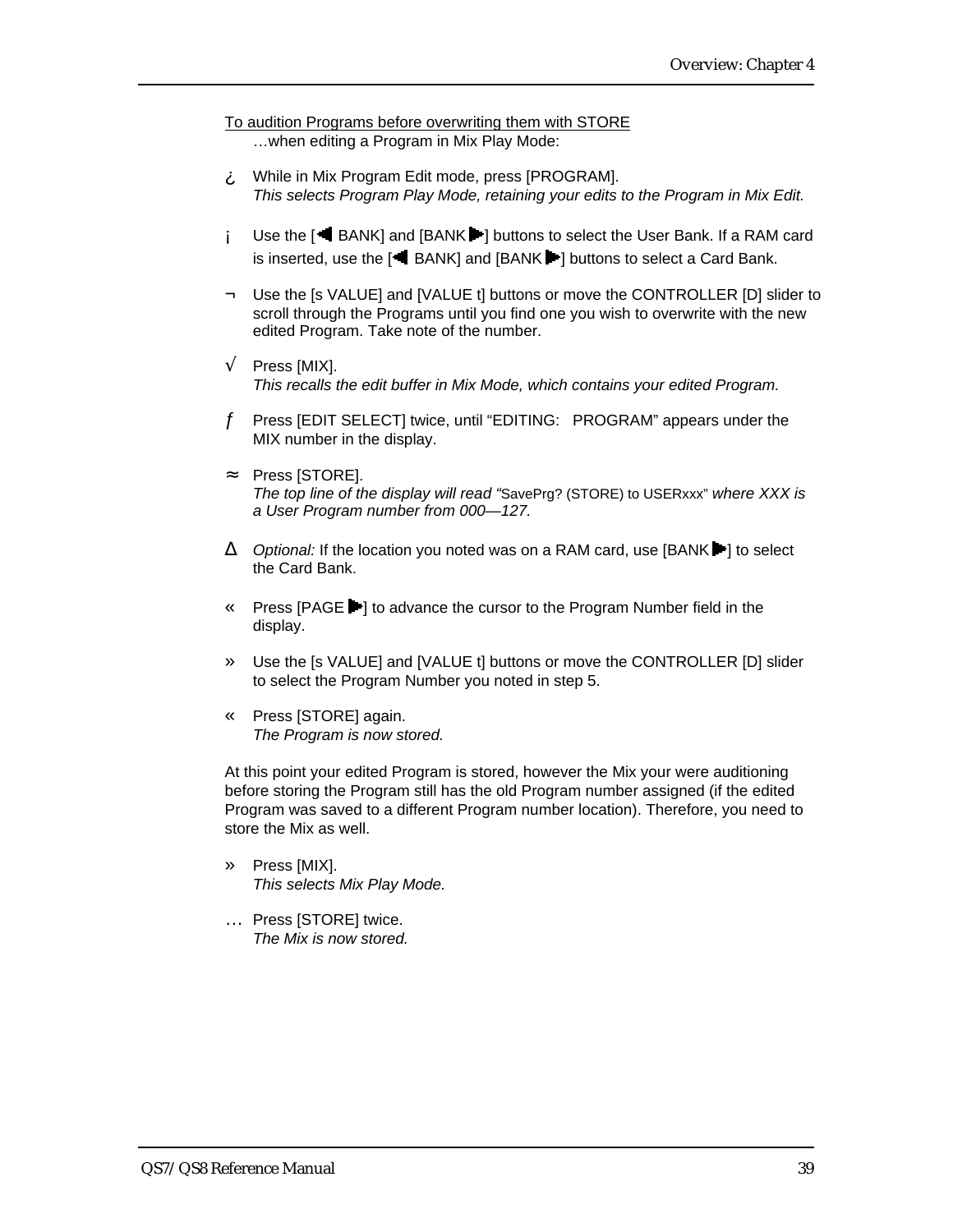To audition Programs before overwriting them with STORE

…when editing a Program in Mix Play Mode:

¿ While in Mix Program Edit mode, press [PROGRAM].
*This selects Program Play Mode, retaining your edits to the Program in Mix Edit.*

¡ Use the [◄ BANK] and [BANK ►] buttons to select the User Bank. If a RAM card is inserted, use the [◄ BANK] and [BANK ►] buttons to select a Card Bank.

¬ Use the [s VALUE] and [VALUE t] buttons or move the CONTROLLER [D] slider to scroll through the Programs until you find one you wish to overwrite with the new edited Program. Take note of the number.

√ Press [MIX].
*This recalls the edit buffer in Mix Mode, which contains your edited Program.*

ƒ Press [EDIT SELECT] twice, until “EDITING: PROGRAM” appears under the MIX number in the display.

≈ Press [STORE].
*The top line of the display will read “*SavePrg? (STORE) to USERxxx” *where XXX is a User Program number from 000—127.*

∆ *Optional:* If the location you noted was on a RAM card, use [BANK ►] to select the Card Bank.

« Press [PAGE ►] to advance the cursor to the Program Number field in the display.

» Use the [s VALUE] and [VALUE t] buttons or move the CONTROLLER [D] slider to select the Program Number you noted in step 5.

« Press [STORE] again.
*The Program is now stored.*

At this point your edited Program is stored, however the Mix your were auditioning before storing the Program still has the old Program number assigned (if the edited Program was saved to a different Program number location). Therefore, you need to store the Mix as well.

» Press [MIX].
*This selects Mix Play Mode.*

… Press [STORE] twice.
*The Mix is now stored.*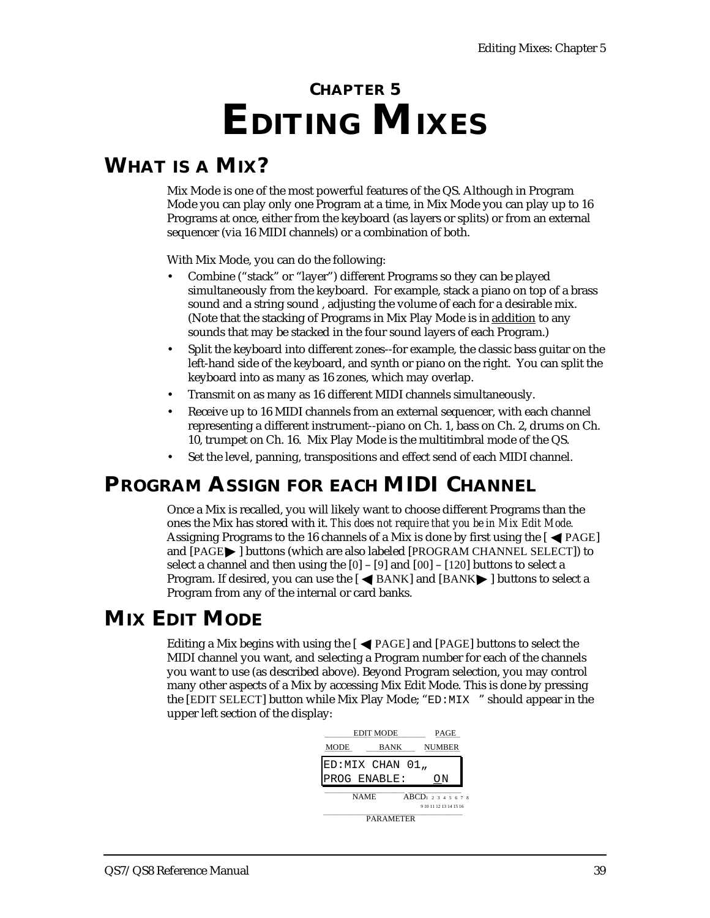// CHAPTER 5

# Editing Mixes

## What is a Mix?

Mix Mode is one of the most powerful features of the QS. Although in Program Mode you can play only one Program at a time, in Mix Mode you can play up to 16 Programs at once, either from the keyboard (as layers or splits) or from an external sequencer (via 16 MIDI channels) or a combination of both.

With Mix Mode, you can do the following:

- Combine ("stack" or "layer") different Programs so they can be played simultaneously from the keyboard. For example, stack a piano on top of a brass sound and a string sound , adjusting the volume of each for a desirable mix. (Note that the stacking of Programs in Mix Play Mode is in addition to any sounds that may be stacked in the four sound layers of each Program.)
- Split the keyboard into different zones--for example, the classic bass guitar on the left-hand side of the keyboard, and synth or piano on the right. You can split the keyboard into as many as 16 zones, which may overlap.
- Transmit on as many as 16 different MIDI channels simultaneously.
- Receive up to 16 MIDI channels from an external sequencer, with each channel representing a different instrument--piano on Ch. 1, bass on Ch. 2, drums on Ch. 10, trumpet on Ch. 16. Mix Play Mode is the multitimbral mode of the QS.
- Set the level, panning, transpositions and effect send of each MIDI channel.

## Program Assign for each MIDI Channel

Once a Mix is recalled, you will likely want to choose different Programs than the ones the Mix has stored with it. *This does not require that you be in Mix Edit Mode.* Assigning Programs to the 16 channels of a Mix is done by first using the [◀ PAGE] and [PAGE▶ ] buttons (which are also labeled [PROGRAM CHANNEL SELECT]) to select a channel and then using the [0] – [9] and [00] – [120] buttons to select a Program. If desired, you can use the [◀ BANK] and [BANK▶ ] buttons to select a Program from any of the internal or card banks.

## Mix Edit Mode

Editing a Mix begins with using the [ ◀ PAGE] and [PAGE] buttons to select the MIDI channel you want, and selecting a Program number for each of the channels you want to use (as described above). Beyond Program selection, you may control many other aspects of a Mix by accessing Mix Edit Mode. This is done by pressing the [EDIT SELECT] button while Mix Play Mode; "`ED:MIX` " should appear in the upper left section of the display:

```
EDIT MODE                PAGE
MODE        BANK        NUMBER
ED:MIX CHAN 01„
PROG ENABLE:    ON
        NAME        ABCD 1 2 3 4 5 6 7 8
                    9 10 11 12 13 14 15 16
               PARAMETER
```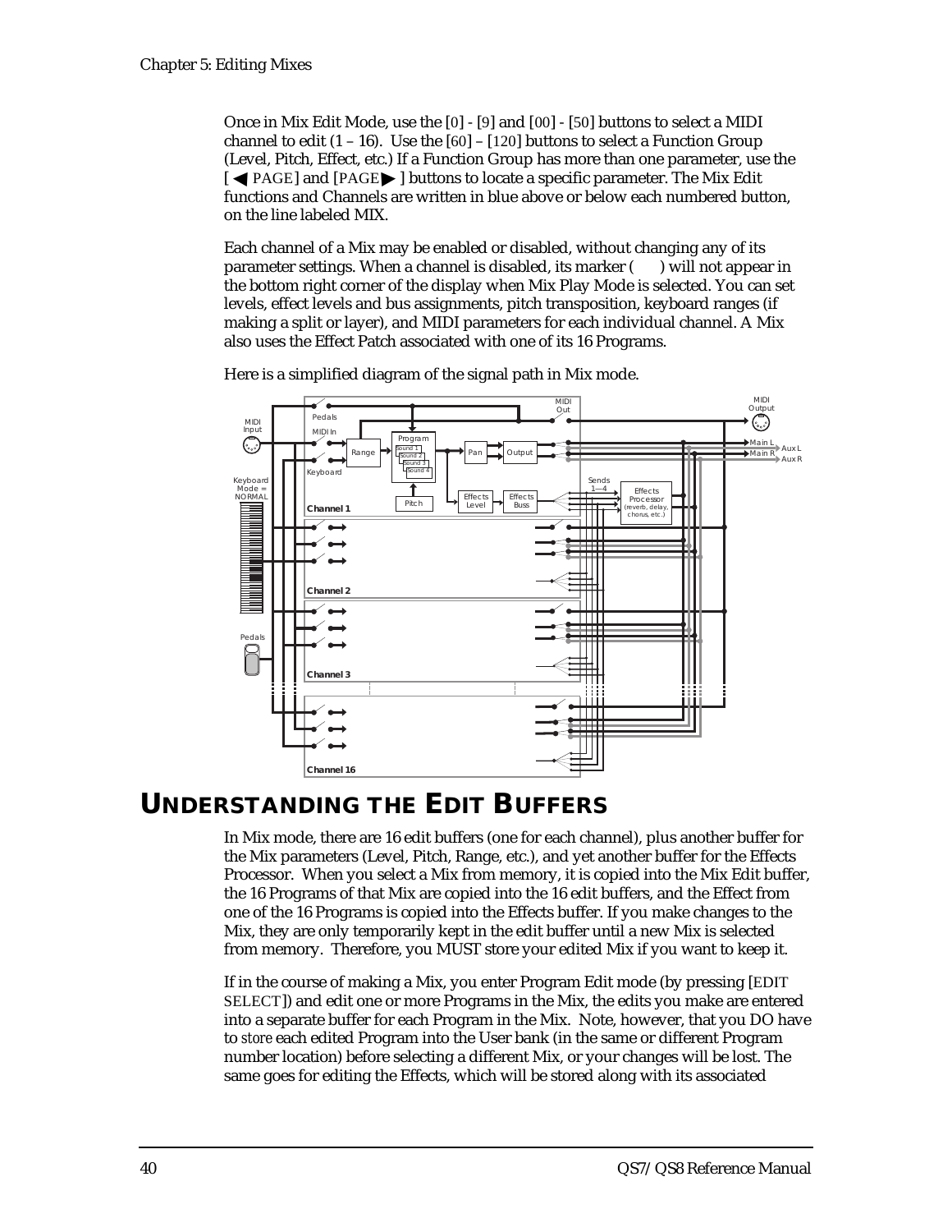Once in Mix Edit Mode, use the [0] - [9] and [00] - [50] buttons to select a MIDI channel to edit (1 – 16). Use the [60] – [120] buttons to select a Function Group (Level, Pitch, Effect, etc.) If a Function Group has more than one parameter, use the [ ◀ PAGE] and [PAGE ▶ ] buttons to locate a specific parameter. The Mix Edit functions and Channels are written in blue above or below each numbered button, on the line labeled MIX.

Each channel of a Mix may be enabled or disabled, without changing any of its parameter settings. When a channel is disabled, its marker (   ) will not appear in the bottom right corner of the display when Mix Play Mode is selected. You can set levels, effect levels and bus assignments, pitch transposition, keyboard ranges (if making a split or layer), and MIDI parameters for each individual channel. A Mix also uses the Effect Patch associated with one of its 16 Programs.

Here is a simplified diagram of the signal path in Mix mode.

## UNDERSTANDING THE EDIT BUFFERS

In Mix mode, there are 16 edit buffers (one for each channel), plus another buffer for the Mix parameters (Level, Pitch, Range, etc.), and yet another buffer for the Effects Processor. When you select a Mix from memory, it is copied into the Mix Edit buffer, the 16 Programs of that Mix are copied into the 16 edit buffers, and the Effect from one of the 16 Programs is copied into the Effects buffer. If you make changes to the Mix, they are only temporarily kept in the edit buffer until a new Mix is selected from memory. Therefore, you MUST store your edited Mix if you want to keep it.

If in the course of making a Mix, you enter Program Edit mode (by pressing [EDIT SELECT]) and edit one or more Programs in the Mix, the edits you make are entered into a separate buffer for each Program in the Mix. Note, however, that you DO have to *store* each edited Program into the User bank (in the same or different Program number location) before selecting a different Mix, or your changes will be lost. The same goes for editing the Effects, which will be stored along with its associated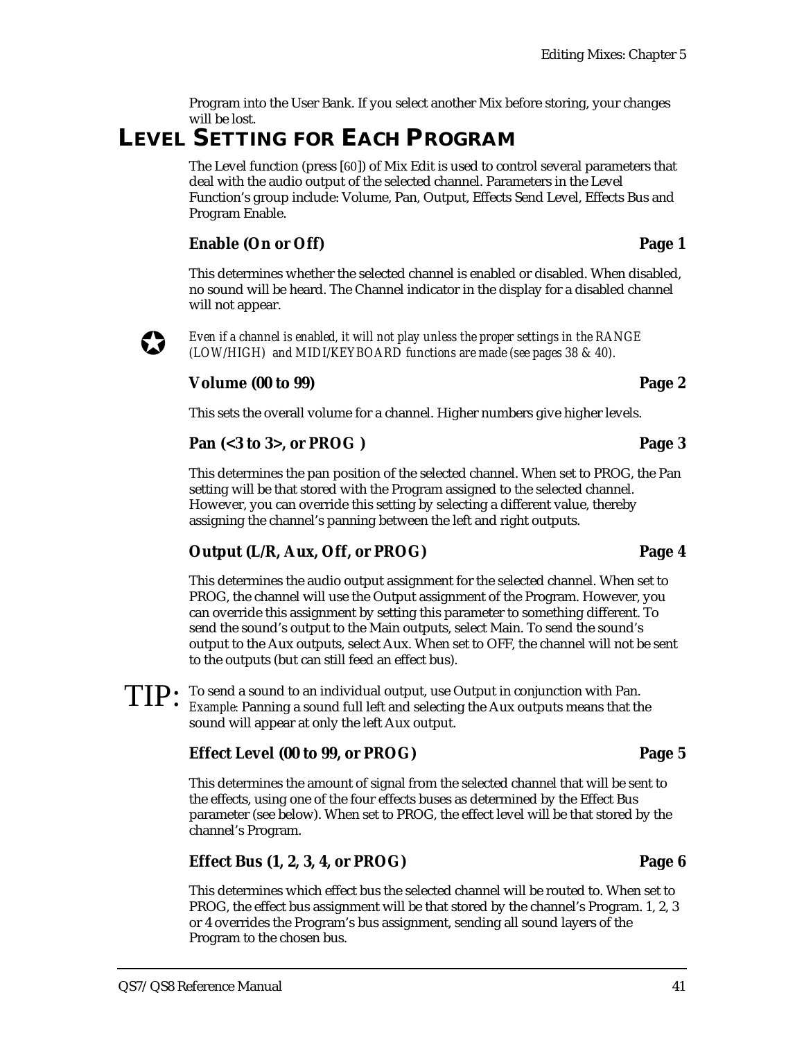Program into the User Bank. If you select another Mix before storing, your changes will be lost.

# LEVEL SETTING FOR EACH PROGRAM

The Level function (press [60]) of Mix Edit is used to control several parameters that deal with the audio output of the selected channel. Parameters in the Level Function's group include: Volume, Pan, Output, Effects Send Level, Effects Bus and Program Enable.

### Enable (On or Off) — Page 1

This determines whether the selected channel is enabled or disabled. When disabled, no sound will be heard. The Channel indicator in the display for a disabled channel will not appear.

*Even if a channel is enabled, it will not play unless the proper settings in the RANGE (LOW/HIGH) and MIDI/KEYBOARD functions are made (see pages 38 & 40).*

### Volume (00 to 99) — Page 2

This sets the overall volume for a channel. Higher numbers give higher levels.

### Pan (<3 to 3>, or PROG ) — Page 3

This determines the pan position of the selected channel. When set to PROG, the Pan setting will be that stored with the Program assigned to the selected channel. However, you can override this setting by selecting a different value, thereby assigning the channel's panning between the left and right outputs.

### Output (L/R, Aux, Off, or PROG) — Page 4

This determines the audio output assignment for the selected channel. When set to PROG, the channel will use the Output assignment of the Program. However, you can override this assignment by setting this parameter to something different. To send the sound's output to the Main outputs, select Main. To send the sound's output to the Aux outputs, select Aux. When set to OFF, the channel will not be sent to the outputs (but can still feed an effect bus).

TIP: To send a sound to an individual output, use Output in conjunction with Pan. *Example:* Panning a sound full left and selecting the Aux outputs means that the sound will appear at only the left Aux output.

### Effect Level (00 to 99, or PROG) — Page 5

This determines the amount of signal from the selected channel that will be sent to the effects, using one of the four effects buses as determined by the Effect Bus parameter (see below). When set to PROG, the effect level will be that stored by the channel's Program.

### Effect Bus (1, 2, 3, 4, or PROG) — Page 6

This determines which effect bus the selected channel will be routed to. When set to PROG, the effect bus assignment will be that stored by the channel's Program. 1, 2, 3 or 4 overrides the Program's bus assignment, sending all sound layers of the Program to the chosen bus.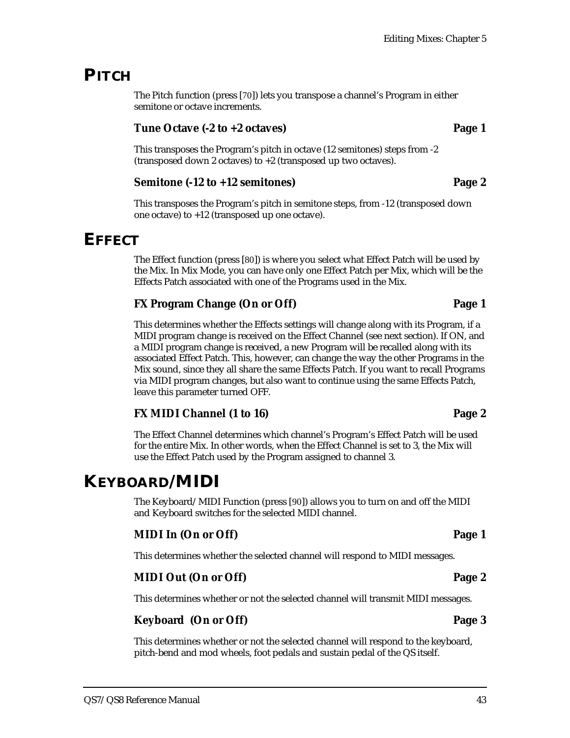# PITCH

The Pitch function (press [70]) lets you transpose a channel's Program in either semitone or octave increments.

### Tune Octave (-2 to +2 octaves) Page 1

This transposes the Program's pitch in octave (12 semitones) steps from -2 (transposed down 2 octaves) to +2 (transposed up two octaves).

### Semitone (-12 to +12 semitones) Page 2

This transposes the Program's pitch in semitone steps, from -12 (transposed down one octave) to +12 (transposed up one octave).

# EFFECT

The Effect function (press [80]) is where you select what Effect Patch will be used by the Mix. In Mix Mode, you can have only one Effect Patch per Mix, which will be the Effects Patch associated with one of the Programs used in the Mix.

### FX Program Change (On or Off) Page 1

This determines whether the Effects settings will change along with its Program, if a MIDI program change is received on the Effect Channel (see next section). If ON, and a MIDI program change is received, a new Program will be recalled along with its associated Effect Patch. This, however, can change the way the other Programs in the Mix sound, since they all share the same Effects Patch. If you want to recall Programs via MIDI program changes, but also want to continue using the same Effects Patch, leave this parameter turned OFF.

### FX MIDI Channel (1 to 16) Page 2

The Effect Channel determines which channel's Program's Effect Patch will be used for the entire Mix. In other words, when the Effect Channel is set to 3, the Mix will use the Effect Patch used by the Program assigned to channel 3.

# KEYBOARD/MIDI

The Keyboard/MIDI Function (press [90]) allows you to turn on and off the MIDI and Keyboard switches for the selected MIDI channel.

### MIDI In (On or Off) Page 1

This determines whether the selected channel will respond to MIDI messages.

### MIDI Out (On or Off) Page 2

This determines whether or not the selected channel will transmit MIDI messages.

### Keyboard (On or Off) Page 3

This determines whether or not the selected channel will respond to the keyboard, pitch-bend and mod wheels, foot pedals and sustain pedal of the QS itself.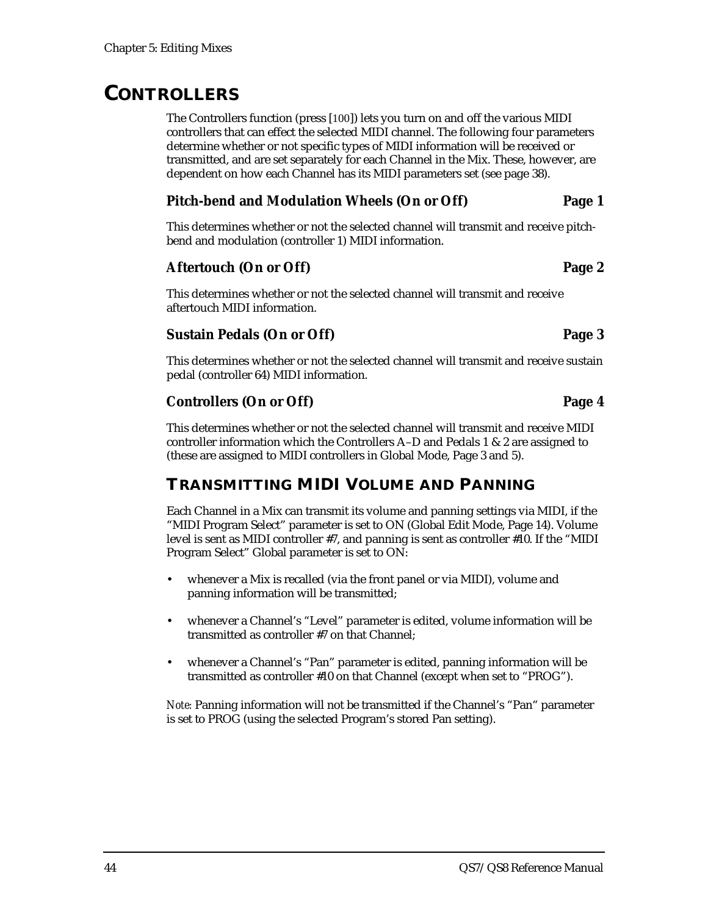# CONTROLLERS

The Controllers function (press [100]) lets you turn on and off the various MIDI controllers that can effect the selected MIDI channel. The following four parameters determine whether or not specific types of MIDI information will be received or transmitted, and are set separately for each Channel in the Mix. These, however, are dependent on how each Channel has its MIDI parameters set (see page 38).

### Pitch-bend and Modulation Wheels (On or Off) — Page 1

This determines whether or not the selected channel will transmit and receive pitch-bend and modulation (controller 1) MIDI information.

### Aftertouch (On or Off) — Page 2

This determines whether or not the selected channel will transmit and receive aftertouch MIDI information.

### Sustain Pedals (On or Off) — Page 3

This determines whether or not the selected channel will transmit and receive sustain pedal (controller 64) MIDI information.

### Controllers (On or Off) — Page 4

This determines whether or not the selected channel will transmit and receive MIDI controller information which the Controllers A–D and Pedals 1 & 2 are assigned to (these are assigned to MIDI controllers in Global Mode, Page 3 and 5).

## TRANSMITTING MIDI VOLUME AND PANNING

Each Channel in a Mix can transmit its volume and panning settings via MIDI, if the "MIDI Program Select" parameter is set to ON (Global Edit Mode, Page 14). Volume level is sent as MIDI controller #7, and panning is sent as controller #10. If the "MIDI Program Select" Global parameter is set to ON:

- whenever a Mix is recalled (via the front panel or via MIDI), volume and panning information will be transmitted;
- whenever a Channel's "Level" parameter is edited, volume information will be transmitted as controller #7 on that Channel;
- whenever a Channel's "Pan" parameter is edited, panning information will be transmitted as controller #10 on that Channel (except when set to "PROG").

*Note:* Panning information will not be transmitted if the Channel's "Pan" parameter is set to PROG (using the selected Program's stored Pan setting).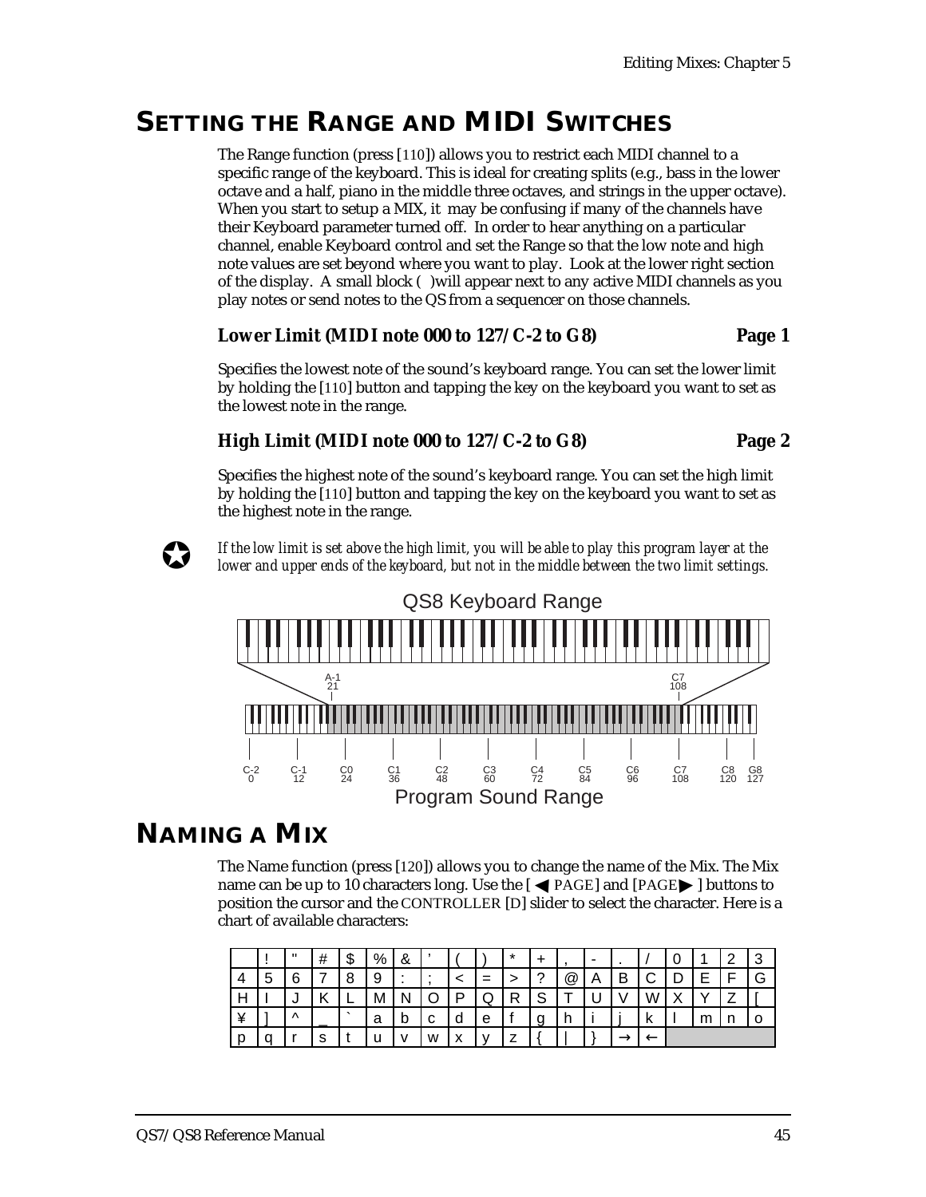# SETTING THE RANGE AND MIDI SWITCHES

The Range function (press [110]) allows you to restrict each MIDI channel to a specific range of the keyboard. This is ideal for creating splits (e.g., bass in the lower octave and a half, piano in the middle three octaves, and strings in the upper octave). When you start to setup a MIX, it may be confusing if many of the channels have their Keyboard parameter turned off. In order to hear anything on a particular channel, enable Keyboard control and set the Range so that the low note and high note values are set beyond where you want to play. Look at the lower right section of the display. A small block ( )will appear next to any active MIDI channels as you play notes or send notes to the QS from a sequencer on those channels.

### Lower Limit (MIDI note 000 to 127/C-2 to G8) — Page 1

Specifies the lowest note of the sound's keyboard range. You can set the lower limit by holding the [110] button and tapping the key on the keyboard you want to set as the lowest note in the range.

### High Limit (MIDI note 000 to 127/C-2 to G8) — Page 2

Specifies the highest note of the sound's keyboard range. You can set the high limit by holding the [110] button and tapping the key on the keyboard you want to set as the highest note in the range.

*If the low limit is set above the high limit, you will be able to play this program layer at the lower and upper ends of the keyboard, but not in the middle between the two limit settings.*

QS8 Keyboard Range

A-1 21 — C7 108

C-2 0, C-1 12, C0 24, C1 36, C2 48, C3 60, C4 72, C5 84, C6 96, C7 108, C8 120, G8 127

Program Sound Range

# NAMING A MIX

The Name function (press [120]) allows you to change the name of the Mix. The Mix name can be up to 10 characters long. Use the [◀ PAGE] and [PAGE▶ ] buttons to position the cursor and the CONTROLLER [D] slider to select the character. Here is a chart of available characters:

| | ! | " | # | $ | % | & | ' | ( | ) | * | + | , | - | . | / | 0 | 1 | 2 | 3 |
|---|---|---|---|---|---|---|---|---|---|---|---|---|---|---|---|---|---|---|---|
| 4 | 5 | 6 | 7 | 8 | 9 | : | ; | < | = | > | ? | @ | A | B | C | D | E | F | G |
| H | I | J | K | L | M | N | O | P | Q | R | S | T | U | V | W | X | Y | Z | [ |
| ¥ | ] | ^ | _ | ` | a | b | c | d | e | f | g | h | i | j | k | l | m | n | o |
| p | q | r | s | t | u | v | w | x | y | z | { | \| | } | → | ← | | | | |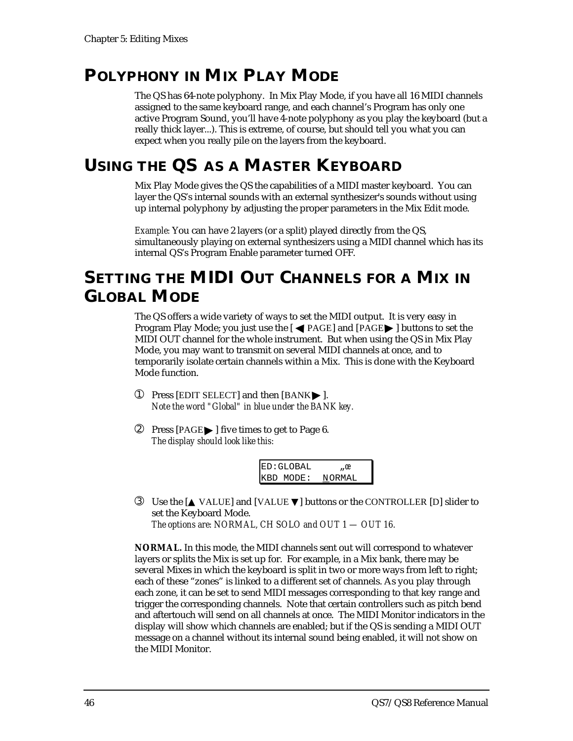## POLYPHONY IN MIX PLAY MODE

The QS has 64-note polyphony. In Mix Play Mode, if you have all 16 MIDI channels assigned to the same keyboard range, and each channel's Program has only one active Program Sound, you'll have 4-note polyphony as you play the keyboard (but a really thick layer...). This is extreme, of course, but should tell you what you can expect when you really pile on the layers from the keyboard.

## USING THE QS AS A MASTER KEYBOARD

Mix Play Mode gives the QS the capabilities of a MIDI master keyboard. You can layer the QS's internal sounds with an external synthesizer's sounds without using up internal polyphony by adjusting the proper parameters in the Mix Edit mode.

*Example:* You can have 2 layers (or a split) played directly from the QS, simultaneously playing on external synthesizers using a MIDI channel which has its internal QS's Program Enable parameter turned OFF.

## SETTING THE MIDI OUT CHANNELS FOR A MIX IN GLOBAL MODE

The QS offers a wide variety of ways to set the MIDI output. It is very easy in Program Play Mode; you just use the [◀ PAGE] and [PAGE▶ ] buttons to set the MIDI OUT channel for the whole instrument. But when using the QS in Mix Play Mode, you may want to transmit on several MIDI channels at once, and to temporarily isolate certain channels within a Mix. This is done with the Keyboard Mode function.

① Press [EDIT SELECT] and then [BANK▶ ].
*Note the word "Global" in blue under the BANK key.*

② Press [PAGE▶ ] five times to get to Page 6.
*The display should look like this:*

```
ED:GLOBAL     „œ
KBD MODE:  NORMAL
```

③ Use the [▲ VALUE] and [VALUE ▼] buttons or the CONTROLLER [D] slider to set the Keyboard Mode.
*The options are: NORMAL, CH SOLO and OUT 1 — OUT 16.*

**NORMAL.** In this mode, the MIDI channels sent out will correspond to whatever layers or splits the Mix is set up for. For example, in a Mix bank, there may be several Mixes in which the keyboard is split in two or more ways from left to right; each of these "zones" is linked to a different set of channels. As you play through each zone, it can be set to send MIDI messages corresponding to that key range and trigger the corresponding channels. Note that certain controllers such as pitch bend and aftertouch will send on all channels at once. The MIDI Monitor indicators in the display will show which channels are enabled; but if the QS is sending a MIDI OUT message on a channel without its internal sound being enabled, it will not show on the MIDI Monitor.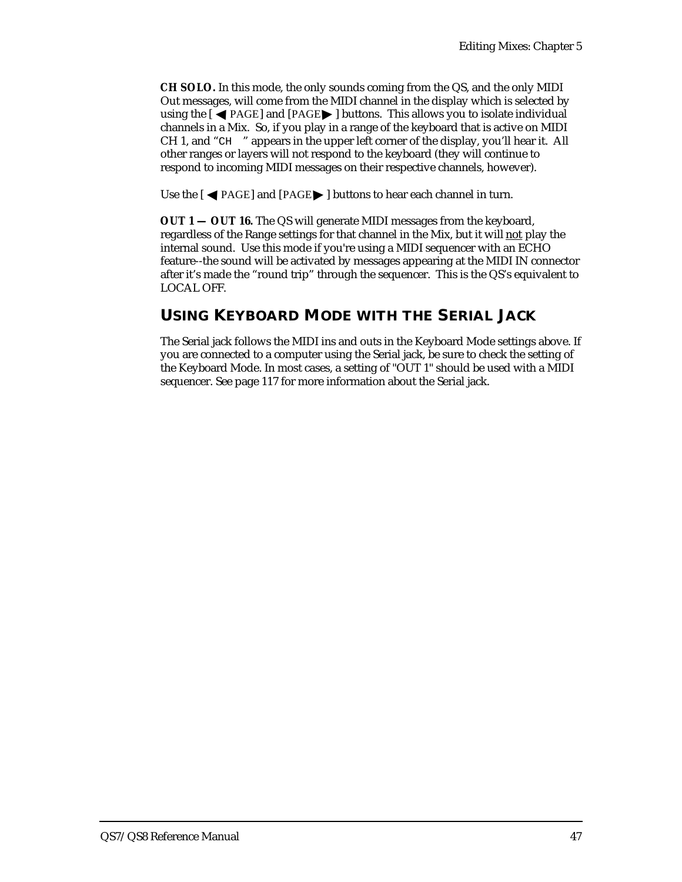**CH SOLO.** In this mode, the only sounds coming from the QS, and the only MIDI Out messages, will come from the MIDI channel in the display which is selected by using the [ ◀ PAGE] and [PAGE ▶ ] buttons. This allows you to isolate individual channels in a Mix. So, if you play in a range of the keyboard that is active on MIDI CH 1, and "CH   " appears in the upper left corner of the display, you'll hear it. All other ranges or layers will not respond to the keyboard (they will continue to respond to incoming MIDI messages on their respective channels, however).

Use the [ ◀ PAGE] and [PAGE ▶ ] buttons to hear each channel in turn.

**OUT 1 — OUT 16.** The QS will generate MIDI messages from the keyboard, regardless of the Range settings for that channel in the Mix, but it will not play the internal sound. Use this mode if you're using a MIDI sequencer with an ECHO feature--the sound will be activated by messages appearing at the MIDI IN connector after it's made the "round trip" through the sequencer. This is the QS's equivalent to LOCAL OFF.

## USING KEYBOARD MODE WITH THE SERIAL JACK

The Serial jack follows the MIDI ins and outs in the Keyboard Mode settings above. If you are connected to a computer using the Serial jack, be sure to check the setting of the Keyboard Mode. In most cases, a setting of "OUT 1" should be used with a MIDI sequencer. See page 117 for more information about the Serial jack.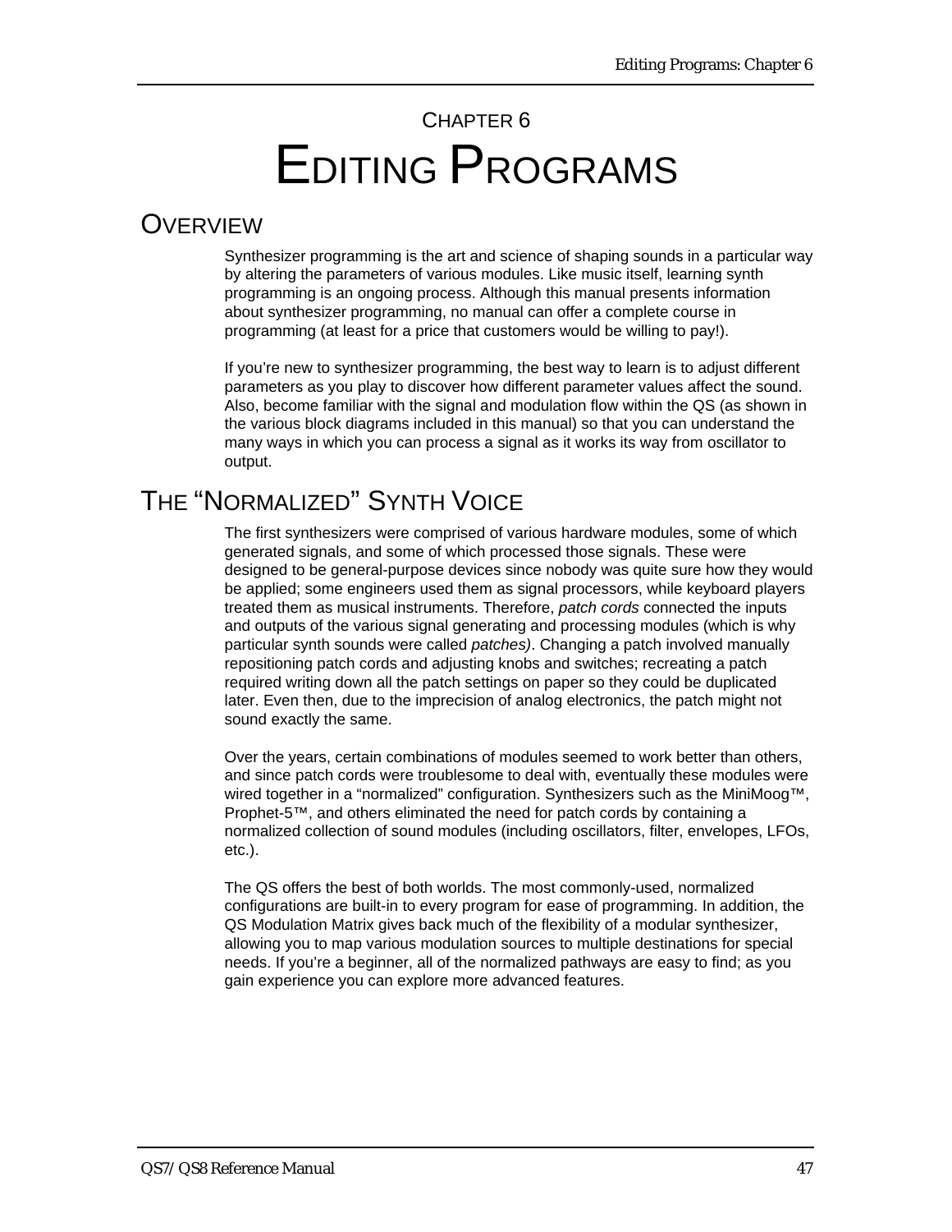# CHAPTER 6
# EDITING PROGRAMS

## OVERVIEW

Synthesizer programming is the art and science of shaping sounds in a particular way by altering the parameters of various modules. Like music itself, learning synth programming is an ongoing process. Although this manual presents information about synthesizer programming, no manual can offer a complete course in programming (at least for a price that customers would be willing to pay!).

If you're new to synthesizer programming, the best way to learn is to adjust different parameters as you play to discover how different parameter values affect the sound. Also, become familiar with the signal and modulation flow within the QS (as shown in the various block diagrams included in this manual) so that you can understand the many ways in which you can process a signal as it works its way from oscillator to output.

## THE "NORMALIZED" SYNTH VOICE

The first synthesizers were comprised of various hardware modules, some of which generated signals, and some of which processed those signals. These were designed to be general-purpose devices since nobody was quite sure how they would be applied; some engineers used them as signal processors, while keyboard players treated them as musical instruments. Therefore, *patch cords* connected the inputs and outputs of the various signal generating and processing modules (which is why particular synth sounds were called *patches)*. Changing a patch involved manually repositioning patch cords and adjusting knobs and switches; recreating a patch required writing down all the patch settings on paper so they could be duplicated later. Even then, due to the imprecision of analog electronics, the patch might not sound exactly the same.

Over the years, certain combinations of modules seemed to work better than others, and since patch cords were troublesome to deal with, eventually these modules were wired together in a "normalized" configuration. Synthesizers such as the MiniMoog™, Prophet-5™, and others eliminated the need for patch cords by containing a normalized collection of sound modules (including oscillators, filter, envelopes, LFOs, etc.).

The QS offers the best of both worlds. The most commonly-used, normalized configurations are built-in to every program for ease of programming. In addition, the QS Modulation Matrix gives back much of the flexibility of a modular synthesizer, allowing you to map various modulation sources to multiple destinations for special needs. If you're a beginner, all of the normalized pathways are easy to find; as you gain experience you can explore more advanced features.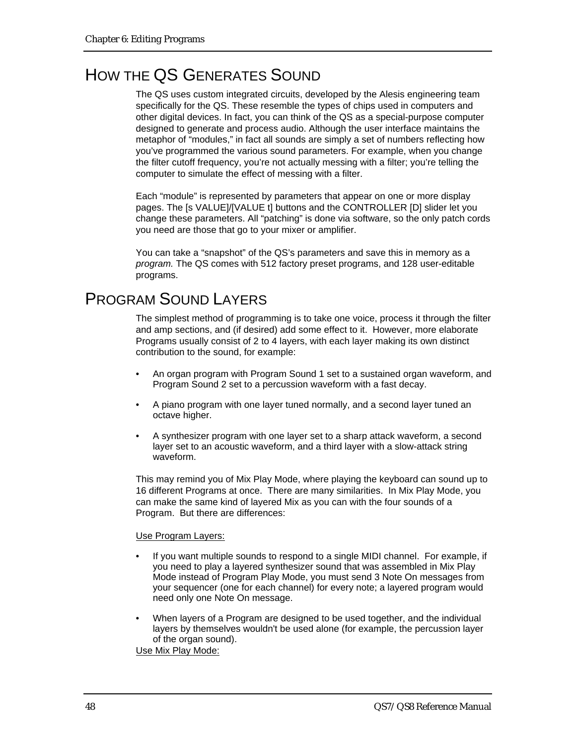# HOW THE QS GENERATES SOUND

The QS uses custom integrated circuits, developed by the Alesis engineering team specifically for the QS. These resemble the types of chips used in computers and other digital devices. In fact, you can think of the QS as a special-purpose computer designed to generate and process audio. Although the user interface maintains the metaphor of "modules," in fact all sounds are simply a set of numbers reflecting how you've programmed the various sound parameters. For example, when you change the filter cutoff frequency, you're not actually messing with a filter; you're telling the computer to simulate the effect of messing with a filter.

Each "module" is represented by parameters that appear on one or more display pages. The [s VALUE]/[VALUE t] buttons and the CONTROLLER [D] slider let you change these parameters. All "patching" is done via software, so the only patch cords you need are those that go to your mixer or amplifier.

You can take a "snapshot" of the QS's parameters and save this in memory as a *program.* The QS comes with 512 factory preset programs, and 128 user-editable programs.

# PROGRAM SOUND LAYERS

The simplest method of programming is to take one voice, process it through the filter and amp sections, and (if desired) add some effect to it. However, more elaborate Programs usually consist of 2 to 4 layers, with each layer making its own distinct contribution to the sound, for example:

- An organ program with Program Sound 1 set to a sustained organ waveform, and Program Sound 2 set to a percussion waveform with a fast decay.
- A piano program with one layer tuned normally, and a second layer tuned an octave higher.
- A synthesizer program with one layer set to a sharp attack waveform, a second layer set to an acoustic waveform, and a third layer with a slow-attack string waveform.

This may remind you of Mix Play Mode, where playing the keyboard can sound up to 16 different Programs at once. There are many similarities. In Mix Play Mode, you can make the same kind of layered Mix as you can with the four sounds of a Program. But there are differences:

<u>Use Program Layers:</u>

- If you want multiple sounds to respond to a single MIDI channel. For example, if you need to play a layered synthesizer sound that was assembled in Mix Play Mode instead of Program Play Mode, you must send 3 Note On messages from your sequencer (one for each channel) for every note; a layered program would need only one Note On message.
- When layers of a Program are designed to be used together, and the individual layers by themselves wouldn't be used alone (for example, the percussion layer of the organ sound).

<u>Use Mix Play Mode:</u>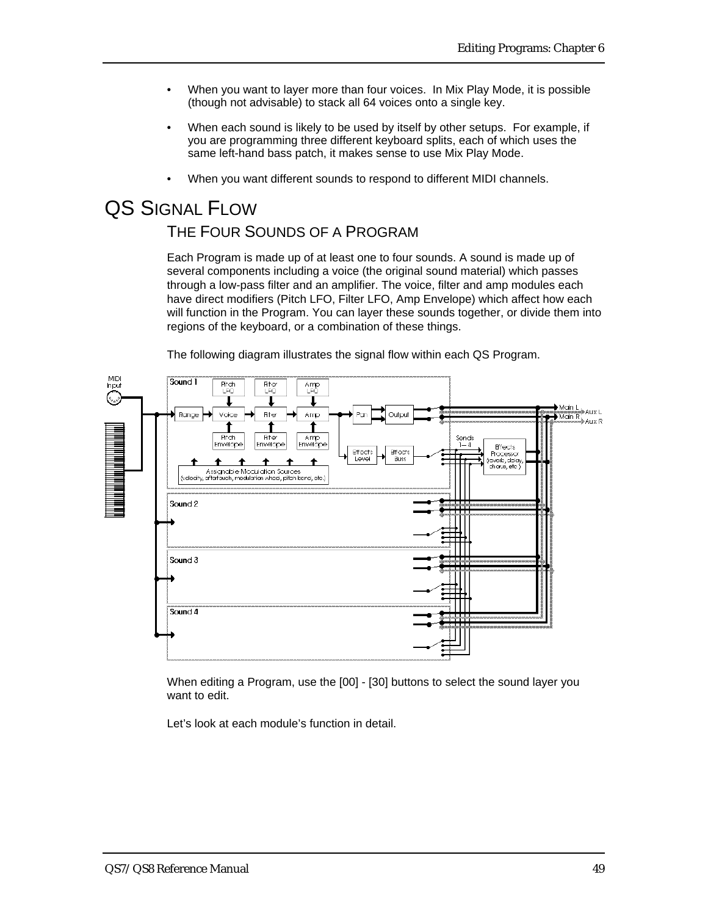- When you want to layer more than four voices. In Mix Play Mode, it is possible (though not advisable) to stack all 64 voices onto a single key.
- When each sound is likely to be used by itself by other setups. For example, if you are programming three different keyboard splits, each of which uses the same left-hand bass patch, it makes sense to use Mix Play Mode.
- When you want different sounds to respond to different MIDI channels.

# QS Signal Flow

## The Four Sounds of a Program

Each Program is made up of at least one to four sounds. A sound is made up of several components including a voice (the original sound material) which passes through a low-pass filter and an amplifier. The voice, filter and amp modules each have direct modifiers (Pitch LFO, Filter LFO, Amp Envelope) which affect how each will function in the Program. You can layer these sounds together, or divide them into regions of the keyboard, or a combination of these things.

The following diagram illustrates the signal flow within each QS Program.

When editing a Program, use the [00] - [30] buttons to select the sound layer you want to edit.

Let's look at each module's function in detail.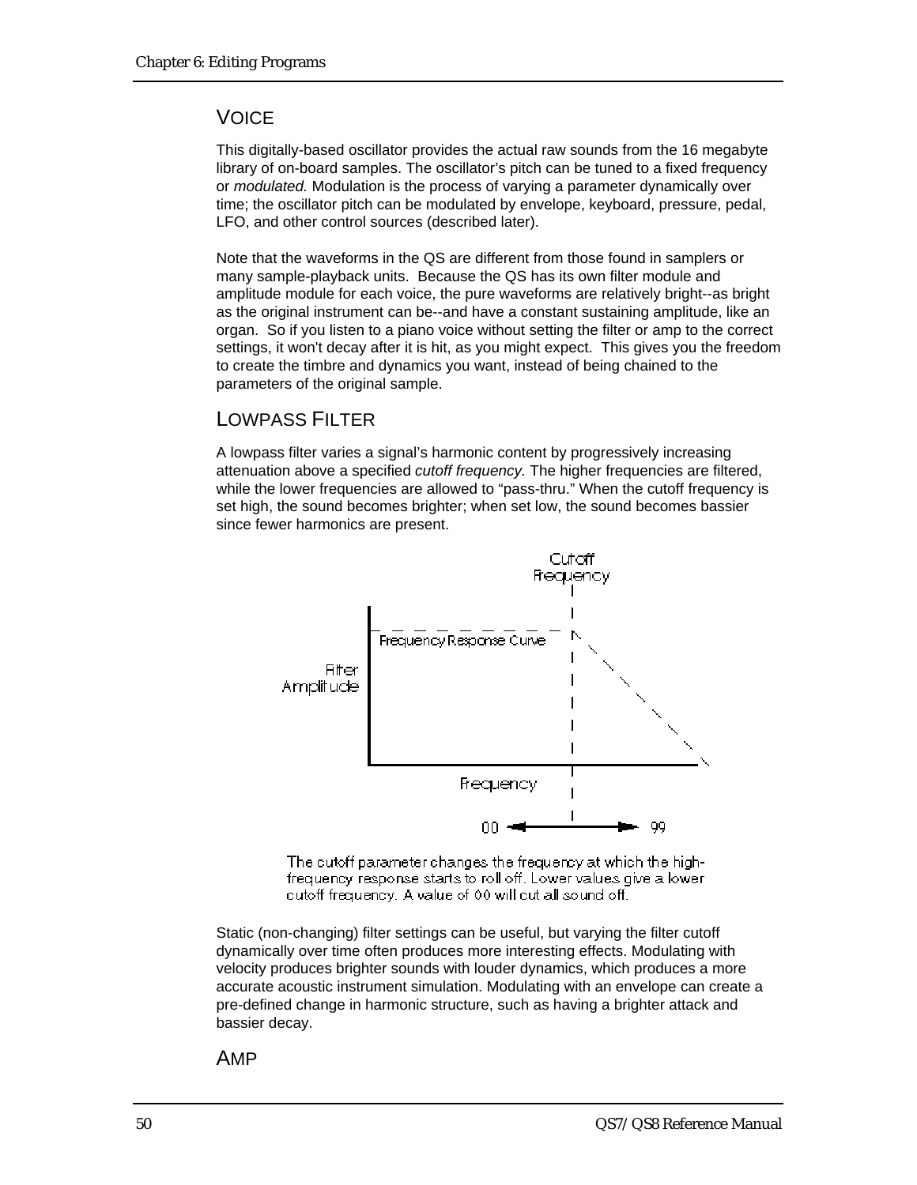## VOICE

This digitally-based oscillator provides the actual raw sounds from the 16 megabyte library of on-board samples. The oscillator's pitch can be tuned to a fixed frequency or *modulated.* Modulation is the process of varying a parameter dynamically over time; the oscillator pitch can be modulated by envelope, keyboard, pressure, pedal, LFO, and other control sources (described later).

Note that the waveforms in the QS are different from those found in samplers or many sample-playback units. Because the QS has its own filter module and amplitude module for each voice, the pure waveforms are relatively bright--as bright as the original instrument can be--and have a constant sustaining amplitude, like an organ. So if you listen to a piano voice without setting the filter or amp to the correct settings, it won't decay after it is hit, as you might expect. This gives you the freedom to create the timbre and dynamics you want, instead of being chained to the parameters of the original sample.

## LOWPASS FILTER

A lowpass filter varies a signal's harmonic content by progressively increasing attenuation above a specified *cutoff frequency.* The higher frequencies are filtered, while the lower frequencies are allowed to "pass-thru." When the cutoff frequency is set high, the sound becomes brighter; when set low, the sound becomes bassier since fewer harmonics are present.

Cutoff Frequency

Frequency Response Curve

Filter Amplitude

Frequency

00 ◄—— ——► 99

The cutoff parameter changes the frequency at which the high-frequency response starts to roll off. Lower values give a lower cutoff frequency. A value of 00 will cut all sound off.

Static (non-changing) filter settings can be useful, but varying the filter cutoff dynamically over time often produces more interesting effects. Modulating with velocity produces brighter sounds with louder dynamics, which produces a more accurate acoustic instrument simulation. Modulating with an envelope can create a pre-defined change in harmonic structure, such as having a brighter attack and bassier decay.

## AMP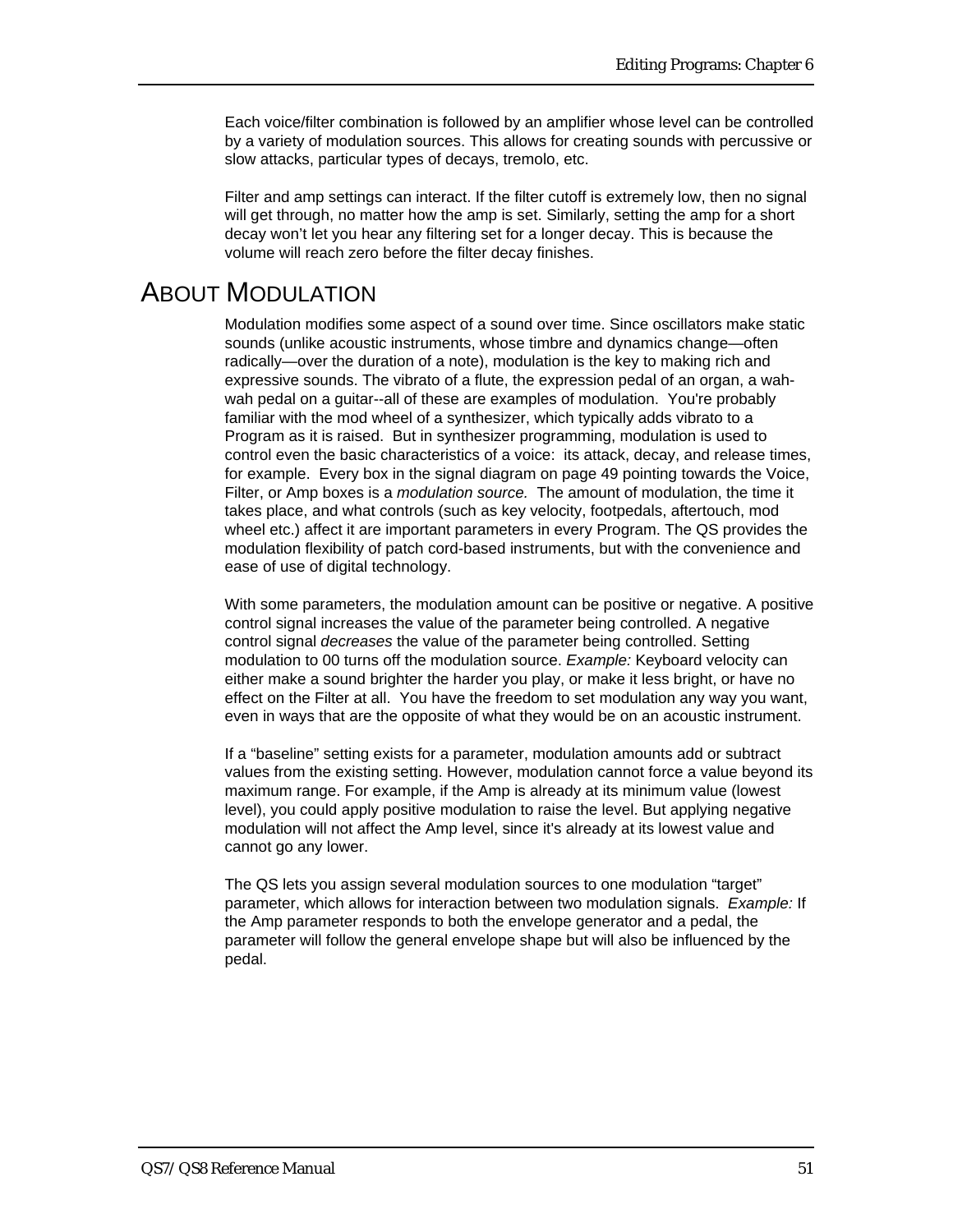Each voice/filter combination is followed by an amplifier whose level can be controlled by a variety of modulation sources. This allows for creating sounds with percussive or slow attacks, particular types of decays, tremolo, etc.

Filter and amp settings can interact. If the filter cutoff is extremely low, then no signal will get through, no matter how the amp is set. Similarly, setting the amp for a short decay won't let you hear any filtering set for a longer decay. This is because the volume will reach zero before the filter decay finishes.

# About Modulation

Modulation modifies some aspect of a sound over time. Since oscillators make static sounds (unlike acoustic instruments, whose timbre and dynamics change—often radically—over the duration of a note), modulation is the key to making rich and expressive sounds. The vibrato of a flute, the expression pedal of an organ, a wah-wah pedal on a guitar--all of these are examples of modulation. You're probably familiar with the mod wheel of a synthesizer, which typically adds vibrato to a Program as it is raised. But in synthesizer programming, modulation is used to control even the basic characteristics of a voice: its attack, decay, and release times, for example. Every box in the signal diagram on page 49 pointing towards the Voice, Filter, or Amp boxes is a *modulation source.* The amount of modulation, the time it takes place, and what controls (such as key velocity, footpedals, aftertouch, mod wheel etc.) affect it are important parameters in every Program. The QS provides the modulation flexibility of patch cord-based instruments, but with the convenience and ease of use of digital technology.

With some parameters, the modulation amount can be positive or negative. A positive control signal increases the value of the parameter being controlled. A negative control signal *decreases* the value of the parameter being controlled. Setting modulation to 00 turns off the modulation source. *Example:* Keyboard velocity can either make a sound brighter the harder you play, or make it less bright, or have no effect on the Filter at all. You have the freedom to set modulation any way you want, even in ways that are the opposite of what they would be on an acoustic instrument.

If a "baseline" setting exists for a parameter, modulation amounts add or subtract values from the existing setting. However, modulation cannot force a value beyond its maximum range. For example, if the Amp is already at its minimum value (lowest level), you could apply positive modulation to raise the level. But applying negative modulation will not affect the Amp level, since it's already at its lowest value and cannot go any lower.

The QS lets you assign several modulation sources to one modulation "target" parameter, which allows for interaction between two modulation signals. *Example:* If the Amp parameter responds to both the envelope generator and a pedal, the parameter will follow the general envelope shape but will also be influenced by the pedal.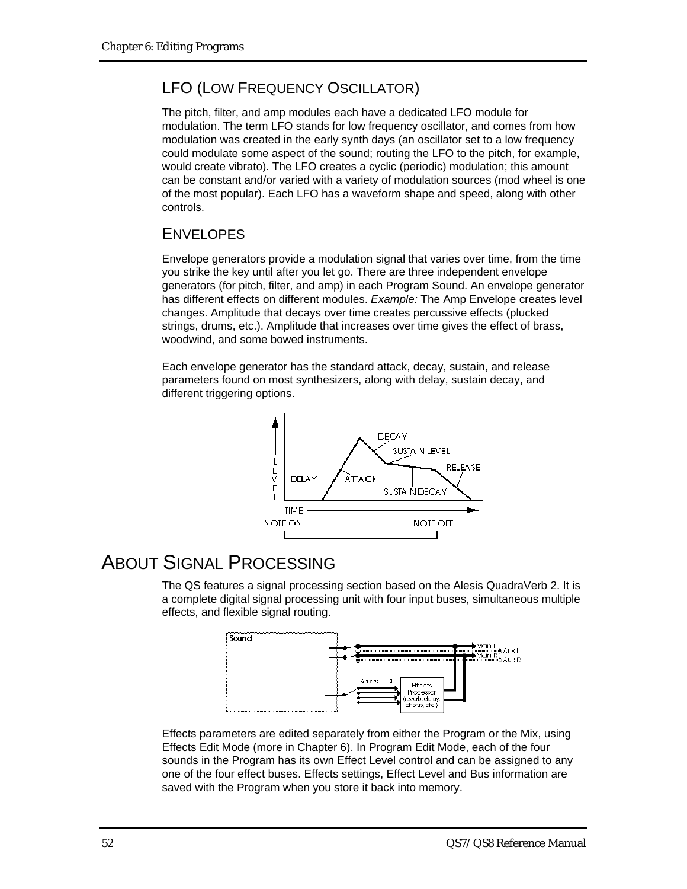### LFO (Low Frequency Oscillator)

The pitch, filter, and amp modules each have a dedicated LFO module for modulation. The term LFO stands for low frequency oscillator, and comes from how modulation was created in the early synth days (an oscillator set to a low frequency could modulate some aspect of the sound; routing the LFO to the pitch, for example, would create vibrato). The LFO creates a cyclic (periodic) modulation; this amount can be constant and/or varied with a variety of modulation sources (mod wheel is one of the most popular). Each LFO has a waveform shape and speed, along with other controls.

### Envelopes

Envelope generators provide a modulation signal that varies over time, from the time you strike the key until after you let go. There are three independent envelope generators (for pitch, filter, and amp) in each Program Sound. An envelope generator has different effects on different modules. *Example:* The Amp Envelope creates level changes. Amplitude that decays over time creates percussive effects (plucked strings, drums, etc.). Amplitude that increases over time gives the effect of brass, woodwind, and some bowed instruments.

Each envelope generator has the standard attack, decay, sustain, and release parameters found on most synthesizers, along with delay, sustain decay, and different triggering options.

## About Signal Processing

The QS features a signal processing section based on the Alesis QuadraVerb 2. It is a complete digital signal processing unit with four input buses, simultaneous multiple effects, and flexible signal routing.

Effects parameters are edited separately from either the Program or the Mix, using Effects Edit Mode (more in Chapter 6). In Program Edit Mode, each of the four sounds in the Program has its own Effect Level control and can be assigned to any one of the four effect buses. Effects settings, Effect Level and Bus information are saved with the Program when you store it back into memory.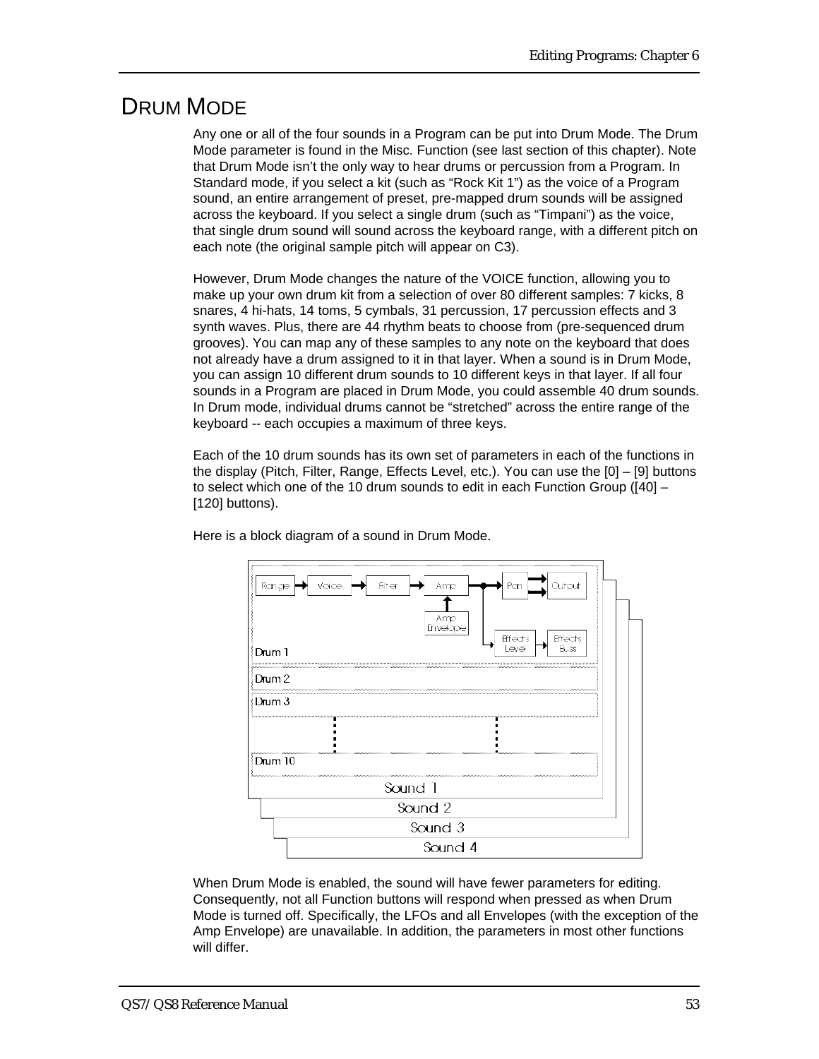# DRUM MODE

Any one or all of the four sounds in a Program can be put into Drum Mode. The Drum Mode parameter is found in the Misc. Function (see last section of this chapter). Note that Drum Mode isn't the only way to hear drums or percussion from a Program. In Standard mode, if you select a kit (such as "Rock Kit 1") as the voice of a Program sound, an entire arrangement of preset, pre-mapped drum sounds will be assigned across the keyboard. If you select a single drum (such as "Timpani") as the voice, that single drum sound will sound across the keyboard range, with a different pitch on each note (the original sample pitch will appear on C3).

However, Drum Mode changes the nature of the VOICE function, allowing you to make up your own drum kit from a selection of over 80 different samples: 7 kicks, 8 snares, 4 hi-hats, 14 toms, 5 cymbals, 31 percussion, 17 percussion effects and 3 synth waves. Plus, there are 44 rhythm beats to choose from (pre-sequenced drum grooves). You can map any of these samples to any note on the keyboard that does not already have a drum assigned to it in that layer. When a sound is in Drum Mode, you can assign 10 different drum sounds to 10 different keys in that layer. If all four sounds in a Program are placed in Drum Mode, you could assemble 40 drum sounds. In Drum mode, individual drums cannot be "stretched" across the entire range of the keyboard -- each occupies a maximum of three keys.

Each of the 10 drum sounds has its own set of parameters in each of the functions in the display (Pitch, Filter, Range, Effects Level, etc.). You can use the [0] – [9] buttons to select which one of the 10 drum sounds to edit in each Function Group ([40] – [120] buttons).

Here is a block diagram of a sound in Drum Mode.

Range → Voice → Filter → Amp → Pan → Output
Amp Envelope → Amp
Amp → Effects Level → Effects Buss
Drum 1
Drum 2
Drum 3
Drum 10
Sound 1
Sound 2
Sound 3
Sound 4

When Drum Mode is enabled, the sound will have fewer parameters for editing. Consequently, not all Function buttons will respond when pressed as when Drum Mode is turned off. Specifically, the LFOs and all Envelopes (with the exception of the Amp Envelope) are unavailable. In addition, the parameters in most other functions will differ.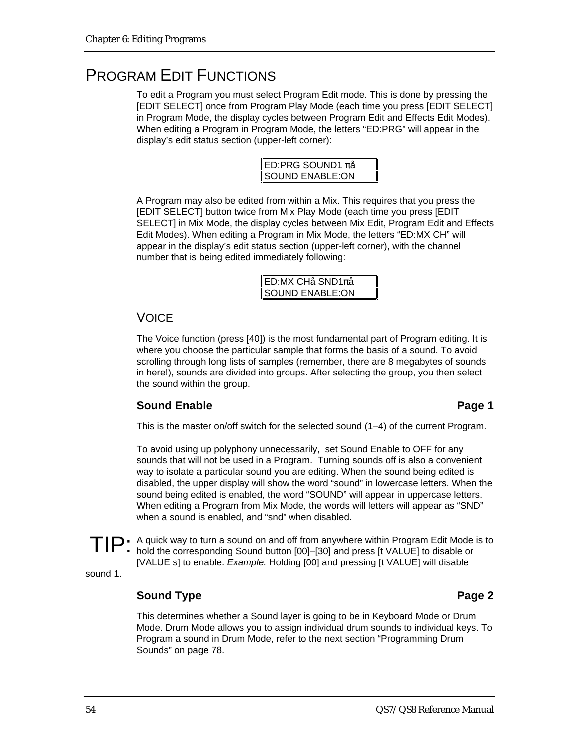# PROGRAM EDIT FUNCTIONS

To edit a Program you must select Program Edit mode. This is done by pressing the [EDIT SELECT] once from Program Play Mode (each time you press [EDIT SELECT] in Program Mode, the display cycles between Program Edit and Effects Edit Modes). When editing a Program in Program Mode, the letters “ED:PRG” will appear in the display’s edit status section (upper-left corner):

```
ED:PRG SOUND1 πå
SOUND ENABLE:ON
```

A Program may also be edited from within a Mix. This requires that you press the [EDIT SELECT] button twice from Mix Play Mode (each time you press [EDIT SELECT] in Mix Mode, the display cycles between Mix Edit, Program Edit and Effects Edit Modes). When editing a Program in Mix Mode, the letters “ED:MX CH” will appear in the display’s edit status section (upper-left corner), with the channel number that is being edited immediately following:

```
ED:MX CHå SND1πå
SOUND ENABLE:ON
```

## VOICE

The Voice function (press [40]) is the most fundamental part of Program editing. It is where you choose the particular sample that forms the basis of a sound. To avoid scrolling through long lists of samples (remember, there are 8 megabytes of sounds in here!), sounds are divided into groups. After selecting the group, you then select the sound within the group.

### Sound Enable — Page 1

This is the master on/off switch for the selected sound (1–4) of the current Program.

To avoid using up polyphony unnecessarily, set Sound Enable to OFF for any sounds that will not be used in a Program. Turning sounds off is also a convenient way to isolate a particular sound you are editing. When the sound being edited is disabled, the upper display will show the word “sound” in lowercase letters. When the sound being edited is enabled, the word “SOUND” will appear in uppercase letters. When editing a Program from Mix Mode, the words will letters will appear as “SND” when a sound is enabled, and “snd” when disabled.

**TIP:** A quick way to turn a sound on and off from anywhere within Program Edit Mode is to hold the corresponding Sound button [00]–[30] and press [t VALUE] to disable or [VALUE s] to enable. *Example:* Holding [00] and pressing [t VALUE] will disable sound 1.

### Sound Type — Page 2

This determines whether a Sound layer is going to be in Keyboard Mode or Drum Mode. Drum Mode allows you to assign individual drum sounds to individual keys. To Program a sound in Drum Mode, refer to the next section “Programming Drum Sounds” on page 78.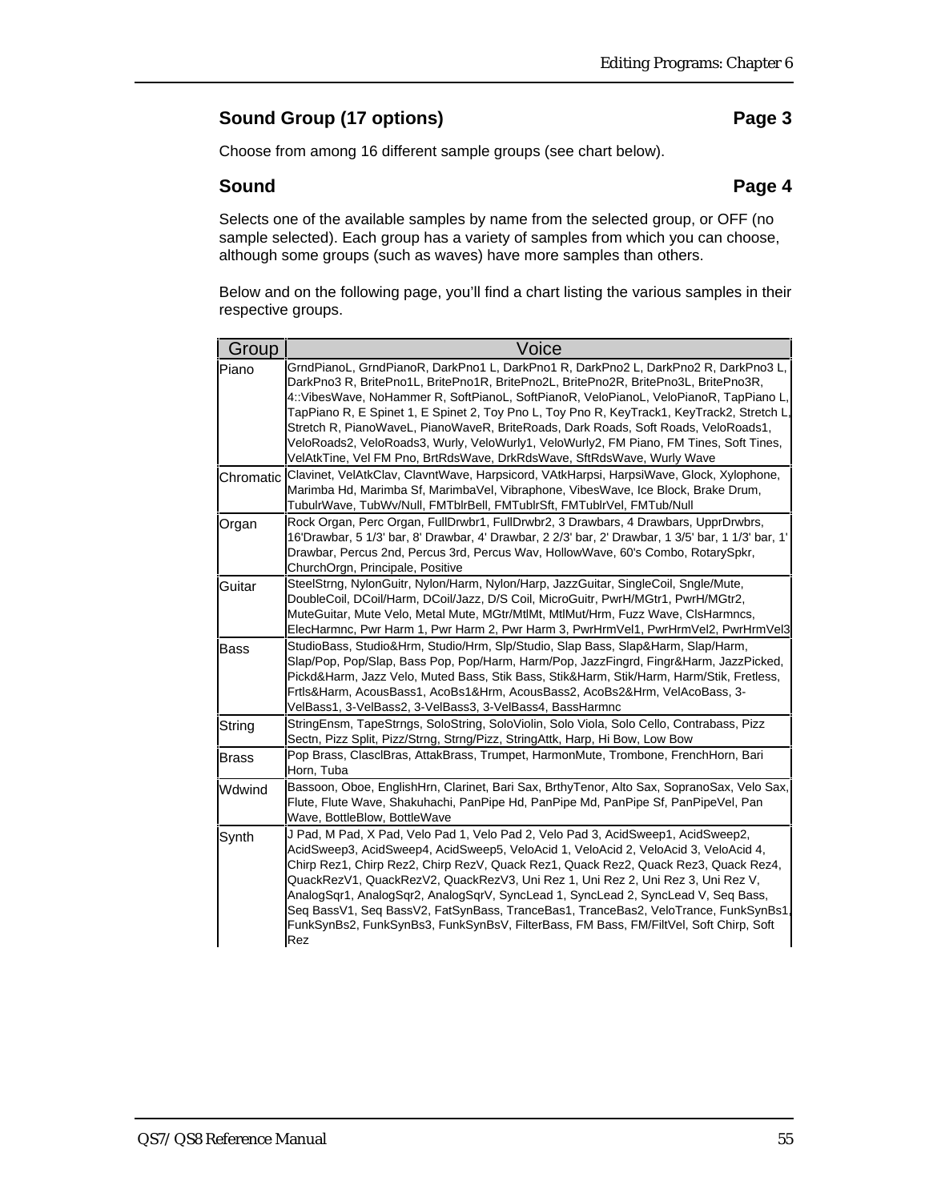## Sound Group (17 options) — Page 3

Choose from among 16 different sample groups (see chart below).

## Sound — Page 4

Selects one of the available samples by name from the selected group, or OFF (no sample selected). Each group has a variety of samples from which you can choose, although some groups (such as waves) have more samples than others.

Below and on the following page, you'll find a chart listing the various samples in their respective groups.

| Group | Voice |
|---|---|
| Piano | GrndPianoL, GrndPianoR, DarkPno1 L, DarkPno1 R, DarkPno2 L, DarkPno2 R, DarkPno3 L, DarkPno3 R, BritePno1L, BritePno1R, BritePno2L, BritePno2R, BritePno3L, BritePno3R, 4::VibesWave, NoHammer R, SoftPianoL, SoftPianoR, VeloPianoL, VeloPianoR, TapPiano L, TapPiano R, E Spinet 1, E Spinet 2, Toy Pno L, Toy Pno R, KeyTrack1, KeyTrack2, Stretch L, Stretch R, PianoWaveL, PianoWaveR, BriteRoads, Dark Roads, Soft Roads, VeloRoads1, VeloRoads2, VeloRoads3, Wurly, VeloWurly1, VeloWurly2, FM Piano, FM Tines, Soft Tines, VelAtkTine, Vel FM Pno, BrtRdsWave, DrkRdsWave, SftRdsWave, Wurly Wave |
| Chromatic | Clavinet, VelAtkClav, ClavntWave, Harpsicord, VAtkHarpsi, HarpsiWave, Glock, Xylophone, Marimba Hd, Marimba Sf, MarimbaVel, Vibraphone, VibesWave, Ice Block, Brake Drum, TubulrWave, TubWv/Null, FMTblrBell, FMTublrSft, FMTublrVel, FMTub/Null |
| Organ | Rock Organ, Perc Organ, FullDrwbr1, FullDrwbr2, 3 Drawbars, 4 Drawbars, UpprDrwbrs, 16'Drawbar, 5 1/3' bar, 8' Drawbar, 4' Drawbar, 2 2/3' bar, 2' Drawbar, 1 3/5' bar, 1 1/3' bar, 1' Drawbar, Percus 2nd, Percus 3rd, Percus Wav, HollowWave, 60's Combo, RotarySpkr, ChurchOrgn, Principale, Positive |
| Guitar | SteelStrng, NylonGuitr, Nylon/Harm, Nylon/Harp, JazzGuitar, SingleCoil, Sngle/Mute, DoubleCoil, DCoil/Harm, DCoil/Jazz, D/S Coil, MicroGuitr, PwrH/MGtr1, PwrH/MGtr2, MuteGuitar, Mute Velo, Metal Mute, MGtr/MtlMt, MtlMut/Hrm, Fuzz Wave, ClsHarmncs, ElecHarmnc, Pwr Harm 1, Pwr Harm 2, Pwr Harm 3, PwrHrmVel1, PwrHrmVel2, PwrHrmVel3 |
| Bass | StudioBass, Studio&Hrm, Studio/Hrm, Slp/Studio, Slap Bass, Slap&Harm, Slap/Harm, Slap/Pop, Pop/Slap, Bass Pop, Pop/Harm, Harm/Pop, JazzFingrd, Fingr&Harm, JazzPicked, Pickd&Harm, Jazz Velo, Muted Bass, Stik Bass, Stik&Harm, Stik/Harm, Harm/Stik, Fretless, Frtls&Harm, AcousBass1, AcoBs1&Hrm, AcousBass2, AcoBs2&Hrm, VelAcoBass, 3-VelBass1, 3-VelBass2, 3-VelBass3, 3-VelBass4, BassHarmnc |
| String | StringEnsm, TapeStrngs, SoloString, SoloViolin, Solo Viola, Solo Cello, Contrabass, Pizz Sectn, Pizz Split, Pizz/Strng, Strng/Pizz, StringAttk, Harp, Hi Bow, Low Bow |
| Brass | Pop Brass, ClasclBras, AttakBrass, Trumpet, HarmonMute, Trombone, FrenchHorn, Bari Horn, Tuba |
| Wdwind | Bassoon, Oboe, EnglishHrn, Clarinet, Bari Sax, BrthyTenor, Alto Sax, SopranoSax, Velo Sax, Flute, Flute Wave, Shakuhachi, PanPipe Hd, PanPipe Md, PanPipe Sf, PanPipeVel, Pan Wave, BottleBlow, BottleWave |
| Synth | J Pad, M Pad, X Pad, Velo Pad 1, Velo Pad 2, Velo Pad 3, AcidSweep1, AcidSweep2, AcidSweep3, AcidSweep4, AcidSweep5, VeloAcid 1, VeloAcid 2, VeloAcid 3, VeloAcid 4, Chirp Rez1, Chirp Rez2, Chirp RezV, Quack Rez1, Quack Rez2, Quack Rez3, Quack Rez4, QuackRezV1, QuackRezV2, QuackRezV3, Uni Rez 1, Uni Rez 2, Uni Rez 3, Uni Rez V, AnalogSqr1, AnalogSqr2, AnalogSqrV, SyncLead 1, SyncLead 2, SyncLead V, Seq Bass, Seq BassV1, Seq BassV2, FatSynBass, TranceBas1, TranceBas2, VeloTrance, FunkSynBs1, FunkSynBs2, FunkSynBs3, FunkSynBsV, FilterBass, FM Bass, FM/FiltVel, Soft Chirp, Soft Rez |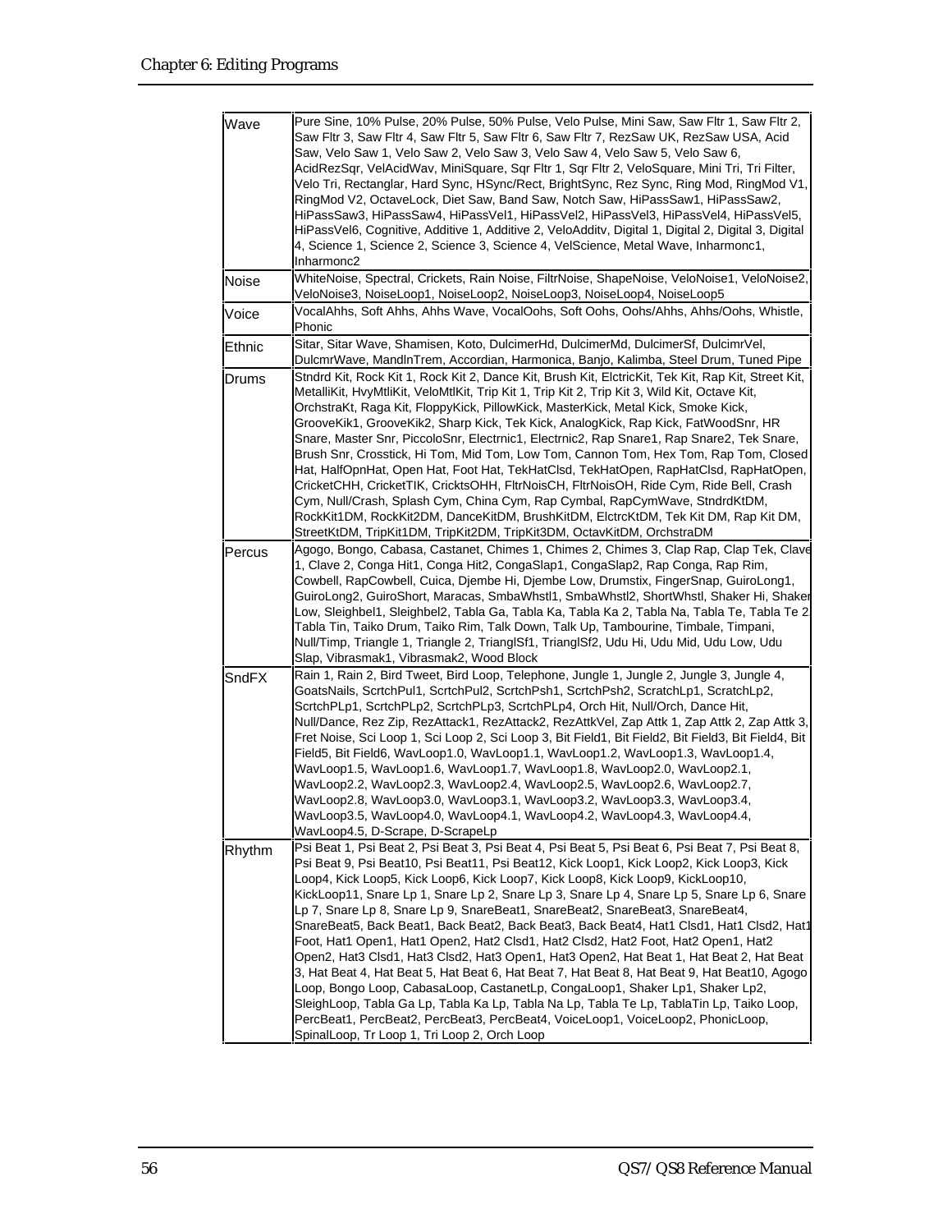| | |
|---|---|
| Wave | Pure Sine, 10% Pulse, 20% Pulse, 50% Pulse, Velo Pulse, Mini Saw, Saw Fltr 1, Saw Fltr 2, Saw Fltr 3, Saw Fltr 4, Saw Fltr 5, Saw Fltr 6, Saw Fltr 7, RezSaw UK, RezSaw USA, Acid Saw, Velo Saw 1, Velo Saw 2, Velo Saw 3, Velo Saw 4, Velo Saw 5, Velo Saw 6, AcidRezSqr, VelAcidWav, MiniSquare, Sqr Fltr 1, Sqr Fltr 2, VeloSquare, Mini Tri, Tri Filter, Velo Tri, Rectanglar, Hard Sync, HSync/Rect, BrightSync, Rez Sync, Ring Mod, RingMod V1, RingMod V2, OctaveLock, Diet Saw, Band Saw, Notch Saw, HiPassSaw1, HiPassSaw2, HiPassSaw3, HiPassSaw4, HiPassVel1, HiPassVel2, HiPassVel3, HiPassVel4, HiPassVel5, HiPassVel6, Cognitive, Additive 1, Additive 2, VeloAdditv, Digital 1, Digital 2, Digital 3, Digital 4, Science 1, Science 2, Science 3, Science 4, VelScience, Metal Wave, Inharmonc1, Inharmonc2 |
| Noise | WhiteNoise, Spectral, Crickets, Rain Noise, FiltrNoise, ShapeNoise, VeloNoise1, VeloNoise2, VeloNoise3, NoiseLoop1, NoiseLoop2, NoiseLoop3, NoiseLoop4, NoiseLoop5 |
| Voice | VocalAhhs, Soft Ahhs, Ahhs Wave, VocalOohs, Soft Oohs, Oohs/Ahhs, Ahhs/Oohs, Whistle, Phonic |
| Ethnic | Sitar, Sitar Wave, Shamisen, Koto, DulcimerHd, DulcimerMd, DulcimerSf, DulcimrVel, DulcmrWave, MandlnTrem, Accordian, Harmonica, Banjo, Kalimba, Steel Drum, Tuned Pipe |
| Drums | Stndrd Kit, Rock Kit 1, Rock Kit 2, Dance Kit, Brush Kit, ElctricKit, Tek Kit, Rap Kit, Street Kit, MetalliKit, HvyMtliKit, VeloMtlKit, Trip Kit 1, Trip Kit 2, Trip Kit 3, Wild Kit, Octave Kit, OrchstraKt, Raga Kit, FloppyKick, PillowKick, MasterKick, Metal Kick, Smoke Kick, GrooveKik1, GrooveKik2, Sharp Kick, Tek Kick, AnalogKick, Rap Kick, FatWoodSnr, HR Snare, Master Snr, PiccoloSnr, Electrnic1, Electrnic2, Rap Snare1, Rap Snare2, Tek Snare, Brush Snr, Crosstick, Hi Tom, Mid Tom, Low Tom, Cannon Tom, Hex Tom, Rap Tom, Closed Hat, HalfOpnHat, Open Hat, Foot Hat, TekHatClsd, TekHatOpen, RapHatClsd, RapHatOpen, CricketCHH, CricketTIK, CricktsOHH, FltrNoisCH, FltrNoisOH, Ride Cym, Ride Bell, Crash Cym, Null/Crash, Splash Cym, China Cym, Rap Cymbal, RapCymWave, StndrdKtDM, RockKit1DM, RockKit2DM, DanceKitDM, BrushKitDM, ElctrcKtDM, Tek Kit DM, Rap Kit DM, StreetKtDM, TripKit1DM, TripKit2DM, TripKit3DM, OctavKitDM, OrchstraDM |
| Percus | Agogo, Bongo, Cabasa, Castanet, Chimes 1, Chimes 2, Chimes 3, Clap Rap, Clap Tek, Clave 1, Clave 2, Conga Hit1, Conga Hit2, CongaSlap1, CongaSlap2, Rap Conga, Rap Rim, Cowbell, RapCowbell, Cuica, Djembe Hi, Djembe Low, Drumstix, FingerSnap, GuiroLong1, GuiroLong2, GuiroShort, Maracas, SmbaWhstl1, SmbaWhstl2, ShortWhstl, Shaker Hi, Shaker Low, Sleighbel1, Sleighbel2, Tabla Ga, Tabla Ka, Tabla Ka 2, Tabla Na, Tabla Te, Tabla Te 2, Tabla Tin, Taiko Drum, Taiko Rim, Talk Down, Talk Up, Tambourine, Timbale, Timpani, Null/Timp, Triangle 1, Triangle 2, TrianglSf1, TrianglSf2, Udu Hi, Udu Mid, Udu Low, Udu Slap, Vibrasmak1, Vibrasmak2, Wood Block |
| SndFX | Rain 1, Rain 2, Bird Tweet, Bird Loop, Telephone, Jungle 1, Jungle 2, Jungle 3, Jungle 4, GoatsNails, ScrtchPul1, ScrtchPul2, ScrtchPsh1, ScrtchPsh2, ScratchLp1, ScratchLp2, ScrtchPLp1, ScrtchPLp2, ScrtchPLp3, ScrtchPLp4, Orch Hit, Null/Orch, Dance Hit, Null/Dance, Rez Zip, RezAttack1, RezAttack2, RezAttkVel, Zap Attk 1, Zap Attk 2, Zap Attk 3, Fret Noise, Sci Loop 1, Sci Loop 2, Sci Loop 3, Bit Field1, Bit Field2, Bit Field3, Bit Field4, Bit Field5, Bit Field6, WavLoop1.0, WavLoop1.1, WavLoop1.2, WavLoop1.3, WavLoop1.4, WavLoop1.5, WavLoop1.6, WavLoop1.7, WavLoop1.8, WavLoop2.0, WavLoop2.1, WavLoop2.2, WavLoop2.3, WavLoop2.4, WavLoop2.5, WavLoop2.6, WavLoop2.7, WavLoop2.8, WavLoop3.0, WavLoop3.1, WavLoop3.2, WavLoop3.3, WavLoop3.4, WavLoop3.5, WavLoop4.0, WavLoop4.1, WavLoop4.2, WavLoop4.3, WavLoop4.4, WavLoop4.5, D-Scrape, D-ScrapeLp |
| Rhythm | Psi Beat 1, Psi Beat 2, Psi Beat 3, Psi Beat 4, Psi Beat 5, Psi Beat 6, Psi Beat 7, Psi Beat 8, Psi Beat 9, Psi Beat10, Psi Beat11, Psi Beat12, Kick Loop1, Kick Loop2, Kick Loop3, Kick Loop4, Kick Loop5, Kick Loop6, Kick Loop7, Kick Loop8, Kick Loop9, KickLoop10, KickLoop11, Snare Lp 1, Snare Lp 2, Snare Lp 3, Snare Lp 4, Snare Lp 5, Snare Lp 6, Snare Lp 7, Snare Lp 8, Snare Lp 9, SnareBeat1, SnareBeat2, SnareBeat3, SnareBeat4, SnareBeat5, Back Beat1, Back Beat2, Back Beat3, Back Beat4, Hat1 Clsd1, Hat1 Clsd2, Hat1 Foot, Hat1 Open1, Hat1 Open2, Hat2 Clsd1, Hat2 Clsd2, Hat2 Foot, Hat2 Open1, Hat2 Open2, Hat3 Clsd1, Hat3 Clsd2, Hat3 Open1, Hat3 Open2, Hat Beat 1, Hat Beat 2, Hat Beat 3, Hat Beat 4, Hat Beat 5, Hat Beat 6, Hat Beat 7, Hat Beat 8, Hat Beat 9, Hat Beat10, Agogo Loop, Bongo Loop, CabasaLoop, CastanetLp, CongaLoop1, Shaker Lp1, Shaker Lp2, SleighLoop, Tabla Ga Lp, Tabla Ka Lp, Tabla Na Lp, Tabla Te Lp, TablaTin Lp, Taiko Loop, PercBeat1, PercBeat2, PercBeat3, PercBeat4, VoiceLoop1, VoiceLoop2, PhonicLoop, SpinalLoop, Tr Loop 1, Tri Loop 2, Orch Loop |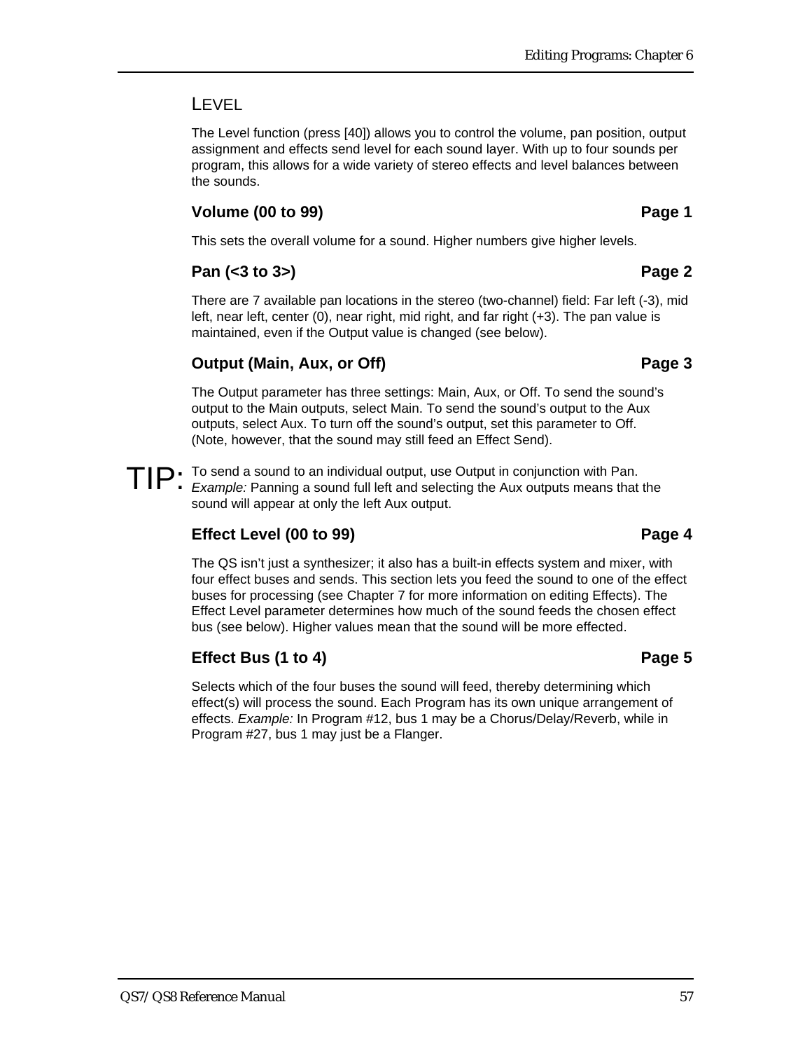## LEVEL

The Level function (press [40]) allows you to control the volume, pan position, output assignment and effects send level for each sound layer. With up to four sounds per program, this allows for a wide variety of stereo effects and level balances between the sounds.

### Volume (00 to 99) — Page 1

This sets the overall volume for a sound. Higher numbers give higher levels.

### Pan (<3 to 3>) — Page 2

There are 7 available pan locations in the stereo (two-channel) field: Far left (-3), mid left, near left, center (0), near right, mid right, and far right (+3). The pan value is maintained, even if the Output value is changed (see below).

### Output (Main, Aux, or Off) — Page 3

The Output parameter has three settings: Main, Aux, or Off. To send the sound's output to the Main outputs, select Main. To send the sound's output to the Aux outputs, select Aux. To turn off the sound's output, set this parameter to Off. (Note, however, that the sound may still feed an Effect Send).

**TIP:** To send a sound to an individual output, use Output in conjunction with Pan. *Example:* Panning a sound full left and selecting the Aux outputs means that the sound will appear at only the left Aux output.

### Effect Level (00 to 99) — Page 4

The QS isn't just a synthesizer; it also has a built-in effects system and mixer, with four effect buses and sends. This section lets you feed the sound to one of the effect buses for processing (see Chapter 7 for more information on editing Effects). The Effect Level parameter determines how much of the sound feeds the chosen effect bus (see below). Higher values mean that the sound will be more effected.

### Effect Bus (1 to 4) — Page 5

Selects which of the four buses the sound will feed, thereby determining which effect(s) will process the sound. Each Program has its own unique arrangement of effects. *Example:* In Program #12, bus 1 may be a Chorus/Delay/Reverb, while in Program #27, bus 1 may just be a Flanger.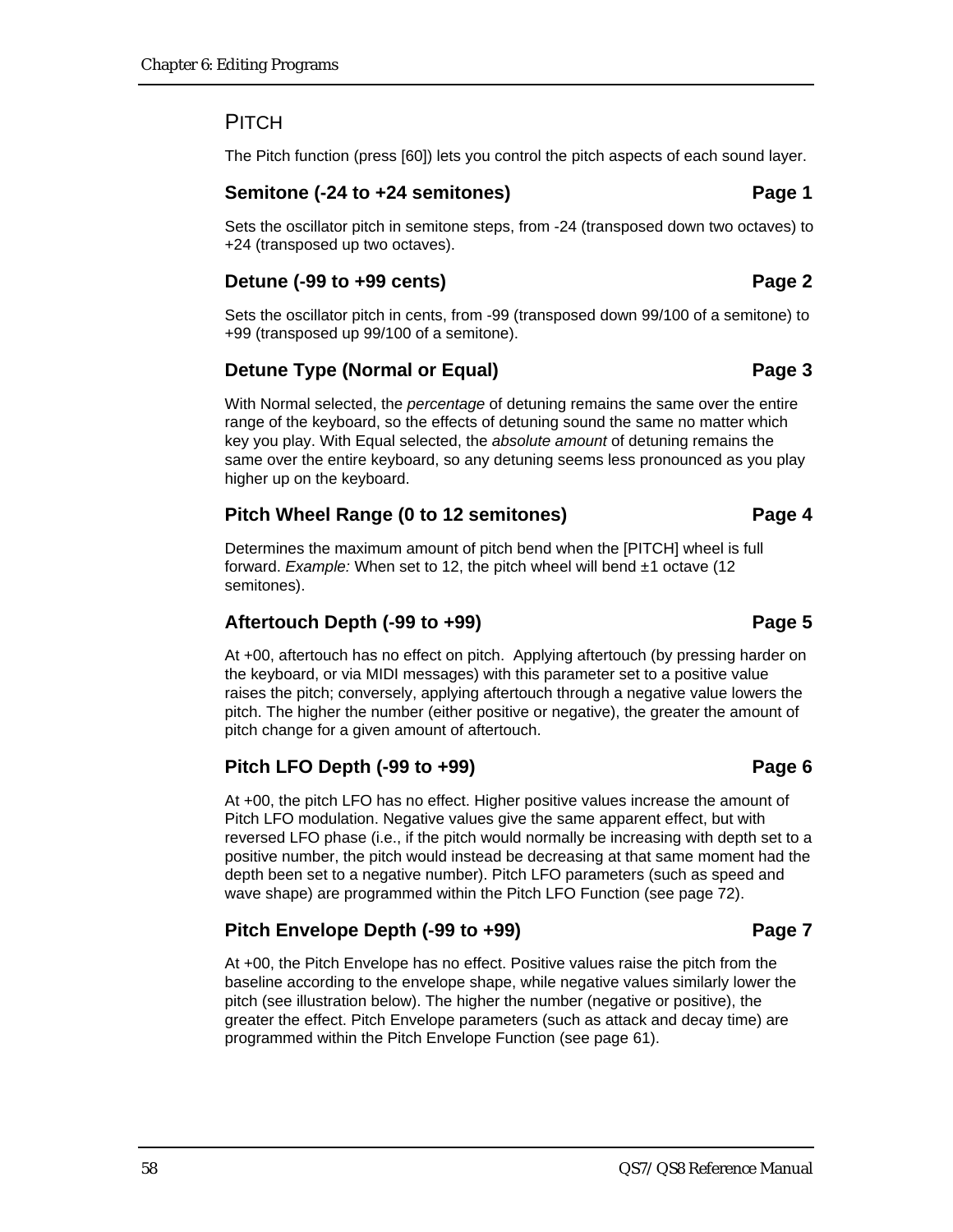## PITCH

The Pitch function (press [60]) lets you control the pitch aspects of each sound layer.

### Semitone (-24 to +24 semitones) Page 1

Sets the oscillator pitch in semitone steps, from -24 (transposed down two octaves) to +24 (transposed up two octaves).

### Detune (-99 to +99 cents) Page 2

Sets the oscillator pitch in cents, from -99 (transposed down 99/100 of a semitone) to +99 (transposed up 99/100 of a semitone).

### Detune Type (Normal or Equal) Page 3

With Normal selected, the *percentage* of detuning remains the same over the entire range of the keyboard, so the effects of detuning sound the same no matter which key you play. With Equal selected, the *absolute amount* of detuning remains the same over the entire keyboard, so any detuning seems less pronounced as you play higher up on the keyboard.

### Pitch Wheel Range (0 to 12 semitones) Page 4

Determines the maximum amount of pitch bend when the [PITCH] wheel is full forward. *Example:* When set to 12, the pitch wheel will bend ±1 octave (12 semitones).

### Aftertouch Depth (-99 to +99) Page 5

At +00, aftertouch has no effect on pitch. Applying aftertouch (by pressing harder on the keyboard, or via MIDI messages) with this parameter set to a positive value raises the pitch; conversely, applying aftertouch through a negative value lowers the pitch. The higher the number (either positive or negative), the greater the amount of pitch change for a given amount of aftertouch.

### Pitch LFO Depth (-99 to +99) Page 6

At +00, the pitch LFO has no effect. Higher positive values increase the amount of Pitch LFO modulation. Negative values give the same apparent effect, but with reversed LFO phase (i.e., if the pitch would normally be increasing with depth set to a positive number, the pitch would instead be decreasing at that same moment had the depth been set to a negative number). Pitch LFO parameters (such as speed and wave shape) are programmed within the Pitch LFO Function (see page 72).

### Pitch Envelope Depth (-99 to +99) Page 7

At +00, the Pitch Envelope has no effect. Positive values raise the pitch from the baseline according to the envelope shape, while negative values similarly lower the pitch (see illustration below). The higher the number (negative or positive), the greater the effect. Pitch Envelope parameters (such as attack and decay time) are programmed within the Pitch Envelope Function (see page 61).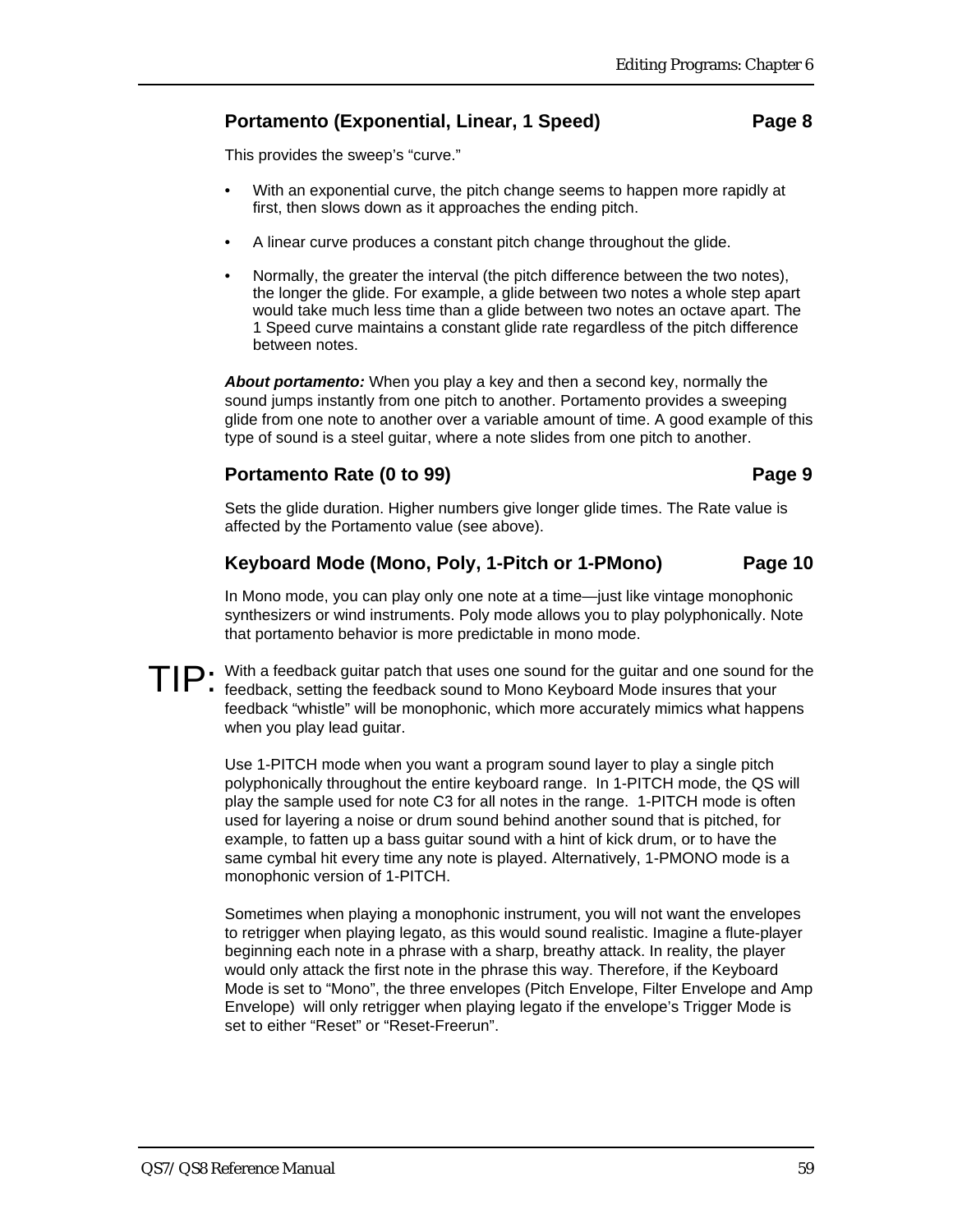### Portamento (Exponential, Linear, 1 Speed) Page 8

This provides the sweep's "curve."

- With an exponential curve, the pitch change seems to happen more rapidly at first, then slows down as it approaches the ending pitch.
- A linear curve produces a constant pitch change throughout the glide.
- Normally, the greater the interval (the pitch difference between the two notes), the longer the glide. For example, a glide between two notes a whole step apart would take much less time than a glide between two notes an octave apart. The 1 Speed curve maintains a constant glide rate regardless of the pitch difference between notes.

***About portamento:*** When you play a key and then a second key, normally the sound jumps instantly from one pitch to another. Portamento provides a sweeping glide from one note to another over a variable amount of time. A good example of this type of sound is a steel guitar, where a note slides from one pitch to another.

### Portamento Rate (0 to 99) Page 9

Sets the glide duration. Higher numbers give longer glide times. The Rate value is affected by the Portamento value (see above).

### Keyboard Mode (Mono, Poly, 1-Pitch or 1-PMono) Page 10

In Mono mode, you can play only one note at a time—just like vintage monophonic synthesizers or wind instruments. Poly mode allows you to play polyphonically. Note that portamento behavior is more predictable in mono mode.

TIP: With a feedback guitar patch that uses one sound for the guitar and one sound for the feedback, setting the feedback sound to Mono Keyboard Mode insures that your feedback "whistle" will be monophonic, which more accurately mimics what happens when you play lead guitar.

Use 1-PITCH mode when you want a program sound layer to play a single pitch polyphonically throughout the entire keyboard range. In 1-PITCH mode, the QS will play the sample used for note C3 for all notes in the range. 1-PITCH mode is often used for layering a noise or drum sound behind another sound that is pitched, for example, to fatten up a bass guitar sound with a hint of kick drum, or to have the same cymbal hit every time any note is played. Alternatively, 1-PMONO mode is a monophonic version of 1-PITCH.

Sometimes when playing a monophonic instrument, you will not want the envelopes to retrigger when playing legato, as this would sound realistic. Imagine a flute-player beginning each note in a phrase with a sharp, breathy attack. In reality, the player would only attack the first note in the phrase this way. Therefore, if the Keyboard Mode is set to "Mono", the three envelopes (Pitch Envelope, Filter Envelope and Amp Envelope) will only retrigger when playing legato if the envelope's Trigger Mode is set to either "Reset" or "Reset-Freerun".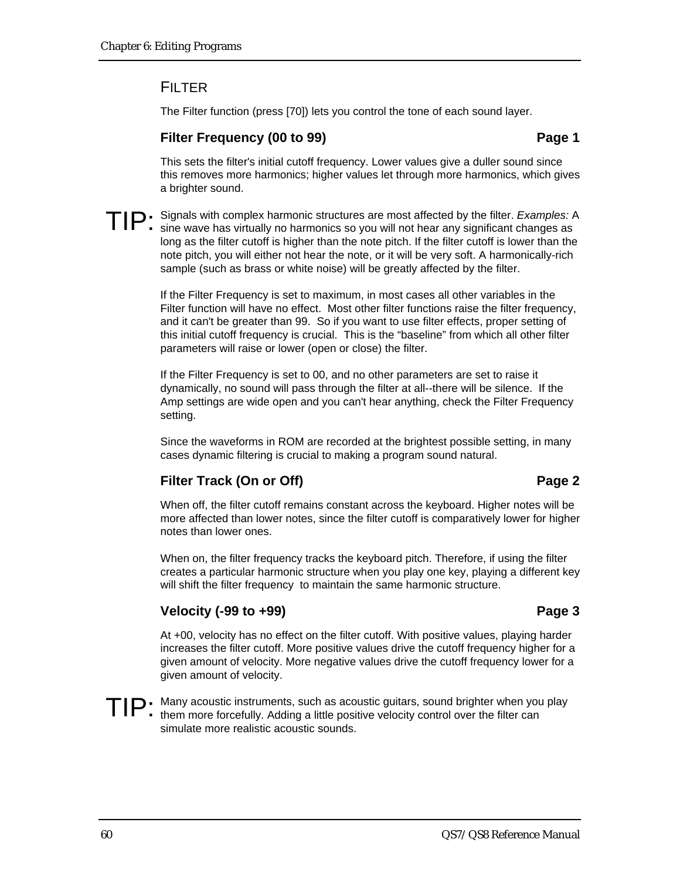## FILTER

The Filter function (press [70]) lets you control the tone of each sound layer.

### Filter Frequency (00 to 99) — Page 1

This sets the filter's initial cutoff frequency. Lower values give a duller sound since this removes more harmonics; higher values let through more harmonics, which gives a brighter sound.

**TIP:** Signals with complex harmonic structures are most affected by the filter. *Examples:* A sine wave has virtually no harmonics so you will not hear any significant changes as long as the filter cutoff is higher than the note pitch. If the filter cutoff is lower than the note pitch, you will either not hear the note, or it will be very soft. A harmonically-rich sample (such as brass or white noise) will be greatly affected by the filter.

If the Filter Frequency is set to maximum, in most cases all other variables in the Filter function will have no effect. Most other filter functions raise the filter frequency, and it can't be greater than 99. So if you want to use filter effects, proper setting of this initial cutoff frequency is crucial. This is the “baseline” from which all other filter parameters will raise or lower (open or close) the filter.

If the Filter Frequency is set to 00, and no other parameters are set to raise it dynamically, no sound will pass through the filter at all--there will be silence. If the Amp settings are wide open and you can't hear anything, check the Filter Frequency setting.

Since the waveforms in ROM are recorded at the brightest possible setting, in many cases dynamic filtering is crucial to making a program sound natural.

### Filter Track (On or Off) — Page 2

When off, the filter cutoff remains constant across the keyboard. Higher notes will be more affected than lower notes, since the filter cutoff is comparatively lower for higher notes than lower ones.

When on, the filter frequency tracks the keyboard pitch. Therefore, if using the filter creates a particular harmonic structure when you play one key, playing a different key will shift the filter frequency to maintain the same harmonic structure.

### Velocity (-99 to +99) — Page 3

At +00, velocity has no effect on the filter cutoff. With positive values, playing harder increases the filter cutoff. More positive values drive the cutoff frequency higher for a given amount of velocity. More negative values drive the cutoff frequency lower for a given amount of velocity.

**TIP:** Many acoustic instruments, such as acoustic guitars, sound brighter when you play them more forcefully. Adding a little positive velocity control over the filter can simulate more realistic acoustic sounds.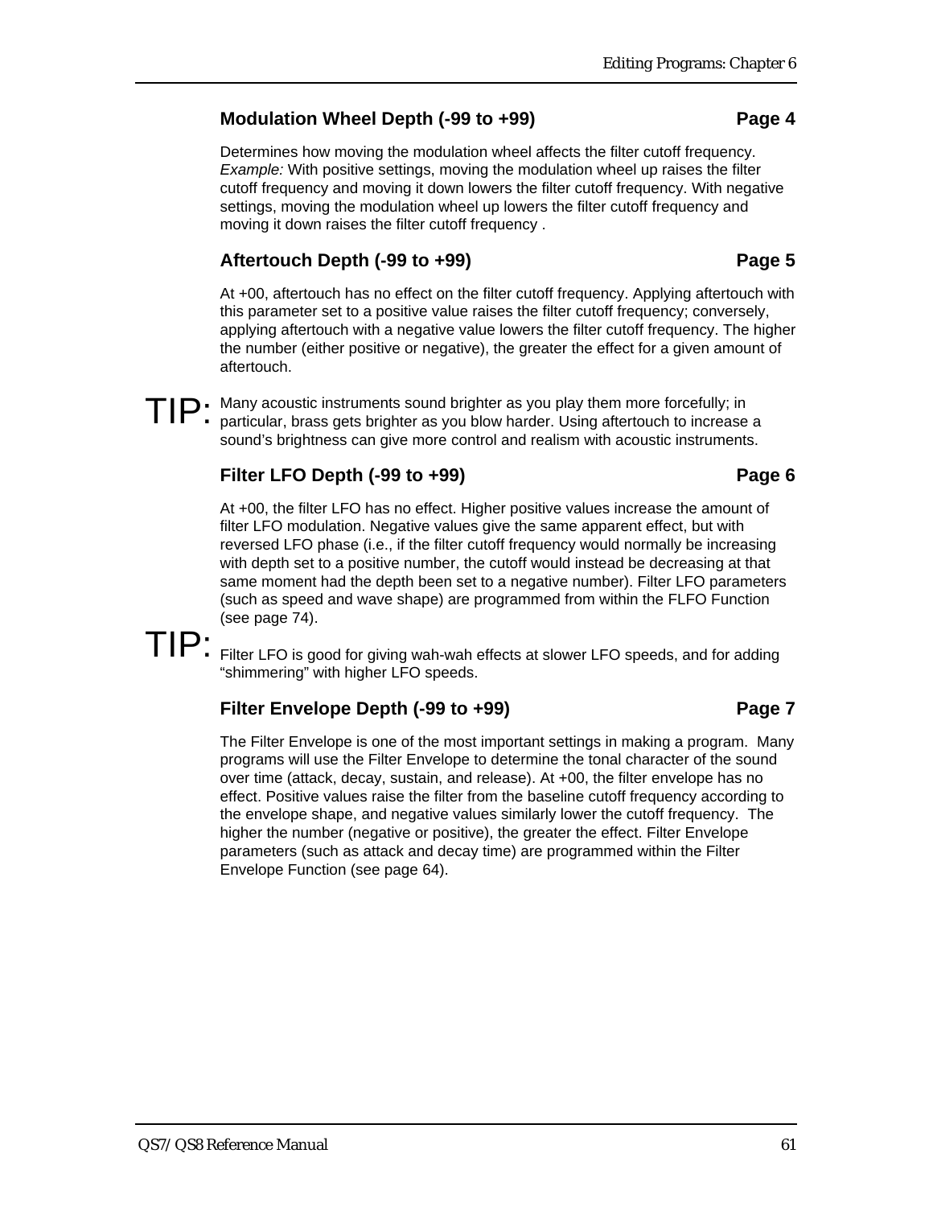### Modulation Wheel Depth (-99 to +99) Page 4

Determines how moving the modulation wheel affects the filter cutoff frequency. *Example:* With positive settings, moving the modulation wheel up raises the filter cutoff frequency and moving it down lowers the filter cutoff frequency. With negative settings, moving the modulation wheel up lowers the filter cutoff frequency and moving it down raises the filter cutoff frequency .

### Aftertouch Depth (-99 to +99) Page 5

At +00, aftertouch has no effect on the filter cutoff frequency. Applying aftertouch with this parameter set to a positive value raises the filter cutoff frequency; conversely, applying aftertouch with a negative value lowers the filter cutoff frequency. The higher the number (either positive or negative), the greater the effect for a given amount of aftertouch.

TIP: Many acoustic instruments sound brighter as you play them more forcefully; in particular, brass gets brighter as you blow harder. Using aftertouch to increase a sound's brightness can give more control and realism with acoustic instruments.

### Filter LFO Depth (-99 to +99) Page 6

At +00, the filter LFO has no effect. Higher positive values increase the amount of filter LFO modulation. Negative values give the same apparent effect, but with reversed LFO phase (i.e., if the filter cutoff frequency would normally be increasing with depth set to a positive number, the cutoff would instead be decreasing at that same moment had the depth been set to a negative number). Filter LFO parameters (such as speed and wave shape) are programmed from within the FLFO Function (see page 74).

TIP: Filter LFO is good for giving wah-wah effects at slower LFO speeds, and for adding "shimmering" with higher LFO speeds.

### Filter Envelope Depth (-99 to +99) Page 7

The Filter Envelope is one of the most important settings in making a program. Many programs will use the Filter Envelope to determine the tonal character of the sound over time (attack, decay, sustain, and release). At +00, the filter envelope has no effect. Positive values raise the filter from the baseline cutoff frequency according to the envelope shape, and negative values similarly lower the cutoff frequency. The higher the number (negative or positive), the greater the effect. Filter Envelope parameters (such as attack and decay time) are programmed within the Filter Envelope Function (see page 64).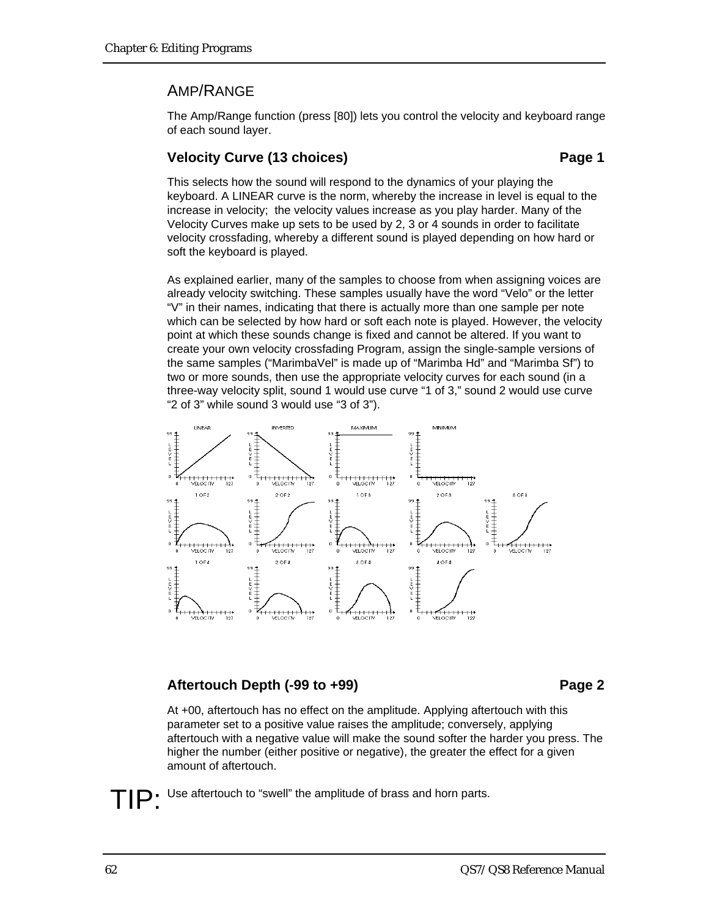## AMP/RANGE

The Amp/Range function (press [80]) lets you control the velocity and keyboard range of each sound layer.

### Velocity Curve (13 choices) — Page 1

This selects how the sound will respond to the dynamics of your playing the keyboard. A LINEAR curve is the norm, whereby the increase in level is equal to the increase in velocity; the velocity values increase as you play harder. Many of the Velocity Curves make up sets to be used by 2, 3 or 4 sounds in order to facilitate velocity crossfading, whereby a different sound is played depending on how hard or soft the keyboard is played.

As explained earlier, many of the samples to choose from when assigning voices are already velocity switching. These samples usually have the word "Velo" or the letter "V" in their names, indicating that there is actually more than one sample per note which can be selected by how hard or soft each note is played. However, the velocity point at which these sounds change is fixed and cannot be altered. If you want to create your own velocity crossfading Program, assign the single-sample versions of the same samples ("MarimbaVel" is made up of "Marimba Hd" and "Marimba Sf") to two or more sounds, then use the appropriate velocity curves for each sound (in a three-way velocity split, sound 1 would use curve "1 of 3," sound 2 would use curve "2 of 3" while sound 3 would use "3 of 3").

### Aftertouch Depth (-99 to +99) — Page 2

At +00, aftertouch has no effect on the amplitude. Applying aftertouch with this parameter set to a positive value raises the amplitude; conversely, applying aftertouch with a negative value will make the sound softer the harder you press. The higher the number (either positive or negative), the greater the effect for a given amount of aftertouch.

**TIP:** Use aftertouch to "swell" the amplitude of brass and horn parts.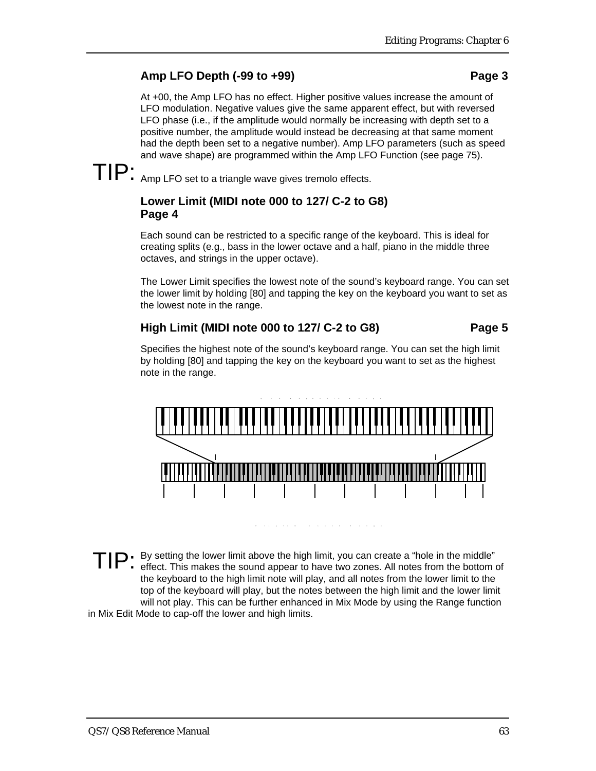### Amp LFO Depth (-99 to +99) Page 3

At +00, the Amp LFO has no effect. Higher positive values increase the amount of LFO modulation. Negative values give the same apparent effect, but with reversed LFO phase (i.e., if the amplitude would normally be increasing with depth set to a positive number, the amplitude would instead be decreasing at that same moment had the depth been set to a negative number). Amp LFO parameters (such as speed and wave shape) are programmed within the Amp LFO Function (see page 75).

TIP: Amp LFO set to a triangle wave gives tremolo effects.

### Lower Limit (MIDI note 000 to 127/ C-2 to G8) Page 4

Each sound can be restricted to a specific range of the keyboard. This is ideal for creating splits (e.g., bass in the lower octave and a half, piano in the middle three octaves, and strings in the upper octave).

The Lower Limit specifies the lowest note of the sound's keyboard range. You can set the lower limit by holding [80] and tapping the key on the keyboard you want to set as the lowest note in the range.

### High Limit (MIDI note 000 to 127/ C-2 to G8) Page 5

Specifies the highest note of the sound's keyboard range. You can set the high limit by holding [80] and tapping the key on the keyboard you want to set as the highest note in the range.

TIP: By setting the lower limit above the high limit, you can create a "hole in the middle" effect. This makes the sound appear to have two zones. All notes from the bottom of the keyboard to the high limit note will play, and all notes from the lower limit to the top of the keyboard will play, but the notes between the high limit and the lower limit will not play. This can be further enhanced in Mix Mode by using the Range function in Mix Edit Mode to cap-off the lower and high limits.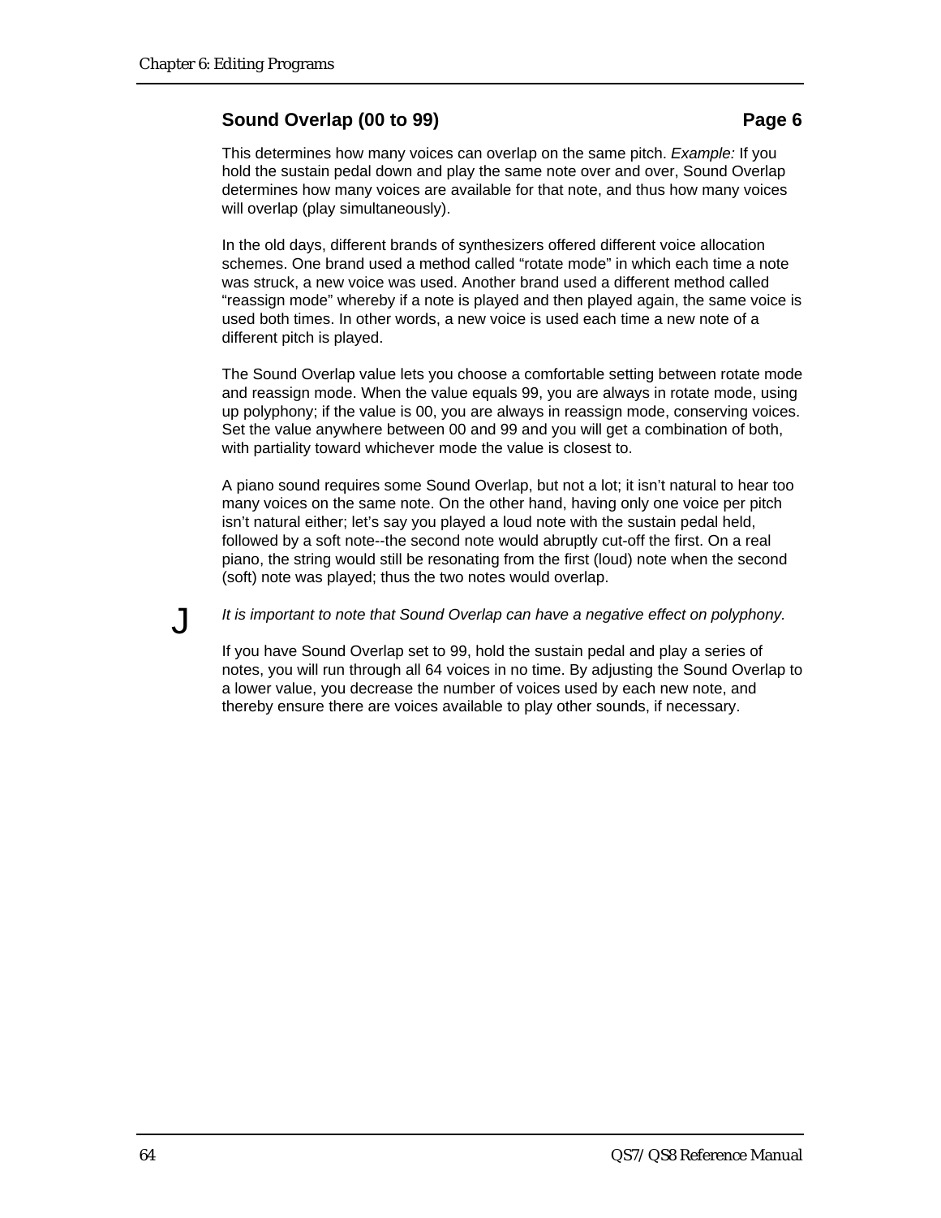### Sound Overlap (00 to 99) — Page 6

This determines how many voices can overlap on the same pitch. *Example:* If you hold the sustain pedal down and play the same note over and over, Sound Overlap determines how many voices are available for that note, and thus how many voices will overlap (play simultaneously).

In the old days, different brands of synthesizers offered different voice allocation schemes. One brand used a method called "rotate mode" in which each time a note was struck, a new voice was used. Another brand used a different method called "reassign mode" whereby if a note is played and then played again, the same voice is used both times. In other words, a new voice is used each time a new note of a different pitch is played.

The Sound Overlap value lets you choose a comfortable setting between rotate mode and reassign mode. When the value equals 99, you are always in rotate mode, using up polyphony; if the value is 00, you are always in reassign mode, conserving voices. Set the value anywhere between 00 and 99 and you will get a combination of both, with partiality toward whichever mode the value is closest to.

A piano sound requires some Sound Overlap, but not a lot; it isn't natural to hear too many voices on the same note. On the other hand, having only one voice per pitch isn't natural either; let's say you played a loud note with the sustain pedal held, followed by a soft note--the second note would abruptly cut-off the first. On a real piano, the string would still be resonating from the first (loud) note when the second (soft) note was played; thus the two notes would overlap.

J *It is important to note that Sound Overlap can have a negative effect on polyphony.*

If you have Sound Overlap set to 99, hold the sustain pedal and play a series of notes, you will run through all 64 voices in no time. By adjusting the Sound Overlap to a lower value, you decrease the number of voices used by each new note, and thereby ensure there are voices available to play other sounds, if necessary.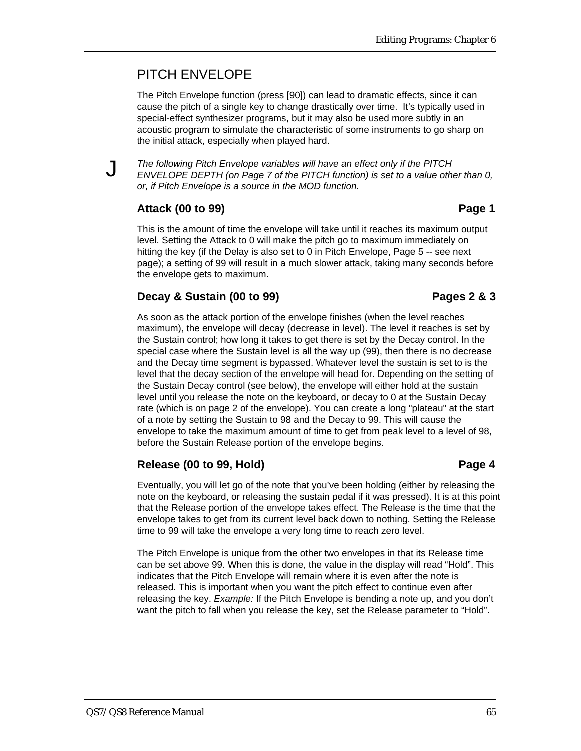## PITCH ENVELOPE

The Pitch Envelope function (press [90]) can lead to dramatic effects, since it can cause the pitch of a single key to change drastically over time. It's typically used in special-effect synthesizer programs, but it may also be used more subtly in an acoustic program to simulate the characteristic of some instruments to go sharp on the initial attack, especially when played hard.

J *The following Pitch Envelope variables will have an effect only if the PITCH ENVELOPE DEPTH (on Page 7 of the PITCH function) is set to a value other than 0, or, if Pitch Envelope is a source in the MOD function.*

### Attack (00 to 99) — Page 1

This is the amount of time the envelope will take until it reaches its maximum output level. Setting the Attack to 0 will make the pitch go to maximum immediately on hitting the key (if the Delay is also set to 0 in Pitch Envelope, Page 5 -- see next page); a setting of 99 will result in a much slower attack, taking many seconds before the envelope gets to maximum.

### Decay & Sustain (00 to 99) — Pages 2 & 3

As soon as the attack portion of the envelope finishes (when the level reaches maximum), the envelope will decay (decrease in level). The level it reaches is set by the Sustain control; how long it takes to get there is set by the Decay control. In the special case where the Sustain level is all the way up (99), then there is no decrease and the Decay time segment is bypassed. Whatever level the sustain is set to is the level that the decay section of the envelope will head for. Depending on the setting of the Sustain Decay control (see below), the envelope will either hold at the sustain level until you release the note on the keyboard, or decay to 0 at the Sustain Decay rate (which is on page 2 of the envelope). You can create a long "plateau" at the start of a note by setting the Sustain to 98 and the Decay to 99. This will cause the envelope to take the maximum amount of time to get from peak level to a level of 98, before the Sustain Release portion of the envelope begins.

### Release (00 to 99, Hold) — Page 4

Eventually, you will let go of the note that you've been holding (either by releasing the note on the keyboard, or releasing the sustain pedal if it was pressed). It is at this point that the Release portion of the envelope takes effect. The Release is the time that the envelope takes to get from its current level back down to nothing. Setting the Release time to 99 will take the envelope a very long time to reach zero level.

The Pitch Envelope is unique from the other two envelopes in that its Release time can be set above 99. When this is done, the value in the display will read "Hold". This indicates that the Pitch Envelope will remain where it is even after the note is released. This is important when you want the pitch effect to continue even after releasing the key. *Example:* If the Pitch Envelope is bending a note up, and you don't want the pitch to fall when you release the key, set the Release parameter to "Hold".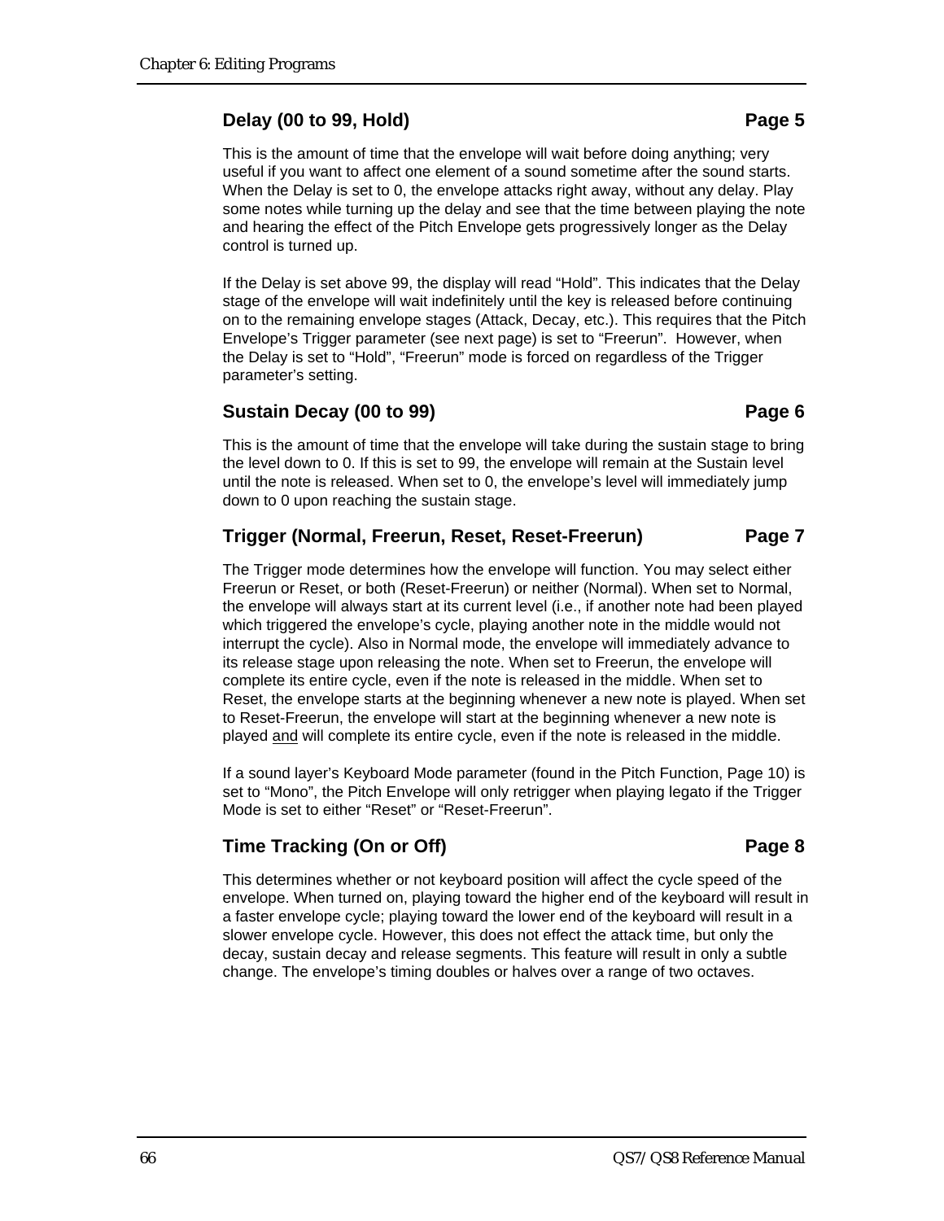### Delay (00 to 99, Hold) Page 5

This is the amount of time that the envelope will wait before doing anything; very useful if you want to affect one element of a sound sometime after the sound starts. When the Delay is set to 0, the envelope attacks right away, without any delay. Play some notes while turning up the delay and see that the time between playing the note and hearing the effect of the Pitch Envelope gets progressively longer as the Delay control is turned up.

If the Delay is set above 99, the display will read "Hold". This indicates that the Delay stage of the envelope will wait indefinitely until the key is released before continuing on to the remaining envelope stages (Attack, Decay, etc.). This requires that the Pitch Envelope's Trigger parameter (see next page) is set to "Freerun". However, when the Delay is set to "Hold", "Freerun" mode is forced on regardless of the Trigger parameter's setting.

### Sustain Decay (00 to 99) Page 6

This is the amount of time that the envelope will take during the sustain stage to bring the level down to 0. If this is set to 99, the envelope will remain at the Sustain level until the note is released. When set to 0, the envelope's level will immediately jump down to 0 upon reaching the sustain stage.

### Trigger (Normal, Freerun, Reset, Reset-Freerun) Page 7

The Trigger mode determines how the envelope will function. You may select either Freerun or Reset, or both (Reset-Freerun) or neither (Normal). When set to Normal, the envelope will always start at its current level (i.e., if another note had been played which triggered the envelope's cycle, playing another note in the middle would not interrupt the cycle). Also in Normal mode, the envelope will immediately advance to its release stage upon releasing the note. When set to Freerun, the envelope will complete its entire cycle, even if the note is released in the middle. When set to Reset, the envelope starts at the beginning whenever a new note is played. When set to Reset-Freerun, the envelope will start at the beginning whenever a new note is played <u>and</u> will complete its entire cycle, even if the note is released in the middle.

If a sound layer's Keyboard Mode parameter (found in the Pitch Function, Page 10) is set to "Mono", the Pitch Envelope will only retrigger when playing legato if the Trigger Mode is set to either "Reset" or "Reset-Freerun".

### Time Tracking (On or Off) Page 8

This determines whether or not keyboard position will affect the cycle speed of the envelope. When turned on, playing toward the higher end of the keyboard will result in a faster envelope cycle; playing toward the lower end of the keyboard will result in a slower envelope cycle. However, this does not effect the attack time, but only the decay, sustain decay and release segments. This feature will result in only a subtle change. The envelope's timing doubles or halves over a range of two octaves.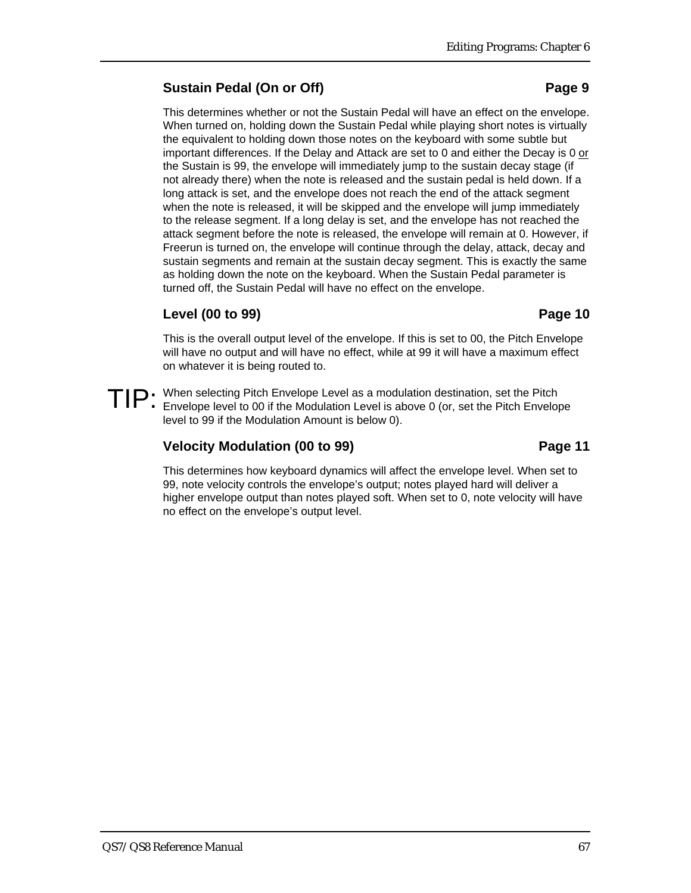### Sustain Pedal (On or Off) — Page 9

This determines whether or not the Sustain Pedal will have an effect on the envelope. When turned on, holding down the Sustain Pedal while playing short notes is virtually the equivalent to holding down those notes on the keyboard with some subtle but important differences. If the Delay and Attack are set to 0 and either the Decay is 0 <u>or</u> the Sustain is 99, the envelope will immediately jump to the sustain decay stage (if not already there) when the note is released and the sustain pedal is held down. If a long attack is set, and the envelope does not reach the end of the attack segment when the note is released, it will be skipped and the envelope will jump immediately to the release segment. If a long delay is set, and the envelope has not reached the attack segment before the note is released, the envelope will remain at 0. However, if Freerun is turned on, the envelope will continue through the delay, attack, decay and sustain segments and remain at the sustain decay segment. This is exactly the same as holding down the note on the keyboard. When the Sustain Pedal parameter is turned off, the Sustain Pedal will have no effect on the envelope.

### Level (00 to 99) — Page 10

This is the overall output level of the envelope. If this is set to 00, the Pitch Envelope will have no output and will have no effect, while at 99 it will have a maximum effect on whatever it is being routed to.

**TIP:** When selecting Pitch Envelope Level as a modulation destination, set the Pitch Envelope level to 00 if the Modulation Level is above 0 (or, set the Pitch Envelope level to 99 if the Modulation Amount is below 0).

### Velocity Modulation (00 to 99) — Page 11

This determines how keyboard dynamics will affect the envelope level. When set to 99, note velocity controls the envelope's output; notes played hard will deliver a higher envelope output than notes played soft. When set to 0, note velocity will have no effect on the envelope's output level.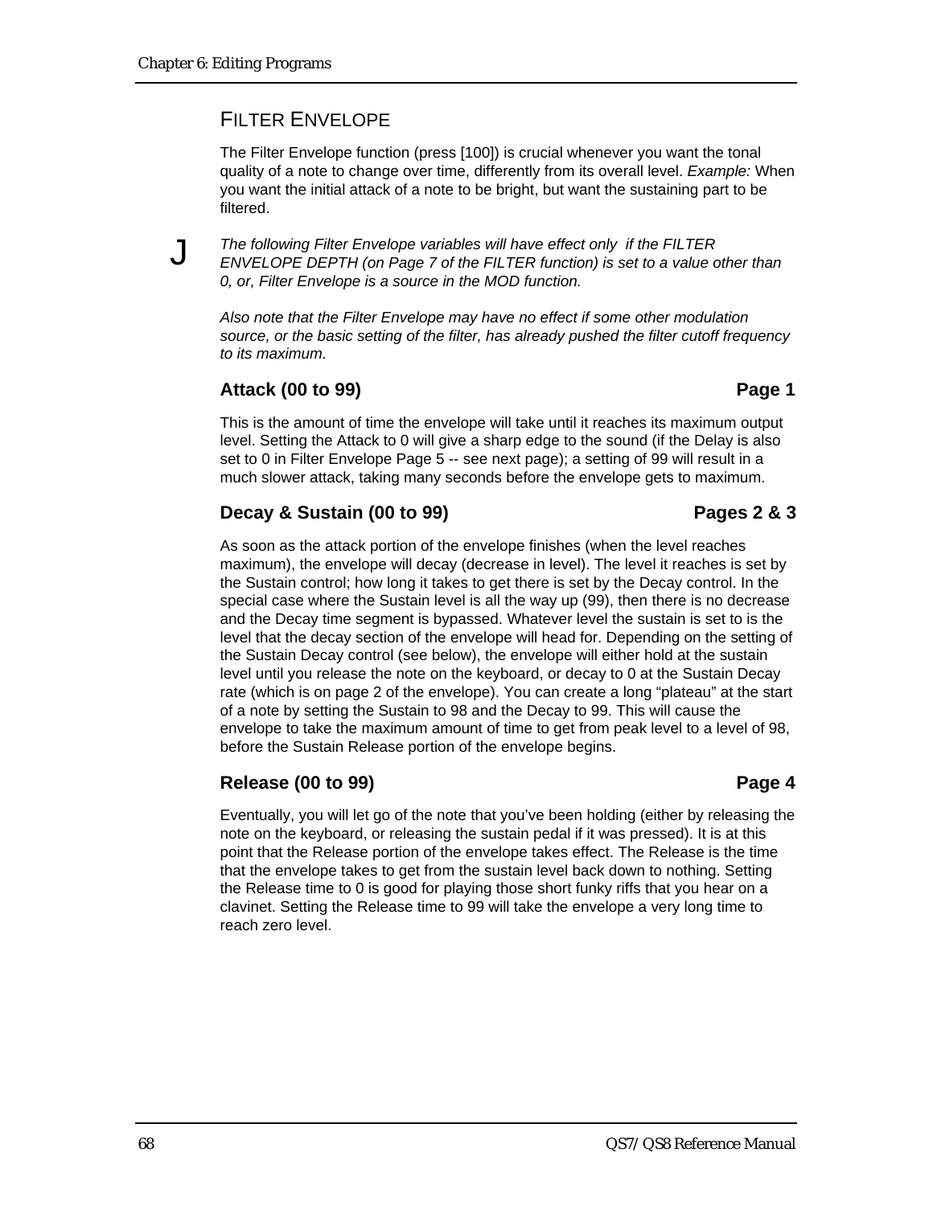## FILTER ENVELOPE

The Filter Envelope function (press [100]) is crucial whenever you want the tonal quality of a note to change over time, differently from its overall level. *Example:* When you want the initial attack of a note to be bright, but want the sustaining part to be filtered.

J *The following Filter Envelope variables will have effect only if the FILTER ENVELOPE DEPTH (on Page 7 of the FILTER function) is set to a value other than 0, or, Filter Envelope is a source in the MOD function.*

*Also note that the Filter Envelope may have no effect if some other modulation source, or the basic setting of the filter, has already pushed the filter cutoff frequency to its maximum.*

### Attack (00 to 99) — Page 1

This is the amount of time the envelope will take until it reaches its maximum output level. Setting the Attack to 0 will give a sharp edge to the sound (if the Delay is also set to 0 in Filter Envelope Page 5 -- see next page); a setting of 99 will result in a much slower attack, taking many seconds before the envelope gets to maximum.

### Decay & Sustain (00 to 99) — Pages 2 & 3

As soon as the attack portion of the envelope finishes (when the level reaches maximum), the envelope will decay (decrease in level). The level it reaches is set by the Sustain control; how long it takes to get there is set by the Decay control. In the special case where the Sustain level is all the way up (99), then there is no decrease and the Decay time segment is bypassed. Whatever level the sustain is set to is the level that the decay section of the envelope will head for. Depending on the setting of the Sustain Decay control (see below), the envelope will either hold at the sustain level until you release the note on the keyboard, or decay to 0 at the Sustain Decay rate (which is on page 2 of the envelope). You can create a long "plateau" at the start of a note by setting the Sustain to 98 and the Decay to 99. This will cause the envelope to take the maximum amount of time to get from peak level to a level of 98, before the Sustain Release portion of the envelope begins.

### Release (00 to 99) — Page 4

Eventually, you will let go of the note that you've been holding (either by releasing the note on the keyboard, or releasing the sustain pedal if it was pressed). It is at this point that the Release portion of the envelope takes effect. The Release is the time that the envelope takes to get from the sustain level back down to nothing. Setting the Release time to 0 is good for playing those short funky riffs that you hear on a clavinet. Setting the Release time to 99 will take the envelope a very long time to reach zero level.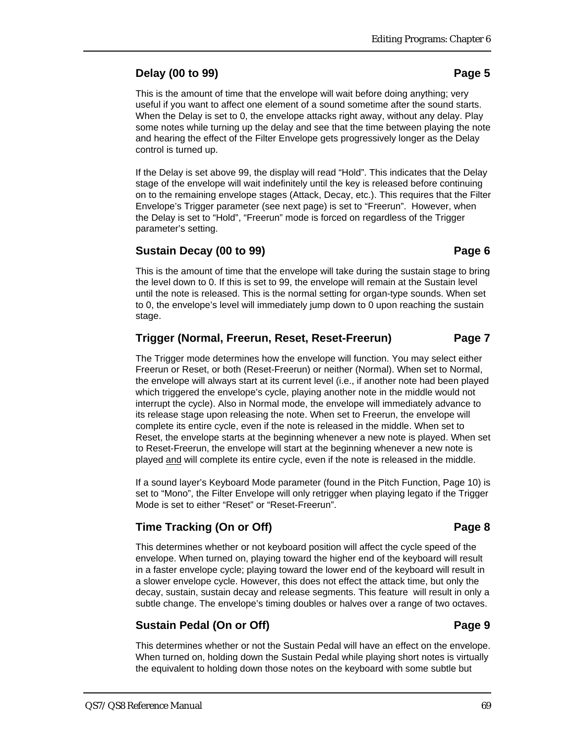### Delay (00 to 99) Page 5

This is the amount of time that the envelope will wait before doing anything; very useful if you want to affect one element of a sound sometime after the sound starts. When the Delay is set to 0, the envelope attacks right away, without any delay. Play some notes while turning up the delay and see that the time between playing the note and hearing the effect of the Filter Envelope gets progressively longer as the Delay control is turned up.

If the Delay is set above 99, the display will read “Hold”. This indicates that the Delay stage of the envelope will wait indefinitely until the key is released before continuing on to the remaining envelope stages (Attack, Decay, etc.). This requires that the Filter Envelope’s Trigger parameter (see next page) is set to “Freerun”. However, when the Delay is set to “Hold”, “Freerun” mode is forced on regardless of the Trigger parameter’s setting.

### Sustain Decay (00 to 99) Page 6

This is the amount of time that the envelope will take during the sustain stage to bring the level down to 0. If this is set to 99, the envelope will remain at the Sustain level until the note is released. This is the normal setting for organ-type sounds. When set to 0, the envelope’s level will immediately jump down to 0 upon reaching the sustain stage.

### Trigger (Normal, Freerun, Reset, Reset-Freerun) Page 7

The Trigger mode determines how the envelope will function. You may select either Freerun or Reset, or both (Reset-Freerun) or neither (Normal). When set to Normal, the envelope will always start at its current level (i.e., if another note had been played which triggered the envelope’s cycle, playing another note in the middle would not interrupt the cycle). Also in Normal mode, the envelope will immediately advance to its release stage upon releasing the note. When set to Freerun, the envelope will complete its entire cycle, even if the note is released in the middle. When set to Reset, the envelope starts at the beginning whenever a new note is played. When set to Reset-Freerun, the envelope will start at the beginning whenever a new note is played and will complete its entire cycle, even if the note is released in the middle.

If a sound layer’s Keyboard Mode parameter (found in the Pitch Function, Page 10) is set to “Mono”, the Filter Envelope will only retrigger when playing legato if the Trigger Mode is set to either “Reset” or “Reset-Freerun”.

### Time Tracking (On or Off) Page 8

This determines whether or not keyboard position will affect the cycle speed of the envelope. When turned on, playing toward the higher end of the keyboard will result in a faster envelope cycle; playing toward the lower end of the keyboard will result in a slower envelope cycle. However, this does not effect the attack time, but only the decay, sustain, sustain decay and release segments. This feature will result in only a subtle change. The envelope’s timing doubles or halves over a range of two octaves.

### Sustain Pedal (On or Off) Page 9

This determines whether or not the Sustain Pedal will have an effect on the envelope. When turned on, holding down the Sustain Pedal while playing short notes is virtually the equivalent to holding down those notes on the keyboard with some subtle but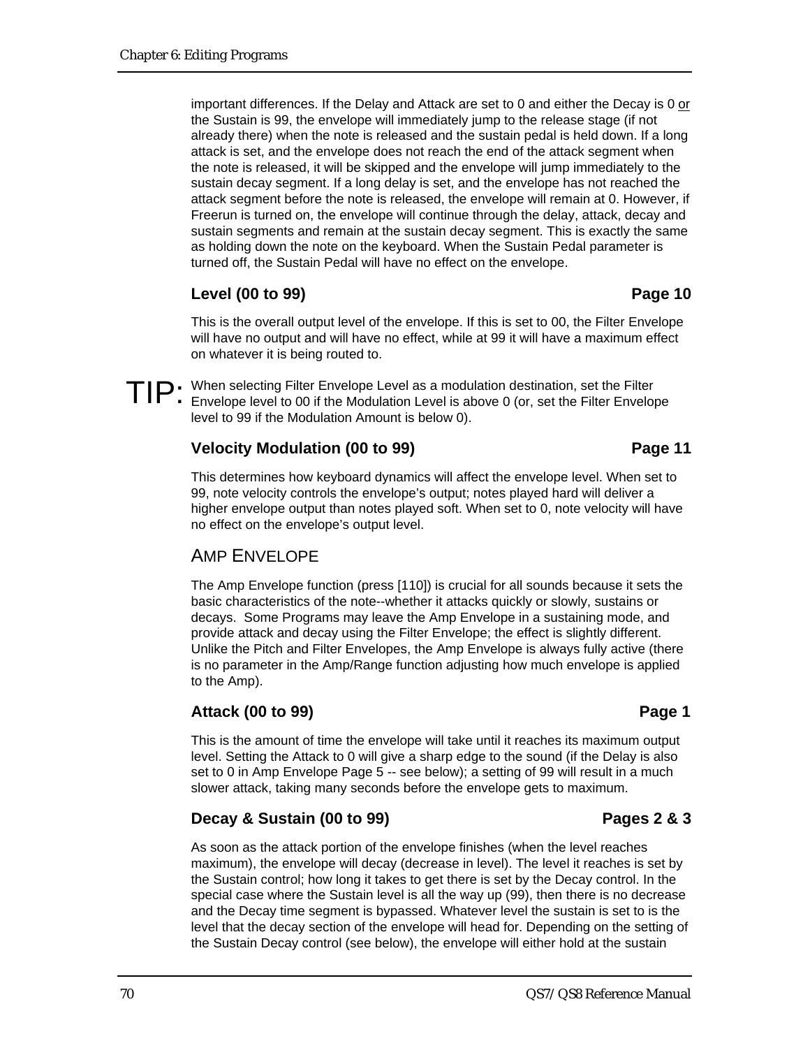important differences. If the Delay and Attack are set to 0 and either the Decay is 0 or the Sustain is 99, the envelope will immediately jump to the release stage (if not already there) when the note is released and the sustain pedal is held down. If a long attack is set, and the envelope does not reach the end of the attack segment when the note is released, it will be skipped and the envelope will jump immediately to the sustain decay segment. If a long delay is set, and the envelope has not reached the attack segment before the note is released, the envelope will remain at 0. However, if Freerun is turned on, the envelope will continue through the delay, attack, decay and sustain segments and remain at the sustain decay segment. This is exactly the same as holding down the note on the keyboard. When the Sustain Pedal parameter is turned off, the Sustain Pedal will have no effect on the envelope.

### Level (00 to 99) — Page 10

This is the overall output level of the envelope. If this is set to 00, the Filter Envelope will have no output and will have no effect, while at 99 it will have a maximum effect on whatever it is being routed to.

**TIP:** When selecting Filter Envelope Level as a modulation destination, set the Filter Envelope level to 00 if the Modulation Level is above 0 (or, set the Filter Envelope level to 99 if the Modulation Amount is below 0).

### Velocity Modulation (00 to 99) — Page 11

This determines how keyboard dynamics will affect the envelope level. When set to 99, note velocity controls the envelope's output; notes played hard will deliver a higher envelope output than notes played soft. When set to 0, note velocity will have no effect on the envelope's output level.

## Amp Envelope

The Amp Envelope function (press [110]) is crucial for all sounds because it sets the basic characteristics of the note--whether it attacks quickly or slowly, sustains or decays. Some Programs may leave the Amp Envelope in a sustaining mode, and provide attack and decay using the Filter Envelope; the effect is slightly different. Unlike the Pitch and Filter Envelopes, the Amp Envelope is always fully active (there is no parameter in the Amp/Range function adjusting how much envelope is applied to the Amp).

### Attack (00 to 99) — Page 1

This is the amount of time the envelope will take until it reaches its maximum output level. Setting the Attack to 0 will give a sharp edge to the sound (if the Delay is also set to 0 in Amp Envelope Page 5 -- see below); a setting of 99 will result in a much slower attack, taking many seconds before the envelope gets to maximum.

### Decay & Sustain (00 to 99) — Pages 2 & 3

As soon as the attack portion of the envelope finishes (when the level reaches maximum), the envelope will decay (decrease in level). The level it reaches is set by the Sustain control; how long it takes to get there is set by the Decay control. In the special case where the Sustain level is all the way up (99), then there is no decrease and the Decay time segment is bypassed. Whatever level the sustain is set to is the level that the decay section of the envelope will head for. Depending on the setting of the Sustain Decay control (see below), the envelope will either hold at the sustain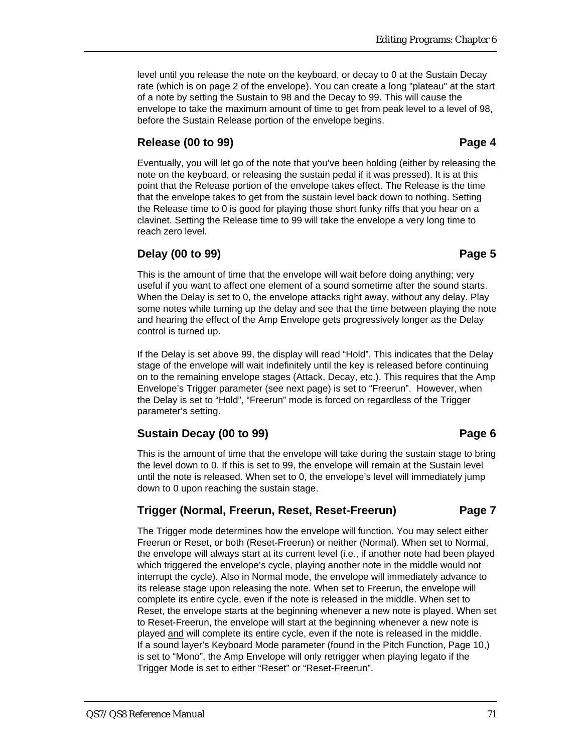level until you release the note on the keyboard, or decay to 0 at the Sustain Decay rate (which is on page 2 of the envelope). You can create a long "plateau" at the start of a note by setting the Sustain to 98 and the Decay to 99. This will cause the envelope to take the maximum amount of time to get from peak level to a level of 98, before the Sustain Release portion of the envelope begins.

### Release (00 to 99) — Page 4

Eventually, you will let go of the note that you've been holding (either by releasing the note on the keyboard, or releasing the sustain pedal if it was pressed). It is at this point that the Release portion of the envelope takes effect. The Release is the time that the envelope takes to get from the sustain level back down to nothing. Setting the Release time to 0 is good for playing those short funky riffs that you hear on a clavinet. Setting the Release time to 99 will take the envelope a very long time to reach zero level.

### Delay (00 to 99) — Page 5

This is the amount of time that the envelope will wait before doing anything; very useful if you want to affect one element of a sound sometime after the sound starts. When the Delay is set to 0, the envelope attacks right away, without any delay. Play some notes while turning up the delay and see that the time between playing the note and hearing the effect of the Amp Envelope gets progressively longer as the Delay control is turned up.

If the Delay is set above 99, the display will read "Hold". This indicates that the Delay stage of the envelope will wait indefinitely until the key is released before continuing on to the remaining envelope stages (Attack, Decay, etc.). This requires that the Amp Envelope's Trigger parameter (see next page) is set to "Freerun". However, when the Delay is set to "Hold", "Freerun" mode is forced on regardless of the Trigger parameter's setting.

### Sustain Decay (00 to 99) — Page 6

This is the amount of time that the envelope will take during the sustain stage to bring the level down to 0. If this is set to 99, the envelope will remain at the Sustain level until the note is released. When set to 0, the envelope's level will immediately jump down to 0 upon reaching the sustain stage.

### Trigger (Normal, Freerun, Reset, Reset-Freerun) — Page 7

The Trigger mode determines how the envelope will function. You may select either Freerun or Reset, or both (Reset-Freerun) or neither (Normal). When set to Normal, the envelope will always start at its current level (i.e., if another note had been played which triggered the envelope's cycle, playing another note in the middle would not interrupt the cycle). Also in Normal mode, the envelope will immediately advance to its release stage upon releasing the note. When set to Freerun, the envelope will complete its entire cycle, even if the note is released in the middle. When set to Reset, the envelope starts at the beginning whenever a new note is played. When set to Reset-Freerun, the envelope will start at the beginning whenever a new note is played <u>and</u> will complete its entire cycle, even if the note is released in the middle. If a sound layer's Keyboard Mode parameter (found in the Pitch Function, Page 10,) is set to "Mono", the Amp Envelope will only retrigger when playing legato if the Trigger Mode is set to either "Reset" or "Reset-Freerun".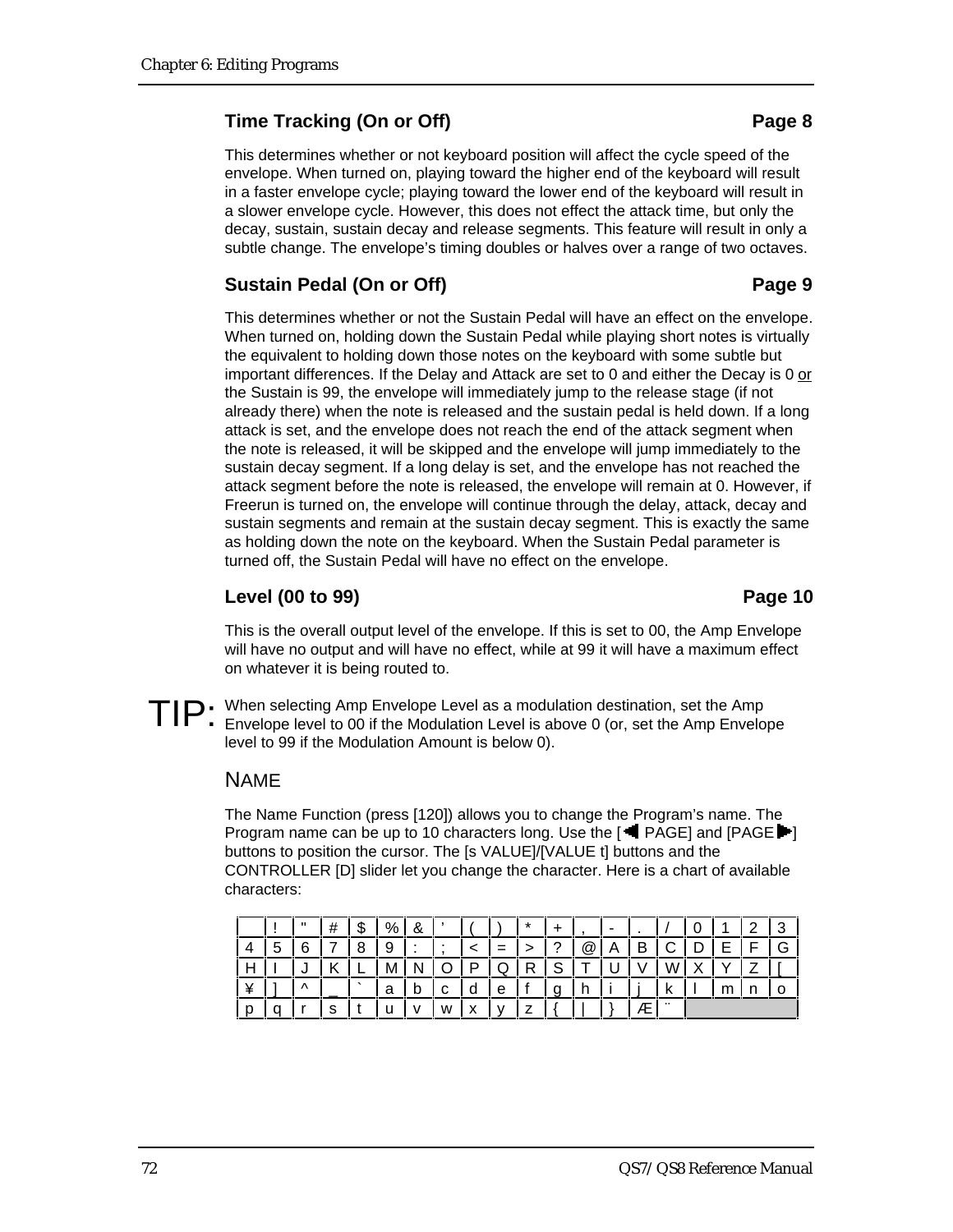### Time Tracking (On or Off) — Page 8

This determines whether or not keyboard position will affect the cycle speed of the envelope. When turned on, playing toward the higher end of the keyboard will result in a faster envelope cycle; playing toward the lower end of the keyboard will result in a slower envelope cycle. However, this does not effect the attack time, but only the decay, sustain, sustain decay and release segments. This feature will result in only a subtle change. The envelope's timing doubles or halves over a range of two octaves.

### Sustain Pedal (On or Off) — Page 9

This determines whether or not the Sustain Pedal will have an effect on the envelope. When turned on, holding down the Sustain Pedal while playing short notes is virtually the equivalent to holding down those notes on the keyboard with some subtle but important differences. If the Delay and Attack are set to 0 and either the Decay is 0 or the Sustain is 99, the envelope will immediately jump to the release stage (if not already there) when the note is released and the sustain pedal is held down. If a long attack is set, and the envelope does not reach the end of the attack segment when the note is released, it will be skipped and the envelope will jump immediately to the sustain decay segment. If a long delay is set, and the envelope has not reached the attack segment before the note is released, the envelope will remain at 0. However, if Freerun is turned on, the envelope will continue through the delay, attack, decay and sustain segments and remain at the sustain decay segment. This is exactly the same as holding down the note on the keyboard. When the Sustain Pedal parameter is turned off, the Sustain Pedal will have no effect on the envelope.

### Level (00 to 99) — Page 10

This is the overall output level of the envelope. If this is set to 00, the Amp Envelope will have no output and will have no effect, while at 99 it will have a maximum effect on whatever it is being routed to.

TIP: When selecting Amp Envelope Level as a modulation destination, set the Amp Envelope level to 00 if the Modulation Level is above 0 (or, set the Amp Envelope level to 99 if the Modulation Amount is below 0).

## Name

The Name Function (press [120]) allows you to change the Program's name. The Program name can be up to 10 characters long. Use the [◄ PAGE] and [PAGE ►] buttons to position the cursor. The [s VALUE]/[VALUE t] buttons and the CONTROLLER [D] slider let you change the character. Here is a chart of available characters:

|   | ! | " | # | $ | % | & | ' | ( | ) | * | + | , | - | . | / | 0 | 1 | 2 | 3 |
|---|---|---|---|---|---|---|---|---|---|---|---|---|---|---|---|---|---|---|---|
| 4 | 5 | 6 | 7 | 8 | 9 | : | ; | < | = | > | ? | @ | A | B | C | D | E | F | G |
| H | I | J | K | L | M | N | O | P | Q | R | S | T | U | V | W | X | Y | Z | [ |
| ¥ | ] | ^ | _ | ` | a | b | c | d | e | f | g | h | i | j | k | l | m | n | o |
| p | q | r | s | t | u | v | w | x | y | z | { | \| | } | Æ | ¨ | | | | |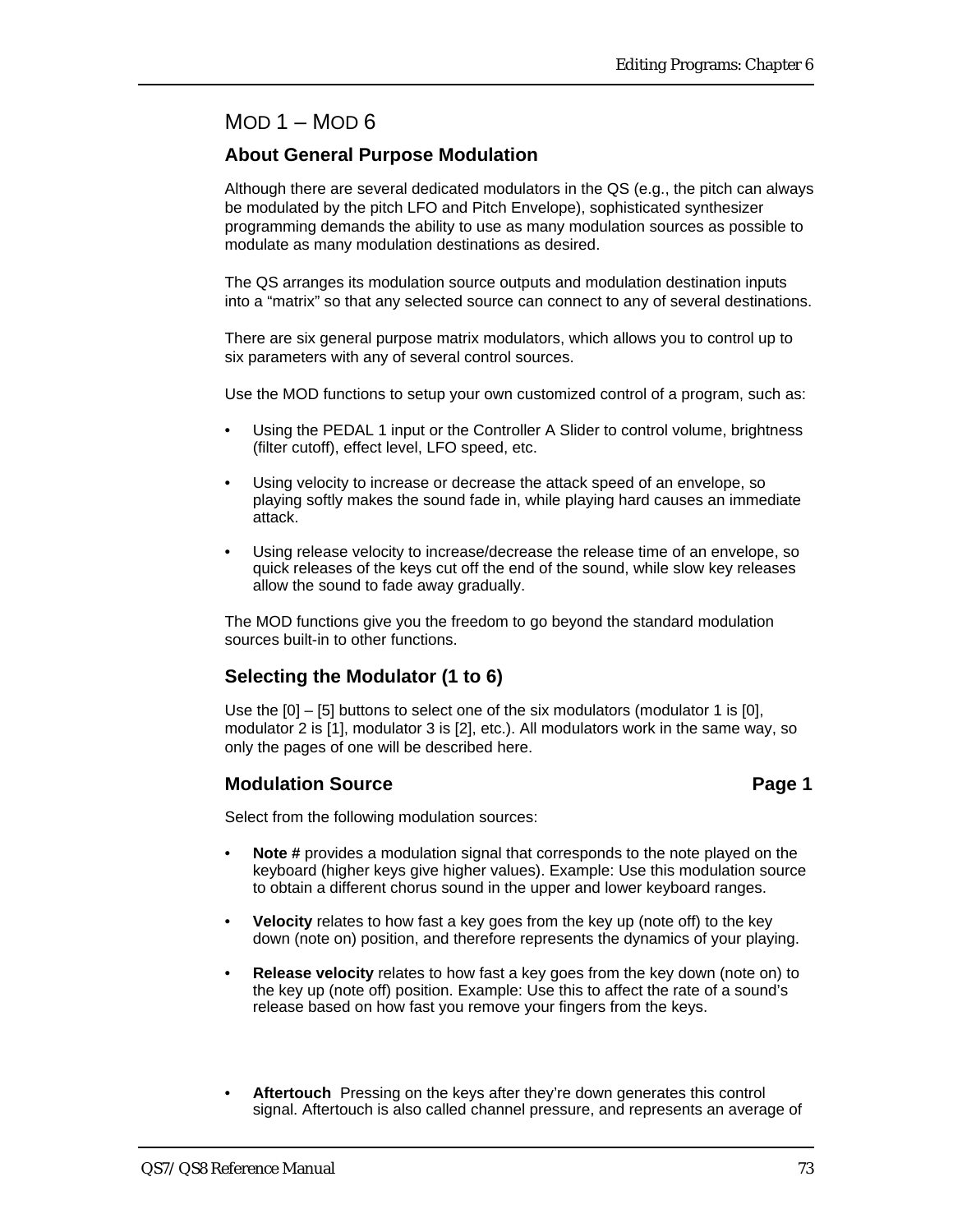# MOD 1 – MOD 6

## About General Purpose Modulation

Although there are several dedicated modulators in the QS (e.g., the pitch can always be modulated by the pitch LFO and Pitch Envelope), sophisticated synthesizer programming demands the ability to use as many modulation sources as possible to modulate as many modulation destinations as desired.

The QS arranges its modulation source outputs and modulation destination inputs into a "matrix" so that any selected source can connect to any of several destinations.

There are six general purpose matrix modulators, which allows you to control up to six parameters with any of several control sources.

Use the MOD functions to setup your own customized control of a program, such as:

- Using the PEDAL 1 input or the Controller A Slider to control volume, brightness (filter cutoff), effect level, LFO speed, etc.
- Using velocity to increase or decrease the attack speed of an envelope, so playing softly makes the sound fade in, while playing hard causes an immediate attack.
- Using release velocity to increase/decrease the release time of an envelope, so quick releases of the keys cut off the end of the sound, while slow key releases allow the sound to fade away gradually.

The MOD functions give you the freedom to go beyond the standard modulation sources built-in to other functions.

## Selecting the Modulator (1 to 6)

Use the [0] – [5] buttons to select one of the six modulators (modulator 1 is [0], modulator 2 is [1], modulator 3 is [2], etc.). All modulators work in the same way, so only the pages of one will be described here.

## Modulation Source — Page 1

Select from the following modulation sources:

- **Note #** provides a modulation signal that corresponds to the note played on the keyboard (higher keys give higher values). Example: Use this modulation source to obtain a different chorus sound in the upper and lower keyboard ranges.
- **Velocity** relates to how fast a key goes from the key up (note off) to the key down (note on) position, and therefore represents the dynamics of your playing.
- **Release velocity** relates to how fast a key goes from the key down (note on) to the key up (note off) position. Example: Use this to affect the rate of a sound's release based on how fast you remove your fingers from the keys.

- **Aftertouch** Pressing on the keys after they're down generates this control signal. Aftertouch is also called channel pressure, and represents an average of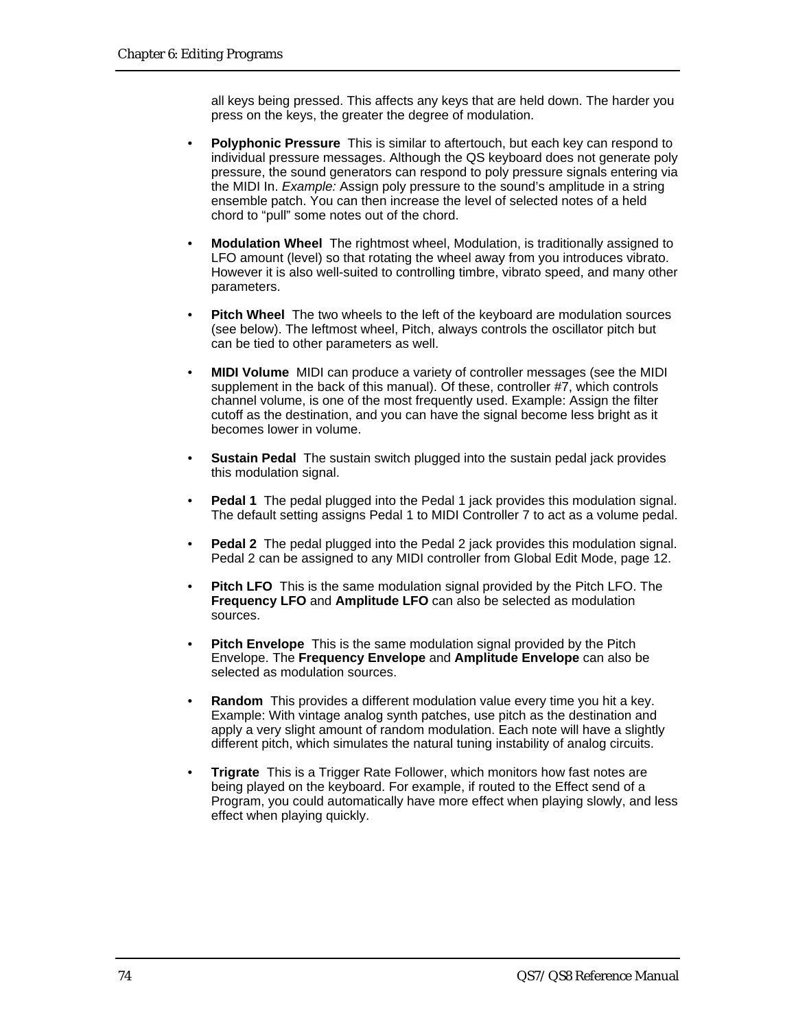all keys being pressed. This affects any keys that are held down. The harder you press on the keys, the greater the degree of modulation.

- **Polyphonic Pressure** This is similar to aftertouch, but each key can respond to individual pressure messages. Although the QS keyboard does not generate poly pressure, the sound generators can respond to poly pressure signals entering via the MIDI In. *Example:* Assign poly pressure to the sound's amplitude in a string ensemble patch. You can then increase the level of selected notes of a held chord to "pull" some notes out of the chord.

- **Modulation Wheel** The rightmost wheel, Modulation, is traditionally assigned to LFO amount (level) so that rotating the wheel away from you introduces vibrato. However it is also well-suited to controlling timbre, vibrato speed, and many other parameters.

- **Pitch Wheel** The two wheels to the left of the keyboard are modulation sources (see below). The leftmost wheel, Pitch, always controls the oscillator pitch but can be tied to other parameters as well.

- **MIDI Volume** MIDI can produce a variety of controller messages (see the MIDI supplement in the back of this manual). Of these, controller #7, which controls channel volume, is one of the most frequently used. Example: Assign the filter cutoff as the destination, and you can have the signal become less bright as it becomes lower in volume.

- **Sustain Pedal** The sustain switch plugged into the sustain pedal jack provides this modulation signal.

- **Pedal 1** The pedal plugged into the Pedal 1 jack provides this modulation signal. The default setting assigns Pedal 1 to MIDI Controller 7 to act as a volume pedal.

- **Pedal 2** The pedal plugged into the Pedal 2 jack provides this modulation signal. Pedal 2 can be assigned to any MIDI controller from Global Edit Mode, page 12.

- **Pitch LFO** This is the same modulation signal provided by the Pitch LFO. The **Frequency LFO** and **Amplitude LFO** can also be selected as modulation sources.

- **Pitch Envelope** This is the same modulation signal provided by the Pitch Envelope. The **Frequency Envelope** and **Amplitude Envelope** can also be selected as modulation sources.

- **Random** This provides a different modulation value every time you hit a key. Example: With vintage analog synth patches, use pitch as the destination and apply a very slight amount of random modulation. Each note will have a slightly different pitch, which simulates the natural tuning instability of analog circuits.

- **Trigrate** This is a Trigger Rate Follower, which monitors how fast notes are being played on the keyboard. For example, if routed to the Effect send of a Program, you could automatically have more effect when playing slowly, and less effect when playing quickly.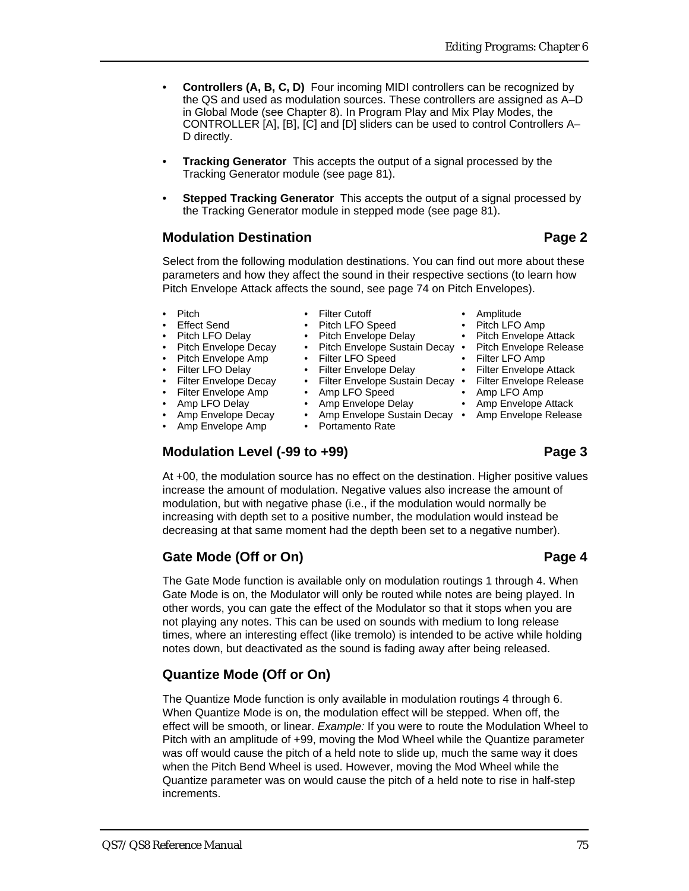- **Controllers (A, B, C, D)** Four incoming MIDI controllers can be recognized by the QS and used as modulation sources. These controllers are assigned as A–D in Global Mode (see Chapter 8). In Program Play and Mix Play Modes, the CONTROLLER [A], [B], [C] and [D] sliders can be used to control Controllers A–D directly.

- **Tracking Generator** This accepts the output of a signal processed by the Tracking Generator module (see page 81).

- **Stepped Tracking Generator** This accepts the output of a signal processed by the Tracking Generator module in stepped mode (see page 81).

## Modulation Destination — Page 2

Select from the following modulation destinations. You can find out more about these parameters and how they affect the sound in their respective sections (to learn how Pitch Envelope Attack affects the sound, see page 74 on Pitch Envelopes).

- Pitch
- Filter Cutoff
- Amplitude
- Effect Send
- Pitch LFO Speed
- Pitch LFO Amp
- Pitch LFO Delay
- Pitch Envelope Delay
- Pitch Envelope Attack
- Pitch Envelope Decay
- Pitch Envelope Sustain Decay
- Pitch Envelope Release
- Pitch Envelope Amp
- Filter LFO Speed
- Filter LFO Amp
- Filter LFO Delay
- Filter Envelope Delay
- Filter Envelope Attack
- Filter Envelope Decay
- Filter Envelope Sustain Decay
- Filter Envelope Release
- Filter Envelope Amp
- Amp LFO Speed
- Amp LFO Amp
- Amp LFO Delay
- Amp Envelope Delay
- Amp Envelope Attack
- Amp Envelope Decay
- Amp Envelope Sustain Decay
- Amp Envelope Release
- Amp Envelope Amp
- Portamento Rate

## Modulation Level (-99 to +99) — Page 3

At +00, the modulation source has no effect on the destination. Higher positive values increase the amount of modulation. Negative values also increase the amount of modulation, but with negative phase (i.e., if the modulation would normally be increasing with depth set to a positive number, the modulation would instead be decreasing at that same moment had the depth been set to a negative number).

## Gate Mode (Off or On) — Page 4

The Gate Mode function is available only on modulation routings 1 through 4. When Gate Mode is on, the Modulator will only be routed while notes are being played. In other words, you can gate the effect of the Modulator so that it stops when you are not playing any notes. This can be used on sounds with medium to long release times, where an interesting effect (like tremolo) is intended to be active while holding notes down, but deactivated as the sound is fading away after being released.

## Quantize Mode (Off or On)

The Quantize Mode function is only available in modulation routings 4 through 6. When Quantize Mode is on, the modulation effect will be stepped. When off, the effect will be smooth, or linear. *Example:* If you were to route the Modulation Wheel to Pitch with an amplitude of +99, moving the Mod Wheel while the Quantize parameter was off would cause the pitch of a held note to slide up, much the same way it does when the Pitch Bend Wheel is used. However, moving the Mod Wheel while the Quantize parameter was on would cause the pitch of a held note to rise in half-step increments.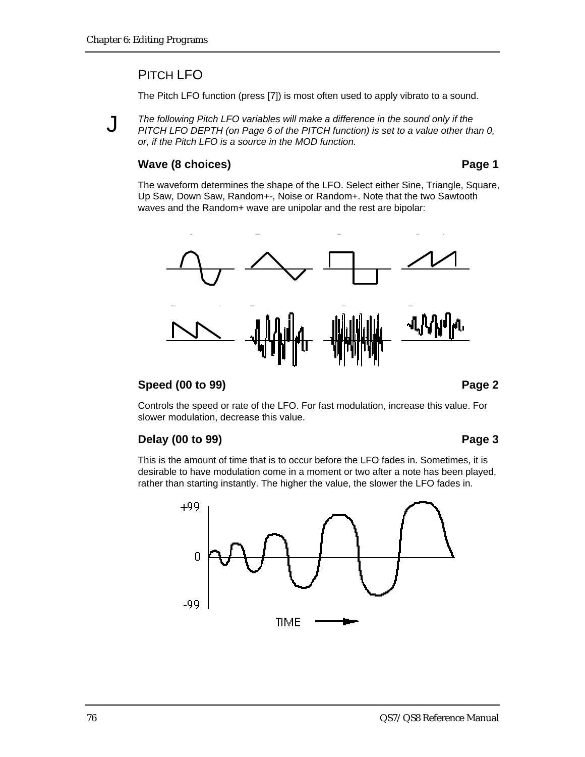## PITCH LFO

The Pitch LFO function (press [7]) is most often used to apply vibrato to a sound.

J *The following Pitch LFO variables will make a difference in the sound only if the PITCH LFO DEPTH (on Page 6 of the PITCH function) is set to a value other than 0, or, if the Pitch LFO is a source in the MOD function.*

### Wave (8 choices) — Page 1

The waveform determines the shape of the LFO. Select either Sine, Triangle, Square, Up Saw, Down Saw, Random+-, Noise or Random+. Note that the two Sawtooth waves and the Random+ wave are unipolar and the rest are bipolar:

### Speed (00 to 99) — Page 2

Controls the speed or rate of the LFO. For fast modulation, increase this value. For slower modulation, decrease this value.

### Delay (00 to 99) — Page 3

This is the amount of time that is to occur before the LFO fades in. Sometimes, it is desirable to have modulation come in a moment or two after a note has been played, rather than starting instantly. The higher the value, the slower the LFO fades in.

+99

0

-99

TIME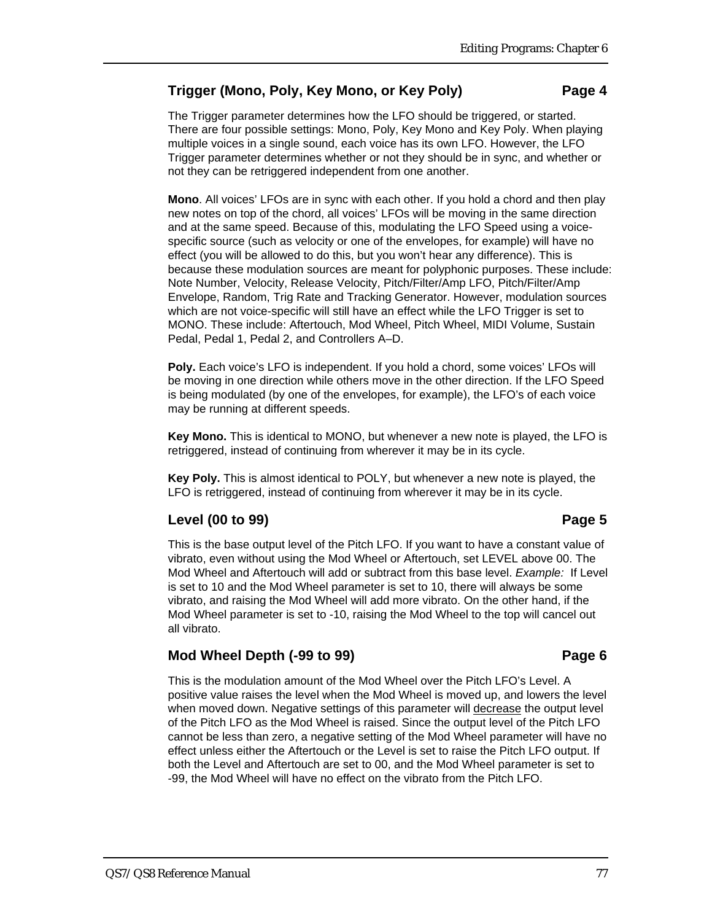### Trigger (Mono, Poly, Key Mono, or Key Poly) — Page 4

The Trigger parameter determines how the LFO should be triggered, or started. There are four possible settings: Mono, Poly, Key Mono and Key Poly. When playing multiple voices in a single sound, each voice has its own LFO. However, the LFO Trigger parameter determines whether or not they should be in sync, and whether or not they can be retriggered independent from one another.

**Mono**. All voices' LFOs are in sync with each other. If you hold a chord and then play new notes on top of the chord, all voices' LFOs will be moving in the same direction and at the same speed. Because of this, modulating the LFO Speed using a voice-specific source (such as velocity or one of the envelopes, for example) will have no effect (you will be allowed to do this, but you won't hear any difference). This is because these modulation sources are meant for polyphonic purposes. These include: Note Number, Velocity, Release Velocity, Pitch/Filter/Amp LFO, Pitch/Filter/Amp Envelope, Random, Trig Rate and Tracking Generator. However, modulation sources which are not voice-specific will still have an effect while the LFO Trigger is set to MONO. These include: Aftertouch, Mod Wheel, Pitch Wheel, MIDI Volume, Sustain Pedal, Pedal 1, Pedal 2, and Controllers A–D.

**Poly.** Each voice's LFO is independent. If you hold a chord, some voices' LFOs will be moving in one direction while others move in the other direction. If the LFO Speed is being modulated (by one of the envelopes, for example), the LFO's of each voice may be running at different speeds.

**Key Mono.** This is identical to MONO, but whenever a new note is played, the LFO is retriggered, instead of continuing from wherever it may be in its cycle.

**Key Poly.** This is almost identical to POLY, but whenever a new note is played, the LFO is retriggered, instead of continuing from wherever it may be in its cycle.

### Level (00 to 99) — Page 5

This is the base output level of the Pitch LFO. If you want to have a constant value of vibrato, even without using the Mod Wheel or Aftertouch, set LEVEL above 00. The Mod Wheel and Aftertouch will add or subtract from this base level. *Example:* If Level is set to 10 and the Mod Wheel parameter is set to 10, there will always be some vibrato, and raising the Mod Wheel will add more vibrato. On the other hand, if the Mod Wheel parameter is set to -10, raising the Mod Wheel to the top will cancel out all vibrato.

### Mod Wheel Depth (-99 to 99) — Page 6

This is the modulation amount of the Mod Wheel over the Pitch LFO's Level. A positive value raises the level when the Mod Wheel is moved up, and lowers the level when moved down. Negative settings of this parameter will decrease the output level of the Pitch LFO as the Mod Wheel is raised. Since the output level of the Pitch LFO cannot be less than zero, a negative setting of the Mod Wheel parameter will have no effect unless either the Aftertouch or the Level is set to raise the Pitch LFO output. If both the Level and Aftertouch are set to 00, and the Mod Wheel parameter is set to -99, the Mod Wheel will have no effect on the vibrato from the Pitch LFO.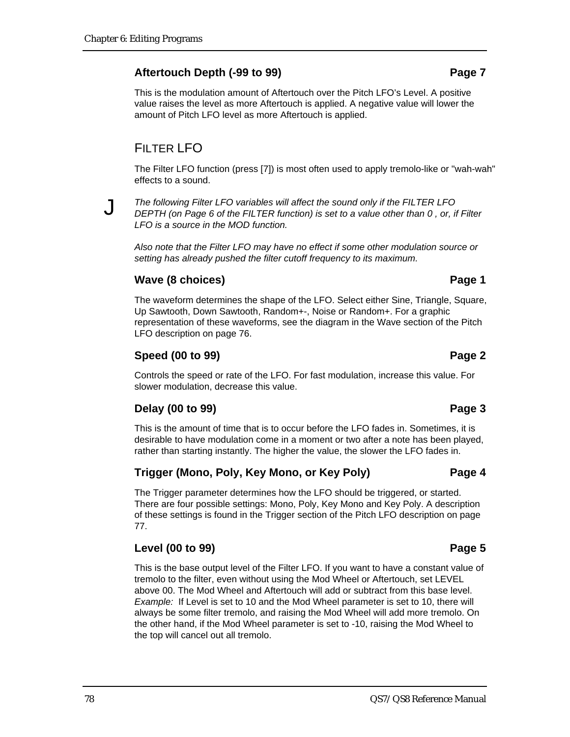### Aertouch Depth (-99 to 99) — Page 7

This is the modulation amount of Aftertouch over the Pitch LFO's Level. A positive value raises the level as more Aftertouch is applied. A negative value will lower the amount of Pitch LFO level as more Aftertouch is applied.

## FILTER LFO

The Filter LFO function (press [7]) is most often used to apply tremolo-like or "wah-wah" effects to a sound.

J *The following Filter LFO variables will affect the sound only if the FILTER LFO DEPTH (on Page 6 of the FILTER function) is set to a value other than 0 , or, if Filter LFO is a source in the MOD function.*

*Also note that the Filter LFO may have no effect if some other modulation source or setting has already pushed the filter cutoff frequency to its maximum.*

### Wave (8 choices) — Page 1

The waveform determines the shape of the LFO. Select either Sine, Triangle, Square, Up Sawtooth, Down Sawtooth, Random+-, Noise or Random+. For a graphic representation of these waveforms, see the diagram in the Wave section of the Pitch LFO description on page 76.

### Speed (00 to 99) — Page 2

Controls the speed or rate of the LFO. For fast modulation, increase this value. For slower modulation, decrease this value.

### Delay (00 to 99) — Page 3

This is the amount of time that is to occur before the LFO fades in. Sometimes, it is desirable to have modulation come in a moment or two after a note has been played, rather than starting instantly. The higher the value, the slower the LFO fades in.

### Trigger (Mono, Poly, Key Mono, or Key Poly) — Page 4

The Trigger parameter determines how the LFO should be triggered, or started. There are four possible settings: Mono, Poly, Key Mono and Key Poly. A description of these settings is found in the Trigger section of the Pitch LFO description on page 77.

### Level (00 to 99) — Page 5

This is the base output level of the Filter LFO. If you want to have a constant value of tremolo to the filter, even without using the Mod Wheel or Aftertouch, set LEVEL above 00. The Mod Wheel and Aftertouch will add or subtract from this base level. *Example:* If Level is set to 10 and the Mod Wheel parameter is set to 10, there will always be some filter tremolo, and raising the Mod Wheel will add more tremolo. On the other hand, if the Mod Wheel parameter is set to -10, raising the Mod Wheel to the top will cancel out all tremolo.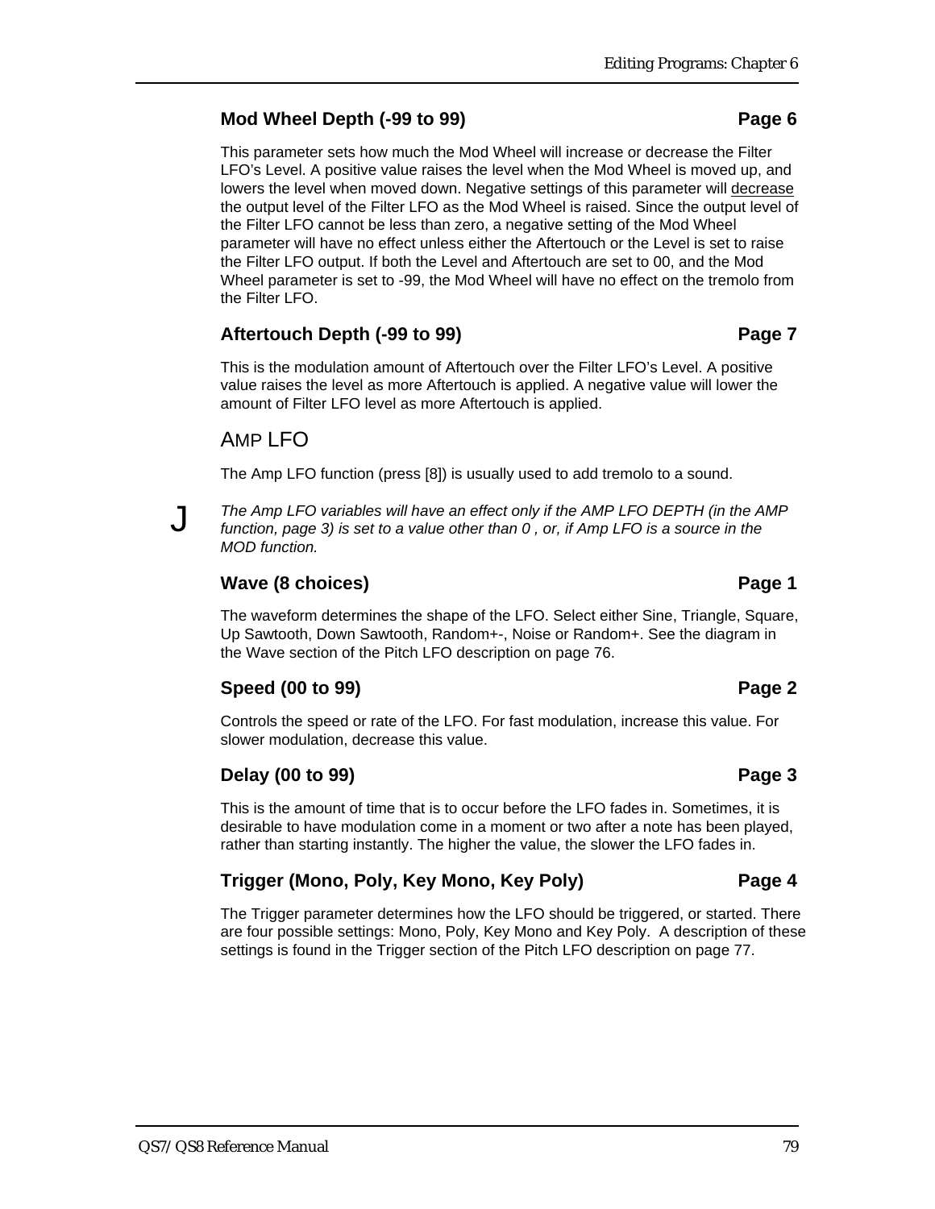### Mod Wheel Depth (-99 to 99) Page 6

This parameter sets how much the Mod Wheel will increase or decrease the Filter LFO's Level. A positive value raises the level when the Mod Wheel is moved up, and lowers the level when moved down. Negative settings of this parameter will <u>decrease</u> the output level of the Filter LFO as the Mod Wheel is raised. Since the output level of the Filter LFO cannot be less than zero, a negative setting of the Mod Wheel parameter will have no effect unless either the Aftertouch or the Level is set to raise the Filter LFO output. If both the Level and Aftertouch are set to 00, and the Mod Wheel parameter is set to -99, the Mod Wheel will have no effect on the tremolo from the Filter LFO.

### Aftertouch Depth (-99 to 99) Page 7

This is the modulation amount of Aftertouch over the Filter LFO's Level. A positive value raises the level as more Aftertouch is applied. A negative value will lower the amount of Filter LFO level as more Aftertouch is applied.

## AMP LFO

The Amp LFO function (press [8]) is usually used to add tremolo to a sound.

J *The Amp LFO variables will have an effect only if the AMP LFO DEPTH (in the AMP function, page 3) is set to a value other than 0 , or, if Amp LFO is a source in the MOD function.*

### Wave (8 choices) Page 1

The waveform determines the shape of the LFO. Select either Sine, Triangle, Square, Up Sawtooth, Down Sawtooth, Random+-, Noise or Random+. See the diagram in the Wave section of the Pitch LFO description on page 76.

### Speed (00 to 99) Page 2

Controls the speed or rate of the LFO. For fast modulation, increase this value. For slower modulation, decrease this value.

### Delay (00 to 99) Page 3

This is the amount of time that is to occur before the LFO fades in. Sometimes, it is desirable to have modulation come in a moment or two after a note has been played, rather than starting instantly. The higher the value, the slower the LFO fades in.

### Trigger (Mono, Poly, Key Mono, Key Poly) Page 4

The Trigger parameter determines how the LFO should be triggered, or started. There are four possible settings: Mono, Poly, Key Mono and Key Poly. A description of these settings is found in the Trigger section of the Pitch LFO description on page 77.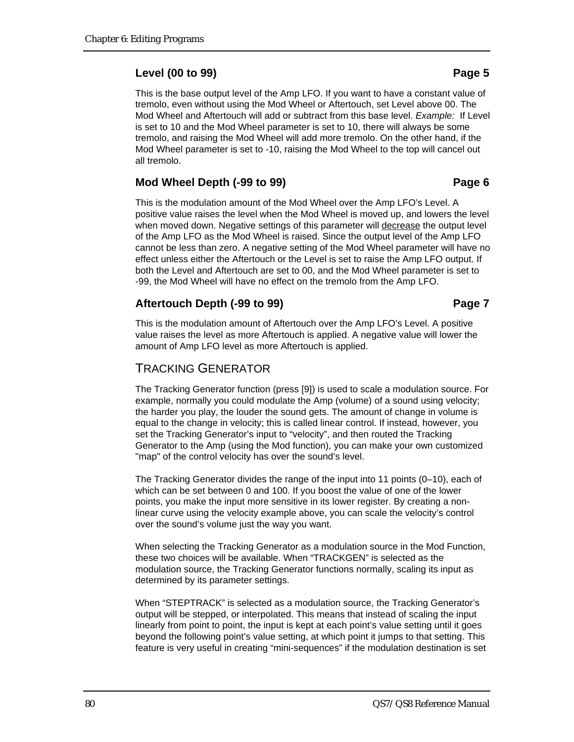### Level (00 to 99) Page 5

This is the base output level of the Amp LFO. If you want to have a constant value of tremolo, even without using the Mod Wheel or Aftertouch, set Level above 00. The Mod Wheel and Aftertouch will add or subtract from this base level. *Example:* If Level is set to 10 and the Mod Wheel parameter is set to 10, there will always be some tremolo, and raising the Mod Wheel will add more tremolo. On the other hand, if the Mod Wheel parameter is set to -10, raising the Mod Wheel to the top will cancel out all tremolo.

### Mod Wheel Depth (-99 to 99) Page 6

This is the modulation amount of the Mod Wheel over the Amp LFO's Level. A positive value raises the level when the Mod Wheel is moved up, and lowers the level when moved down. Negative settings of this parameter will decrease the output level of the Amp LFO as the Mod Wheel is raised. Since the output level of the Amp LFO cannot be less than zero. A negative setting of the Mod Wheel parameter will have no effect unless either the Aftertouch or the Level is set to raise the Amp LFO output. If both the Level and Aftertouch are set to 00, and the Mod Wheel parameter is set to -99, the Mod Wheel will have no effect on the tremolo from the Amp LFO.

### Aftertouch Depth (-99 to 99) Page 7

This is the modulation amount of Aftertouch over the Amp LFO's Level. A positive value raises the level as more Aftertouch is applied. A negative value will lower the amount of Amp LFO level as more Aftertouch is applied.

## TRACKING GENERATOR

The Tracking Generator function (press [9]) is used to scale a modulation source. For example, normally you could modulate the Amp (volume) of a sound using velocity; the harder you play, the louder the sound gets. The amount of change in volume is equal to the change in velocity; this is called linear control. If instead, however, you set the Tracking Generator's input to "velocity", and then routed the Tracking Generator to the Amp (using the Mod function), you can make your own customized "map" of the control velocity has over the sound's level.

The Tracking Generator divides the range of the input into 11 points (0–10), each of which can be set between 0 and 100. If you boost the value of one of the lower points, you make the input more sensitive in its lower register. By creating a non-linear curve using the velocity example above, you can scale the velocity's control over the sound's volume just the way you want.

When selecting the Tracking Generator as a modulation source in the Mod Function, these two choices will be available. When "TRACKGEN" is selected as the modulation source, the Tracking Generator functions normally, scaling its input as determined by its parameter settings.

When "STEPTRACK" is selected as a modulation source, the Tracking Generator's output will be stepped, or interpolated. This means that instead of scaling the input linearly from point to point, the input is kept at each point's value setting until it goes beyond the following point's value setting, at which point it jumps to that setting. This feature is very useful in creating "mini-sequences" if the modulation destination is set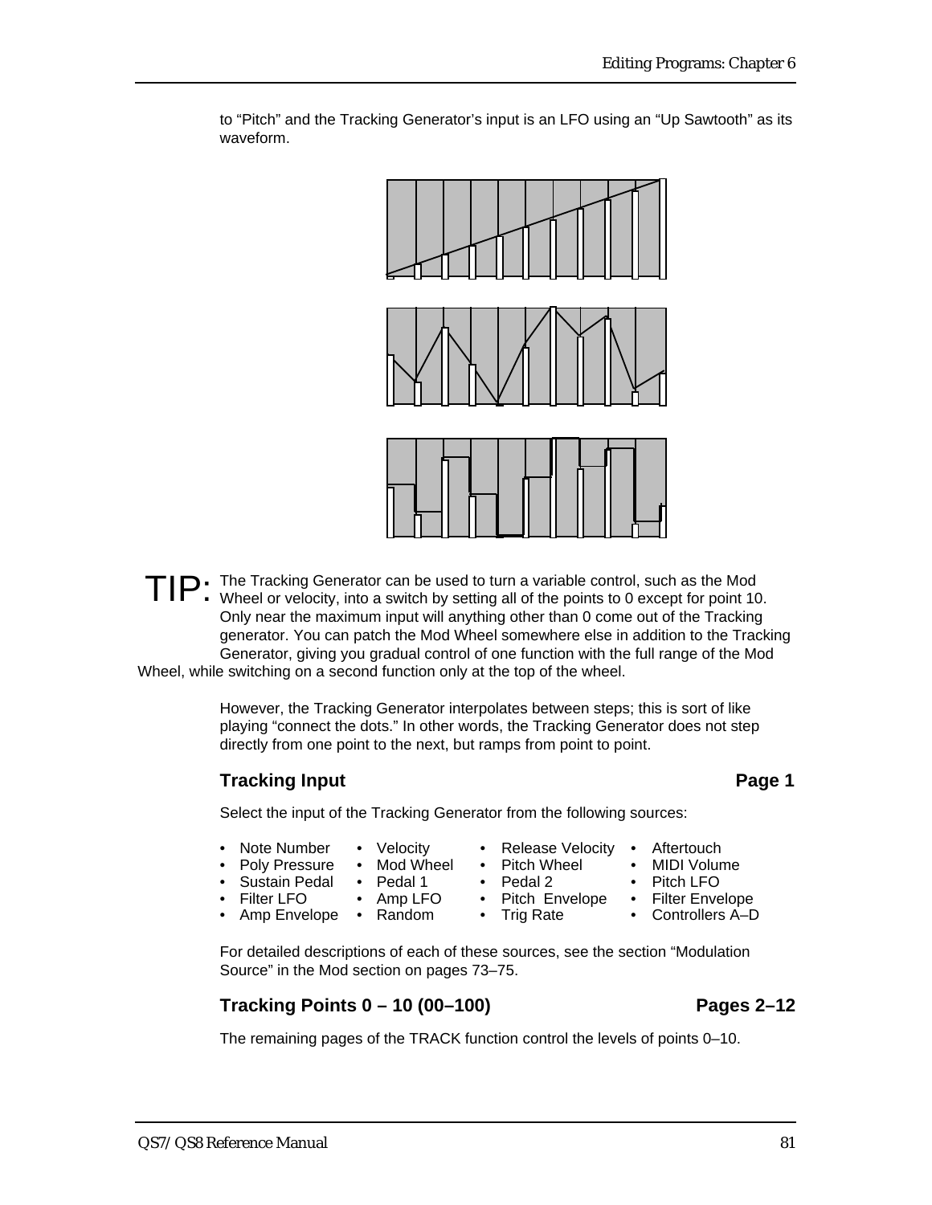to "Pitch" and the Tracking Generator's input is an LFO using an "Up Sawtooth" as its waveform.

**TIP:** The Tracking Generator can be used to turn a variable control, such as the Mod Wheel or velocity, into a switch by setting all of the points to 0 except for point 10. Only near the maximum input will anything other than 0 come out of the Tracking generator. You can patch the Mod Wheel somewhere else in addition to the Tracking Generator, giving you gradual control of one function with the full range of the Mod Wheel, while switching on a second function only at the top of the wheel.

However, the Tracking Generator interpolates between steps; this is sort of like playing "connect the dots." In other words, the Tracking Generator does not step directly from one point to the next, but ramps from point to point.

### Tracking Input — Page 1

Select the input of the Tracking Generator from the following sources:

- Note Number
- Velocity
- Release Velocity
- Aftertouch
- Poly Pressure
- Mod Wheel
- Pitch Wheel
- MIDI Volume
- Sustain Pedal
- Pedal 1
- Pedal 2
- Pitch LFO
- Filter LFO
- Amp LFO
- Pitch Envelope
- Filter Envelope
- Amp Envelope
- Random
- Trig Rate
- Controllers A–D

For detailed descriptions of each of these sources, see the section "Modulation Source" in the Mod section on pages 73–75.

### Tracking Points 0 – 10 (00–100) — Pages 2–12

The remaining pages of the TRACK function control the levels of points 0–10.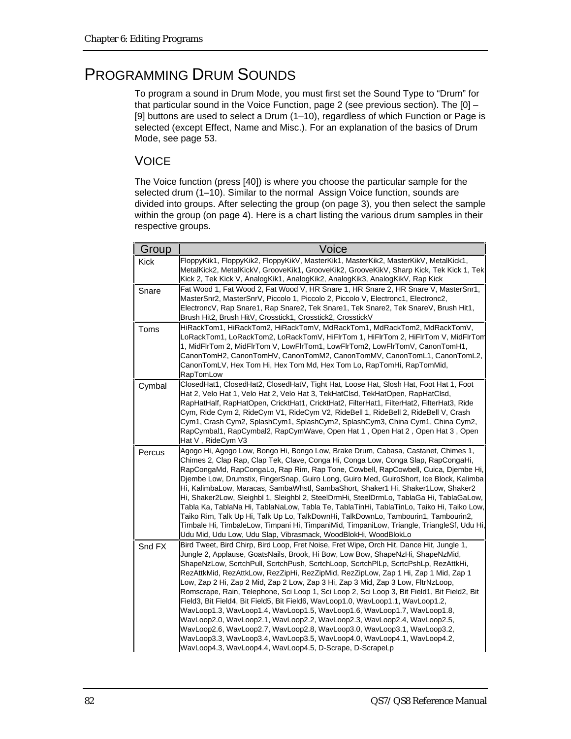# PROGRAMMING DRUM SOUNDS

To program a sound in Drum Mode, you must first set the Sound Type to "Drum" for that particular sound in the Voice Function, page 2 (see previous section). The [0] – [9] buttons are used to select a Drum (1–10), regardless of which Function or Page is selected (except Effect, Name and Misc.). For an explanation of the basics of Drum Mode, see page 53.

## VOICE

The Voice function (press [40]) is where you choose the particular sample for the selected drum (1–10). Similar to the normal Assign Voice function, sounds are divided into groups. After selecting the group (on page 3), you then select the sample within the group (on page 4). Here is a chart listing the various drum samples in their respective groups.

| Group | Voice |
|---|---|
| Kick | FloppyKik1, FloppyKik2, FloppyKikV, MasterKik1, MasterKik2, MasterKikV, MetalKick1, MetalKick2, MetalKickV, GrooveKik1, GrooveKik2, GrooveKikV, Sharp Kick, Tek Kick 1, Tek Kick 2, Tek Kick V, AnalogKik1, AnalogKik2, AnalogKik3, AnalogKikV, Rap Kick |
| Snare | Fat Wood 1, Fat Wood 2, Fat Wood V, HR Snare 1, HR Snare 2, HR Snare V, MasterSnr1, MasterSnr2, MasterSnrV, Piccolo 1, Piccolo 2, Piccolo V, Electronc1, Electronc2, ElectroncV, Rap Snare1, Rap Snare2, Tek Snare1, Tek Snare2, Tek SnareV, Brush Hit1, Brush Hit2, Brush HitV, Crosstick1, Crosstick2, CrosstickV |
| Toms | HiRackTom1, HiRackTom2, HiRackTomV, MdRackTom1, MdRackTom2, MdRackTomV, LoRackTom1, LoRackTom2, LoRackTomV, HiFlrTom 1, HiFlrTom 2, HiFlrTom V, MidFlrTom 1, MidFlrTom 2, MidFlrTom V, LowFlrTom1, LowFlrTom2, LowFlrTomV, CanonTomH1, CanonTomH2, CanonTomHV, CanonTomM2, CanonTomMV, CanonTomL1, CanonTomL2, CanonTomLV, Hex Tom Hi, Hex Tom Md, Hex Tom Lo, RapTomHi, RapTomMid, RapTomLow |
| Cymbal | ClosedHat1, ClosedHat2, ClosedHatV, Tight Hat, Loose Hat, Slosh Hat, Foot Hat 1, Foot Hat 2, Velo Hat 1, Velo Hat 2, Velo Hat 3, TekHatClsd, TekHatOpen, RapHatClsd, RapHatHalf, RapHatOpen, CricktHat1, CricktHat2, FilterHat1, FilterHat2, FilterHat3, Ride Cym, Ride Cym 2, RideCym V1, RideCym V2, RideBell 1, RideBell 2, RideBell V, Crash Cym1, Crash Cym2, SplashCym1, SplashCym2, SplashCym3, China Cym1, China Cym2, RapCymbal1, RapCymbal2, RapCymWave, Open Hat 1 , Open Hat 2 , Open Hat 3 , Open Hat V , RideCym V3 |
| Percus | Agogo Hi, Agogo Low, Bongo Hi, Bongo Low, Brake Drum, Cabasa, Castanet, Chimes 1, Chimes 2, Clap Rap, Clap Tek, Clave, Conga Hi, Conga Low, Conga Slap, RapCongaHi, RapCongaMd, RapCongaLo, Rap Rim, Rap Tone, Cowbell, RapCowbell, Cuica, Djembe Hi, Djembe Low, Drumstix, FingerSnap, Guiro Long, Guiro Med, GuiroShort, Ice Block, Kalimba Hi, KalimbaLow, Maracas, SambaWhstl, SambaShort, Shaker1 Hi, Shaker1Low, Shaker2 Hi, Shaker2Low, Sleighbl 1, Sleighbl 2, SteelDrmHi, SteelDrmLo, TablaGa Hi, TablaGaLow, Tabla Ka, TablaNa Hi, TablaNaLow, Tabla Te, TablaTinHi, TablaTinLo, Taiko Hi, Taiko Low, Taiko Rim, Talk Up Hi, Talk Up Lo, TalkDownHi, TalkDownLo, Tambourin1, Tambourin2, Timbale Hi, TimbaleLow, Timpani Hi, TimpaniMid, TimpaniLow, Triangle, TriangleSf, Udu Hi, Udu Mid, Udu Low, Udu Slap, Vibrasmack, WoodBlokHi, WoodBlokLo |
| Snd FX | Bird Tweet, Bird Chirp, Bird Loop, Fret Noise, Fret Wipe, Orch Hit, Dance Hit, Jungle 1, Jungle 2, Applause, GoatsNails, Brook, Hi Bow, Low Bow, ShapeNzHi, ShapeNzMid, ShapeNzLow, ScrtchPull, ScrtchPush, ScrtchLoop, ScrtchPlLp, ScrtcPshLp, RezAttkHi, RezAttkMid, RezAttkLow, RezZipHi, RezZipMid, RezZipLow, Zap 1 Hi, Zap 1 Mid, Zap 1 Low, Zap 2 Hi, Zap 2 Mid, Zap 2 Low, Zap 3 Hi, Zap 3 Mid, Zap 3 Low, FltrNzLoop, Romscrape, Rain, Telephone, Sci Loop 1, Sci Loop 2, Sci Loop 3, Bit Field1, Bit Field2, Bit Field3, Bit Field4, Bit Field5, Bit Field6, WavLoop1.0, WavLoop1.1, WavLoop1.2, WavLoop1.3, WavLoop1.4, WavLoop1.5, WavLoop1.6, WavLoop1.7, WavLoop1.8, WavLoop2.0, WavLoop2.1, WavLoop2.2, WavLoop2.3, WavLoop2.4, WavLoop2.5, WavLoop2.6, WavLoop2.7, WavLoop2.8, WavLoop3.0, WavLoop3.1, WavLoop3.2, WavLoop3.3, WavLoop3.4, WavLoop3.5, WavLoop4.0, WavLoop4.1, WavLoop4.2, WavLoop4.3, WavLoop4.4, WavLoop4.5, D-Scrape, D-ScrapeLp |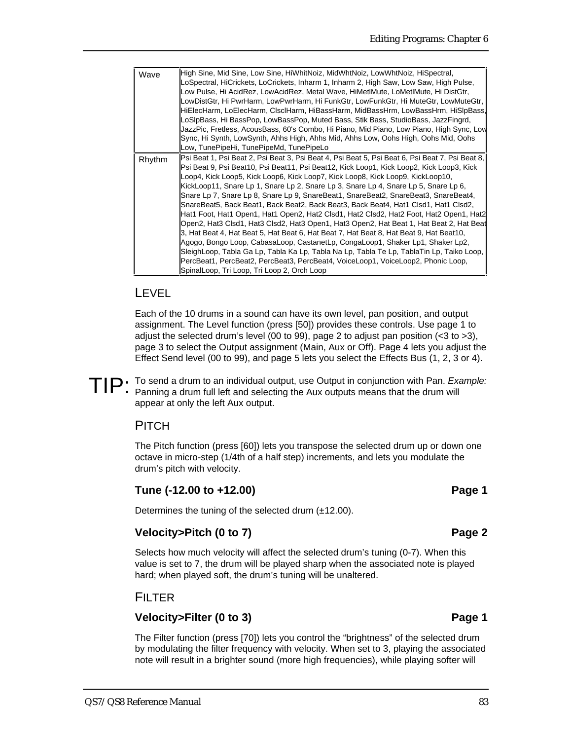| | |
|---|---|
| Wave | High Sine, Mid Sine, Low Sine, HiWhitNoiz, MidWhtNoiz, LowWhtNoiz, HiSpectral, LoSpectral, HiCrickets, LoCrickets, Inharm 1, Inharm 2, High Saw, Low Saw, High Pulse, Low Pulse, Hi AcidRez, LowAcidRez, Metal Wave, HiMetlMute, LoMetlMute, Hi DistGtr, LowDistGtr, Hi PwrHarm, LowPwrHarm, Hi FunkGtr, LowFunkGtr, Hi MuteGtr, LowMuteGtr, HiElecHarm, LoElecHarm, ClsclHarm, HiBassHarm, MidBassHrm, LowBassHrm, HiSlpBass, LoSlpBass, Hi BassPop, LowBassPop, Muted Bass, Stik Bass, StudioBass, JazzFingrd, JazzPic, Fretless, AcousBass, 60's Combo, Hi Piano, Mid Piano, Low Piano, High Sync, Low Sync, Hi Synth, LowSynth, Ahhs High, Ahhs Mid, Ahhs Low, Oohs High, Oohs Mid, Oohs Low, TunePipeHi, TunePipeMd, TunePipeLo |
| Rhythm | Psi Beat 1, Psi Beat 2, Psi Beat 3, Psi Beat 4, Psi Beat 5, Psi Beat 6, Psi Beat 7, Psi Beat 8, Psi Beat 9, Psi Beat10, Psi Beat11, Psi Beat12, Kick Loop1, Kick Loop2, Kick Loop3, Kick Loop4, Kick Loop5, Kick Loop6, Kick Loop7, Kick Loop8, Kick Loop9, KickLoop10, KickLoop11, Snare Lp 1, Snare Lp 2, Snare Lp 3, Snare Lp 4, Snare Lp 5, Snare Lp 6, Snare Lp 7, Snare Lp 8, Snare Lp 9, SnareBeat1, SnareBeat2, SnareBeat3, SnareBeat4, SnareBeat5, Back Beat1, Back Beat2, Back Beat3, Back Beat4, Hat1 Clsd1, Hat1 Clsd2, Hat1 Foot, Hat1 Open1, Hat1 Open2, Hat2 Clsd1, Hat2 Clsd2, Hat2 Foot, Hat2 Open1, Hat2 Open2, Hat3 Clsd1, Hat3 Clsd2, Hat3 Open1, Hat3 Open2, Hat Beat 1, Hat Beat 2, Hat Beat 3, Hat Beat 4, Hat Beat 5, Hat Beat 6, Hat Beat 7, Hat Beat 8, Hat Beat 9, Hat Beat10, Agogo, Bongo Loop, CabasaLoop, CastanetLp, CongaLoop1, Shaker Lp1, Shaker Lp2, SleighLoop, Tabla Ga Lp, Tabla Ka Lp, Tabla Na Lp, Tabla Te Lp, TablaTin Lp, Taiko Loop, PercBeat1, PercBeat2, PercBeat3, PercBeat4, VoiceLoop1, VoiceLoop2, Phonic Loop, SpinalLoop, Tri Loop, Tri Loop 2, Orch Loop |

## Level

Each of the 10 drums in a sound can have its own level, pan position, and output assignment. The Level function (press [50]) provides these controls. Use page 1 to adjust the selected drum's level (00 to 99), page 2 to adjust pan position (<3 to >3), page 3 to select the Output assignment (Main, Aux or Off). Page 4 lets you adjust the Effect Send level (00 to 99), and page 5 lets you select the Effects Bus (1, 2, 3 or 4).

**TIP:** To send a drum to an individual output, use Output in conjunction with Pan. *Example:* Panning a drum full left and selecting the Aux outputs means that the drum will appear at only the left Aux output.

## Pitch

The Pitch function (press [60]) lets you transpose the selected drum up or down one octave in micro-step (1/4th of a half step) increments, and lets you modulate the drum's pitch with velocity.

### Tune (-12.00 to +12.00) — Page 1

Determines the tuning of the selected drum (±12.00).

### Velocity>Pitch (0 to 7) — Page 2

Selects how much velocity will affect the selected drum's tuning (0-7). When this value is set to 7, the drum will be played sharp when the associated note is played hard; when played soft, the drum's tuning will be unaltered.

## Filter

### Velocity>Filter (0 to 3) — Page 1

The Filter function (press [70]) lets you control the "brightness" of the selected drum by modulating the filter frequency with velocity. When set to 3, playing the associated note will result in a brighter sound (more high frequencies), while playing softer will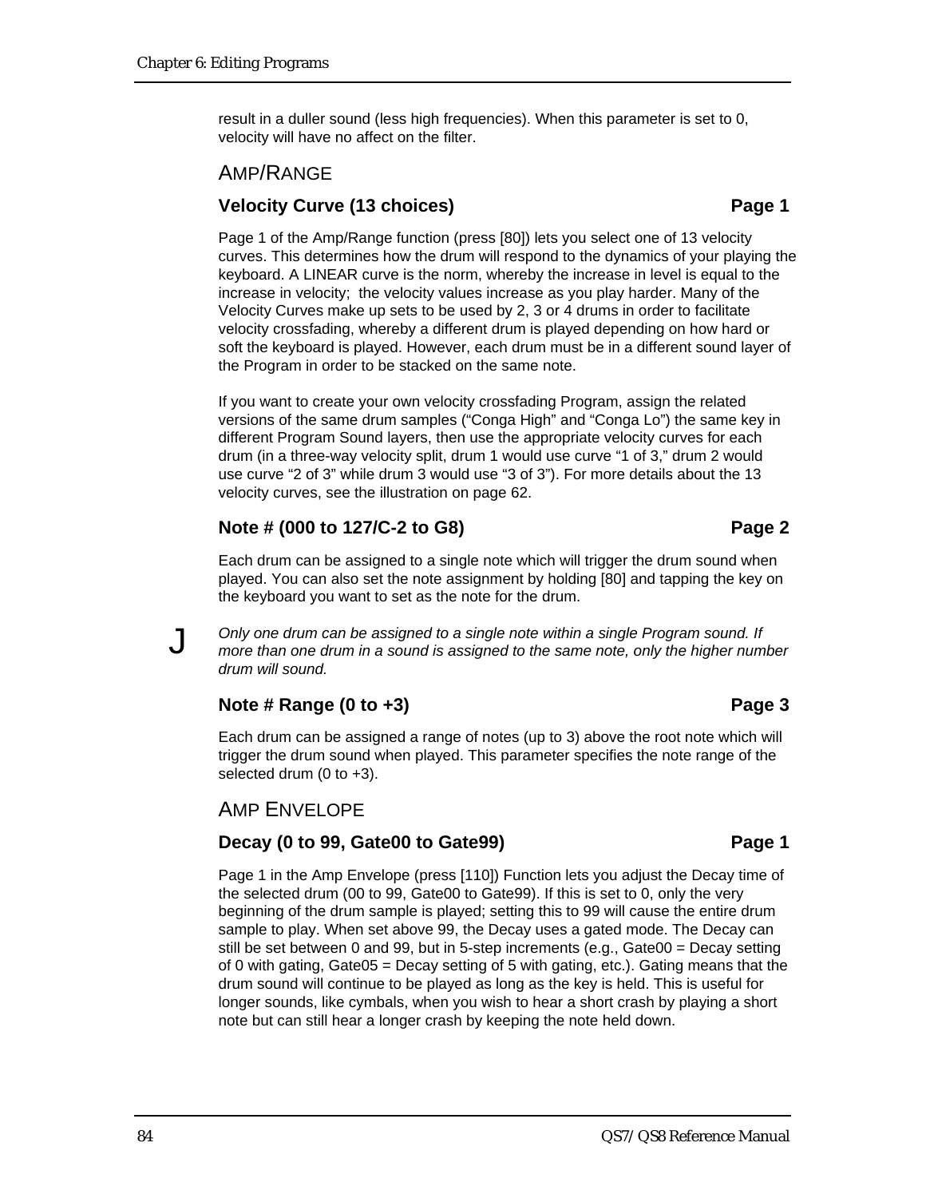result in a duller sound (less high frequencies). When this parameter is set to 0, velocity will have no affect on the filter.

## AMP/RANGE

### Velocity Curve (13 choices) — Page 1

Page 1 of the Amp/Range function (press [80]) lets you select one of 13 velocity curves. This determines how the drum will respond to the dynamics of your playing the keyboard. A LINEAR curve is the norm, whereby the increase in level is equal to the increase in velocity;  the velocity values increase as you play harder. Many of the Velocity Curves make up sets to be used by 2, 3 or 4 drums in order to facilitate velocity crossfading, whereby a different drum is played depending on how hard or soft the keyboard is played. However, each drum must be in a different sound layer of the Program in order to be stacked on the same note.

If you want to create your own velocity crossfading Program, assign the related versions of the same drum samples (“Conga High” and “Conga Lo”) the same key in different Program Sound layers, then use the appropriate velocity curves for each drum (in a three-way velocity split, drum 1 would use curve “1 of 3,” drum 2 would use curve “2 of 3” while drum 3 would use “3 of 3”). For more details about the 13 velocity curves, see the illustration on page 62.

### Note # (000 to 127/C-2 to G8) — Page 2

Each drum can be assigned to a single note which will trigger the drum sound when played. You can also set the note assignment by holding [80] and tapping the key on the keyboard you want to set as the note for the drum.

J *Only one drum can be assigned to a single note within a single Program sound. If more than one drum in a sound is assigned to the same note, only the higher number drum will sound.*

### Note # Range (0 to +3) — Page 3

Each drum can be assigned a range of notes (up to 3) above the root note which will trigger the drum sound when played. This parameter specifies the note range of the selected drum (0 to +3).

## AMP ENVELOPE

### Decay (0 to 99, Gate00 to Gate99) — Page 1

Page 1 in the Amp Envelope (press [110]) Function lets you adjust the Decay time of the selected drum (00 to 99, Gate00 to Gate99). If this is set to 0, only the very beginning of the drum sample is played; setting this to 99 will cause the entire drum sample to play. When set above 99, the Decay uses a gated mode. The Decay can still be set between 0 and 99, but in 5-step increments (e.g., Gate00 = Decay setting of 0 with gating, Gate05 = Decay setting of 5 with gating, etc.). Gating means that the drum sound will continue to be played as long as the key is held. This is useful for longer sounds, like cymbals, when you wish to hear a short crash by playing a short note but can still hear a longer crash by keeping the note held down.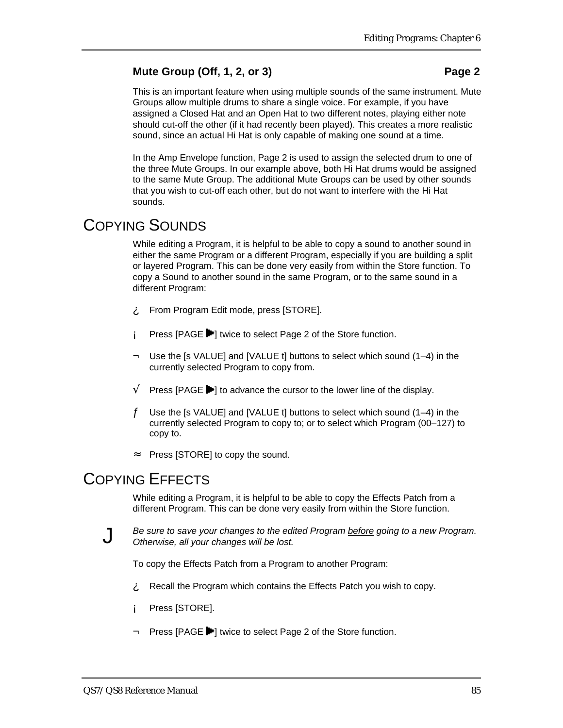### Mute Group (Off, 1, 2, or 3) — Page 2

This is an important feature when using multiple sounds of the same instrument. Mute Groups allow multiple drums to share a single voice. For example, if you have assigned a Closed Hat and an Open Hat to two different notes, playing either note should cut-off the other (if it had recently been played). This creates a more realistic sound, since an actual Hi Hat is only capable of making one sound at a time.

In the Amp Envelope function, Page 2 is used to assign the selected drum to one of the three Mute Groups. In our example above, both Hi Hat drums would be assigned to the same Mute Group. The additional Mute Groups can be used by other sounds that you wish to cut-off each other, but do not want to interfere with the Hi Hat sounds.

## COPYING SOUNDS

While editing a Program, it is helpful to be able to copy a sound to another sound in either the same Program or a different Program, especially if you are building a split or layered Program. This can be done very easily from within the Store function. To copy a Sound to another sound in the same Program, or to the same sound in a different Program:

¿ From Program Edit mode, press [STORE].

¡ Press [PAGE ▶] twice to select Page 2 of the Store function.

¬ Use the [s VALUE] and [VALUE t] buttons to select which sound (1–4) in the currently selected Program to copy from.

√ Press [PAGE ▶] to advance the cursor to the lower line of the display.

ƒ Use the [s VALUE] and [VALUE t] buttons to select which sound (1–4) in the currently selected Program to copy to; or to select which Program (00–127) to copy to.

≈ Press [STORE] to copy the sound.

## COPYING EFFECTS

While editing a Program, it is helpful to be able to copy the Effects Patch from a different Program. This can be done very easily from within the Store function.

J *Be sure to save your changes to the edited Program before going to a new Program. Otherwise, all your changes will be lost.*

To copy the Effects Patch from a Program to another Program:

¿ Recall the Program which contains the Effects Patch you wish to copy.

¡ Press [STORE].

¬ Press [PAGE ▶] twice to select Page 2 of the Store function.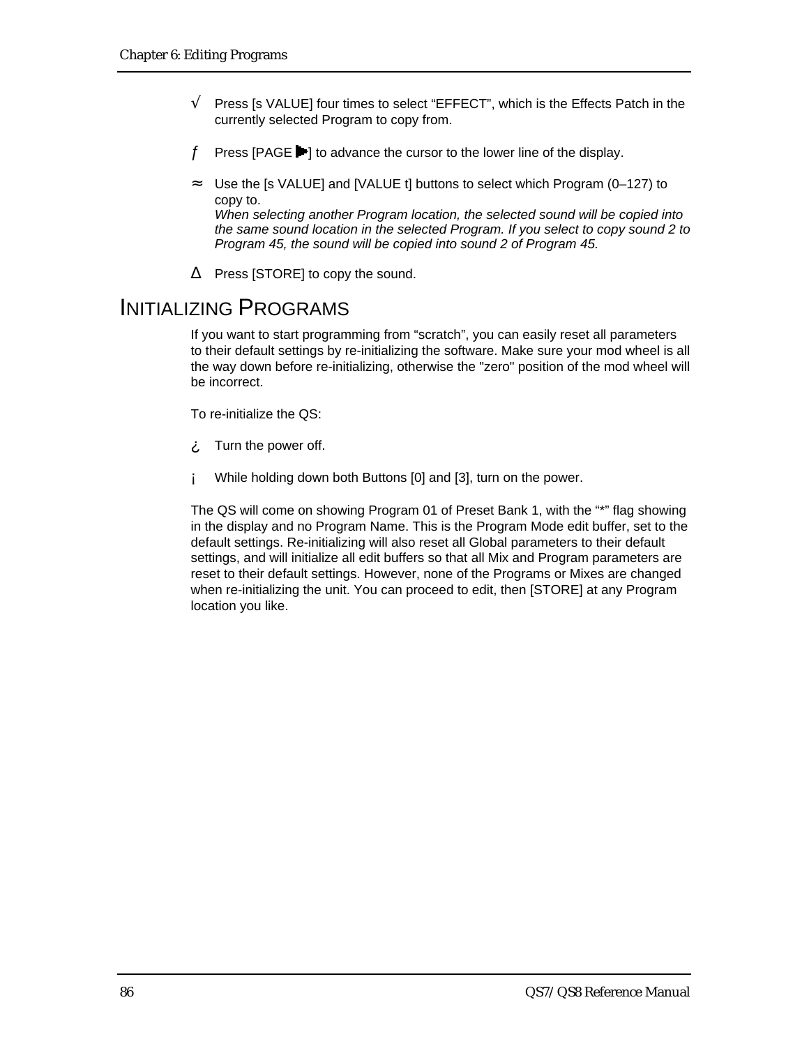√ Press [s VALUE] four times to select “EFFECT”, which is the Effects Patch in the currently selected Program to copy from.

ƒ Press [PAGE ▶] to advance the cursor to the lower line of the display.

≈ Use the [s VALUE] and [VALUE t] buttons to select which Program (0–127) to copy to.
*When selecting another Program location, the selected sound will be copied into the same sound location in the selected Program. If you select to copy sound 2 to Program 45, the sound will be copied into sound 2 of Program 45.*

∆ Press [STORE] to copy the sound.

## Initializing Programs

If you want to start programming from “scratch”, you can easily reset all parameters to their default settings by re-initializing the software. Make sure your mod wheel is all the way down before re-initializing, otherwise the "zero" position of the mod wheel will be incorrect.

To re-initialize the QS:

¿ Turn the power off.

¡ While holding down both Buttons [0] and [3], turn on the power.

The QS will come on showing Program 01 of Preset Bank 1, with the “*” flag showing in the display and no Program Name. This is the Program Mode edit buffer, set to the default settings. Re-initializing will also reset all Global parameters to their default settings, and will initialize all edit buffers so that all Mix and Program parameters are reset to their default settings. However, none of the Programs or Mixes are changed when re-initializing the unit. You can proceed to edit, then [STORE] at any Program location you like.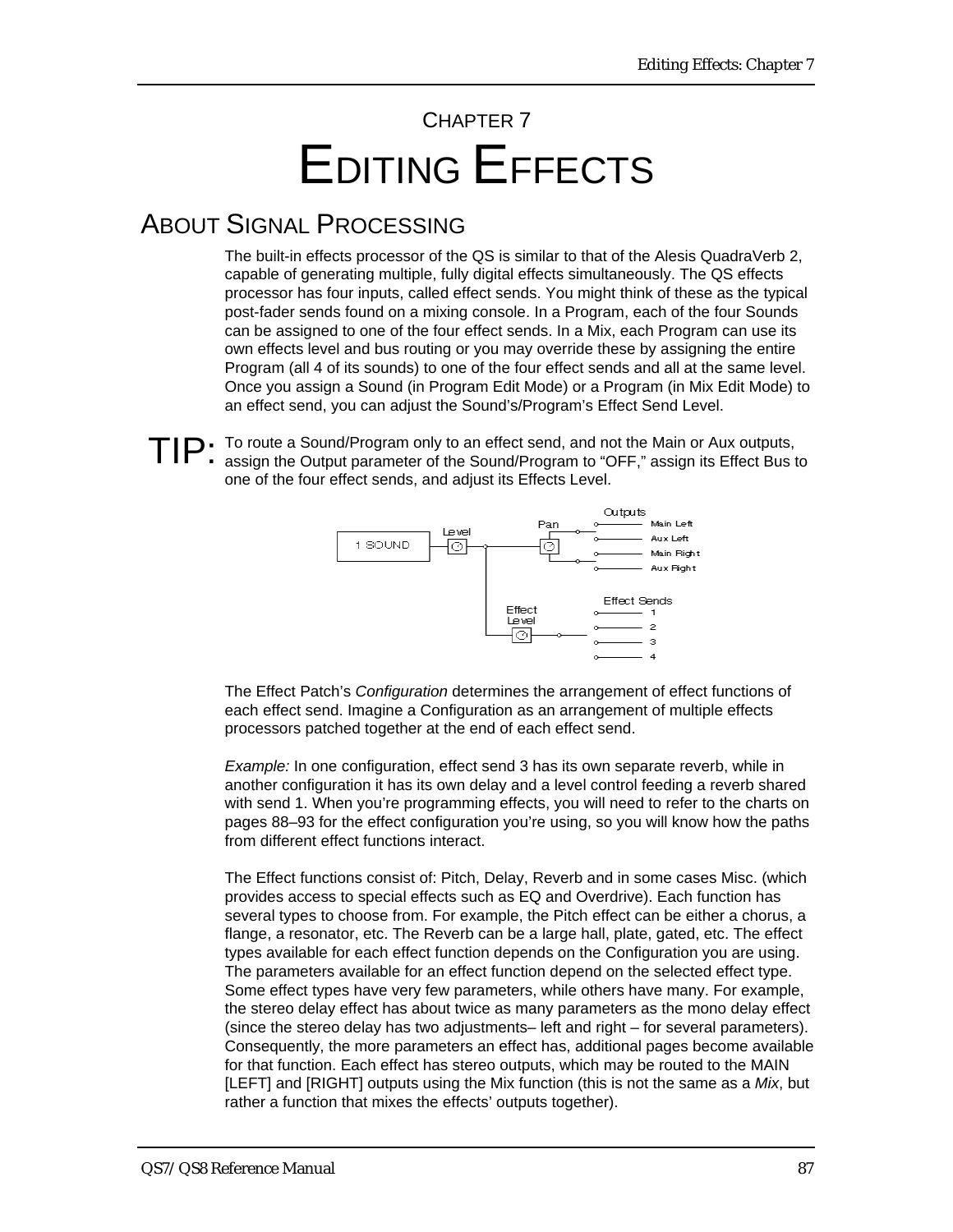# CHAPTER 7
# EDITING EFFECTS

## ABOUT SIGNAL PROCESSING

The built-in effects processor of the QS is similar to that of the Alesis QuadraVerb 2, capable of generating multiple, fully digital effects simultaneously. The QS effects processor has four inputs, called effect sends. You might think of these as the typical post-fader sends found on a mixing console. In a Program, each of the four Sounds can be assigned to one of the four effect sends. In a Mix, each Program can use its own effects level and bus routing or you may override these by assigning the entire Program (all 4 of its sounds) to one of the four effect sends and all at the same level. Once you assign a Sound (in Program Edit Mode) or a Program (in Mix Edit Mode) to an effect send, you can adjust the Sound's/Program's Effect Send Level.

**TIP:** To route a Sound/Program only to an effect send, and not the Main or Aux outputs, assign the Output parameter of the Sound/Program to "OFF," assign its Effect Bus to one of the four effect sends, and adjust its Effects Level.

The Effect Patch's *Configuration* determines the arrangement of effect functions of each effect send. Imagine a Configuration as an arrangement of multiple effects processors patched together at the end of each effect send.

*Example:* In one configuration, effect send 3 has its own separate reverb, while in another configuration it has its own delay and a level control feeding a reverb shared with send 1. When you're programming effects, you will need to refer to the charts on pages 88–93 for the effect configuration you're using, so you will know how the paths from different effect functions interact.

The Effect functions consist of: Pitch, Delay, Reverb and in some cases Misc. (which provides access to special effects such as EQ and Overdrive). Each function has several types to choose from. For example, the Pitch effect can be either a chorus, a flange, a resonator, etc. The Reverb can be a large hall, plate, gated, etc. The effect types available for each effect function depends on the Configuration you are using. The parameters available for an effect function depend on the selected effect type. Some effect types have very few parameters, while others have many. For example, the stereo delay effect has about twice as many parameters as the mono delay effect (since the stereo delay has two adjustments– left and right – for several parameters). Consequently, the more parameters an effect has, additional pages become available for that function. Each effect has stereo outputs, which may be routed to the MAIN [LEFT] and [RIGHT] outputs using the Mix function (this is not the same as a *Mix*, but rather a function that mixes the effects' outputs together).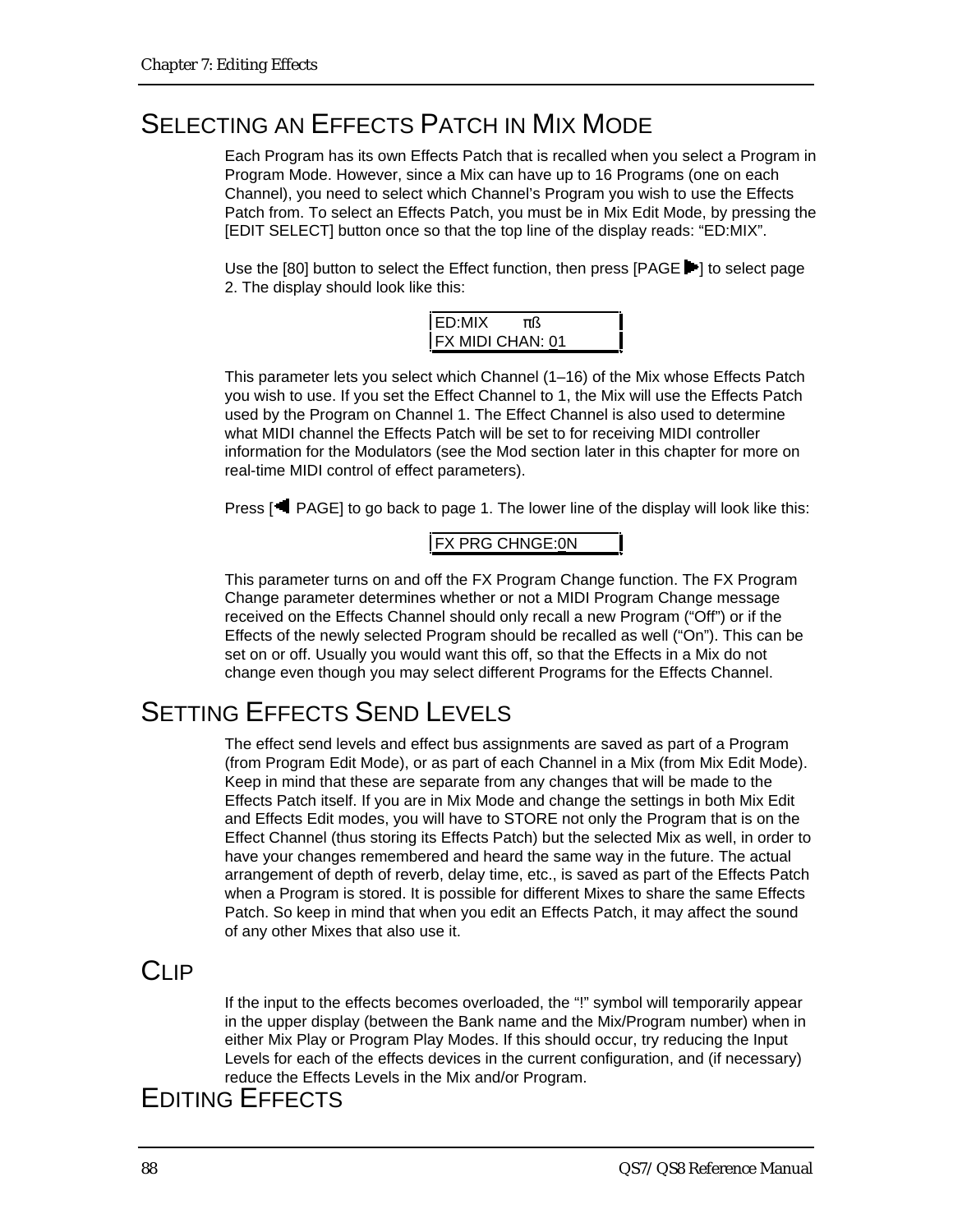## SELECTING AN EFFECTS PATCH IN MIX MODE

Each Program has its own Effects Patch that is recalled when you select a Program in Program Mode. However, since a Mix can have up to 16 Programs (one on each Channel), you need to select which Channel's Program you wish to use the Effects Patch from. To select an Effects Patch, you must be in Mix Edit Mode, by pressing the [EDIT SELECT] button once so that the top line of the display reads: "ED:MIX".

Use the [80] button to select the Effect function, then press [PAGE ▶] to select page 2. The display should look like this:

```
ED:MIX      πß
FX MIDI CHAN: 01
```

This parameter lets you select which Channel (1–16) of the Mix whose Effects Patch you wish to use. If you set the Effect Channel to 1, the Mix will use the Effects Patch used by the Program on Channel 1. The Effect Channel is also used to determine what MIDI channel the Effects Patch will be set to for receiving MIDI controller information for the Modulators (see the Mod section later in this chapter for more on real-time MIDI control of effect parameters).

Press [◀ PAGE] to go back to page 1. The lower line of the display will look like this:

```
FX PRG CHNGE:0N
```

This parameter turns on and off the FX Program Change function. The FX Program Change parameter determines whether or not a MIDI Program Change message received on the Effects Channel should only recall a new Program ("Off") or if the Effects of the newly selected Program should be recalled as well ("On"). This can be set on or off. Usually you would want this off, so that the Effects in a Mix do not change even though you may select different Programs for the Effects Channel.

## SETTING EFFECTS SEND LEVELS

The effect send levels and effect bus assignments are saved as part of a Program (from Program Edit Mode), or as part of each Channel in a Mix (from Mix Edit Mode). Keep in mind that these are separate from any changes that will be made to the Effects Patch itself. If you are in Mix Mode and change the settings in both Mix Edit and Effects Edit modes, you will have to STORE not only the Program that is on the Effect Channel (thus storing its Effects Patch) but the selected Mix as well, in order to have your changes remembered and heard the same way in the future. The actual arrangement of depth of reverb, delay time, etc., is saved as part of the Effects Patch when a Program is stored. It is possible for different Mixes to share the same Effects Patch. So keep in mind that when you edit an Effects Patch, it may affect the sound of any other Mixes that also use it.

## CLIP

If the input to the effects becomes overloaded, the "!" symbol will temporarily appear in the upper display (between the Bank name and the Mix/Program number) when in either Mix Play or Program Play Modes. If this should occur, try reducing the Input Levels for each of the effects devices in the current configuration, and (if necessary) reduce the Effects Levels in the Mix and/or Program.

## EDITING EFFECTS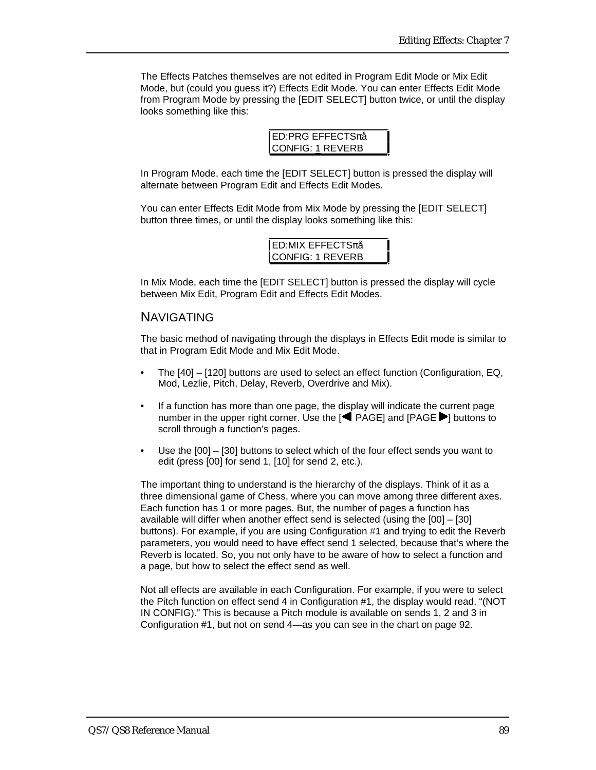The Effects Patches themselves are not edited in Program Edit Mode or Mix Edit Mode, but (could you guess it?) Effects Edit Mode. You can enter Effects Edit Mode from Program Mode by pressing the [EDIT SELECT] button twice, or until the display looks something like this:

```
ED:PRG EFFECTSπå
CONFIG: 1 REVERB
```

In Program Mode, each time the [EDIT SELECT] button is pressed the display will alternate between Program Edit and Effects Edit Modes.

You can enter Effects Edit Mode from Mix Mode by pressing the [EDIT SELECT] button three times, or until the display looks something like this:

```
ED:MIX EFFECTSπå
CONFIG: 1 REVERB
```

In Mix Mode, each time the [EDIT SELECT] button is pressed the display will cycle between Mix Edit, Program Edit and Effects Edit Modes.

## Navigating

The basic method of navigating through the displays in Effects Edit mode is similar to that in Program Edit Mode and Mix Edit Mode.

- The [40] – [120] buttons are used to select an effect function (Configuration, EQ, Mod, Lezlie, Pitch, Delay, Reverb, Overdrive and Mix).
- If a function has more than one page, the display will indicate the current page number in the upper right corner. Use the [◄ PAGE] and [PAGE ►] buttons to scroll through a function's pages.
- Use the [00] – [30] buttons to select which of the four effect sends you want to edit (press [00] for send 1, [10] for send 2, etc.).

The important thing to understand is the hierarchy of the displays. Think of it as a three dimensional game of Chess, where you can move among three different axes. Each function has 1 or more pages. But, the number of pages a function has available will differ when another effect send is selected (using the [00] – [30] buttons). For example, if you are using Configuration #1 and trying to edit the Reverb parameters, you would need to have effect send 1 selected, because that's where the Reverb is located. So, you not only have to be aware of how to select a function and a page, but how to select the effect send as well.

Not all effects are available in each Configuration. For example, if you were to select the Pitch function on effect send 4 in Configuration #1, the display would read, "(NOT IN CONFIG)." This is because a Pitch module is available on sends 1, 2 and 3 in Configuration #1, but not on send 4—as you can see in the chart on page 92.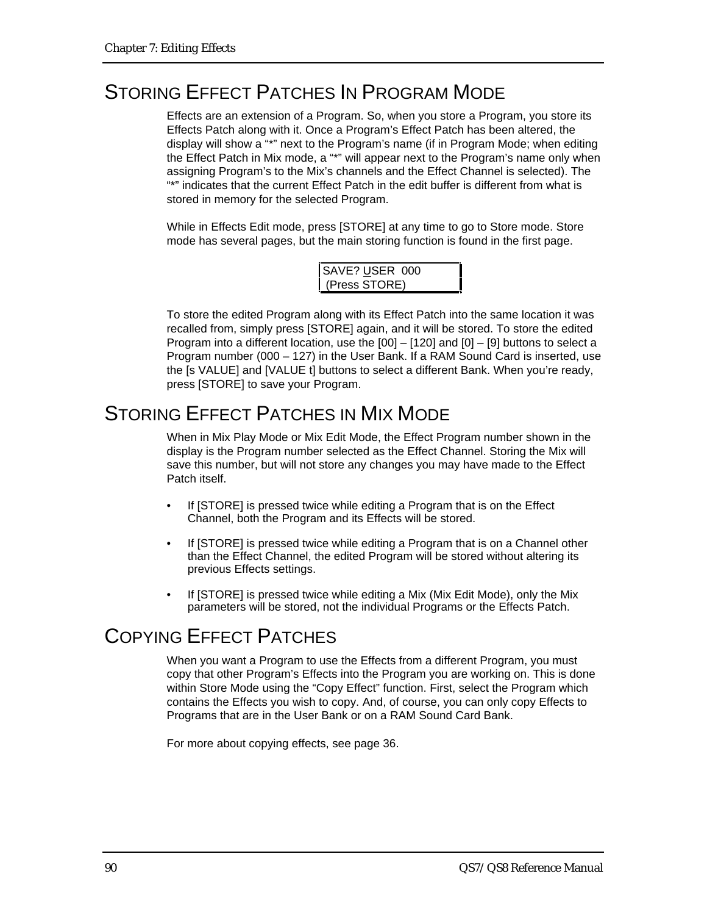## STORING EFFECT PATCHES IN PROGRAM MODE

Effects are an extension of a Program. So, when you store a Program, you store its Effects Patch along with it. Once a Program's Effect Patch has been altered, the display will show a "*" next to the Program's name (if in Program Mode; when editing the Effect Patch in Mix mode, a "*" will appear next to the Program's name only when assigning Program's to the Mix's channels and the Effect Channel is selected). The "*" indicates that the current Effect Patch in the edit buffer is different from what is stored in memory for the selected Program.

While in Effects Edit mode, press [STORE] at any time to go to Store mode. Store mode has several pages, but the main storing function is found in the first page.

```
SAVE? USER  000
 (Press STORE)
```

To store the edited Program along with its Effect Patch into the same location it was recalled from, simply press [STORE] again, and it will be stored. To store the edited Program into a different location, use the [00] – [120] and [0] – [9] buttons to select a Program number (000 – 127) in the User Bank. If a RAM Sound Card is inserted, use the [s VALUE] and [VALUE t] buttons to select a different Bank. When you're ready, press [STORE] to save your Program.

## STORING EFFECT PATCHES IN MIX MODE

When in Mix Play Mode or Mix Edit Mode, the Effect Program number shown in the display is the Program number selected as the Effect Channel. Storing the Mix will save this number, but will not store any changes you may have made to the Effect Patch itself.

- If [STORE] is pressed twice while editing a Program that is on the Effect Channel, both the Program and its Effects will be stored.
- If [STORE] is pressed twice while editing a Program that is on a Channel other than the Effect Channel, the edited Program will be stored without altering its previous Effects settings.
- If [STORE] is pressed twice while editing a Mix (Mix Edit Mode), only the Mix parameters will be stored, not the individual Programs or the Effects Patch.

## COPYING EFFECT PATCHES

When you want a Program to use the Effects from a different Program, you must copy that other Program's Effects into the Program you are working on. This is done within Store Mode using the "Copy Effect" function. First, select the Program which contains the Effects you wish to copy. And, of course, you can only copy Effects to Programs that are in the User Bank or on a RAM Sound Card Bank.

For more about copying effects, see page 36.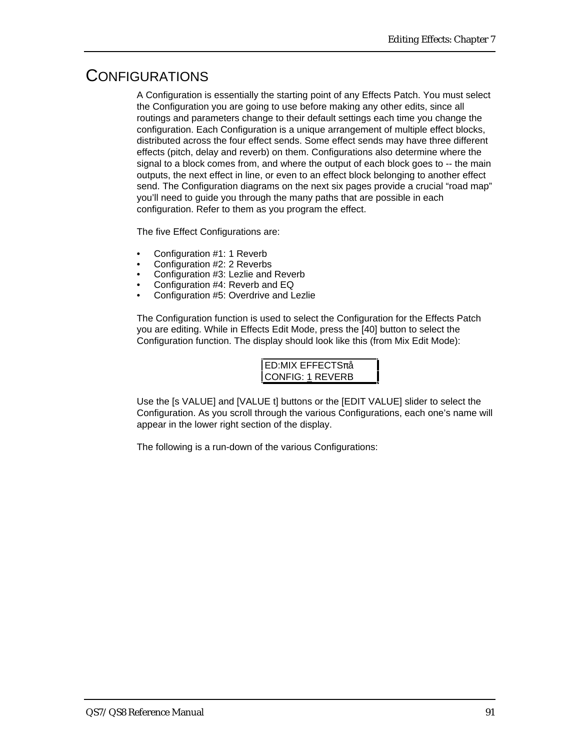# CONFIGURATIONS

A Configuration is essentially the starting point of any Effects Patch. You must select the Configuration you are going to use before making any other edits, since all routings and parameters change to their default settings each time you change the configuration. Each Configuration is a unique arrangement of multiple effect blocks, distributed across the four effect sends. Some effect sends may have three different effects (pitch, delay and reverb) on them. Configurations also determine where the signal to a block comes from, and where the output of each block goes to -- the main outputs, the next effect in line, or even to an effect block belonging to another effect send. The Configuration diagrams on the next six pages provide a crucial "road map" you'll need to guide you through the many paths that are possible in each configuration. Refer to them as you program the effect.

The five Effect Configurations are:

- Configuration #1: 1 Reverb
- Configuration #2: 2 Reverbs
- Configuration #3: Lezlie and Reverb
- Configuration #4: Reverb and EQ
- Configuration #5: Overdrive and Lezlie

The Configuration function is used to select the Configuration for the Effects Patch you are editing. While in Effects Edit Mode, press the [40] button to select the Configuration function. The display should look like this (from Mix Edit Mode):

```
ED:MIX EFFECTSπå
CONFIG: 1 REVERB
```

Use the [s VALUE] and [VALUE t] buttons or the [EDIT VALUE] slider to select the Configuration. As you scroll through the various Configurations, each one's name will appear in the lower right section of the display.

The following is a run-down of the various Configurations: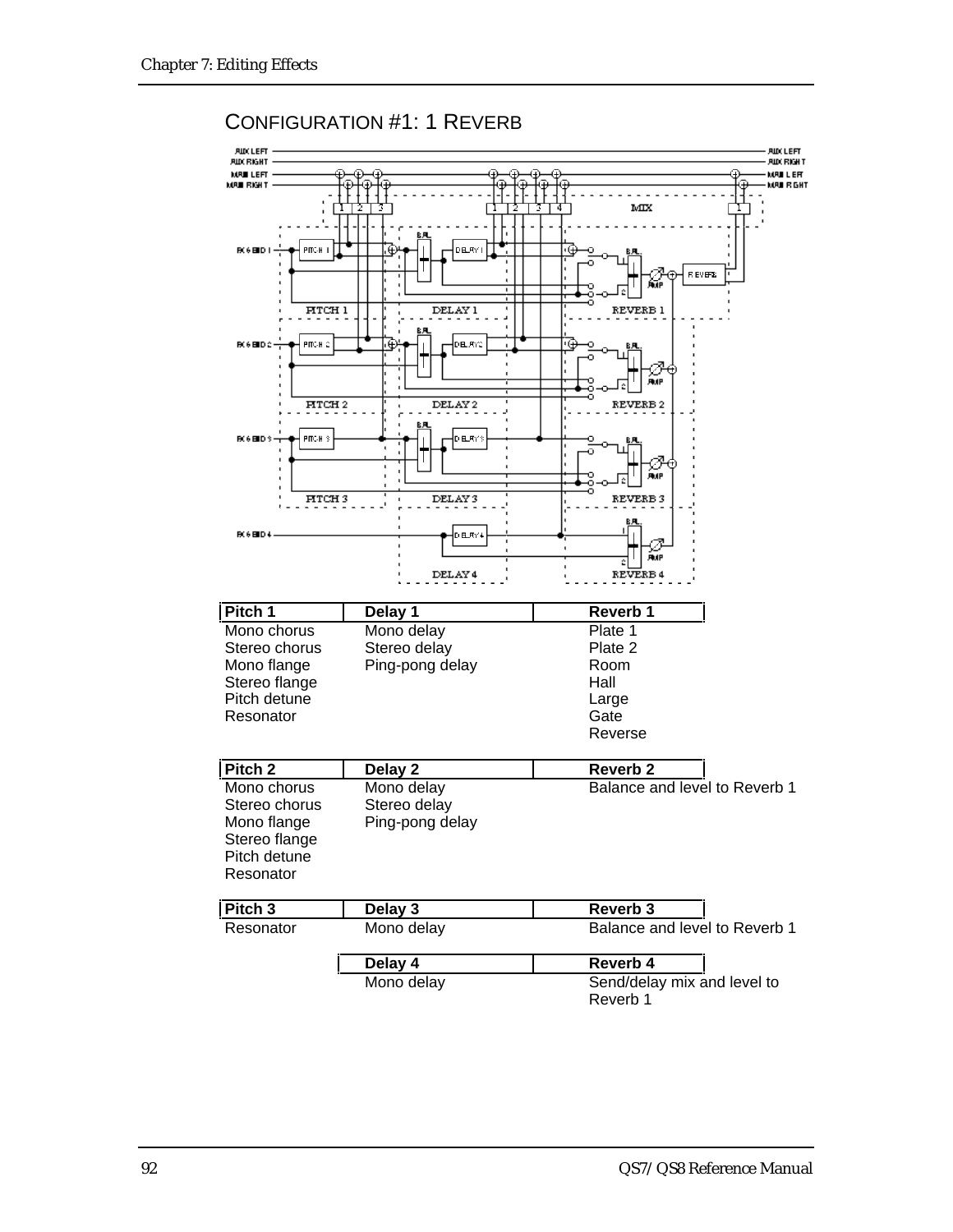## CONFIGURATION #1: 1 REVERB

| Pitch 1 | Delay 1 | Reverb 1 |
|---|---|---|
| Mono chorus | Mono delay | Plate 1 |
| Stereo chorus | Stereo delay | Plate 2 |
| Mono flange | Ping-pong delay | Room |
| Stereo flange | | Hall |
| Pitch detune | | Large |
| Resonator | | Gate |
| | | Reverse |

| Pitch 2 | Delay 2 | Reverb 2 |
|---|---|---|
| Mono chorus | Mono delay | Balance and level to Reverb 1 |
| Stereo chorus | Stereo delay | |
| Mono flange | Ping-pong delay | |
| Stereo flange | | |
| Pitch detune | | |
| Resonator | | |

| Pitch 3 | Delay 3 | Reverb 3 |
|---|---|---|
| Resonator | Mono delay | Balance and level to Reverb 1 |

| Delay 4 | Reverb 4 |
|---|---|
| Mono delay | Send/delay mix and level to Reverb 1 |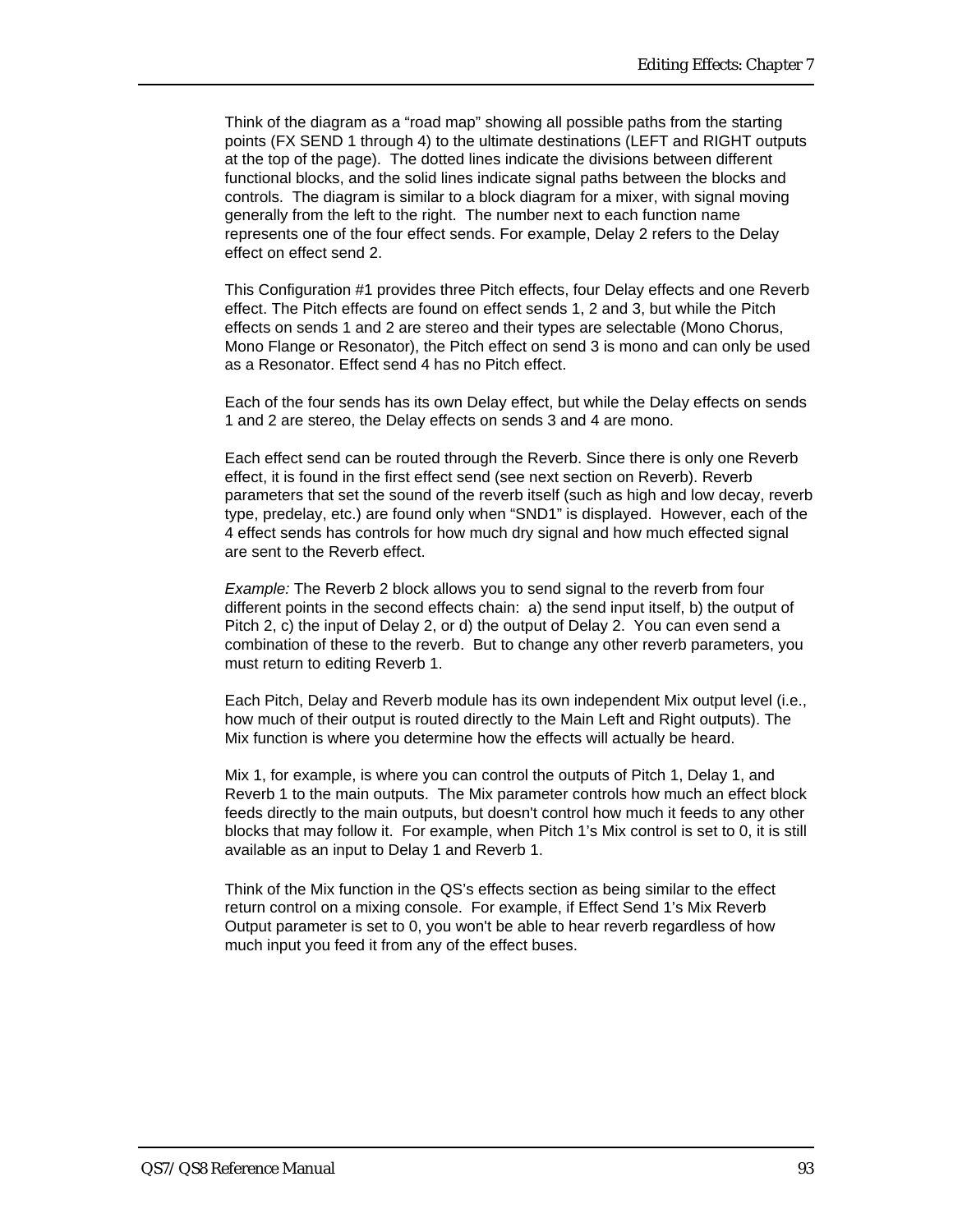Think of the diagram as a “road map” showing all possible paths from the starting points (FX SEND 1 through 4) to the ultimate destinations (LEFT and RIGHT outputs at the top of the page). The dotted lines indicate the divisions between different functional blocks, and the solid lines indicate signal paths between the blocks and controls. The diagram is similar to a block diagram for a mixer, with signal moving generally from the left to the right. The number next to each function name represents one of the four effect sends. For example, Delay 2 refers to the Delay effect on effect send 2.

This Configuration #1 provides three Pitch effects, four Delay effects and one Reverb effect. The Pitch effects are found on effect sends 1, 2 and 3, but while the Pitch effects on sends 1 and 2 are stereo and their types are selectable (Mono Chorus, Mono Flange or Resonator), the Pitch effect on send 3 is mono and can only be used as a Resonator. Effect send 4 has no Pitch effect.

Each of the four sends has its own Delay effect, but while the Delay effects on sends 1 and 2 are stereo, the Delay effects on sends 3 and 4 are mono.

Each effect send can be routed through the Reverb. Since there is only one Reverb effect, it is found in the first effect send (see next section on Reverb). Reverb parameters that set the sound of the reverb itself (such as high and low decay, reverb type, predelay, etc.) are found only when “SND1” is displayed. However, each of the 4 effect sends has controls for how much dry signal and how much effected signal are sent to the Reverb effect.

*Example:* The Reverb 2 block allows you to send signal to the reverb from four different points in the second effects chain: a) the send input itself, b) the output of Pitch 2, c) the input of Delay 2, or d) the output of Delay 2. You can even send a combination of these to the reverb. But to change any other reverb parameters, you must return to editing Reverb 1.

Each Pitch, Delay and Reverb module has its own independent Mix output level (i.e., how much of their output is routed directly to the Main Left and Right outputs). The Mix function is where you determine how the effects will actually be heard.

Mix 1, for example, is where you can control the outputs of Pitch 1, Delay 1, and Reverb 1 to the main outputs. The Mix parameter controls how much an effect block feeds directly to the main outputs, but doesn't control how much it feeds to any other blocks that may follow it. For example, when Pitch 1’s Mix control is set to 0, it is still available as an input to Delay 1 and Reverb 1.

Think of the Mix function in the QS’s effects section as being similar to the effect return control on a mixing console. For example, if Effect Send 1’s Mix Reverb Output parameter is set to 0, you won't be able to hear reverb regardless of how much input you feed it from any of the effect buses.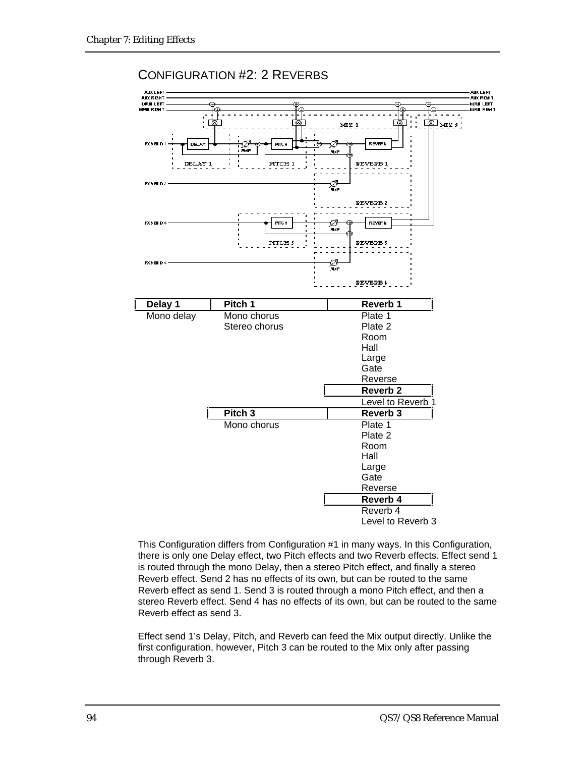## CONFIGURATION #2: 2 REVERBS

| Delay 1 | Pitch 1 | Reverb 1 |
|---|---|---|
| Mono delay | Mono chorus | Plate 1 |
| | Stereo chorus | Plate 2 |
| | | Room |
| | | Hall |
| | | Large |
| | | Gate |
| | | Reverse |
| | | **Reverb 2** |
| | | Level to Reverb 1 |
| | **Pitch 3** | **Reverb 3** |
| | Mono chorus | Plate 1 |
| | | Plate 2 |
| | | Room |
| | | Hall |
| | | Large |
| | | Gate |
| | | Reverse |
| | | **Reverb 4** |
| | | Reverb 4 |
| | | Level to Reverb 3 |

This Configuration differs from Configuration #1 in many ways. In this Configuration, there is only one Delay effect, two Pitch effects and two Reverb effects. Effect send 1 is routed through the mono Delay, then a stereo Pitch effect, and finally a stereo Reverb effect. Send 2 has no effects of its own, but can be routed to the same Reverb effect as send 1. Send 3 is routed through a mono Pitch effect, and then a stereo Reverb effect. Send 4 has no effects of its own, but can be routed to the same Reverb effect as send 3.

Effect send 1's Delay, Pitch, and Reverb can feed the Mix output directly. Unlike the first configuration, however, Pitch 3 can be routed to the Mix only after passing through Reverb 3.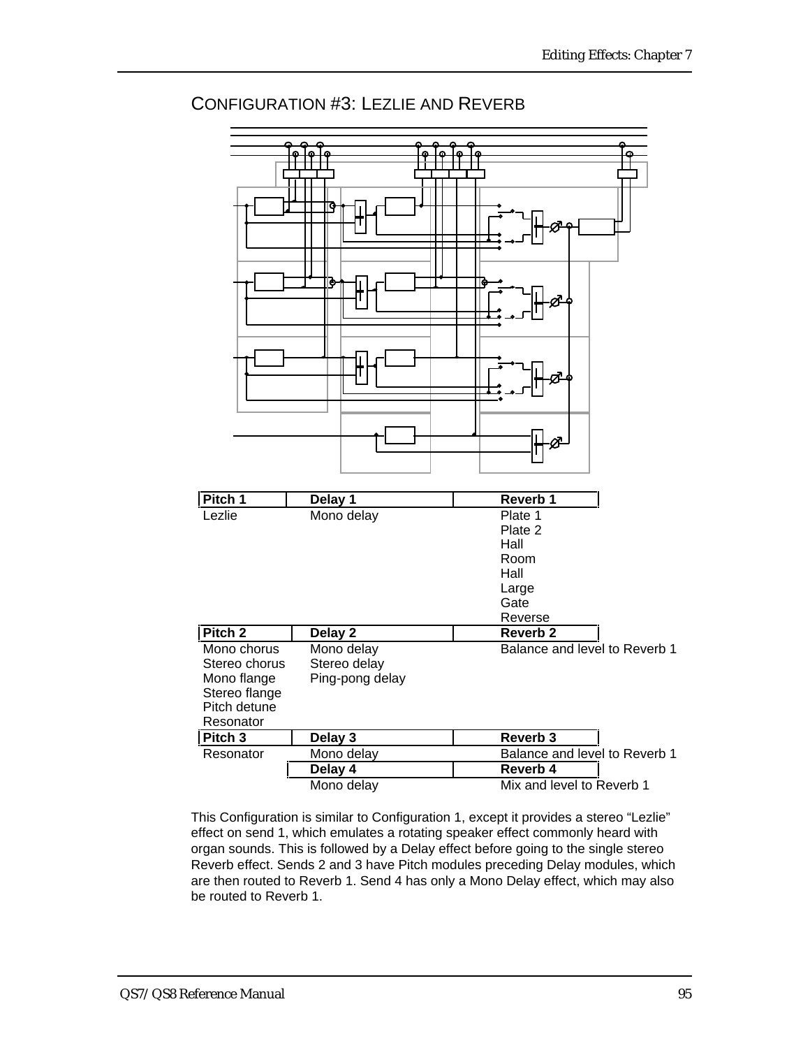## Configuration #3: Lezlie and Reverb

| Pitch 1 | Delay 1 | Reverb 1 |
|---|---|---|
| Lezlie | Mono delay | Plate 1<br>Plate 2<br>Hall<br>Room<br>Hall<br>Large<br>Gate<br>Reverse |
| **Pitch 2** | **Delay 2** | **Reverb 2** |
| Mono chorus<br>Stereo chorus<br>Mono flange<br>Stereo flange<br>Pitch detune<br>Resonator | Mono delay<br>Stereo delay<br>Ping-pong delay | Balance and level to Reverb 1 |
| **Pitch 3** | **Delay 3** | **Reverb 3** |
| Resonator | Mono delay | Balance and level to Reverb 1 |
| | **Delay 4** | **Reverb 4** |
| | Mono delay | Mix and level to Reverb 1 |

This Configuration is similar to Configuration 1, except it provides a stereo “Lezlie” effect on send 1, which emulates a rotating speaker effect commonly heard with organ sounds. This is followed by a Delay effect before going to the single stereo Reverb effect. Sends 2 and 3 have Pitch modules preceding Delay modules, which are then routed to Reverb 1. Send 4 has only a Mono Delay effect, which may also be routed to Reverb 1.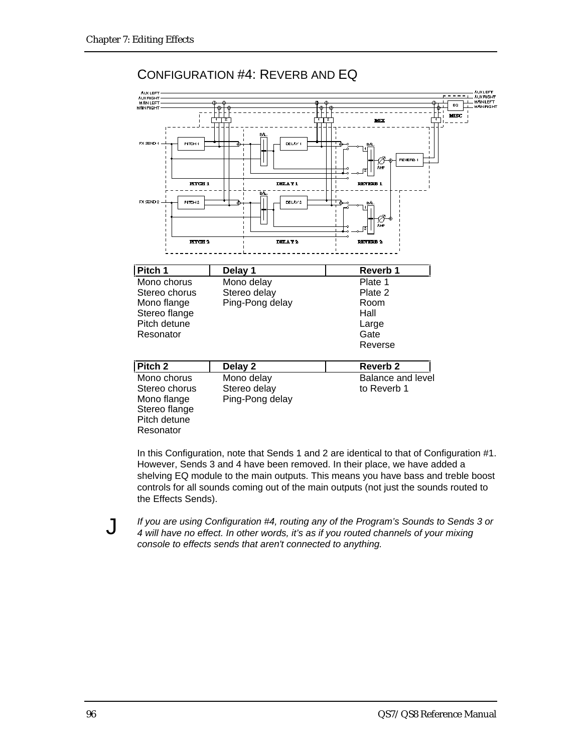## CONFIGURATION #4: REVERB AND EQ

| Pitch 1 | Delay 1 | Reverb 1 |
| --- | --- | --- |
| Mono chorus | Mono delay | Plate 1 |
| Stereo chorus | Stereo delay | Plate 2 |
| Mono flange | Ping-Pong delay | Room |
| Stereo flange | | Hall |
| Pitch detune | | Large |
| Resonator | | Gate |
| | | Reverse |

| Pitch 2 | Delay 2 | Reverb 2 |
| --- | --- | --- |
| Mono chorus | Mono delay | Balance and level to Reverb 1 |
| Stereo chorus | Stereo delay | |
| Mono flange | Ping-Pong delay | |
| Stereo flange | | |
| Pitch detune | | |
| Resonator | | |

In this Configuration, note that Sends 1 and 2 are identical to that of Configuration #1. However, Sends 3 and 4 have been removed. In their place, we have added a shelving EQ module to the main outputs. This means you have bass and treble boost controls for all sounds coming out of the main outputs (not just the sounds routed to the Effects Sends).

*If you are using Configuration #4, routing any of the Program's Sounds to Sends 3 or 4 will have no effect. In other words, it's as if you routed channels of your mixing console to effects sends that aren't connected to anything.*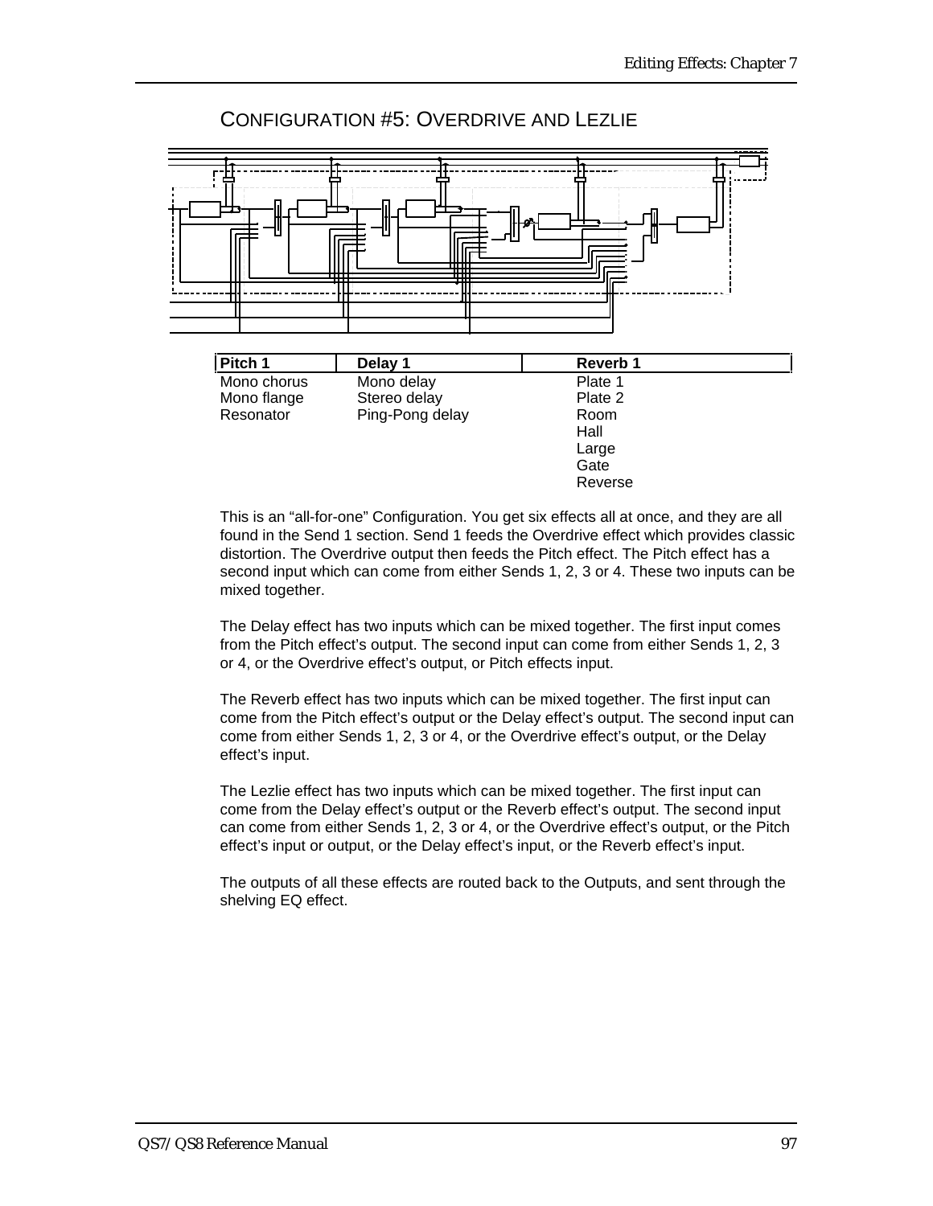## Configuration #5: Overdrive and Lezlie

| Pitch 1 | Delay 1 | Reverb 1 |
|---|---|---|
| Mono chorus | Mono delay | Plate 1 |
| Mono flange | Stereo delay | Plate 2 |
| Resonator | Ping-Pong delay | Room |
| | | Hall |
| | | Large |
| | | Gate |
| | | Reverse |

This is an “all-for-one” Configuration. You get six effects all at once, and they are all found in the Send 1 section. Send 1 feeds the Overdrive effect which provides classic distortion. The Overdrive output then feeds the Pitch effect. The Pitch effect has a second input which can come from either Sends 1, 2, 3 or 4. These two inputs can be mixed together.

The Delay effect has two inputs which can be mixed together. The first input comes from the Pitch effect’s output. The second input can come from either Sends 1, 2, 3 or 4, or the Overdrive effect’s output, or Pitch effects input.

The Reverb effect has two inputs which can be mixed together. The first input can come from the Pitch effect’s output or the Delay effect’s output. The second input can come from either Sends 1, 2, 3 or 4, or the Overdrive effect’s output, or the Delay effect’s input.

The Lezlie effect has two inputs which can be mixed together. The first input can come from the Delay effect’s output or the Reverb effect’s output. The second input can come from either Sends 1, 2, 3 or 4, or the Overdrive effect’s output, or the Pitch effect’s input or output, or the Delay effect’s input, or the Reverb effect’s input.

The outputs of all these effects are routed back to the Outputs, and sent through the shelving EQ effect.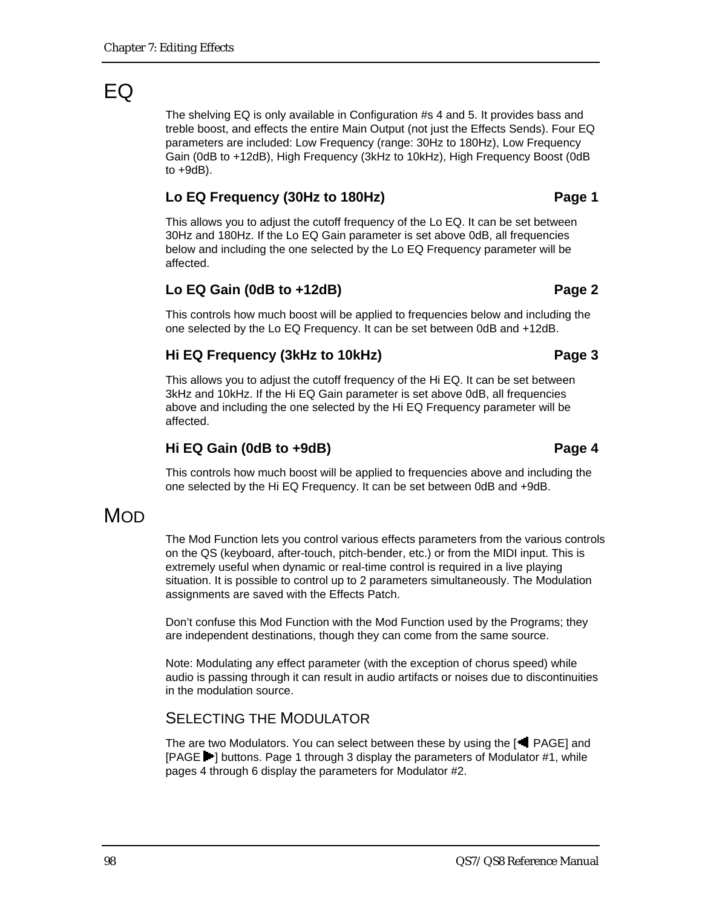# EQ

The shelving EQ is only available in Configuration #s 4 and 5. It provides bass and treble boost, and effects the entire Main Output (not just the Effects Sends). Four EQ parameters are included: Low Frequency (range: 30Hz to 180Hz), Low Frequency Gain (0dB to +12dB), High Frequency (3kHz to 10kHz), High Frequency Boost (0dB to +9dB).

### Lo EQ Frequency (30Hz to 180Hz) — Page 1

This allows you to adjust the cutoff frequency of the Lo EQ. It can be set between 30Hz and 180Hz. If the Lo EQ Gain parameter is set above 0dB, all frequencies below and including the one selected by the Lo EQ Frequency parameter will be affected.

### Lo EQ Gain (0dB to +12dB) — Page 2

This controls how much boost will be applied to frequencies below and including the one selected by the Lo EQ Frequency. It can be set between 0dB and +12dB.

### Hi EQ Frequency (3kHz to 10kHz) — Page 3

This allows you to adjust the cutoff frequency of the Hi EQ. It can be set between 3kHz and 10kHz. If the Hi EQ Gain parameter is set above 0dB, all frequencies above and including the one selected by the Hi EQ Frequency parameter will be affected.

### Hi EQ Gain (0dB to +9dB) — Page 4

This controls how much boost will be applied to frequencies above and including the one selected by the Hi EQ Frequency. It can be set between 0dB and +9dB.

# MOD

The Mod Function lets you control various effects parameters from the various controls on the QS (keyboard, after-touch, pitch-bender, etc.) or from the MIDI input. This is extremely useful when dynamic or real-time control is required in a live playing situation. It is possible to control up to 2 parameters simultaneously. The Modulation assignments are saved with the Effects Patch.

Don't confuse this Mod Function with the Mod Function used by the Programs; they are independent destinations, though they can come from the same source.

Note: Modulating any effect parameter (with the exception of chorus speed) while audio is passing through it can result in audio artifacts or noises due to discontinuities in the modulation source.

## SELECTING THE MODULATOR

The are two Modulators. You can select between these by using the [◄ PAGE] and [PAGE ►] buttons. Page 1 through 3 display the parameters of Modulator #1, while pages 4 through 6 display the parameters for Modulator #2.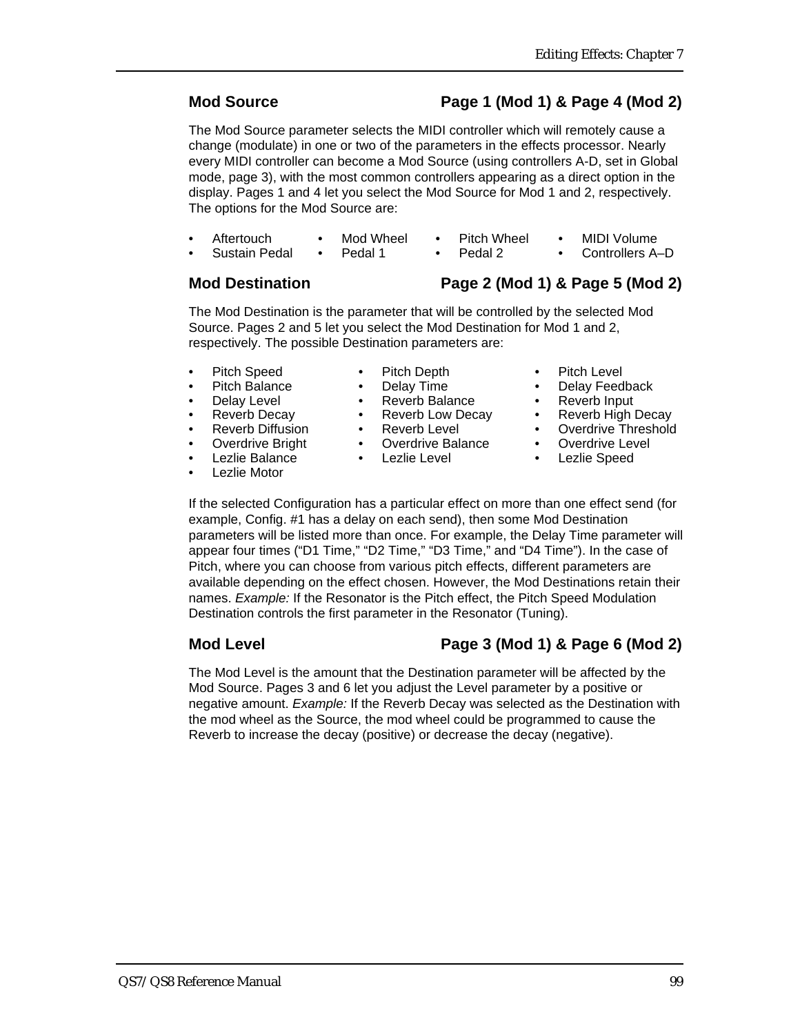## Mod Source — Page 1 (Mod 1) & Page 4 (Mod 2)

The Mod Source parameter selects the MIDI controller which will remotely cause a change (modulate) in one or two of the parameters in the effects processor. Nearly every MIDI controller can become a Mod Source (using controllers A-D, set in Global mode, page 3), with the most common controllers appearing as a direct option in the display. Pages 1 and 4 let you select the Mod Source for Mod 1 and 2, respectively. The options for the Mod Source are:

- Aftertouch
- Mod Wheel
- Pitch Wheel
- MIDI Volume
- Sustain Pedal
- Pedal 1
- Pedal 2
- Controllers A–D

## Mod Destination — Page 2 (Mod 1) & Page 5 (Mod 2)

The Mod Destination is the parameter that will be controlled by the selected Mod Source. Pages 2 and 5 let you select the Mod Destination for Mod 1 and 2, respectively. The possible Destination parameters are:

- Pitch Speed
- Pitch Depth
- Pitch Level
- Pitch Balance
- Delay Time
- Delay Feedback
- Delay Level
- Reverb Balance
- Reverb Input
- Reverb Decay
- Reverb Low Decay
- Reverb High Decay
- Reverb Diffusion
- Reverb Level
- Overdrive Threshold
- Overdrive Bright
- Overdrive Balance
- Overdrive Level
- Lezlie Balance
- Lezlie Level
- Lezlie Speed
- Lezlie Motor

If the selected Configuration has a particular effect on more than one effect send (for example, Config. #1 has a delay on each send), then some Mod Destination parameters will be listed more than once. For example, the Delay Time parameter will appear four times ("D1 Time," "D2 Time," "D3 Time," and "D4 Time"). In the case of Pitch, where you can choose from various pitch effects, different parameters are available depending on the effect chosen. However, the Mod Destinations retain their names. *Example:* If the Resonator is the Pitch effect, the Pitch Speed Modulation Destination controls the first parameter in the Resonator (Tuning).

## Mod Level — Page 3 (Mod 1) & Page 6 (Mod 2)

The Mod Level is the amount that the Destination parameter will be affected by the Mod Source. Pages 3 and 6 let you adjust the Level parameter by a positive or negative amount. *Example:* If the Reverb Decay was selected as the Destination with the mod wheel as the Source, the mod wheel could be programmed to cause the Reverb to increase the decay (positive) or decrease the decay (negative).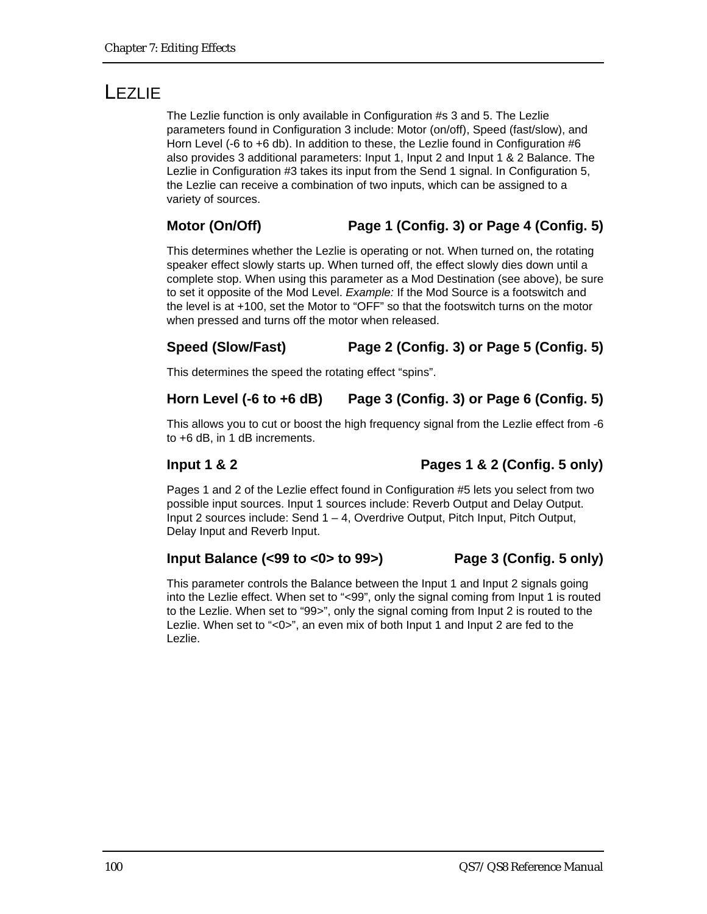# Lezlie

The Lezlie function is only available in Configuration #s 3 and 5. The Lezlie parameters found in Configuration 3 include: Motor (on/off), Speed (fast/slow), and Horn Level (-6 to +6 db). In addition to these, the Lezlie found in Configuration #6 also provides 3 additional parameters: Input 1, Input 2 and Input 1 & 2 Balance. The Lezlie in Configuration #3 takes its input from the Send 1 signal. In Configuration 5, the Lezlie can receive a combination of two inputs, which can be assigned to a variety of sources.

### Motor (On/Off) — Page 1 (Config. 3) or Page 4 (Config. 5)

This determines whether the Lezlie is operating or not. When turned on, the rotating speaker effect slowly starts up. When turned off, the effect slowly dies down until a complete stop. When using this parameter as a Mod Destination (see above), be sure to set it opposite of the Mod Level. *Example:* If the Mod Source is a footswitch and the level is at +100, set the Motor to “OFF” so that the footswitch turns on the motor when pressed and turns off the motor when released.

### Speed (Slow/Fast) — Page 2 (Config. 3) or Page 5 (Config. 5)

This determines the speed the rotating effect “spins”.

### Horn Level (-6 to +6 dB) — Page 3 (Config. 3) or Page 6 (Config. 5)

This allows you to cut or boost the high frequency signal from the Lezlie effect from -6 to +6 dB, in 1 dB increments.

### Input 1 & 2 — Pages 1 & 2 (Config. 5 only)

Pages 1 and 2 of the Lezlie effect found in Configuration #5 lets you select from two possible input sources. Input 1 sources include: Reverb Output and Delay Output. Input 2 sources include: Send 1 – 4, Overdrive Output, Pitch Input, Pitch Output, Delay Input and Reverb Input.

### Input Balance (<99 to <0> to 99>) — Page 3 (Config. 5 only)

This parameter controls the Balance between the Input 1 and Input 2 signals going into the Lezlie effect. When set to “<99”, only the signal coming from Input 1 is routed to the Lezlie. When set to “99>”, only the signal coming from Input 2 is routed to the Lezlie. When set to “<0>”, an even mix of both Input 1 and Input 2 are fed to the Lezlie.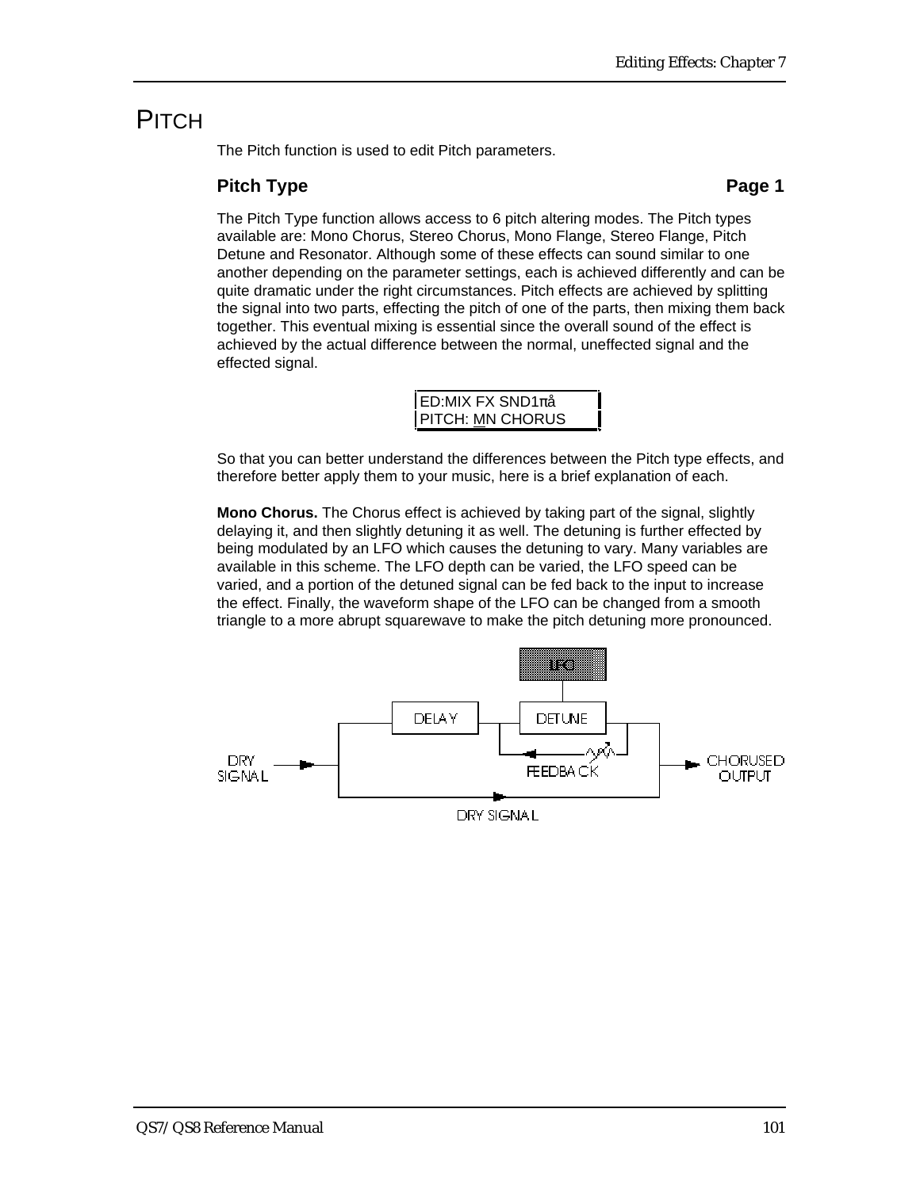# PITCH

The Pitch function is used to edit Pitch parameters.

## Pitch Type — Page 1

The Pitch Type function allows access to 6 pitch altering modes. The Pitch types available are: Mono Chorus, Stereo Chorus, Mono Flange, Stereo Flange, Pitch Detune and Resonator. Although some of these effects can sound similar to one another depending on the parameter settings, each is achieved differently and can be quite dramatic under the right circumstances. Pitch effects are achieved by splitting the signal into two parts, effecting the pitch of one of the parts, then mixing them back together. This eventual mixing is essential since the overall sound of the effect is achieved by the actual difference between the normal, uneffected signal and the effected signal.

```
ED:MIX FX SND1πå
PITCH: MN CHORUS
```

So that you can better understand the differences between the Pitch type effects, and therefore better apply them to your music, here is a brief explanation of each.

**Mono Chorus.** The Chorus effect is achieved by taking part of the signal, slightly delaying it, and then slightly detuning it as well. The detuning is further effected by being modulated by an LFO which causes the detuning to vary. Many variables are available in this scheme. The LFO depth can be varied, the LFO speed can be varied, and a portion of the detuned signal can be fed back to the input to increase the effect. Finally, the waveform shape of the LFO can be changed from a smooth triangle to a more abrupt squarewave to make the pitch detuning more pronounced.

LFO — DELAY — DETUNE — FEEDBACK — DRY SIGNAL — CHORUSED OUTPUT — DRY SIGNAL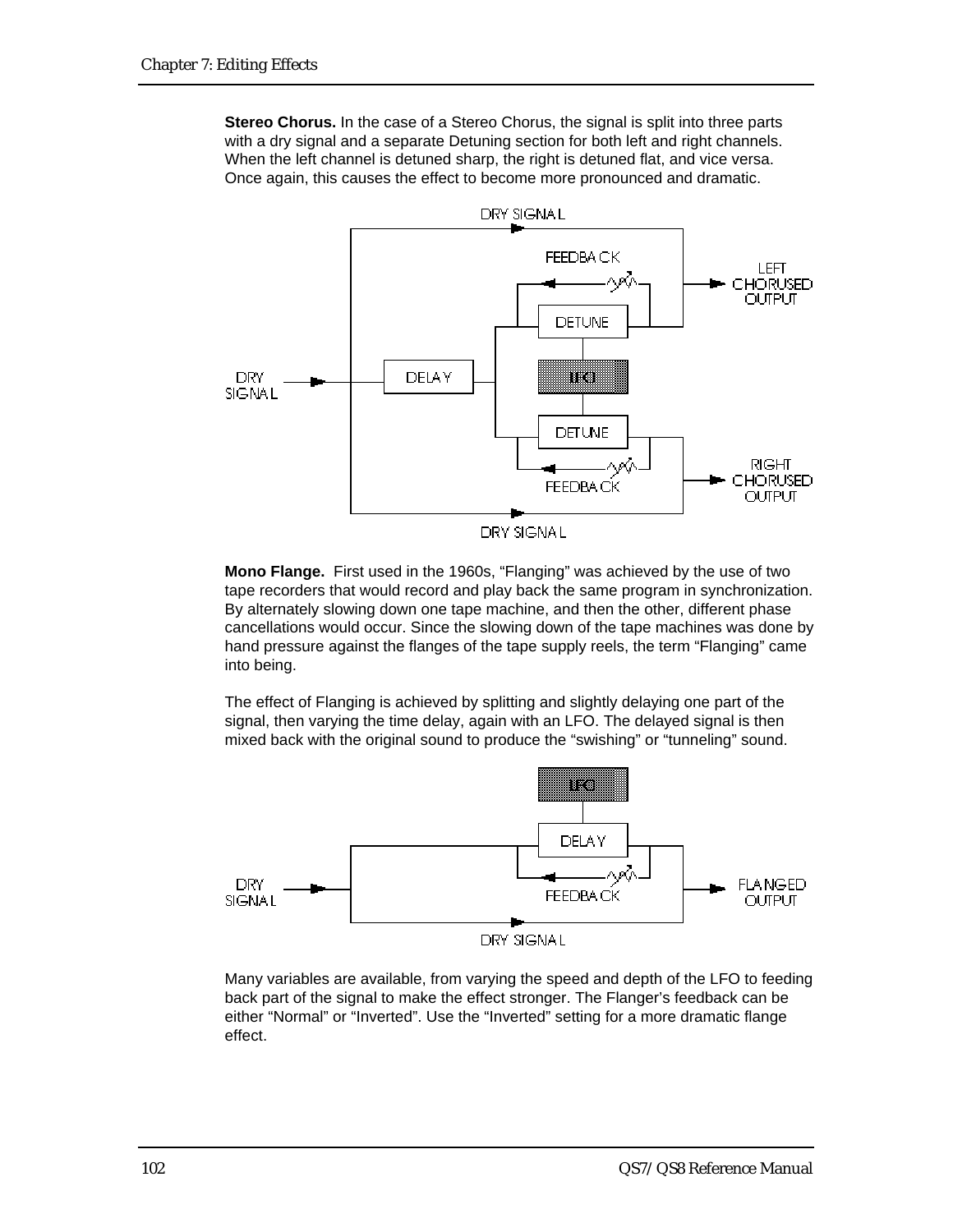**Stereo Chorus.** In the case of a Stereo Chorus, the signal is split into three parts with a dry signal and a separate Detuning section for both left and right channels. When the left channel is detuned sharp, the right is detuned flat, and vice versa. Once again, this causes the effect to become more pronounced and dramatic.

**Mono Flange.** First used in the 1960s, "Flanging" was achieved by the use of two tape recorders that would record and play back the same program in synchronization. By alternately slowing down one tape machine, and then the other, different phase cancellations would occur. Since the slowing down of the tape machines was done by hand pressure against the flanges of the tape supply reels, the term "Flanging" came into being.

The effect of Flanging is achieved by splitting and slightly delaying one part of the signal, then varying the time delay, again with an LFO. The delayed signal is then mixed back with the original sound to produce the "swishing" or "tunneling" sound.

Many variables are available, from varying the speed and depth of the LFO to feeding back part of the signal to make the effect stronger. The Flanger's feedback can be either "Normal" or "Inverted". Use the "Inverted" setting for a more dramatic flange effect.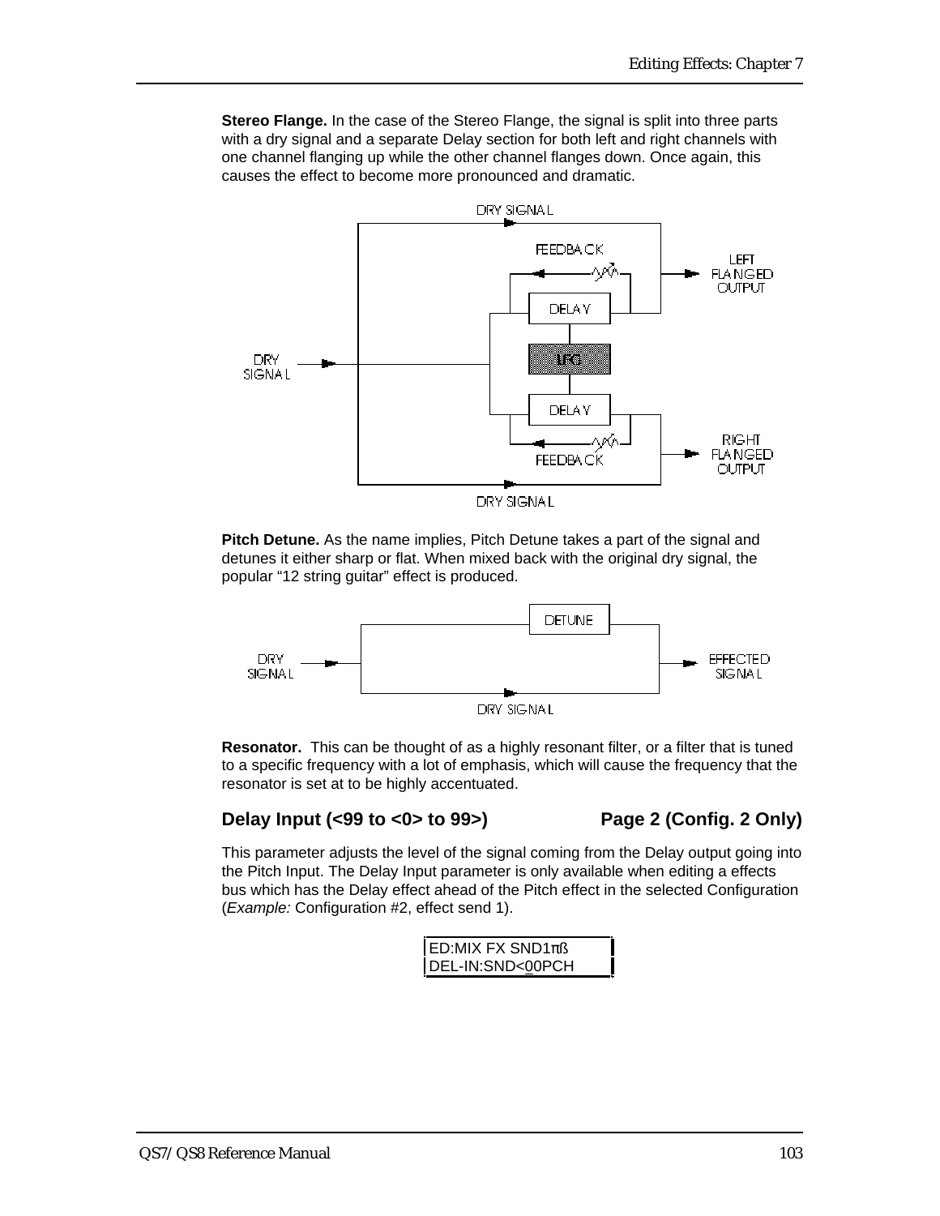**Stereo Flange.** In the case of the Stereo Flange, the signal is split into three parts with a dry signal and a separate Delay section for both left and right channels with one channel flanging up while the other channel flanges down. Once again, this causes the effect to become more pronounced and dramatic.

**Pitch Detune.** As the name implies, Pitch Detune takes a part of the signal and detunes it either sharp or flat. When mixed back with the original dry signal, the popular "12 string guitar" effect is produced.

**Resonator.** This can be thought of as a highly resonant filter, or a filter that is tuned to a specific frequency with a lot of emphasis, which will cause the frequency that the resonator is set at to be highly accentuated.

### Delay Input (<99 to <0> to 99>) — Page 2 (Config. 2 Only)

This parameter adjusts the level of the signal coming from the Delay output going into the Pitch Input. The Delay Input parameter is only available when editing a effects bus which has the Delay effect ahead of the Pitch effect in the selected Configuration (*Example:* Configuration #2, effect send 1).

```
ED:MIX FX SND1πß
DEL-IN:SND<00PCH
```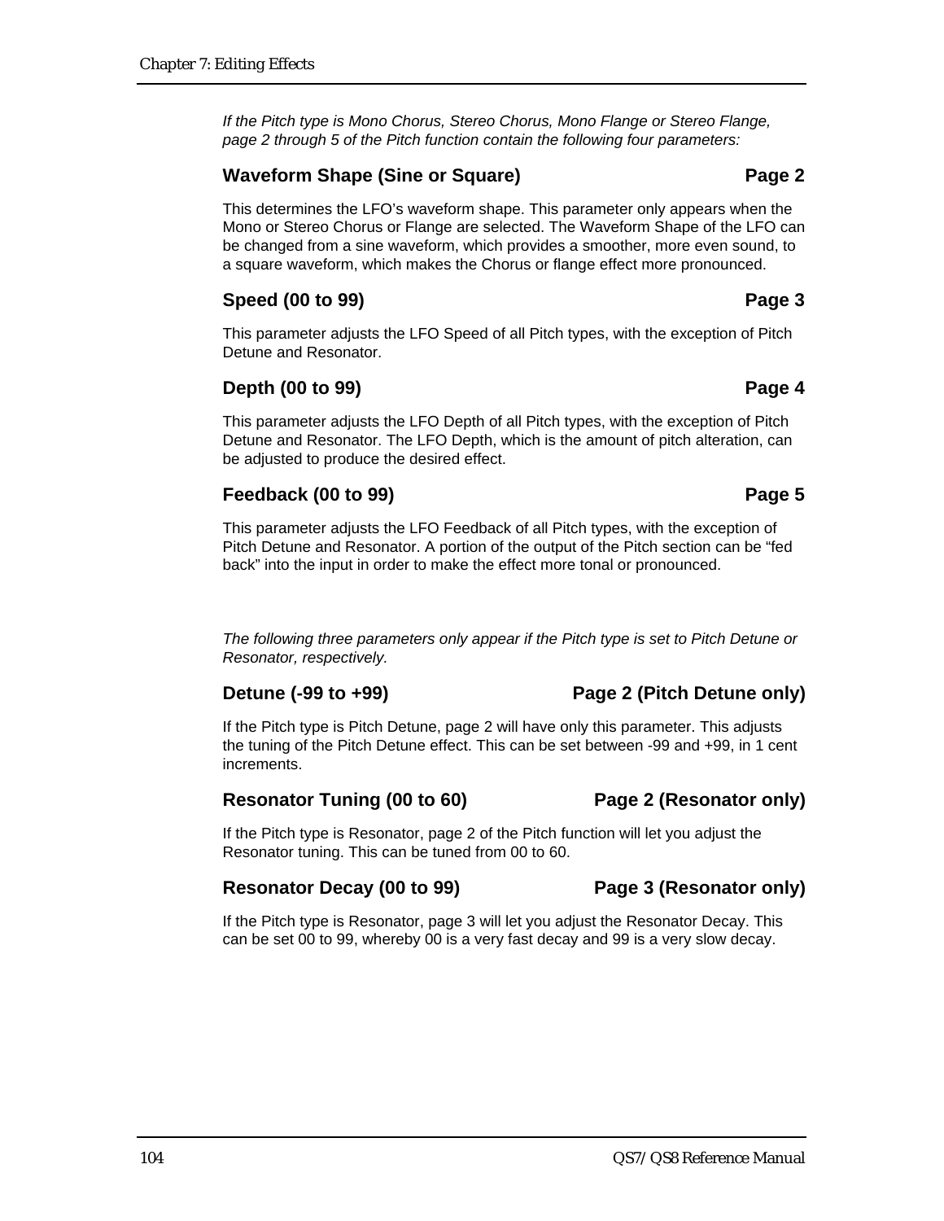*If the Pitch type is Mono Chorus, Stereo Chorus, Mono Flange or Stereo Flange, page 2 through 5 of the Pitch function contain the following four parameters:*

### Waveform Shape (Sine or Square) — Page 2

This determines the LFO's waveform shape. This parameter only appears when the Mono or Stereo Chorus or Flange are selected. The Waveform Shape of the LFO can be changed from a sine waveform, which provides a smoother, more even sound, to a square waveform, which makes the Chorus or flange effect more pronounced.

### Speed (00 to 99) — Page 3

This parameter adjusts the LFO Speed of all Pitch types, with the exception of Pitch Detune and Resonator.

### Depth (00 to 99) — Page 4

This parameter adjusts the LFO Depth of all Pitch types, with the exception of Pitch Detune and Resonator. The LFO Depth, which is the amount of pitch alteration, can be adjusted to produce the desired effect.

### Feedback (00 to 99) — Page 5

This parameter adjusts the LFO Feedback of all Pitch types, with the exception of Pitch Detune and Resonator. A portion of the output of the Pitch section can be "fed back" into the input in order to make the effect more tonal or pronounced.

*The following three parameters only appear if the Pitch type is set to Pitch Detune or Resonator, respectively.*

### Detune (-99 to +99) — Page 2 (Pitch Detune only)

If the Pitch type is Pitch Detune, page 2 will have only this parameter. This adjusts the tuning of the Pitch Detune effect. This can be set between -99 and +99, in 1 cent increments.

### Resonator Tuning (00 to 60) — Page 2 (Resonator only)

If the Pitch type is Resonator, page 2 of the Pitch function will let you adjust the Resonator tuning. This can be tuned from 00 to 60.

### Resonator Decay (00 to 99) — Page 3 (Resonator only)

If the Pitch type is Resonator, page 3 will let you adjust the Resonator Decay. This can be set 00 to 99, whereby 00 is a very fast decay and 99 is a very slow decay.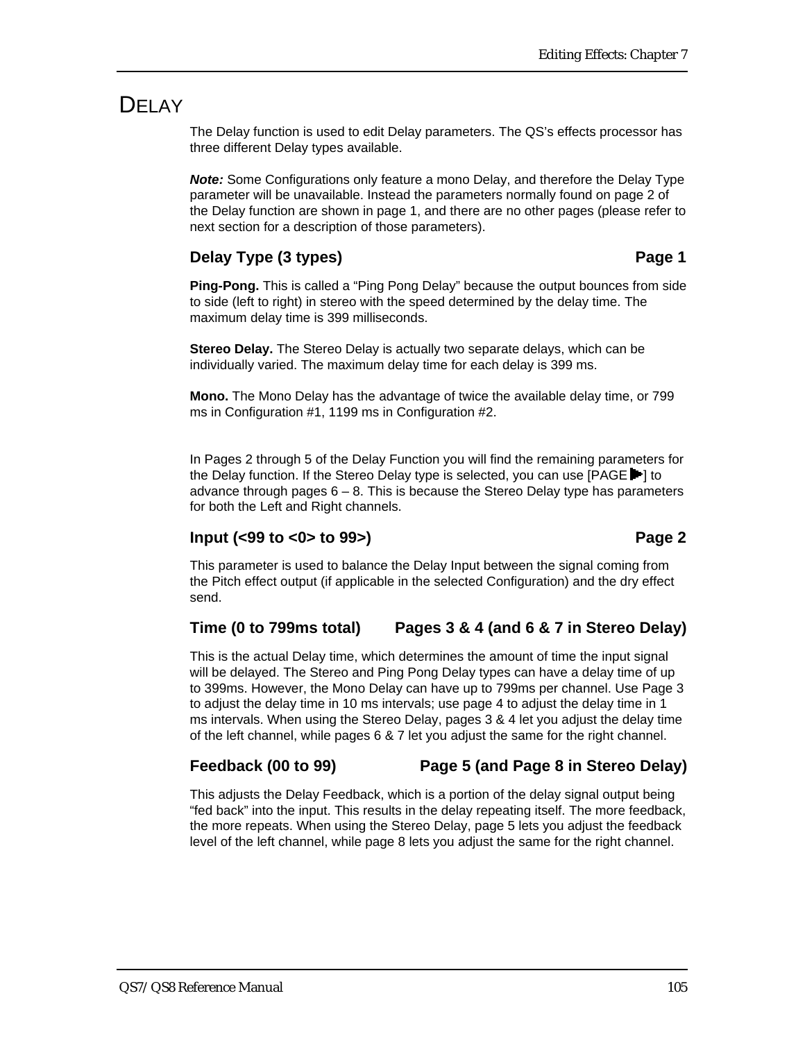# DELAY

The Delay function is used to edit Delay parameters. The QS's effects processor has three different Delay types available.

***Note:*** Some Configurations only feature a mono Delay, and therefore the Delay Type parameter will be unavailable. Instead the parameters normally found on page 2 of the Delay function are shown in page 1, and there are no other pages (please refer to next section for a description of those parameters).

### Delay Type (3 types) — Page 1

**Ping-Pong.** This is called a "Ping Pong Delay" because the output bounces from side to side (left to right) in stereo with the speed determined by the delay time. The maximum delay time is 399 milliseconds.

**Stereo Delay.** The Stereo Delay is actually two separate delays, which can be individually varied. The maximum delay time for each delay is 399 ms.

**Mono.** The Mono Delay has the advantage of twice the available delay time, or 799 ms in Configuration #1, 1199 ms in Configuration #2.

In Pages 2 through 5 of the Delay Function you will find the remaining parameters for the Delay function. If the Stereo Delay type is selected, you can use [PAGE ▶] to advance through pages 6 – 8. This is because the Stereo Delay type has parameters for both the Left and Right channels.

### Input (<99 to <0> to 99>) — Page 2

This parameter is used to balance the Delay Input between the signal coming from the Pitch effect output (if applicable in the selected Configuration) and the dry effect send.

### Time (0 to 799ms total) — Pages 3 & 4 (and 6 & 7 in Stereo Delay)

This is the actual Delay time, which determines the amount of time the input signal will be delayed. The Stereo and Ping Pong Delay types can have a delay time of up to 399ms. However, the Mono Delay can have up to 799ms per channel. Use Page 3 to adjust the delay time in 10 ms intervals; use page 4 to adjust the delay time in 1 ms intervals. When using the Stereo Delay, pages 3 & 4 let you adjust the delay time of the left channel, while pages 6 & 7 let you adjust the same for the right channel.

### Feedback (00 to 99) — Page 5 (and Page 8 in Stereo Delay)

This adjusts the Delay Feedback, which is a portion of the delay signal output being "fed back" into the input. This results in the delay repeating itself. The more feedback, the more repeats. When using the Stereo Delay, page 5 lets you adjust the feedback level of the left channel, while page 8 lets you adjust the same for the right channel.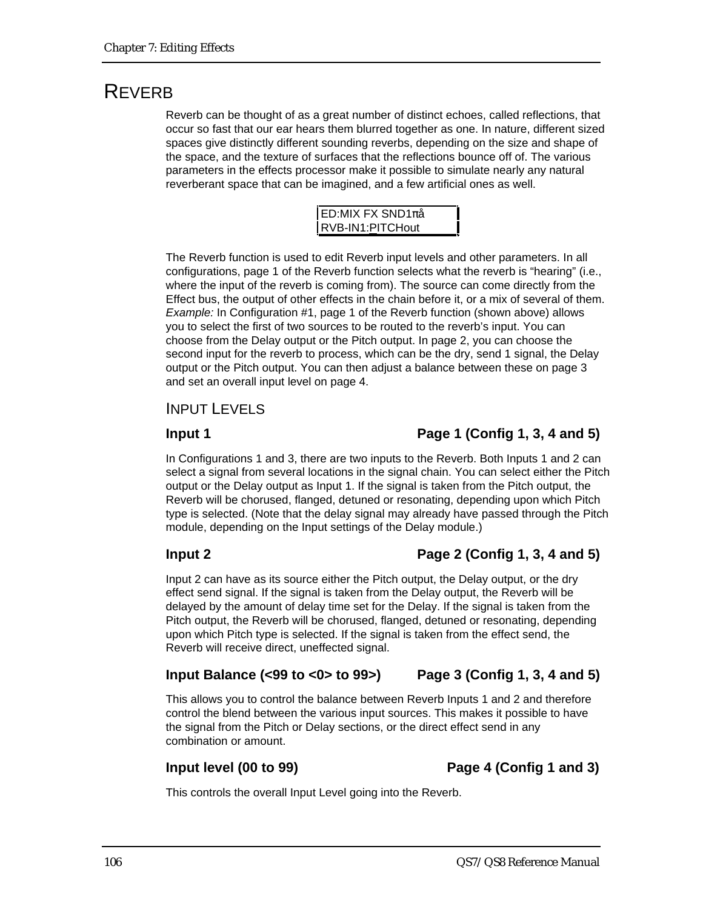# REVERB

Reverb can be thought of as a great number of distinct echoes, called reflections, that occur so fast that our ear hears them blurred together as one. In nature, different sized spaces give distinctly different sounding reverbs, depending on the size and shape of the space, and the texture of surfaces that the reflections bounce off of. The various parameters in the effects processor make it possible to simulate nearly any natural reverberant space that can be imagined, and a few artificial ones as well.

```
ED:MIX FX SND1πå
RVB-IN1:PITCHout
```

The Reverb function is used to edit Reverb input levels and other parameters. In all configurations, page 1 of the Reverb function selects what the reverb is "hearing" (i.e., where the input of the reverb is coming from). The source can come directly from the Effect bus, the output of other effects in the chain before it, or a mix of several of them. *Example:* In Configuration #1, page 1 of the Reverb function (shown above) allows you to select the first of two sources to be routed to the reverb's input. You can choose from the Delay output or the Pitch output. In page 2, you can choose the second input for the reverb to process, which can be the dry, send 1 signal, the Delay output or the Pitch output. You can then adjust a balance between these on page 3 and set an overall input level on page 4.

## INPUT LEVELS

### Input 1 — Page 1 (Config 1, 3, 4 and 5)

In Configurations 1 and 3, there are two inputs to the Reverb. Both Inputs 1 and 2 can select a signal from several locations in the signal chain. You can select either the Pitch output or the Delay output as Input 1. If the signal is taken from the Pitch output, the Reverb will be chorused, flanged, detuned or resonating, depending upon which Pitch type is selected. (Note that the delay signal may already have passed through the Pitch module, depending on the Input settings of the Delay module.)

### Input 2 — Page 2 (Config 1, 3, 4 and 5)

Input 2 can have as its source either the Pitch output, the Delay output, or the dry effect send signal. If the signal is taken from the Delay output, the Reverb will be delayed by the amount of delay time set for the Delay. If the signal is taken from the Pitch output, the Reverb will be chorused, flanged, detuned or resonating, depending upon which Pitch type is selected. If the signal is taken from the effect send, the Reverb will receive direct, uneffected signal.

### Input Balance (<99 to <0> to 99>) — Page 3 (Config 1, 3, 4 and 5)

This allows you to control the balance between Reverb Inputs 1 and 2 and therefore control the blend between the various input sources. This makes it possible to have the signal from the Pitch or Delay sections, or the direct effect send in any combination or amount.

### Input level (00 to 99) — Page 4 (Config 1 and 3)

This controls the overall Input Level going into the Reverb.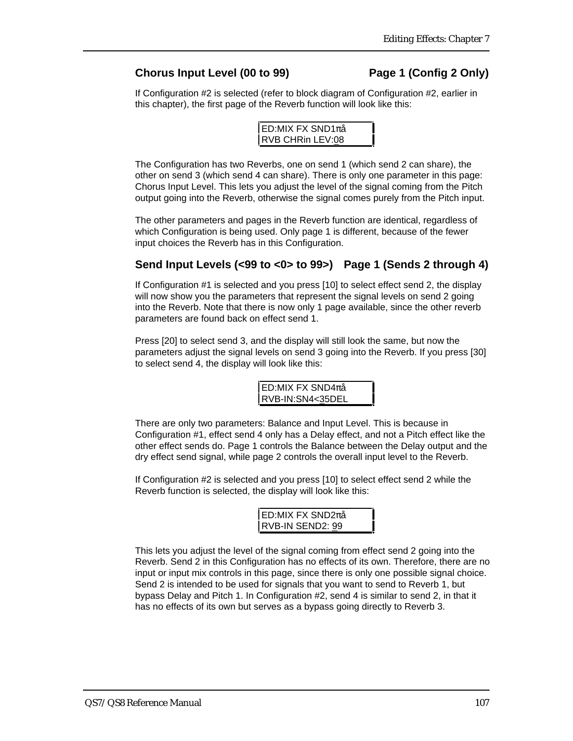## Chorus Input Level (00 to 99) Page 1 (Config 2 Only)

If Configuration #2 is selected (refer to block diagram of Configuration #2, earlier in this chapter), the first page of the Reverb function will look like this:

```
ED:MIX FX SND1πå
RVB CHRin LEV:08
```

The Configuration has two Reverbs, one on send 1 (which send 2 can share), the other on send 3 (which send 4 can share). There is only one parameter in this page: Chorus Input Level. This lets you adjust the level of the signal coming from the Pitch output going into the Reverb, otherwise the signal comes purely from the Pitch input.

The other parameters and pages in the Reverb function are identical, regardless of which Configuration is being used. Only page 1 is different, because of the fewer input choices the Reverb has in this Configuration.

## Send Input Levels (<99 to <0> to 99>) Page 1 (Sends 2 through 4)

If Configuration #1 is selected and you press [10] to select effect send 2, the display will now show you the parameters that represent the signal levels on send 2 going into the Reverb. Note that there is now only 1 page available, since the other reverb parameters are found back on effect send 1.

Press [20] to select send 3, and the display will still look the same, but now the parameters adjust the signal levels on send 3 going into the Reverb. If you press [30] to select send 4, the display will look like this:

```
ED:MIX FX SND4πå
RVB-IN:SN4<35DEL
```

There are only two parameters: Balance and Input Level. This is because in Configuration #1, effect send 4 only has a Delay effect, and not a Pitch effect like the other effect sends do. Page 1 controls the Balance between the Delay output and the dry effect send signal, while page 2 controls the overall input level to the Reverb.

If Configuration #2 is selected and you press [10] to select effect send 2 while the Reverb function is selected, the display will look like this:

```
ED:MIX FX SND2πå
RVB-IN SEND2: 99
```

This lets you adjust the level of the signal coming from effect send 2 going into the Reverb. Send 2 in this Configuration has no effects of its own. Therefore, there are no input or input mix controls in this page, since there is only one possible signal choice. Send 2 is intended to be used for signals that you want to send to Reverb 1, but bypass Delay and Pitch 1. In Configuration #2, send 4 is similar to send 2, in that it has no effects of its own but serves as a bypass going directly to Reverb 3.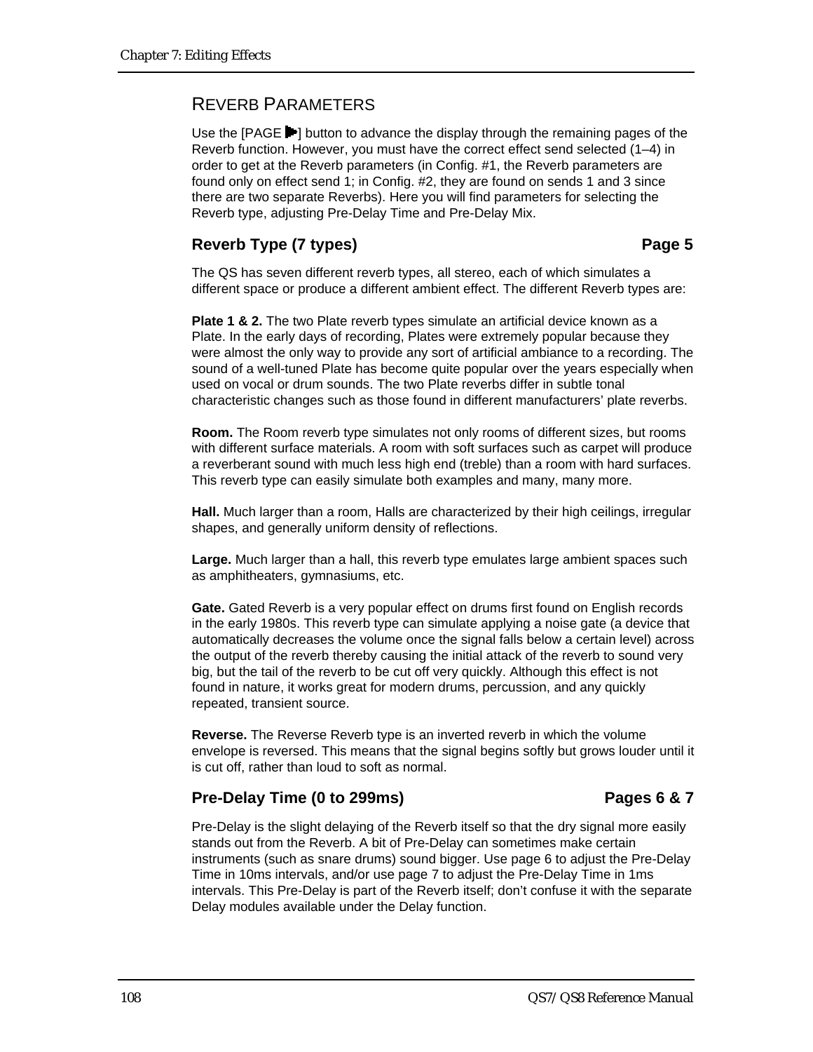## REVERB PARAMETERS

Use the [PAGE ▶] button to advance the display through the remaining pages of the Reverb function. However, you must have the correct effect send selected (1–4) in order to get at the Reverb parameters (in Config. #1, the Reverb parameters are found only on effect send 1; in Config. #2, they are found on sends 1 and 3 since there are two separate Reverbs). Here you will find parameters for selecting the Reverb type, adjusting Pre-Delay Time and Pre-Delay Mix.

### Reverb Type (7 types) — Page 5

The QS has seven different reverb types, all stereo, each of which simulates a different space or produce a different ambient effect. The different Reverb types are:

**Plate 1 & 2.** The two Plate reverb types simulate an artificial device known as a Plate. In the early days of recording, Plates were extremely popular because they were almost the only way to provide any sort of artificial ambiance to a recording. The sound of a well-tuned Plate has become quite popular over the years especially when used on vocal or drum sounds. The two Plate reverbs differ in subtle tonal characteristic changes such as those found in different manufacturers' plate reverbs.

**Room.** The Room reverb type simulates not only rooms of different sizes, but rooms with different surface materials. A room with soft surfaces such as carpet will produce a reverberant sound with much less high end (treble) than a room with hard surfaces. This reverb type can easily simulate both examples and many, many more.

**Hall.** Much larger than a room, Halls are characterized by their high ceilings, irregular shapes, and generally uniform density of reflections.

**Large.** Much larger than a hall, this reverb type emulates large ambient spaces such as amphitheaters, gymnasiums, etc.

**Gate.** Gated Reverb is a very popular effect on drums first found on English records in the early 1980s. This reverb type can simulate applying a noise gate (a device that automatically decreases the volume once the signal falls below a certain level) across the output of the reverb thereby causing the initial attack of the reverb to sound very big, but the tail of the reverb to be cut off very quickly. Although this effect is not found in nature, it works great for modern drums, percussion, and any quickly repeated, transient source.

**Reverse.** The Reverse Reverb type is an inverted reverb in which the volume envelope is reversed. This means that the signal begins softly but grows louder until it is cut off, rather than loud to soft as normal.

### Pre-Delay Time (0 to 299ms) — Pages 6 & 7

Pre-Delay is the slight delaying of the Reverb itself so that the dry signal more easily stands out from the Reverb. A bit of Pre-Delay can sometimes make certain instruments (such as snare drums) sound bigger. Use page 6 to adjust the Pre-Delay Time in 10ms intervals, and/or use page 7 to adjust the Pre-Delay Time in 1ms intervals. This Pre-Delay is part of the Reverb itself; don't confuse it with the separate Delay modules available under the Delay function.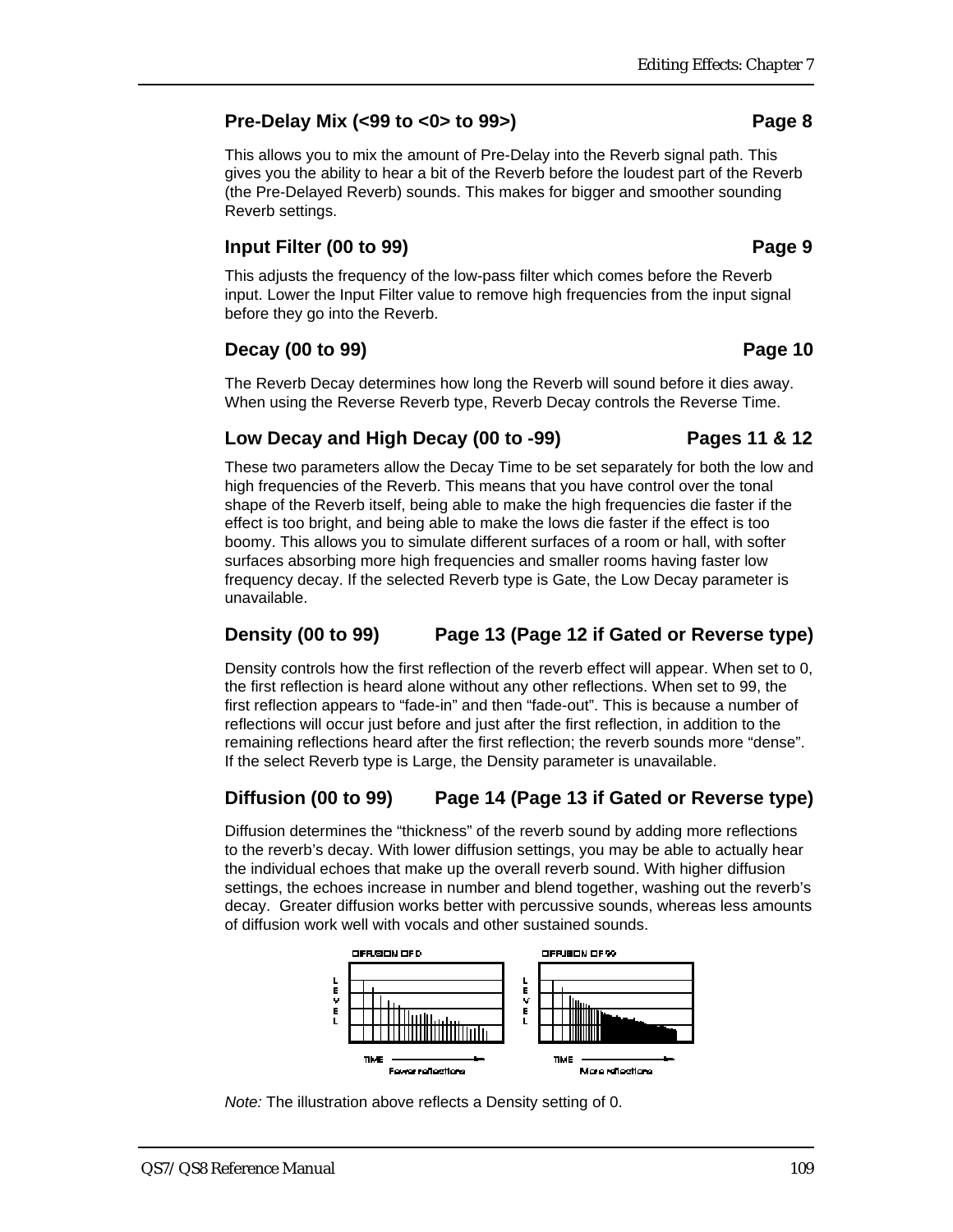### Pre-Delay Mix (<99 to <0> to 99>) Page 8

This allows you to mix the amount of Pre-Delay into the Reverb signal path. This gives you the ability to hear a bit of the Reverb before the loudest part of the Reverb (the Pre-Delayed Reverb) sounds. This makes for bigger and smoother sounding Reverb settings.

### Input Filter (00 to 99) Page 9

This adjusts the frequency of the low-pass filter which comes before the Reverb input. Lower the Input Filter value to remove high frequencies from the input signal before they go into the Reverb.

### Decay (00 to 99) Page 10

The Reverb Decay determines how long the Reverb will sound before it dies away. When using the Reverse Reverb type, Reverb Decay controls the Reverse Time.

### Low Decay and High Decay (00 to -99) Pages 11 & 12

These two parameters allow the Decay Time to be set separately for both the low and high frequencies of the Reverb. This means that you have control over the tonal shape of the Reverb itself, being able to make the high frequencies die faster if the effect is too bright, and being able to make the lows die faster if the effect is too boomy. This allows you to simulate different surfaces of a room or hall, with softer surfaces absorbing more high frequencies and smaller rooms having faster low frequency decay. If the selected Reverb type is Gate, the Low Decay parameter is unavailable.

### Density (00 to 99) Page 13 (Page 12 if Gated or Reverse type)

Density controls how the first reflection of the reverb effect will appear. When set to 0, the first reflection is heard alone without any other reflections. When set to 99, the first reflection appears to "fade-in" and then "fade-out". This is because a number of reflections will occur just before and just after the first reflection, in addition to the remaining reflections heard after the first reflection; the reverb sounds more "dense". If the select Reverb type is Large, the Density parameter is unavailable.

### Diffusion (00 to 99) Page 14 (Page 13 if Gated or Reverse type)

Diffusion determines the "thickness" of the reverb sound by adding more reflections to the reverb's decay. With lower diffusion settings, you may be able to actually hear the individual echoes that make up the overall reverb sound. With higher diffusion settings, the echoes increase in number and blend together, washing out the reverb's decay. Greater diffusion works better with percussive sounds, whereas less amounts of diffusion work well with vocals and other sustained sounds.

DIFFUSION OF 0 — LEVEL / TIME — Fewer reflections

DIFFUSION OF 99 — LEVEL / TIME — More reflections

*Note:* The illustration above reflects a Density setting of 0.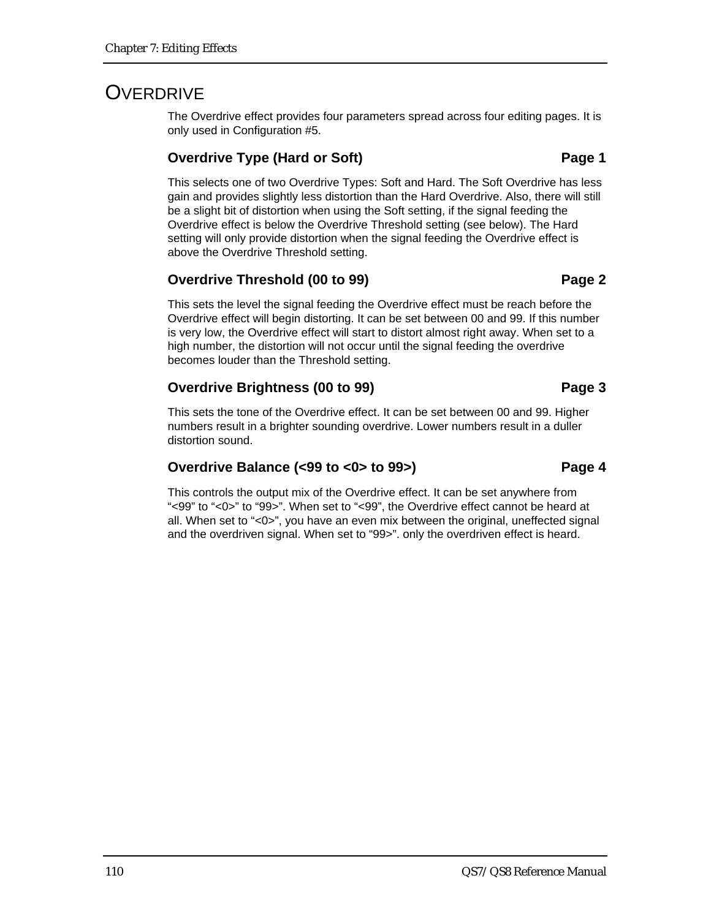# OVERDRIVE

The Overdrive effect provides four parameters spread across four editing pages. It is only used in Configuration #5.

### Overdrive Type (Hard or Soft) — Page 1

This selects one of two Overdrive Types: Soft and Hard. The Soft Overdrive has less gain and provides slightly less distortion than the Hard Overdrive. Also, there will still be a slight bit of distortion when using the Soft setting, if the signal feeding the Overdrive effect is below the Overdrive Threshold setting (see below). The Hard setting will only provide distortion when the signal feeding the Overdrive effect is above the Overdrive Threshold setting.

### Overdrive Threshold (00 to 99) — Page 2

This sets the level the signal feeding the Overdrive effect must be reach before the Overdrive effect will begin distorting. It can be set between 00 and 99. If this number is very low, the Overdrive effect will start to distort almost right away. When set to a high number, the distortion will not occur until the signal feeding the overdrive becomes louder than the Threshold setting.

### Overdrive Brightness (00 to 99) — Page 3

This sets the tone of the Overdrive effect. It can be set between 00 and 99. Higher numbers result in a brighter sounding overdrive. Lower numbers result in a duller distortion sound.

### Overdrive Balance (<99 to <0> to 99>) — Page 4

This controls the output mix of the Overdrive effect. It can be set anywhere from "<99" to "<0>" to "99>". When set to "<99", the Overdrive effect cannot be heard at all. When set to "<0>", you have an even mix between the original, uneffected signal and the overdriven signal. When set to "99>". only the overdriven effect is heard.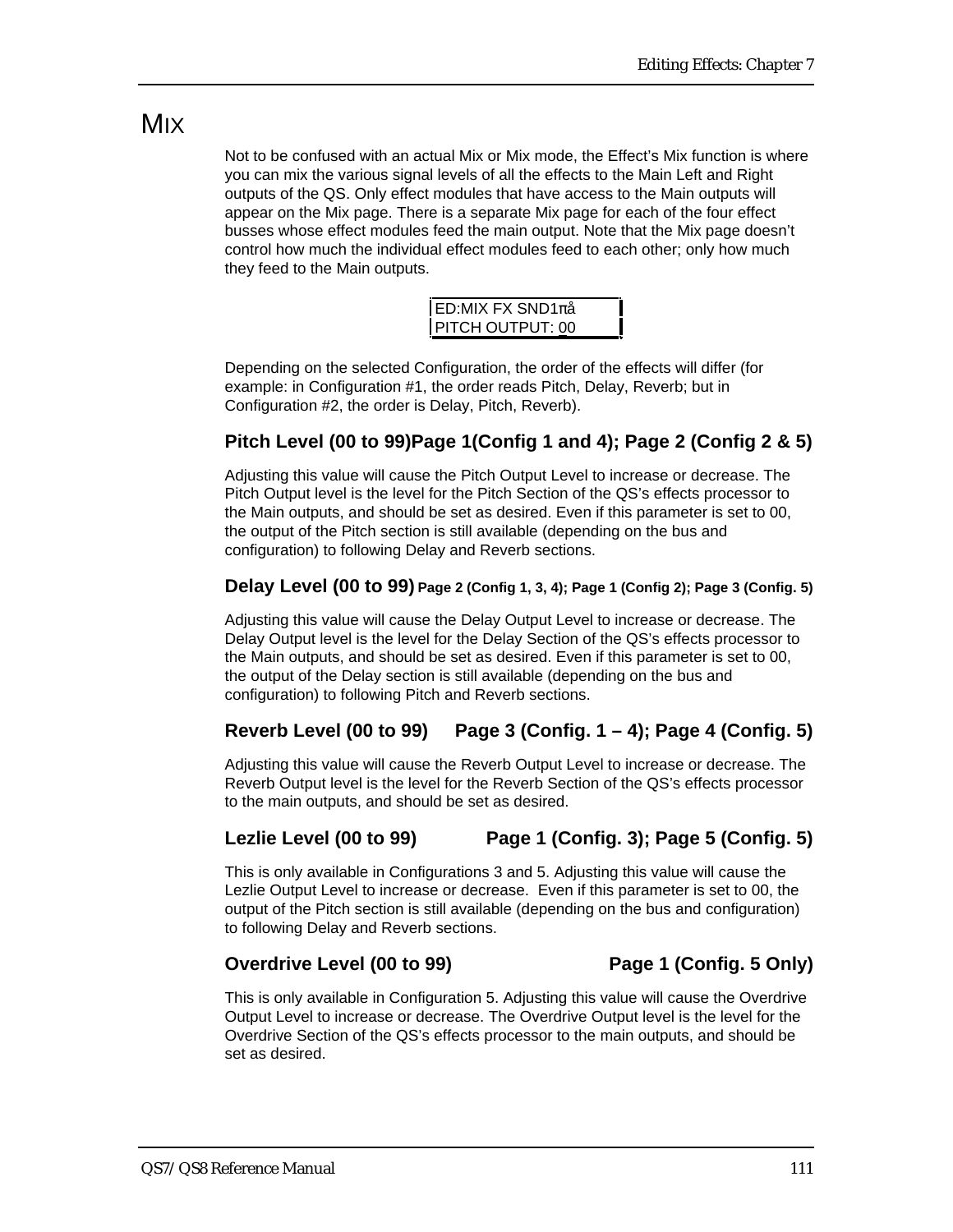# MIX

Not to be confused with an actual Mix or Mix mode, the Effect's Mix function is where you can mix the various signal levels of all the effects to the Main Left and Right outputs of the QS. Only effect modules that have access to the Main outputs will appear on the Mix page. There is a separate Mix page for each of the four effect busses whose effect modules feed the main output. Note that the Mix page doesn't control how much the individual effect modules feed to each other; only how much they feed to the Main outputs.

```
ED:MIX FX SND1πå
PITCH OUTPUT: 00
```

Depending on the selected Configuration, the order of the effects will differ (for example: in Configuration #1, the order reads Pitch, Delay, Reverb; but in Configuration #2, the order is Delay, Pitch, Reverb).

### Pitch Level (00 to 99)Page 1(Config 1 and 4); Page 2 (Config 2 & 5)

Adjusting this value will cause the Pitch Output Level to increase or decrease. The Pitch Output level is the level for the Pitch Section of the QS's effects processor to the Main outputs, and should be set as desired. Even if this parameter is set to 00, the output of the Pitch section is still available (depending on the bus and configuration) to following Delay and Reverb sections.

### Delay Level (00 to 99) Page 2 (Config 1, 3, 4); Page 1 (Config 2); Page 3 (Config. 5)

Adjusting this value will cause the Delay Output Level to increase or decrease. The Delay Output level is the level for the Delay Section of the QS's effects processor to the Main outputs, and should be set as desired. Even if this parameter is set to 00, the output of the Delay section is still available (depending on the bus and configuration) to following Pitch and Reverb sections.

### Reverb Level (00 to 99) Page 3 (Config. 1 – 4); Page 4 (Config. 5)

Adjusting this value will cause the Reverb Output Level to increase or decrease. The Reverb Output level is the level for the Reverb Section of the QS's effects processor to the main outputs, and should be set as desired.

### Lezlie Level (00 to 99) Page 1 (Config. 3); Page 5 (Config. 5)

This is only available in Configurations 3 and 5. Adjusting this value will cause the Lezlie Output Level to increase or decrease. Even if this parameter is set to 00, the output of the Pitch section is still available (depending on the bus and configuration) to following Delay and Reverb sections.

### Overdrive Level (00 to 99) Page 1 (Config. 5 Only)

This is only available in Configuration 5. Adjusting this value will cause the Overdrive Output Level to increase or decrease. The Overdrive Output level is the level for the Overdrive Section of the QS's effects processor to the main outputs, and should be set as desired.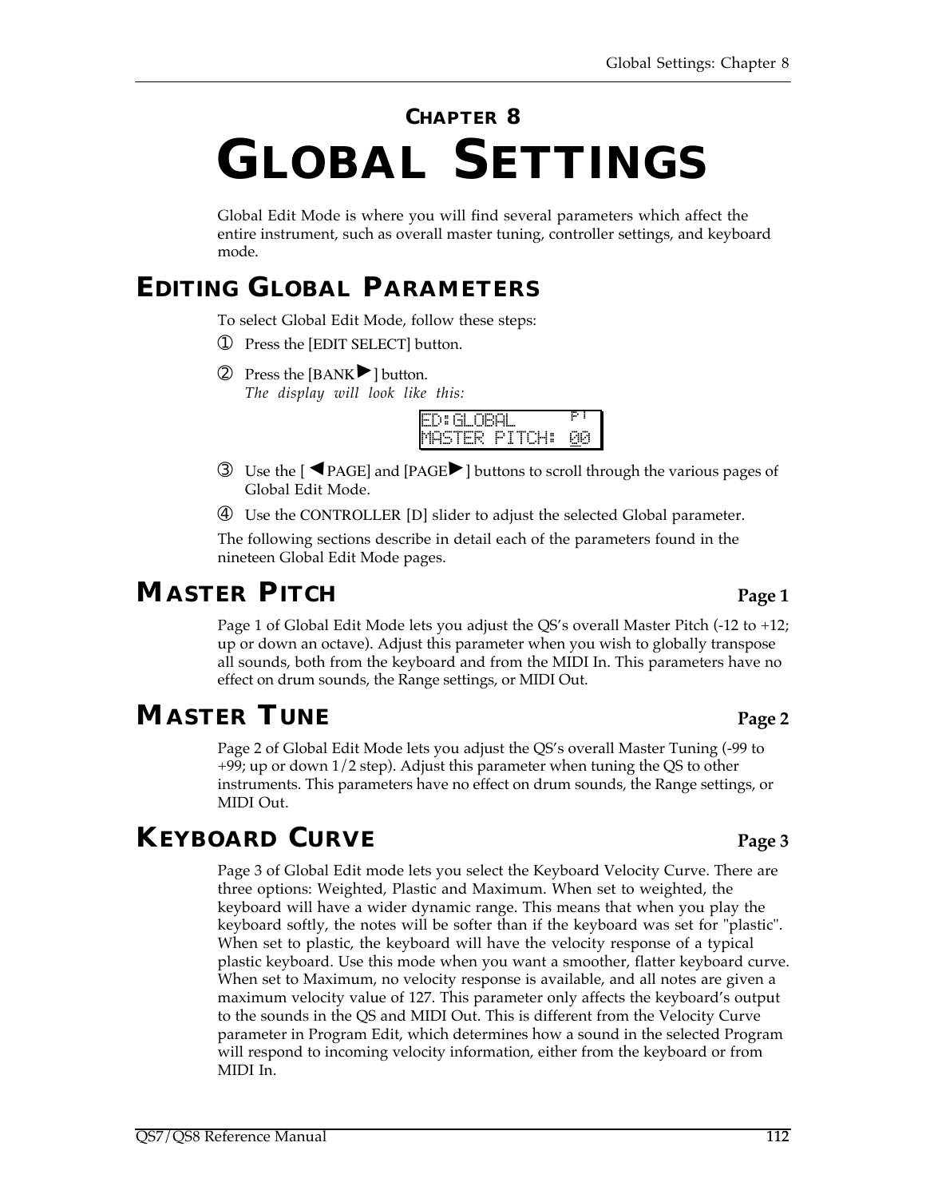# CHAPTER 8
# GLOBAL SETTINGS

Global Edit Mode is where you will find several parameters which affect the entire instrument, such as overall master tuning, controller settings, and keyboard mode.

## EDITING GLOBAL PARAMETERS

To select Global Edit Mode, follow these steps:

① Press the [EDIT SELECT] button.

② Press the [BANK▶] button.
*The display will look like this:*

```
ED:GLOBAL      P1
MASTER PITCH: 00
```

③ Use the [◀PAGE] and [PAGE▶] buttons to scroll through the various pages of Global Edit Mode.

④ Use the CONTROLLER [D] slider to adjust the selected Global parameter.

The following sections describe in detail each of the parameters found in the nineteen Global Edit Mode pages.

## MASTER PITCH — Page 1

Page 1 of Global Edit Mode lets you adjust the QS's overall Master Pitch (-12 to +12; up or down an octave). Adjust this parameter when you wish to globally transpose all sounds, both from the keyboard and from the MIDI In. This parameters have no effect on drum sounds, the Range settings, or MIDI Out.

## MASTER TUNE — Page 2

Page 2 of Global Edit Mode lets you adjust the QS's overall Master Tuning (-99 to +99; up or down 1/2 step). Adjust this parameter when tuning the QS to other instruments. This parameters have no effect on drum sounds, the Range settings, or MIDI Out.

## KEYBOARD CURVE — Page 3

Page 3 of Global Edit mode lets you select the Keyboard Velocity Curve. There are three options: Weighted, Plastic and Maximum. When set to weighted, the keyboard will have a wider dynamic range. This means that when you play the keyboard softly, the notes will be softer than if the keyboard was set for "plastic". When set to plastic, the keyboard will have the velocity response of a typical plastic keyboard. Use this mode when you want a smoother, flatter keyboard curve. When set to Maximum, no velocity response is available, and all notes are given a maximum velocity value of 127. This parameter only affects the keyboard's output to the sounds in the QS and MIDI Out. This is different from the Velocity Curve parameter in Program Edit, which determines how a sound in the selected Program will respond to incoming velocity information, either from the keyboard or from MIDI In.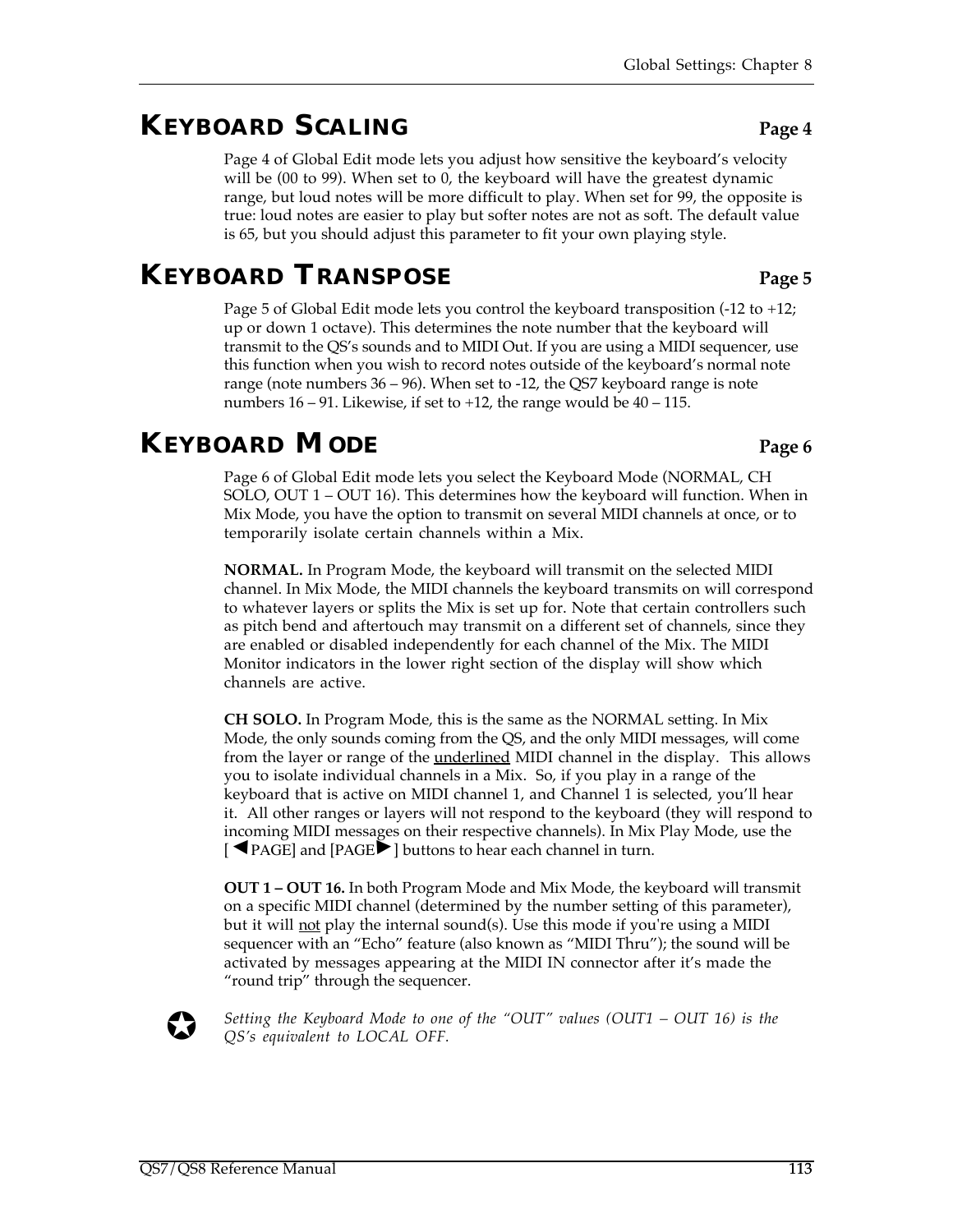## KEYBOARD SCALING — Page 4

Page 4 of Global Edit mode lets you adjust how sensitive the keyboard's velocity will be (00 to 99). When set to 0, the keyboard will have the greatest dynamic range, but loud notes will be more difficult to play. When set for 99, the opposite is true: loud notes are easier to play but softer notes are not as soft. The default value is 65, but you should adjust this parameter to fit your own playing style.

## KEYBOARD TRANSPOSE — Page 5

Page 5 of Global Edit mode lets you control the keyboard transposition (-12 to +12; up or down 1 octave). This determines the note number that the keyboard will transmit to the QS's sounds and to MIDI Out. If you are using a MIDI sequencer, use this function when you wish to record notes outside of the keyboard's normal note range (note numbers 36 – 96). When set to -12, the QS7 keyboard range is note numbers 16 – 91. Likewise, if set to +12, the range would be 40 – 115.

## KEYBOARD MODE — Page 6

Page 6 of Global Edit mode lets you select the Keyboard Mode (NORMAL, CH SOLO, OUT 1 – OUT 16). This determines how the keyboard will function. When in Mix Mode, you have the option to transmit on several MIDI channels at once, or to temporarily isolate certain channels within a Mix.

**NORMAL.** In Program Mode, the keyboard will transmit on the selected MIDI channel. In Mix Mode, the MIDI channels the keyboard transmits on will correspond to whatever layers or splits the Mix is set up for. Note that certain controllers such as pitch bend and aftertouch may transmit on a different set of channels, since they are enabled or disabled independently for each channel of the Mix. The MIDI Monitor indicators in the lower right section of the display will show which channels are active.

**CH SOLO.** In Program Mode, this is the same as the NORMAL setting. In Mix Mode, the only sounds coming from the QS, and the only MIDI messages, will come from the layer or range of the <u>underlined</u> MIDI channel in the display. This allows you to isolate individual channels in a Mix. So, if you play in a range of the keyboard that is active on MIDI channel 1, and Channel 1 is selected, you'll hear it. All other ranges or layers will not respond to the keyboard (they will respond to incoming MIDI messages on their respective channels). In Mix Play Mode, use the [◄PAGE] and [PAGE►] buttons to hear each channel in turn.

**OUT 1 – OUT 16.** In both Program Mode and Mix Mode, the keyboard will transmit on a specific MIDI channel (determined by the number setting of this parameter), but it will <u>not</u> play the internal sound(s). Use this mode if you're using a MIDI sequencer with an "Echo" feature (also known as "MIDI Thru"); the sound will be activated by messages appearing at the MIDI IN connector after it's made the "round trip" through the sequencer.

*Setting the Keyboard Mode to one of the "OUT" values (OUT1 – OUT 16) is the QS's equivalent to LOCAL OFF.*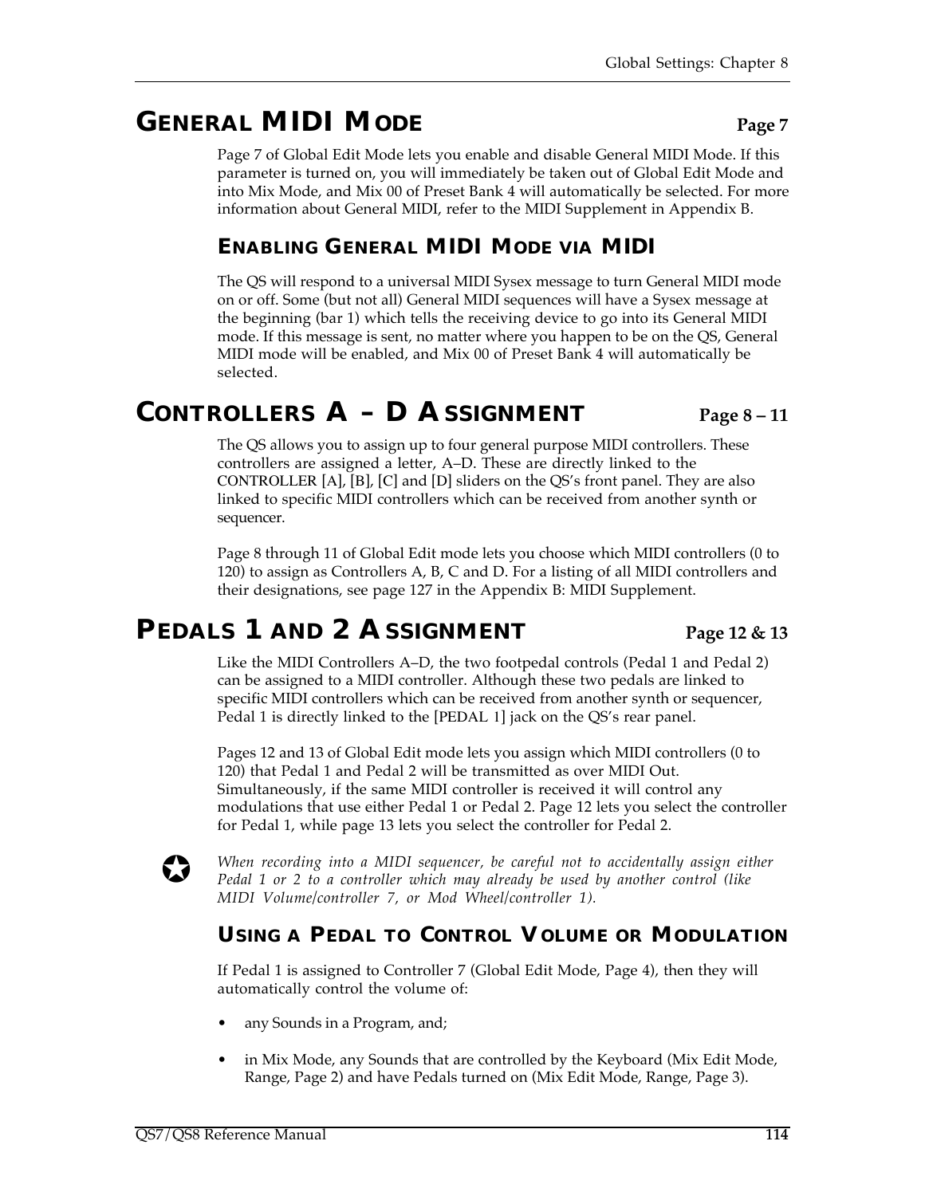## GENERAL MIDI MODE — Page 7

Page 7 of Global Edit Mode lets you enable and disable General MIDI Mode. If this parameter is turned on, you will immediately be taken out of Global Edit Mode and into Mix Mode, and Mix 00 of Preset Bank 4 will automatically be selected. For more information about General MIDI, refer to the MIDI Supplement in Appendix B.

### ENABLING GENERAL MIDI MODE VIA MIDI

The QS will respond to a universal MIDI Sysex message to turn General MIDI mode on or off. Some (but not all) General MIDI sequences will have a Sysex message at the beginning (bar 1) which tells the receiving device to go into its General MIDI mode. If this message is sent, no matter where you happen to be on the QS, General MIDI mode will be enabled, and Mix 00 of Preset Bank 4 will automatically be selected.

## CONTROLLERS A – D ASSIGNMENT — Page 8 – 11

The QS allows you to assign up to four general purpose MIDI controllers. These controllers are assigned a letter, A–D. These are directly linked to the CONTROLLER [A], [B], [C] and [D] sliders on the QS's front panel. They are also linked to specific MIDI controllers which can be received from another synth or sequencer.

Page 8 through 11 of Global Edit mode lets you choose which MIDI controllers (0 to 120) to assign as Controllers A, B, C and D. For a listing of all MIDI controllers and their designations, see page 127 in the Appendix B: MIDI Supplement.

## PEDALS 1 AND 2 ASSIGNMENT — Page 12 & 13

Like the MIDI Controllers A–D, the two footpedal controls (Pedal 1 and Pedal 2) can be assigned to a MIDI controller. Although these two pedals are linked to specific MIDI controllers which can be received from another synth or sequencer, Pedal 1 is directly linked to the [PEDAL 1] jack on the QS's rear panel.

Pages 12 and 13 of Global Edit mode lets you assign which MIDI controllers (0 to 120) that Pedal 1 and Pedal 2 will be transmitted as over MIDI Out. Simultaneously, if the same MIDI controller is received it will control any modulations that use either Pedal 1 or Pedal 2. Page 12 lets you select the controller for Pedal 1, while page 13 lets you select the controller for Pedal 2.

*When recording into a MIDI sequencer, be careful not to accidentally assign either Pedal 1 or 2 to a controller which may already be used by another control (like MIDI Volume/controller 7, or Mod Wheel/controller 1).*

### USING A PEDAL TO CONTROL VOLUME OR MODULATION

If Pedal 1 is assigned to Controller 7 (Global Edit Mode, Page 4), then they will automatically control the volume of:

- any Sounds in a Program, and;
- in Mix Mode, any Sounds that are controlled by the Keyboard (Mix Edit Mode, Range, Page 2) and have Pedals turned on (Mix Edit Mode, Range, Page 3).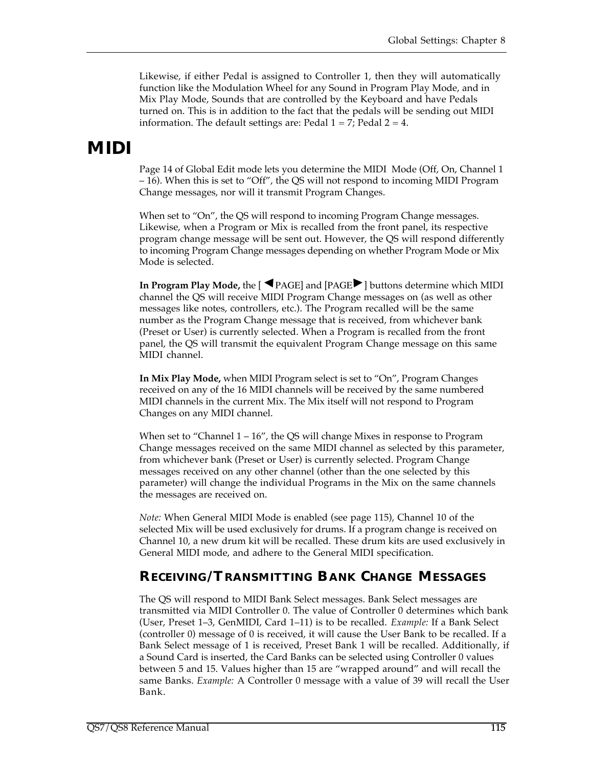Likewise, if either Pedal is assigned to Controller 1, then they will automatically function like the Modulation Wheel for any Sound in Program Play Mode, and in Mix Play Mode, Sounds that are controlled by the Keyboard and have Pedals turned on. This is in addition to the fact that the pedals will be sending out MIDI information. The default settings are: Pedal 1 = 7; Pedal 2 = 4.

# MIDI

Page 14 of Global Edit mode lets you determine the MIDI Mode (Off, On, Channel 1 – 16). When this is set to “Off”, the QS will not respond to incoming MIDI Program Change messages, nor will it transmit Program Changes.

When set to “On”, the QS will respond to incoming Program Change messages. Likewise, when a Program or Mix is recalled from the front panel, its respective program change message will be sent out. However, the QS will respond differently to incoming Program Change messages depending on whether Program Mode or Mix Mode is selected.

**In Program Play Mode,** the [◀PAGE] and [PAGE▶] buttons determine which MIDI channel the QS will receive MIDI Program Change messages on (as well as other messages like notes, controllers, etc.). The Program recalled will be the same number as the Program Change message that is received, from whichever bank (Preset or User) is currently selected. When a Program is recalled from the front panel, the QS will transmit the equivalent Program Change message on this same MIDI channel.

**In Mix Play Mode,** when MIDI Program select is set to “On”, Program Changes received on any of the 16 MIDI channels will be received by the same numbered MIDI channels in the current Mix. The Mix itself will not respond to Program Changes on any MIDI channel.

When set to “Channel 1 – 16”, the QS will change Mixes in response to Program Change messages received on the same MIDI channel as selected by this parameter, from whichever bank (Preset or User) is currently selected. Program Change messages received on any other channel (other than the one selected by this parameter) will change the individual Programs in the Mix on the same channels the messages are received on.

*Note:* When General MIDI Mode is enabled (see page 115), Channel 10 of the selected Mix will be used exclusively for drums. If a program change is received on Channel 10, a new drum kit will be recalled. These drum kits are used exclusively in General MIDI mode, and adhere to the General MIDI specification.

## Receiving/Transmitting Bank Change Messages

The QS will respond to MIDI Bank Select messages. Bank Select messages are transmitted via MIDI Controller 0. The value of Controller 0 determines which bank (User, Preset 1–3, GenMIDI, Card 1–11) is to be recalled. *Example:* If a Bank Select (controller 0) message of 0 is received, it will cause the User Bank to be recalled. If a Bank Select message of 1 is received, Preset Bank 1 will be recalled. Additionally, if a Sound Card is inserted, the Card Banks can be selected using Controller 0 values between 5 and 15. Values higher than 15 are “wrapped around” and will recall the same Banks. *Example:* A Controller 0 message with a value of 39 will recall the User Bank.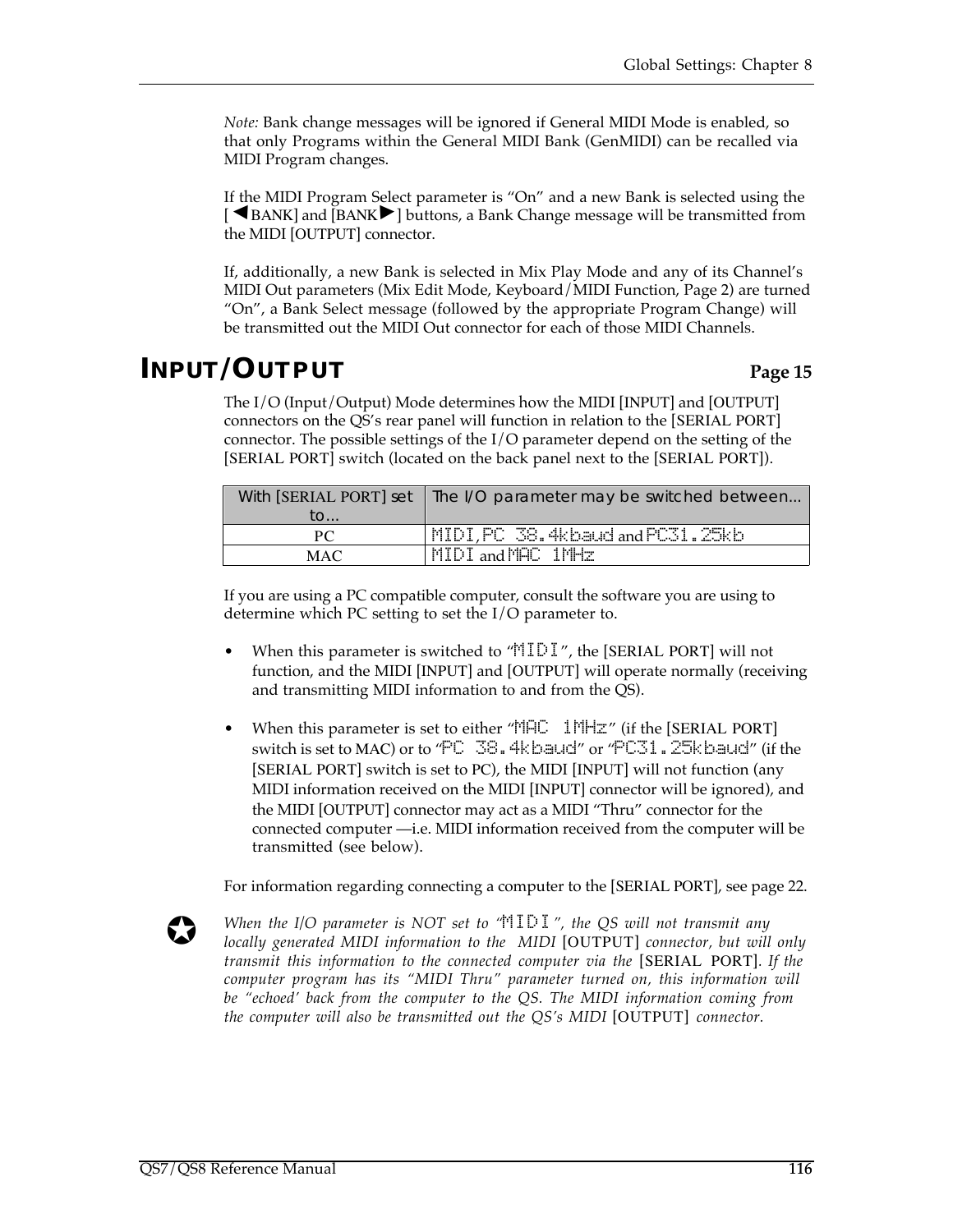*Note:* Bank change messages will be ignored if General MIDI Mode is enabled, so that only Programs within the General MIDI Bank (GenMIDI) can be recalled via MIDI Program changes.

If the MIDI Program Select parameter is "On" and a new Bank is selected using the [◀BANK] and [BANK▶] buttons, a Bank Change message will be transmitted from the MIDI [OUTPUT] connector.

If, additionally, a new Bank is selected in Mix Play Mode and any of its Channel's MIDI Out parameters (Mix Edit Mode, Keyboard/MIDI Function, Page 2) are turned "On", a Bank Select message (followed by the appropriate Program Change) will be transmitted out the MIDI Out connector for each of those MIDI Channels.

## INPUT/OUTPUT — Page 15

The I/O (Input/Output) Mode determines how the MIDI [INPUT] and [OUTPUT] connectors on the QS's rear panel will function in relation to the [SERIAL PORT] connector. The possible settings of the I/O parameter depend on the setting of the [SERIAL PORT] switch (located on the back panel next to the [SERIAL PORT]).

| With [SERIAL PORT] set to... | The I/O parameter may be switched between... |
|---|---|
| PC | MIDI, PC 38.4kbaud and PC31.25kb |
| MAC | MIDI and MAC 1MHz |

If you are using a PC compatible computer, consult the software you are using to determine which PC setting to set the I/O parameter to.

- When this parameter is switched to "MIDI", the [SERIAL PORT] will not function, and the MIDI [INPUT] and [OUTPUT] will operate normally (receiving and transmitting MIDI information to and from the QS).
- When this parameter is set to either "MAC 1MHz" (if the [SERIAL PORT] switch is set to MAC) or to "PC 38.4kbaud" or "PC31.25kbaud" (if the [SERIAL PORT] switch is set to PC), the MIDI [INPUT] will not function (any MIDI information received on the MIDI [INPUT] connector will be ignored), and the MIDI [OUTPUT] connector may act as a MIDI "Thru" connector for the connected computer —i.e. MIDI information received from the computer will be transmitted (see below).

For information regarding connecting a computer to the [SERIAL PORT], see page 22.

✪ *When the I/O parameter is NOT set to "MIDI", the QS will not transmit any locally generated MIDI information to the MIDI* [OUTPUT] *connector, but will only transmit this information to the connected computer via the* [SERIAL PORT]. *If the computer program has its "MIDI Thru" parameter turned on, this information will be "echoed' back from the computer to the QS. The MIDI information coming from the computer will also be transmitted out the QS's MIDI* [OUTPUT] *connector.*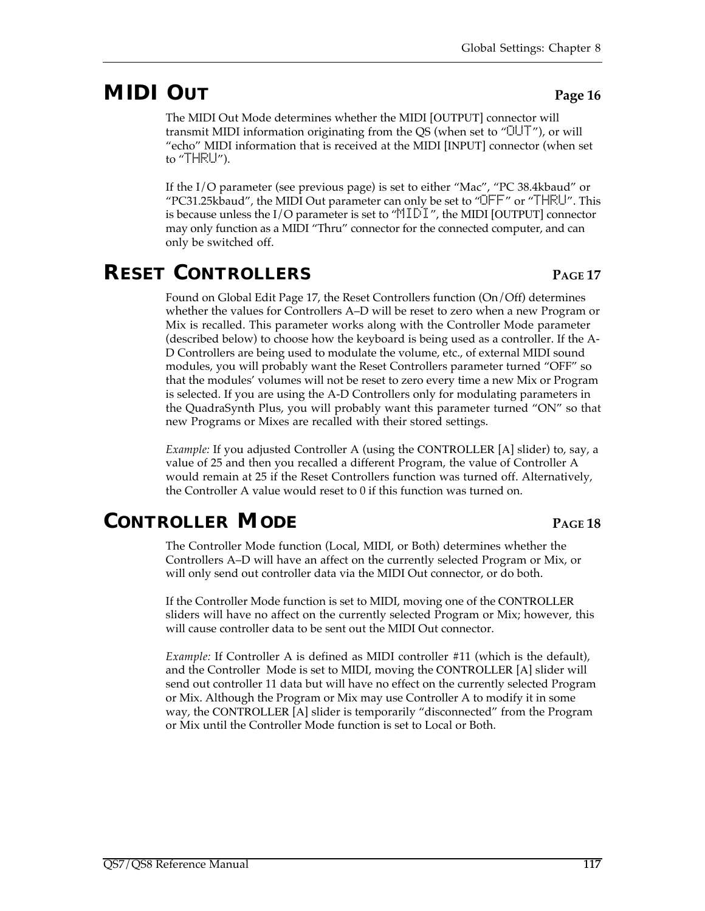## MIDI OUT **Page 16**

The MIDI Out Mode determines whether the MIDI [OUTPUT] connector will transmit MIDI information originating from the QS (when set to "OUT"), or will "echo" MIDI information that is received at the MIDI [INPUT] connector (when set to "THRU").

If the I/O parameter (see previous page) is set to either "Mac", "PC 38.4kbaud" or "PC31.25kbaud", the MIDI Out parameter can only be set to "OFF" or "THRU". This is because unless the I/O parameter is set to "MIDI", the MIDI [OUTPUT] connector may only function as a MIDI "Thru" connector for the connected computer, and can only be switched off.

## RESET CONTROLLERS **PAGE 17**

Found on Global Edit Page 17, the Reset Controllers function (On/Off) determines whether the values for Controllers A–D will be reset to zero when a new Program or Mix is recalled. This parameter works along with the Controller Mode parameter (described below) to choose how the keyboard is being used as a controller. If the A-D Controllers are being used to modulate the volume, etc., of external MIDI sound modules, you will probably want the Reset Controllers parameter turned "OFF" so that the modules' volumes will not be reset to zero every time a new Mix or Program is selected. If you are using the A-D Controllers only for modulating parameters in the QuadraSynth Plus, you will probably want this parameter turned "ON" so that new Programs or Mixes are recalled with their stored settings.

*Example:* If you adjusted Controller A (using the CONTROLLER [A] slider) to, say, a value of 25 and then you recalled a different Program, the value of Controller A would remain at 25 if the Reset Controllers function was turned off. Alternatively, the Controller A value would reset to 0 if this function was turned on.

## CONTROLLER MODE **PAGE 18**

The Controller Mode function (Local, MIDI, or Both) determines whether the Controllers A–D will have an affect on the currently selected Program or Mix, or will only send out controller data via the MIDI Out connector, or do both.

If the Controller Mode function is set to MIDI, moving one of the CONTROLLER sliders will have no affect on the currently selected Program or Mix; however, this will cause controller data to be sent out the MIDI Out connector.

*Example:* If Controller A is defined as MIDI controller #11 (which is the default), and the Controller Mode is set to MIDI, moving the CONTROLLER [A] slider will send out controller 11 data but will have no effect on the currently selected Program or Mix. Although the Program or Mix may use Controller A to modify it in some way, the CONTROLLER [A] slider is temporarily "disconnected" from the Program or Mix until the Controller Mode function is set to Local or Both.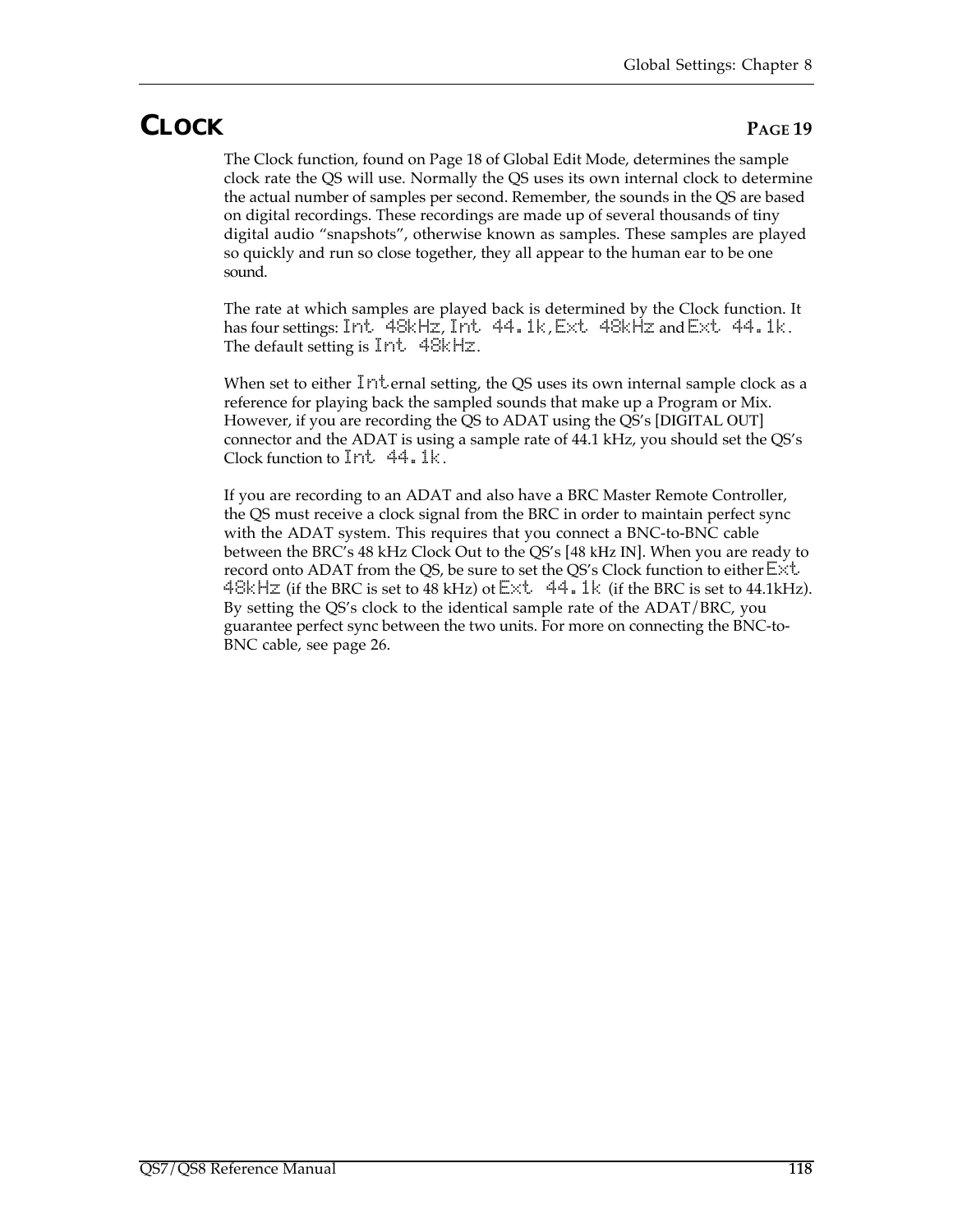## CLOCK PAGE 19

The Clock function, found on Page 18 of Global Edit Mode, determines the sample clock rate the QS will use. Normally the QS uses its own internal clock to determine the actual number of samples per second. Remember, the sounds in the QS are based on digital recordings. These recordings are made up of several thousands of tiny digital audio "snapshots", otherwise known as samples. These samples are played so quickly and run so close together, they all appear to the human ear to be one sound.

The rate at which samples are played back is determined by the Clock function. It has four settings: `Int 48kHz`, `Int 44.1k`, `Ext 48kHz` and `Ext 44.1k`. The default setting is `Int 48kHz`.

When set to either `Int`ernal setting, the QS uses its own internal sample clock as a reference for playing back the sampled sounds that make up a Program or Mix. However, if you are recording the QS to ADAT using the QS's [DIGITAL OUT] connector and the ADAT is using a sample rate of 44.1 kHz, you should set the QS's Clock function to `Int 44.1k`.

If you are recording to an ADAT and also have a BRC Master Remote Controller, the QS must receive a clock signal from the BRC in order to maintain perfect sync with the ADAT system. This requires that you connect a BNC-to-BNC cable between the BRC's 48 kHz Clock Out to the QS's [48 kHz IN]. When you are ready to record onto ADAT from the QS, be sure to set the QS's Clock function to either `Ext 48kHz` (if the BRC is set to 48 kHz) ot `Ext 44.1k` (if the BRC is set to 44.1kHz). By setting the QS's clock to the identical sample rate of the ADAT/BRC, you guarantee perfect sync between the two units. For more on connecting the BNC-to-BNC cable, see page 26.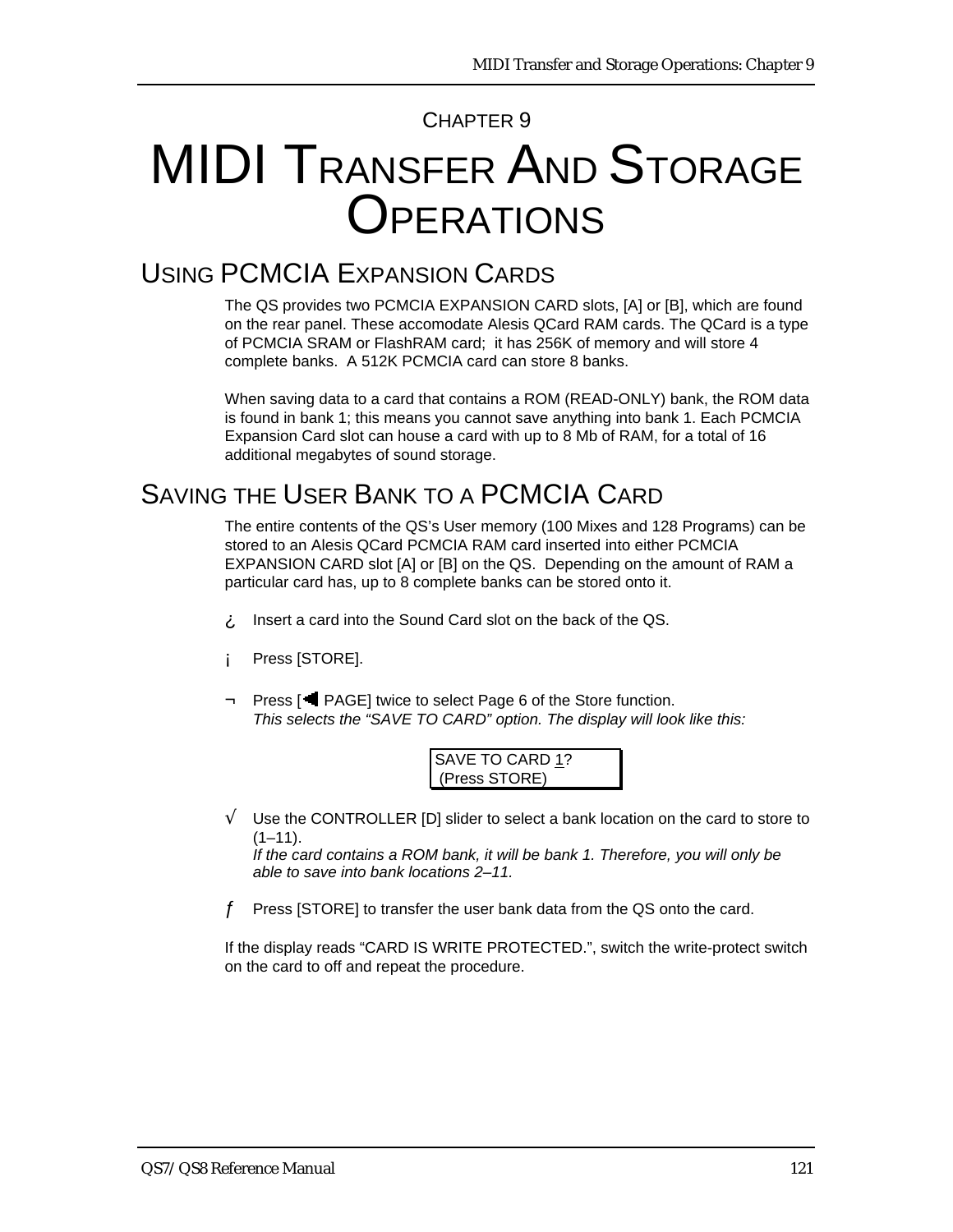CHAPTER 9

# MIDI TRANSFER AND STORAGE OPERATIONS

## USING PCMCIA EXPANSION CARDS

The QS provides two PCMCIA EXPANSION CARD slots, [A] or [B], which are found on the rear panel. These accomodate Alesis QCard RAM cards. The QCard is a type of PCMCIA SRAM or FlashRAM card;  it has 256K of memory and will store 4 complete banks.  A 512K PCMCIA card can store 8 banks.

When saving data to a card that contains a ROM (READ-ONLY) bank, the ROM data is found in bank 1; this means you cannot save anything into bank 1. Each PCMCIA Expansion Card slot can house a card with up to 8 Mb of RAM, for a total of 16 additional megabytes of sound storage.

## SAVING THE USER BANK TO A PCMCIA CARD

The entire contents of the QS's User memory (100 Mixes and 128 Programs) can be stored to an Alesis QCard PCMCIA RAM card inserted into either PCMCIA EXPANSION CARD slot [A] or [B] on the QS.  Depending on the amount of RAM a particular card has, up to 8 complete banks can be stored onto it.

¿ Insert a card into the Sound Card slot on the back of the QS.

¡ Press [STORE].

¬ Press [◄ PAGE] twice to select Page 6 of the Store function.
*This selects the "SAVE TO CARD" option. The display will look like this:*

```
SAVE TO CARD 1?
 (Press STORE)
```

√ Use the CONTROLLER [D] slider to select a bank location on the card to store to (1–11).
*If the card contains a ROM bank, it will be bank 1. Therefore, you will only be able to save into bank locations 2–11.*

ƒ Press [STORE] to transfer the user bank data from the QS onto the card.

If the display reads "CARD IS WRITE PROTECTED.", switch the write-protect switch on the card to off and repeat the procedure.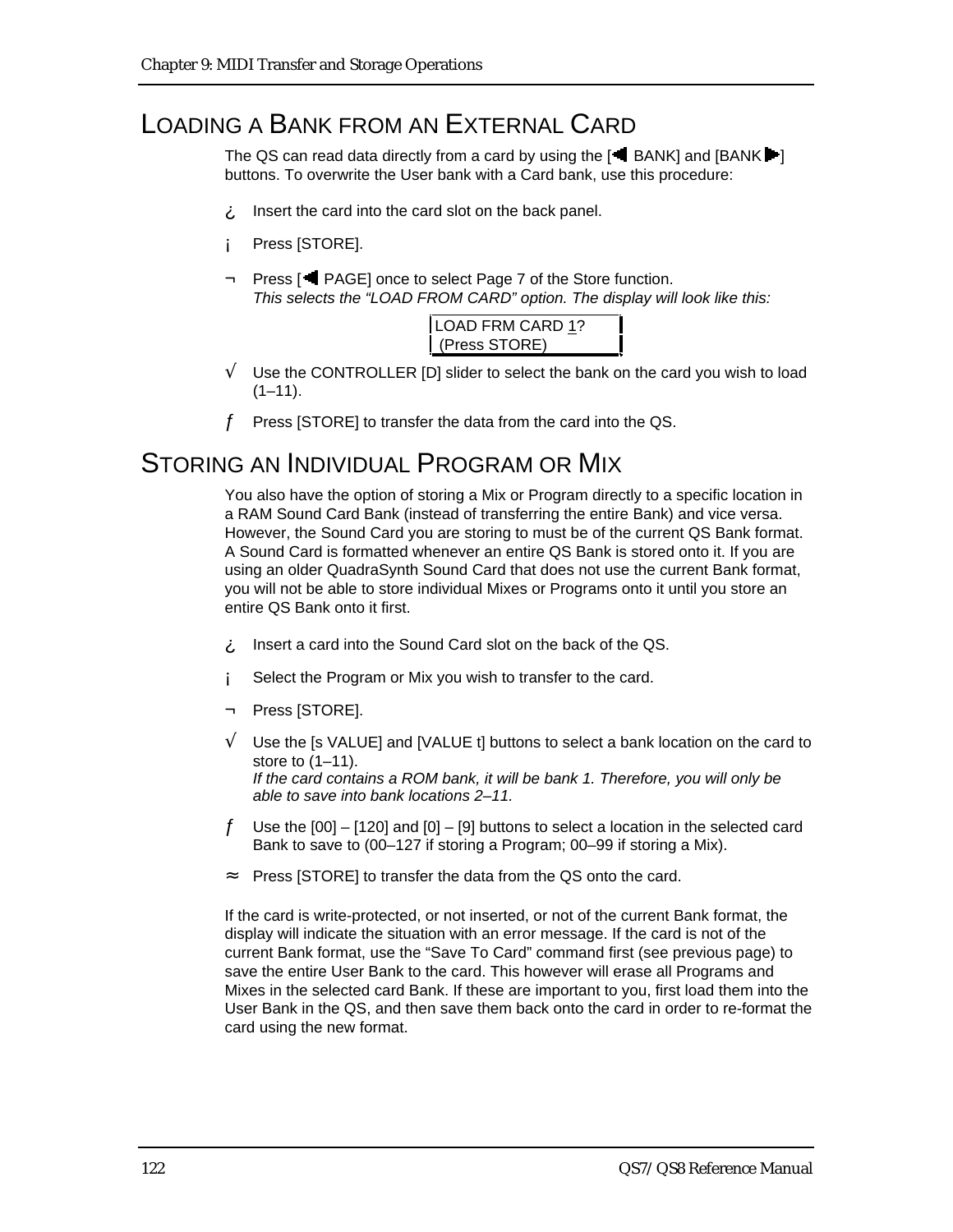## LOADING A BANK FROM AN EXTERNAL CARD

The QS can read data directly from a card by using the [◀ BANK] and [BANK ▶] buttons. To overwrite the User bank with a Card bank, use this procedure:

¿ Insert the card into the card slot on the back panel.

¡ Press [STORE].

¬ Press [◀ PAGE] once to select Page 7 of the Store function.
*This selects the "LOAD FROM CARD" option. The display will look like this:*

```
LOAD FRM CARD 1?
 (Press STORE)
```

√ Use the CONTROLLER [D] slider to select the bank on the card you wish to load (1–11).

ƒ Press [STORE] to transfer the data from the card into the QS.

## STORING AN INDIVIDUAL PROGRAM OR MIX

You also have the option of storing a Mix or Program directly to a specific location in a RAM Sound Card Bank (instead of transferring the entire Bank) and vice versa. However, the Sound Card you are storing to must be of the current QS Bank format. A Sound Card is formatted whenever an entire QS Bank is stored onto it. If you are using an older QuadraSynth Sound Card that does not use the current Bank format, you will not be able to store individual Mixes or Programs onto it until you store an entire QS Bank onto it first.

¿ Insert a card into the Sound Card slot on the back of the QS.

¡ Select the Program or Mix you wish to transfer to the card.

¬ Press [STORE].

√ Use the [s VALUE] and [VALUE t] buttons to select a bank location on the card to store to (1–11).
*If the card contains a ROM bank, it will be bank 1. Therefore, you will only be able to save into bank locations 2–11.*

ƒ Use the [00] – [120] and [0] – [9] buttons to select a location in the selected card Bank to save to (00–127 if storing a Program; 00–99 if storing a Mix).

≈ Press [STORE] to transfer the data from the QS onto the card.

If the card is write-protected, or not inserted, or not of the current Bank format, the display will indicate the situation with an error message. If the card is not of the current Bank format, use the "Save To Card" command first (see previous page) to save the entire User Bank to the card. This however will erase all Programs and Mixes in the selected card Bank. If these are important to you, first load them into the User Bank in the QS, and then save them back onto the card in order to re-format the card using the new format.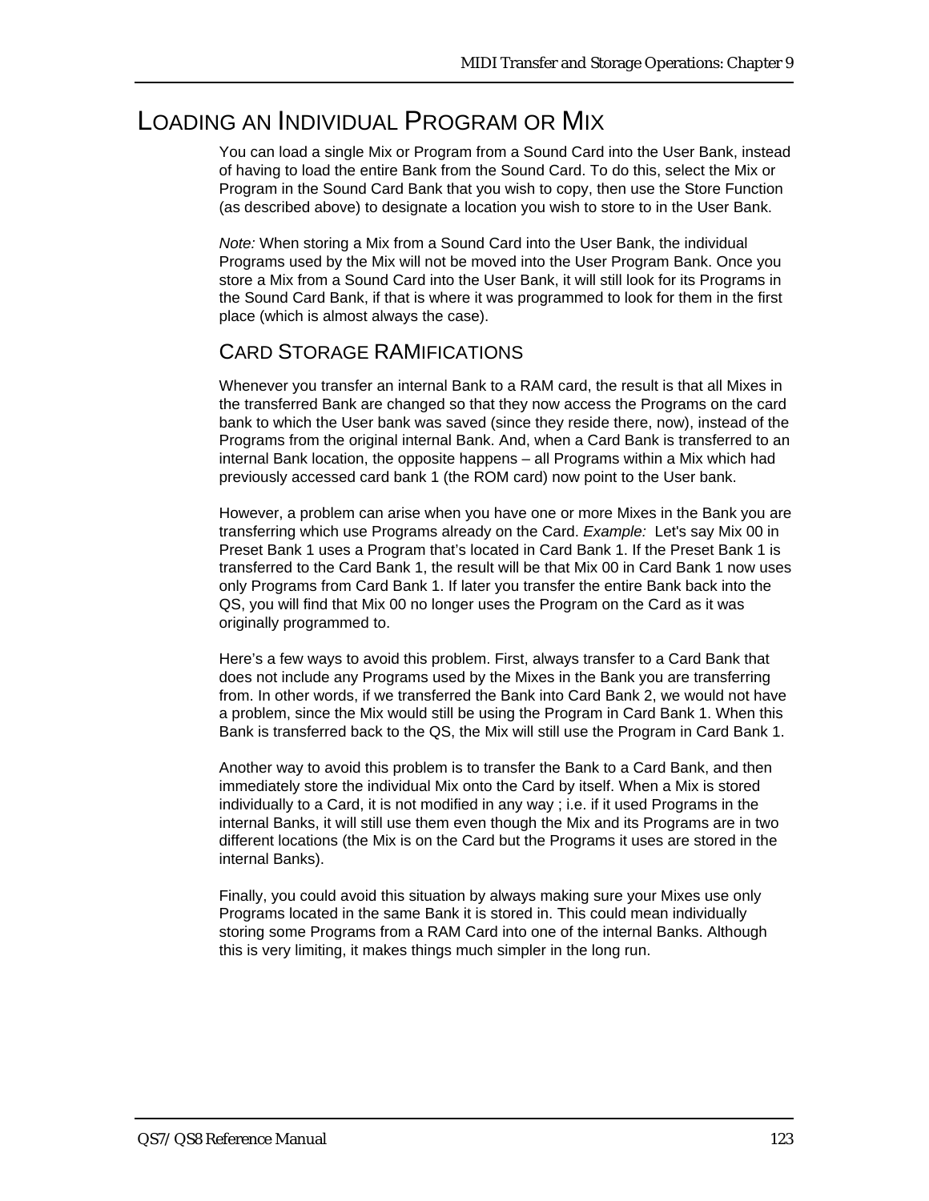# Loading an Individual Program or Mix

You can load a single Mix or Program from a Sound Card into the User Bank, instead of having to load the entire Bank from the Sound Card. To do this, select the Mix or Program in the Sound Card Bank that you wish to copy, then use the Store Function (as described above) to designate a location you wish to store to in the User Bank.

*Note:* When storing a Mix from a Sound Card into the User Bank, the individual Programs used by the Mix will not be moved into the User Program Bank. Once you store a Mix from a Sound Card into the User Bank, it will still look for its Programs in the Sound Card Bank, if that is where it was programmed to look for them in the first place (which is almost always the case).

## Card Storage RAMifications

Whenever you transfer an internal Bank to a RAM card, the result is that all Mixes in the transferred Bank are changed so that they now access the Programs on the card bank to which the User bank was saved (since they reside there, now), instead of the Programs from the original internal Bank. And, when a Card Bank is transferred to an internal Bank location, the opposite happens – all Programs within a Mix which had previously accessed card bank 1 (the ROM card) now point to the User bank.

However, a problem can arise when you have one or more Mixes in the Bank you are transferring which use Programs already on the Card. *Example:* Let's say Mix 00 in Preset Bank 1 uses a Program that's located in Card Bank 1. If the Preset Bank 1 is transferred to the Card Bank 1, the result will be that Mix 00 in Card Bank 1 now uses only Programs from Card Bank 1. If later you transfer the entire Bank back into the QS, you will find that Mix 00 no longer uses the Program on the Card as it was originally programmed to.

Here's a few ways to avoid this problem. First, always transfer to a Card Bank that does not include any Programs used by the Mixes in the Bank you are transferring from. In other words, if we transferred the Bank into Card Bank 2, we would not have a problem, since the Mix would still be using the Program in Card Bank 1. When this Bank is transferred back to the QS, the Mix will still use the Program in Card Bank 1.

Another way to avoid this problem is to transfer the Bank to a Card Bank, and then immediately store the individual Mix onto the Card by itself. When a Mix is stored individually to a Card, it is not modified in any way ; i.e. if it used Programs in the internal Banks, it will still use them even though the Mix and its Programs are in two different locations (the Mix is on the Card but the Programs it uses are stored in the internal Banks).

Finally, you could avoid this situation by always making sure your Mixes use only Programs located in the same Bank it is stored in. This could mean individually storing some Programs from a RAM Card into one of the internal Banks. Although this is very limiting, it makes things much simpler in the long run.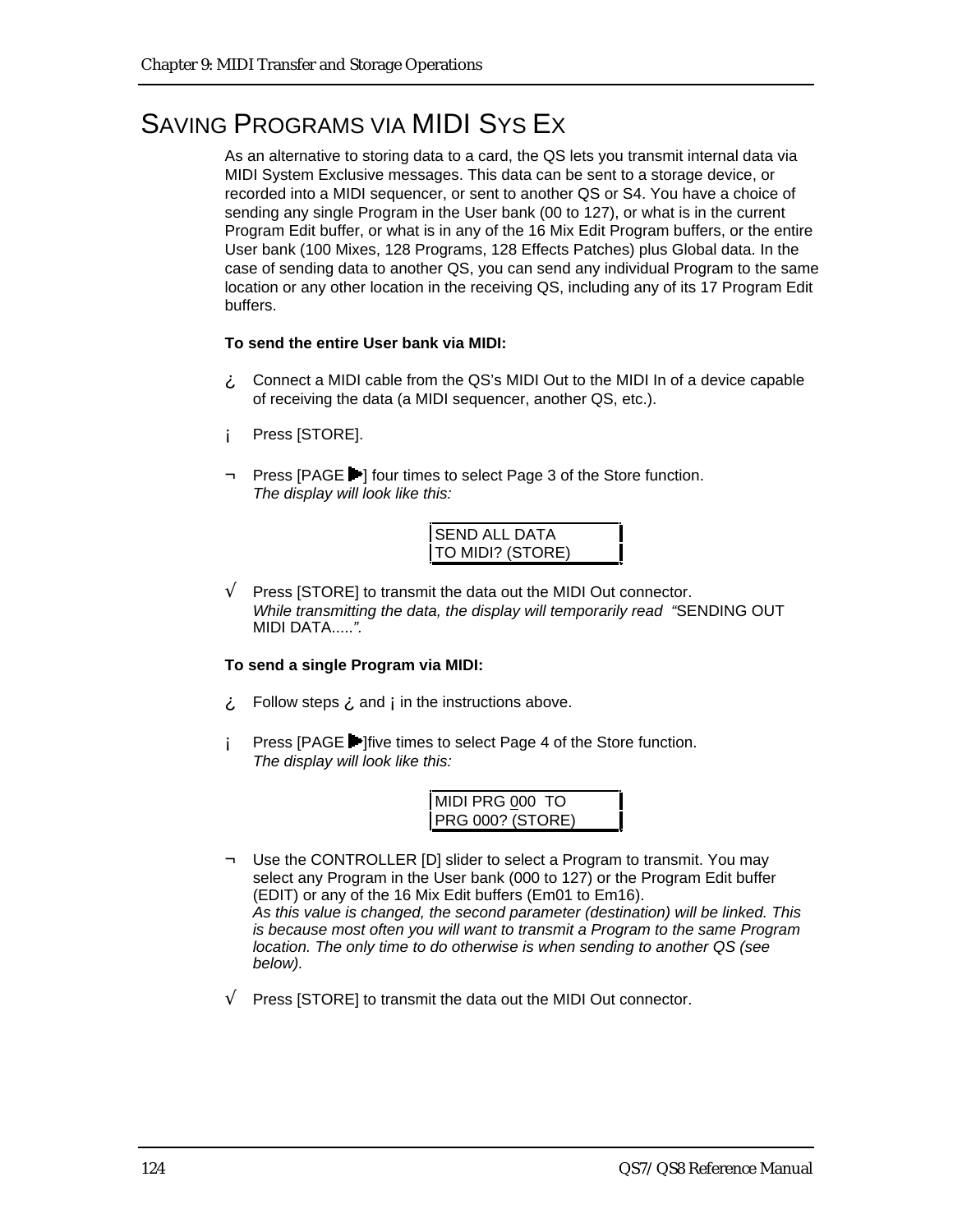## SAVING PROGRAMS VIA MIDI SYS EX

As an alternative to storing data to a card, the QS lets you transmit internal data via MIDI System Exclusive messages. This data can be sent to a storage device, or recorded into a MIDI sequencer, or sent to another QS or S4. You have a choice of sending any single Program in the User bank (00 to 127), or what is in the current Program Edit buffer, or what is in any of the 16 Mix Edit Program buffers, or the entire User bank (100 Mixes, 128 Programs, 128 Effects Patches) plus Global data. In the case of sending data to another QS, you can send any individual Program to the same location or any other location in the receiving QS, including any of its 17 Program Edit buffers.

**To send the entire User bank via MIDI:**

¿ Connect a MIDI cable from the QS's MIDI Out to the MIDI In of a device capable of receiving the data (a MIDI sequencer, another QS, etc.).

¡ Press [STORE].

¬ Press [PAGE ▶] four times to select Page 3 of the Store function.
*The display will look like this:*

```
SEND ALL DATA
TO MIDI? (STORE)
```

√ Press [STORE] to transmit the data out the MIDI Out connector.
*While transmitting the data, the display will temporarily read "*SENDING OUT MIDI DATA.....*".*

**To send a single Program via MIDI:**

¿ Follow steps ¿ and ¡ in the instructions above.

¡ Press [PAGE ▶]five times to select Page 4 of the Store function.
*The display will look like this:*

```
MIDI PRG 000  TO
PRG 000? (STORE)
```

¬ Use the CONTROLLER [D] slider to select a Program to transmit. You may select any Program in the User bank (000 to 127) or the Program Edit buffer (EDIT) or any of the 16 Mix Edit buffers (Em01 to Em16).
*As this value is changed, the second parameter (destination) will be linked. This is because most often you will want to transmit a Program to the same Program location. The only time to do otherwise is when sending to another QS (see below).*

√ Press [STORE] to transmit the data out the MIDI Out connector.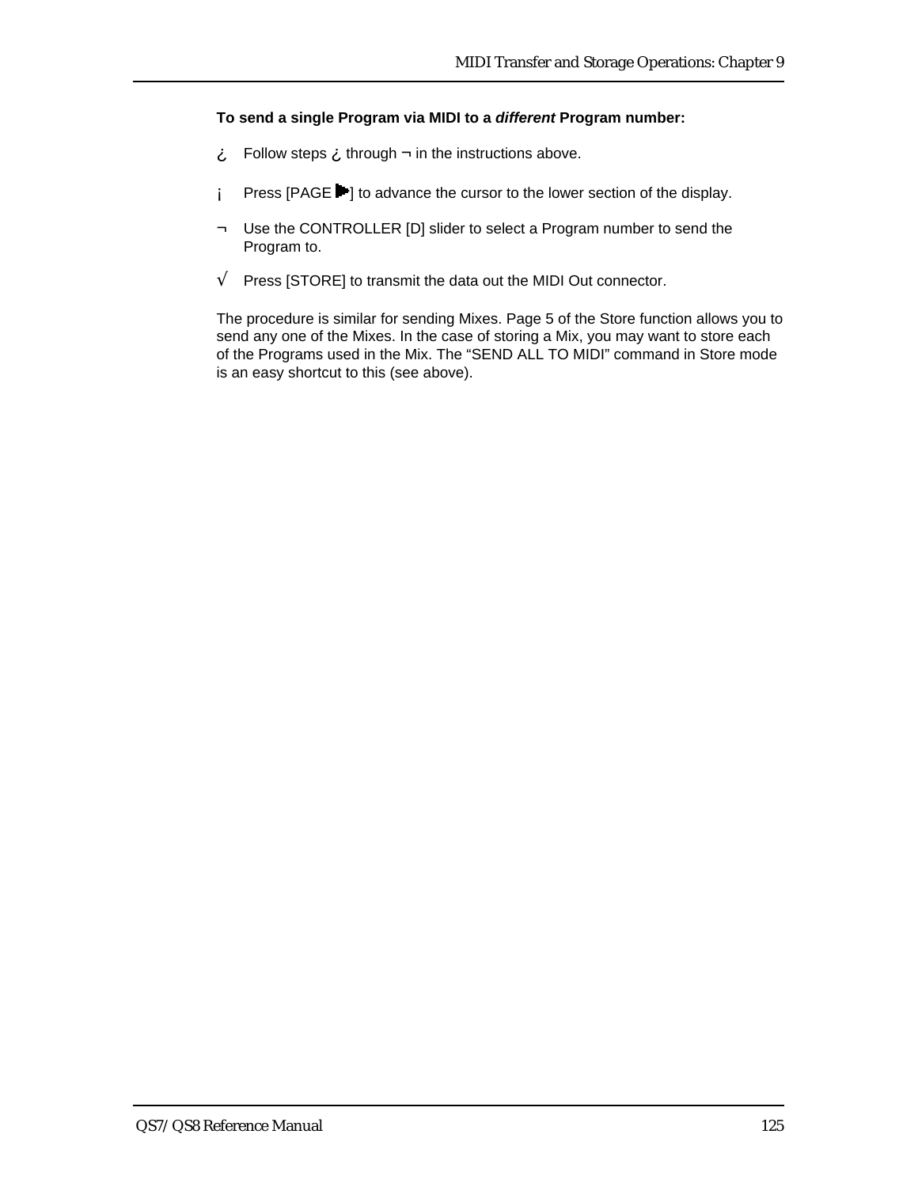**To send a single Program via MIDI to a *different* Program number:**

¿ Follow steps ¿ through ¬ in the instructions above.

¡ Press [PAGE ▶] to advance the cursor to the lower section of the display.

¬ Use the CONTROLLER [D] slider to select a Program number to send the Program to.

√ Press [STORE] to transmit the data out the MIDI Out connector.

The procedure is similar for sending Mixes. Page 5 of the Store function allows you to send any one of the Mixes. In the case of storing a Mix, you may want to store each of the Programs used in the Mix. The “SEND ALL TO MIDI” command in Store mode is an easy shortcut to this (see above).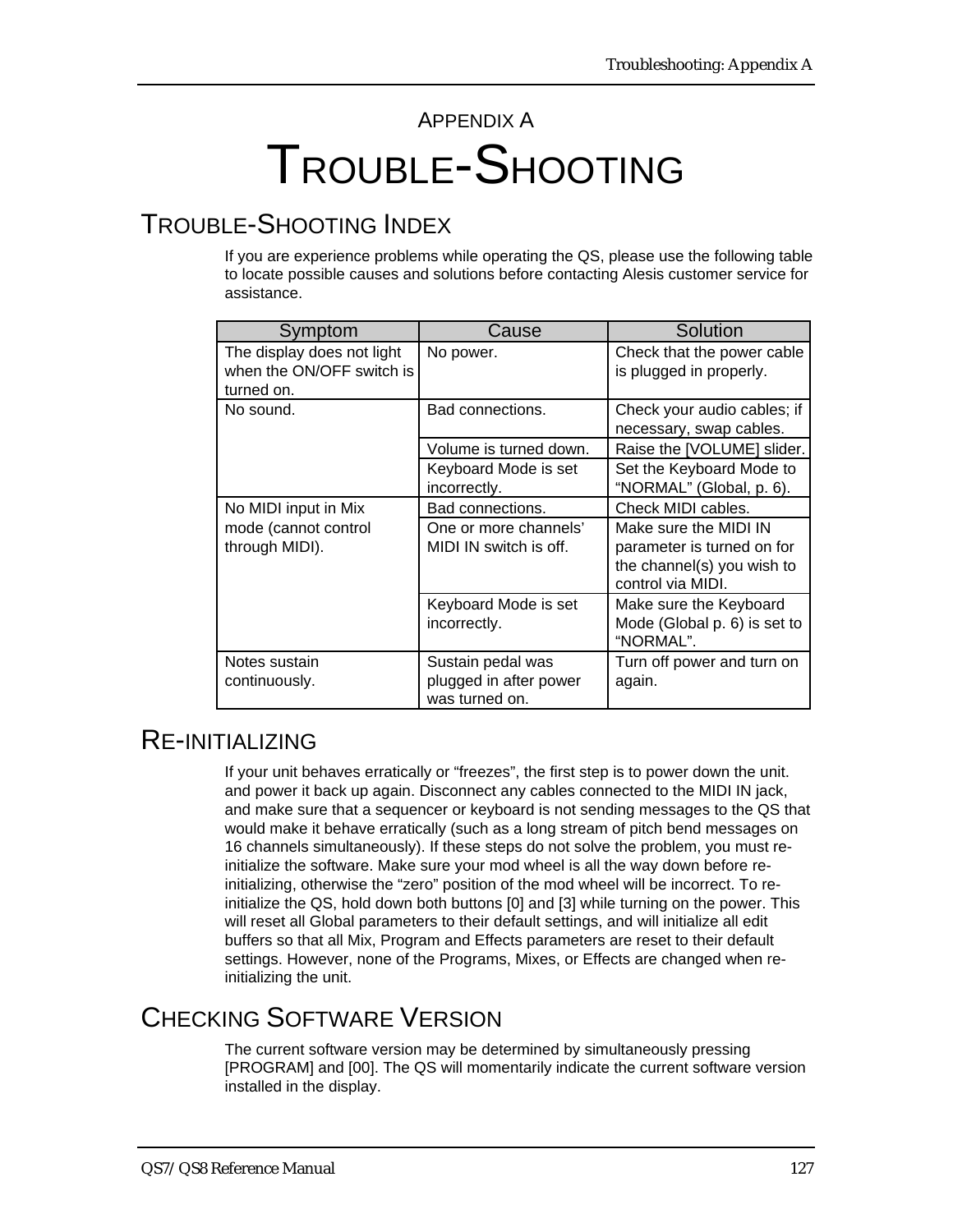# APPENDIX A

# TROUBLE-SHOOTING

## TROUBLE-SHOOTING INDEX

If you are experience problems while operating the QS, please use the following table to locate possible causes and solutions before contacting Alesis customer service for assistance.

| Symptom | Cause | Solution |
|---|---|---|
| The display does not light when the ON/OFF switch is turned on. | No power. | Check that the power cable is plugged in properly. |
| No sound. | Bad connections. | Check your audio cables; if necessary, swap cables. |
| | Volume is turned down. | Raise the [VOLUME] slider. |
| | Keyboard Mode is set incorrectly. | Set the Keyboard Mode to “NORMAL” (Global, p. 6). |
| No MIDI input in Mix mode (cannot control through MIDI). | Bad connections. | Check MIDI cables. |
| | One or more channels’ MIDI IN switch is off. | Make sure the MIDI IN parameter is turned on for the channel(s) you wish to control via MIDI. |
| | Keyboard Mode is set incorrectly. | Make sure the Keyboard Mode (Global p. 6) is set to “NORMAL”. |
| Notes sustain continuously. | Sustain pedal was plugged in after power was turned on. | Turn off power and turn on again. |

## RE-INITIALIZING

If your unit behaves erratically or “freezes”, the first step is to power down the unit. and power it back up again. Disconnect any cables connected to the MIDI IN jack, and make sure that a sequencer or keyboard is not sending messages to the QS that would make it behave erratically (such as a long stream of pitch bend messages on 16 channels simultaneously). If these steps do not solve the problem, you must re-initialize the software. Make sure your mod wheel is all the way down before re-initializing, otherwise the “zero” position of the mod wheel will be incorrect. To re-initialize the QS, hold down both buttons [0] and [3] while turning on the power. This will reset all Global parameters to their default settings, and will initialize all edit buffers so that all Mix, Program and Effects parameters are reset to their default settings. However, none of the Programs, Mixes, or Effects are changed when re-initializing the unit.

## CHECKING SOFTWARE VERSION

The current software version may be determined by simultaneously pressing [PROGRAM] and [00]. The QS will momentarily indicate the current software version installed in the display.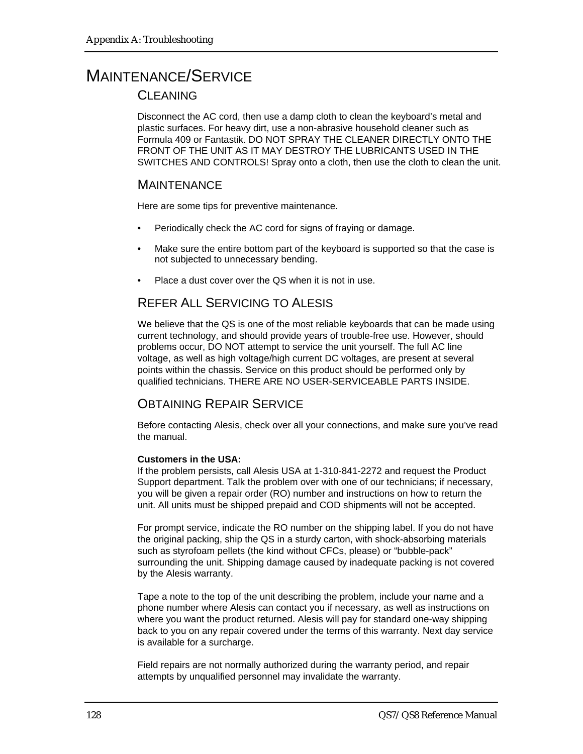# MAINTENANCE/SERVICE

## CLEANING

Disconnect the AC cord, then use a damp cloth to clean the keyboard's metal and plastic surfaces. For heavy dirt, use a non-abrasive household cleaner such as Formula 409 or Fantastik. DO NOT SPRAY THE CLEANER DIRECTLY ONTO THE FRONT OF THE UNIT AS IT MAY DESTROY THE LUBRICANTS USED IN THE SWITCHES AND CONTROLS! Spray onto a cloth, then use the cloth to clean the unit.

## MAINTENANCE

Here are some tips for preventive maintenance.

- Periodically check the AC cord for signs of fraying or damage.
- Make sure the entire bottom part of the keyboard is supported so that the case is not subjected to unnecessary bending.
- Place a dust cover over the QS when it is not in use.

## REFER ALL SERVICING TO ALESIS

We believe that the QS is one of the most reliable keyboards that can be made using current technology, and should provide years of trouble-free use. However, should problems occur, DO NOT attempt to service the unit yourself. The full AC line voltage, as well as high voltage/high current DC voltages, are present at several points within the chassis. Service on this product should be performed only by qualified technicians. THERE ARE NO USER-SERVICEABLE PARTS INSIDE.

## OBTAINING REPAIR SERVICE

Before contacting Alesis, check over all your connections, and make sure you've read the manual.

**Customers in the USA:**
If the problem persists, call Alesis USA at 1-310-841-2272 and request the Product Support department. Talk the problem over with one of our technicians; if necessary, you will be given a repair order (RO) number and instructions on how to return the unit. All units must be shipped prepaid and COD shipments will not be accepted.

For prompt service, indicate the RO number on the shipping label. If you do not have the original packing, ship the QS in a sturdy carton, with shock-absorbing materials such as styrofoam pellets (the kind without CFCs, please) or "bubble-pack" surrounding the unit. Shipping damage caused by inadequate packing is not covered by the Alesis warranty.

Tape a note to the top of the unit describing the problem, include your name and a phone number where Alesis can contact you if necessary, as well as instructions on where you want the product returned. Alesis will pay for standard one-way shipping back to you on any repair covered under the terms of this warranty. Next day service is available for a surcharge.

Field repairs are not normally authorized during the warranty period, and repair attempts by unqualified personnel may invalidate the warranty.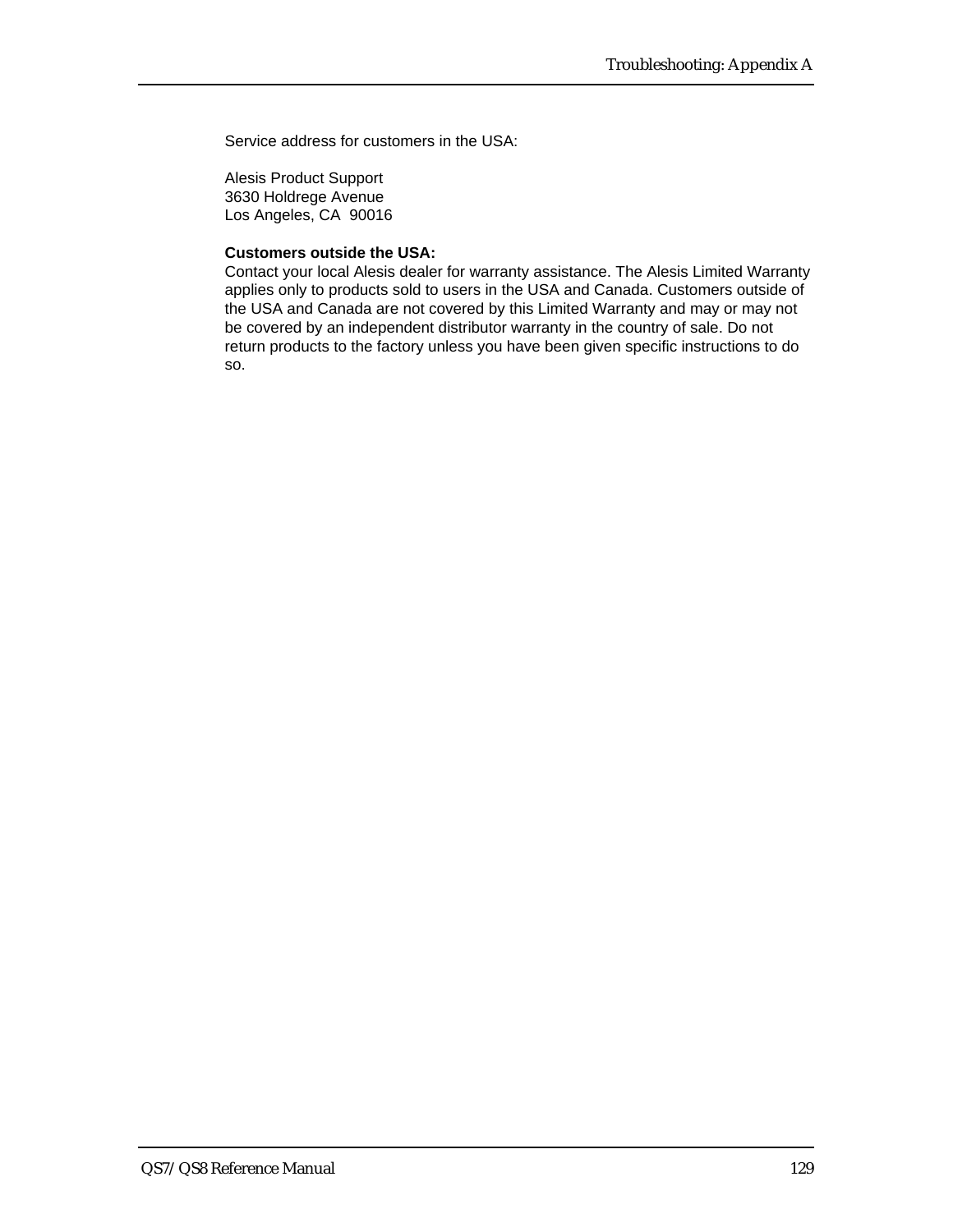Service address for customers in the USA:

Alesis Product Support
3630 Holdrege Avenue
Los Angeles, CA  90016

**Customers outside the USA:**
Contact your local Alesis dealer for warranty assistance. The Alesis Limited Warranty applies only to products sold to users in the USA and Canada. Customers outside of the USA and Canada are not covered by this Limited Warranty and may or may not be covered by an independent distributor warranty in the country of sale. Do not return products to the factory unless you have been given specific instructions to do so.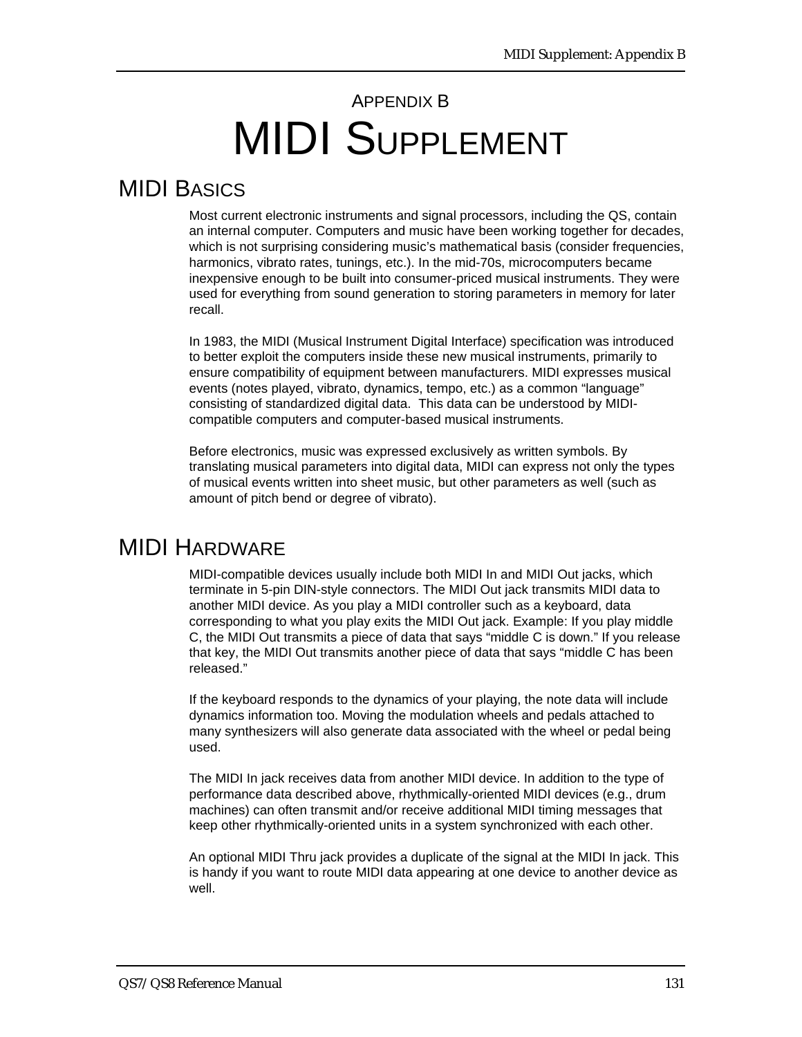# Appendix B
# MIDI Supplement

## MIDI Basics

Most current electronic instruments and signal processors, including the QS, contain an internal computer. Computers and music have been working together for decades, which is not surprising considering music's mathematical basis (consider frequencies, harmonics, vibrato rates, tunings, etc.). In the mid-70s, microcomputers became inexpensive enough to be built into consumer-priced musical instruments. They were used for everything from sound generation to storing parameters in memory for later recall.

In 1983, the MIDI (Musical Instrument Digital Interface) specification was introduced to better exploit the computers inside these new musical instruments, primarily to ensure compatibility of equipment between manufacturers. MIDI expresses musical events (notes played, vibrato, dynamics, tempo, etc.) as a common "language" consisting of standardized digital data. This data can be understood by MIDI-compatible computers and computer-based musical instruments.

Before electronics, music was expressed exclusively as written symbols. By translating musical parameters into digital data, MIDI can express not only the types of musical events written into sheet music, but other parameters as well (such as amount of pitch bend or degree of vibrato).

## MIDI Hardware

MIDI-compatible devices usually include both MIDI In and MIDI Out jacks, which terminate in 5-pin DIN-style connectors. The MIDI Out jack transmits MIDI data to another MIDI device. As you play a MIDI controller such as a keyboard, data corresponding to what you play exits the MIDI Out jack. Example: If you play middle C, the MIDI Out transmits a piece of data that says "middle C is down." If you release that key, the MIDI Out transmits another piece of data that says "middle C has been released."

If the keyboard responds to the dynamics of your playing, the note data will include dynamics information too. Moving the modulation wheels and pedals attached to many synthesizers will also generate data associated with the wheel or pedal being used.

The MIDI In jack receives data from another MIDI device. In addition to the type of performance data described above, rhythmically-oriented MIDI devices (e.g., drum machines) can often transmit and/or receive additional MIDI timing messages that keep other rhythmically-oriented units in a system synchronized with each other.

An optional MIDI Thru jack provides a duplicate of the signal at the MIDI In jack. This is handy if you want to route MIDI data appearing at one device to another device as well.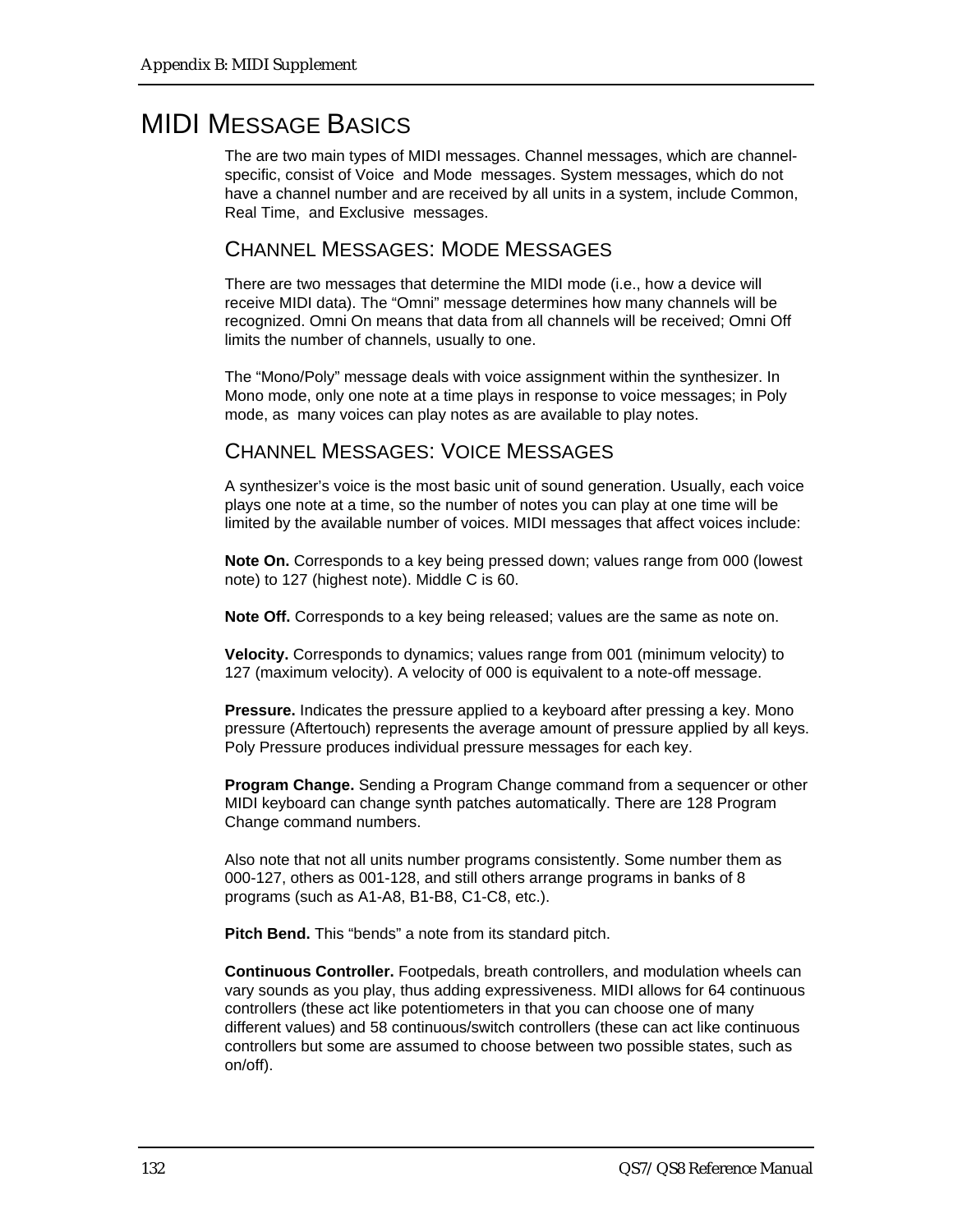# MIDI Message Basics

The are two main types of MIDI messages. Channel messages, which are channel-specific, consist of Voice and Mode messages. System messages, which do not have a channel number and are received by all units in a system, include Common, Real Time, and Exclusive messages.

## Channel Messages: Mode Messages

There are two messages that determine the MIDI mode (i.e., how a device will receive MIDI data). The "Omni" message determines how many channels will be recognized. Omni On means that data from all channels will be received; Omni Off limits the number of channels, usually to one.

The "Mono/Poly" message deals with voice assignment within the synthesizer. In Mono mode, only one note at a time plays in response to voice messages; in Poly mode, as many voices can play notes as are available to play notes.

## Channel Messages: Voice Messages

A synthesizer's voice is the most basic unit of sound generation. Usually, each voice plays one note at a time, so the number of notes you can play at one time will be limited by the available number of voices. MIDI messages that affect voices include:

**Note On.** Corresponds to a key being pressed down; values range from 000 (lowest note) to 127 (highest note). Middle C is 60.

**Note Off.** Corresponds to a key being released; values are the same as note on.

**Velocity.** Corresponds to dynamics; values range from 001 (minimum velocity) to 127 (maximum velocity). A velocity of 000 is equivalent to a note-off message.

**Pressure.** Indicates the pressure applied to a keyboard after pressing a key. Mono pressure (Aftertouch) represents the average amount of pressure applied by all keys. Poly Pressure produces individual pressure messages for each key.

**Program Change.** Sending a Program Change command from a sequencer or other MIDI keyboard can change synth patches automatically. There are 128 Program Change command numbers.

Also note that not all units number programs consistently. Some number them as 000-127, others as 001-128, and still others arrange programs in banks of 8 programs (such as A1-A8, B1-B8, C1-C8, etc.).

**Pitch Bend.** This "bends" a note from its standard pitch.

**Continuous Controller.** Footpedals, breath controllers, and modulation wheels can vary sounds as you play, thus adding expressiveness. MIDI allows for 64 continuous controllers (these act like potentiometers in that you can choose one of many different values) and 58 continuous/switch controllers (these can act like continuous controllers but some are assumed to choose between two possible states, such as on/off).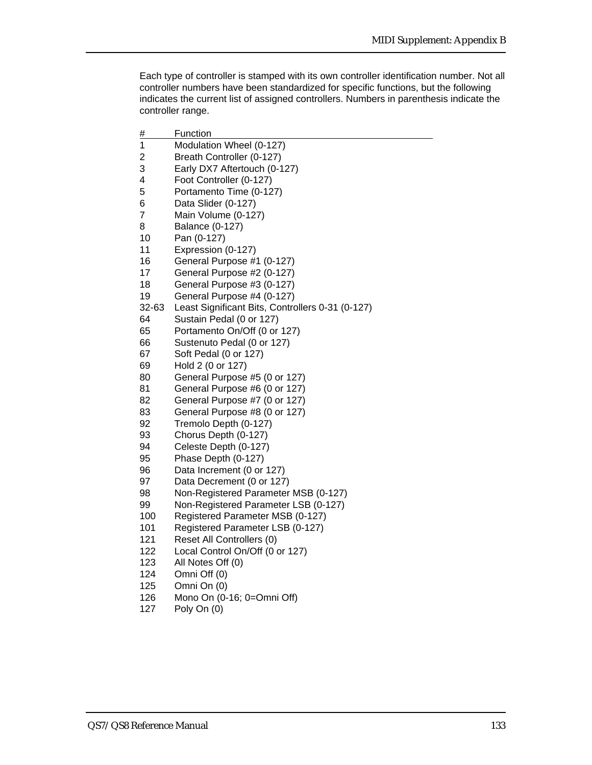Each type of controller is stamped with its own controller identification number. Not all controller numbers have been standardized for specific functions, but the following indicates the current list of assigned controllers. Numbers in parenthesis indicate the controller range.

| # | Function |
|---|---|
| 1 | Modulation Wheel (0-127) |
| 2 | Breath Controller (0-127) |
| 3 | Early DX7 Aftertouch (0-127) |
| 4 | Foot Controller (0-127) |
| 5 | Portamento Time (0-127) |
| 6 | Data Slider (0-127) |
| 7 | Main Volume (0-127) |
| 8 | Balance (0-127) |
| 10 | Pan (0-127) |
| 11 | Expression (0-127) |
| 16 | General Purpose #1 (0-127) |
| 17 | General Purpose #2 (0-127) |
| 18 | General Purpose #3 (0-127) |
| 19 | General Purpose #4 (0-127) |
| 32-63 | Least Significant Bits, Controllers 0-31 (0-127) |
| 64 | Sustain Pedal (0 or 127) |
| 65 | Portamento On/Off (0 or 127) |
| 66 | Sustenuto Pedal (0 or 127) |
| 67 | Soft Pedal (0 or 127) |
| 69 | Hold 2 (0 or 127) |
| 80 | General Purpose #5 (0 or 127) |
| 81 | General Purpose #6 (0 or 127) |
| 82 | General Purpose #7 (0 or 127) |
| 83 | General Purpose #8 (0 or 127) |
| 92 | Tremolo Depth (0-127) |
| 93 | Chorus Depth (0-127) |
| 94 | Celeste Depth (0-127) |
| 95 | Phase Depth (0-127) |
| 96 | Data Increment (0 or 127) |
| 97 | Data Decrement (0 or 127) |
| 98 | Non-Registered Parameter MSB (0-127) |
| 99 | Non-Registered Parameter LSB (0-127) |
| 100 | Registered Parameter MSB (0-127) |
| 101 | Registered Parameter LSB (0-127) |
| 121 | Reset All Controllers (0) |
| 122 | Local Control On/Off (0 or 127) |
| 123 | All Notes Off (0) |
| 124 | Omni Off (0) |
| 125 | Omni On (0) |
| 126 | Mono On (0-16; 0=Omni Off) |
| 127 | Poly On (0) |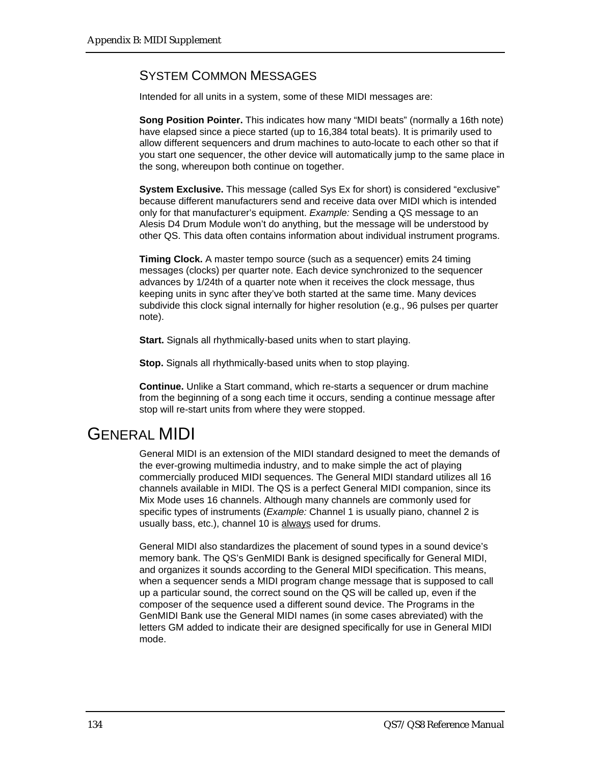### System Common Messages

Intended for all units in a system, some of these MIDI messages are:

**Song Position Pointer.** This indicates how many “MIDI beats” (normally a 16th note) have elapsed since a piece started (up to 16,384 total beats). It is primarily used to allow different sequencers and drum machines to auto-locate to each other so that if you start one sequencer, the other device will automatically jump to the same place in the song, whereupon both continue on together.

**System Exclusive.** This message (called Sys Ex for short) is considered “exclusive” because different manufacturers send and receive data over MIDI which is intended only for that manufacturer’s equipment. *Example:* Sending a QS message to an Alesis D4 Drum Module won’t do anything, but the message will be understood by other QS. This data often contains information about individual instrument programs.

**Timing Clock.** A master tempo source (such as a sequencer) emits 24 timing messages (clocks) per quarter note. Each device synchronized to the sequencer advances by 1/24th of a quarter note when it receives the clock message, thus keeping units in sync after they’ve both started at the same time. Many devices subdivide this clock signal internally for higher resolution (e.g., 96 pulses per quarter note).

**Start.** Signals all rhythmically-based units when to start playing.

**Stop.** Signals all rhythmically-based units when to stop playing.

**Continue.** Unlike a Start command, which re-starts a sequencer or drum machine from the beginning of a song each time it occurs, sending a continue message after stop will re-start units from where they were stopped.

## General MIDI

General MIDI is an extension of the MIDI standard designed to meet the demands of the ever-growing multimedia industry, and to make simple the act of playing commercially produced MIDI sequences. The General MIDI standard utilizes all 16 channels available in MIDI. The QS is a perfect General MIDI companion, since its Mix Mode uses 16 channels. Although many channels are commonly used for specific types of instruments (*Example:* Channel 1 is usually piano, channel 2 is usually bass, etc.), channel 10 is <u>always</u> used for drums.

General MIDI also standardizes the placement of sound types in a sound device’s memory bank. The QS’s GenMIDI Bank is designed specifically for General MIDI, and organizes it sounds according to the General MIDI specification. This means, when a sequencer sends a MIDI program change message that is supposed to call up a particular sound, the correct sound on the QS will be called up, even if the composer of the sequence used a different sound device. The Programs in the GenMIDI Bank use the General MIDI names (in some cases abreviated) with the letters GM added to indicate their are designed specifically for use in General MIDI mode.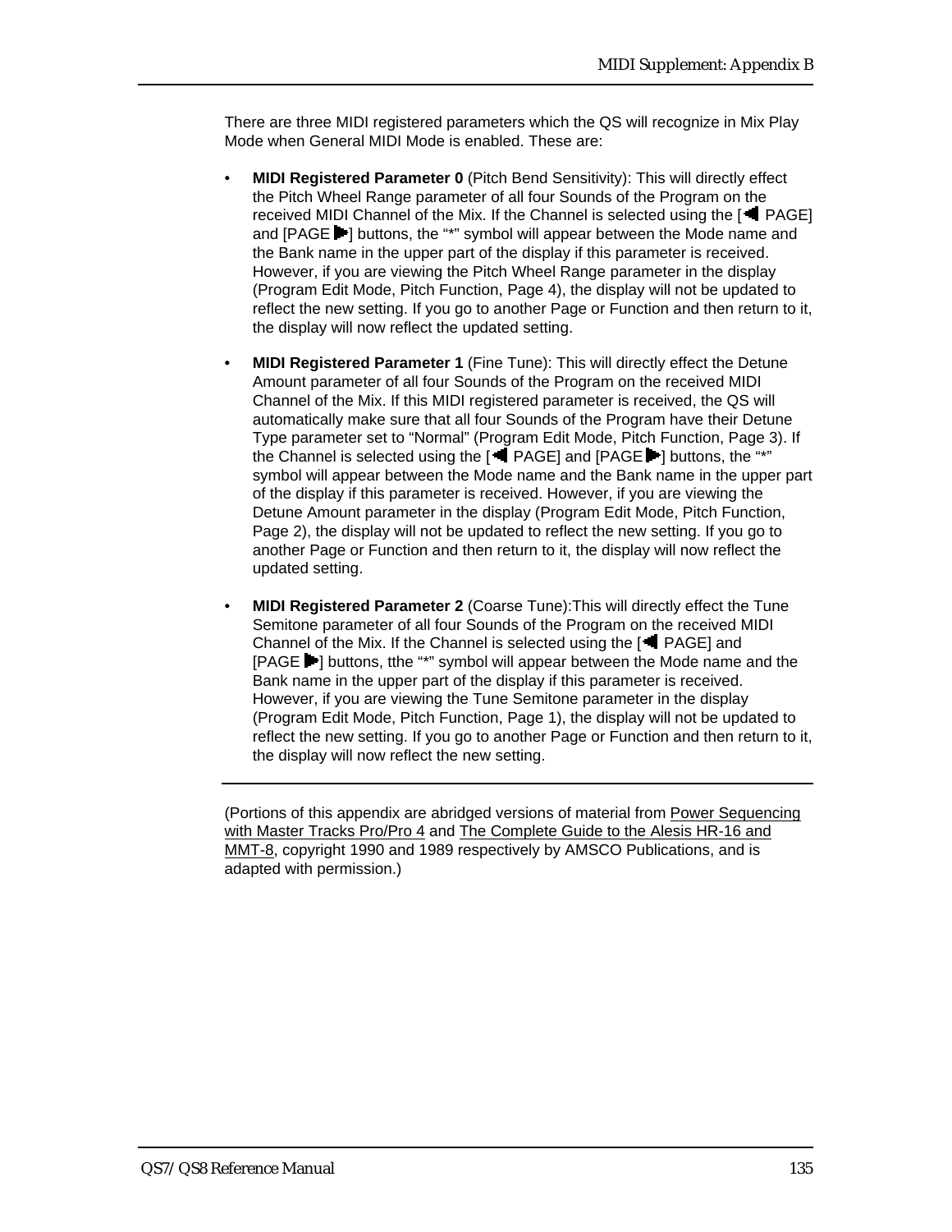There are three MIDI registered parameters which the QS will recognize in Mix Play Mode when General MIDI Mode is enabled. These are:

- **MIDI Registered Parameter 0** (Pitch Bend Sensitivity): This will directly effect the Pitch Wheel Range parameter of all four Sounds of the Program on the received MIDI Channel of the Mix. If the Channel is selected using the [◀ PAGE] and [PAGE ▶] buttons, the "*" symbol will appear between the Mode name and the Bank name in the upper part of the display if this parameter is received. However, if you are viewing the Pitch Wheel Range parameter in the display (Program Edit Mode, Pitch Function, Page 4), the display will not be updated to reflect the new setting. If you go to another Page or Function and then return to it, the display will now reflect the updated setting.

- **MIDI Registered Parameter 1** (Fine Tune): This will directly effect the Detune Amount parameter of all four Sounds of the Program on the received MIDI Channel of the Mix. If this MIDI registered parameter is received, the QS will automatically make sure that all four Sounds of the Program have their Detune Type parameter set to "Normal" (Program Edit Mode, Pitch Function, Page 3). If the Channel is selected using the [◀ PAGE] and [PAGE ▶] buttons, the "*" symbol will appear between the Mode name and the Bank name in the upper part of the display if this parameter is received. However, if you are viewing the Detune Amount parameter in the display (Program Edit Mode, Pitch Function, Page 2), the display will not be updated to reflect the new setting. If you go to another Page or Function and then return to it, the display will now reflect the updated setting.

- **MIDI Registered Parameter 2** (Coarse Tune):This will directly effect the Tune Semitone parameter of all four Sounds of the Program on the received MIDI Channel of the Mix. If the Channel is selected using the [◀ PAGE] and [PAGE ▶] buttons, tthe "*" symbol will appear between the Mode name and the Bank name in the upper part of the display if this parameter is received. However, if you are viewing the Tune Semitone parameter in the display (Program Edit Mode, Pitch Function, Page 1), the display will not be updated to reflect the new setting. If you go to another Page or Function and then return to it, the display will now reflect the new setting.

---

(Portions of this appendix are abridged versions of material from Power Sequencing with Master Tracks Pro/Pro 4 and The Complete Guide to the Alesis HR-16 and MMT-8, copyright 1990 and 1989 respectively by AMSCO Publications, and is adapted with permission.)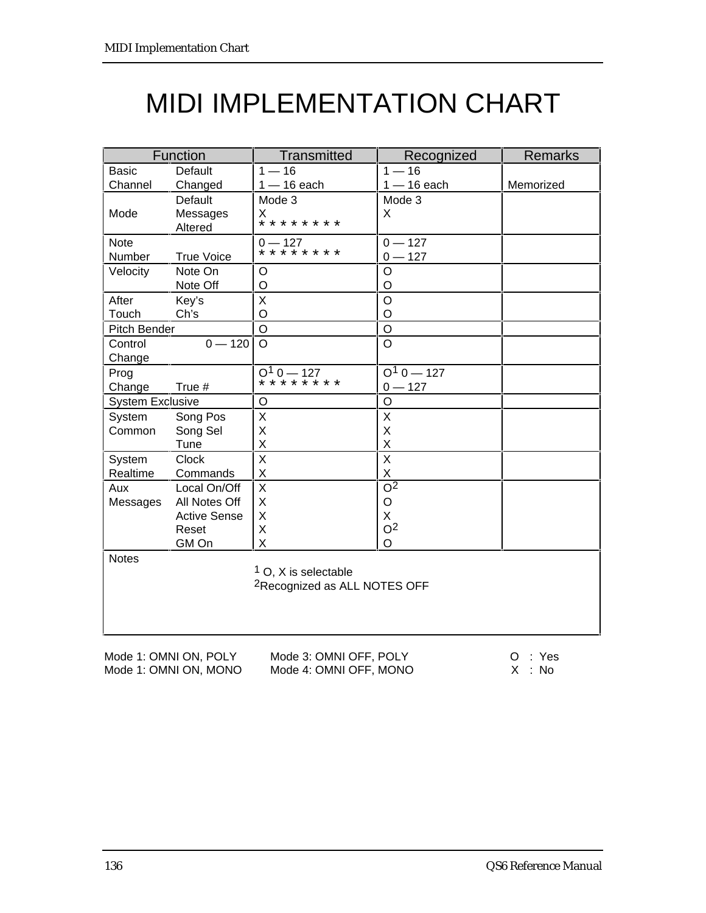# MIDI IMPLEMENTATION CHART

| Function | | Transmitted | Recognized | Remarks |
|---|---|---|---|---|
| Basic Channel | Default<br>Changed | 1 — 16<br>1 — 16 each | 1 — 16<br>1 — 16 each | <br>Memorized |
| Mode | Default<br>Messages<br>Altered | Mode 3<br>X<br>* * * * * * * * | Mode 3<br>X | |
| Note Number | <br>True Voice | 0 — 127<br>* * * * * * * * | 0 — 127<br>0 — 127 | |
| Velocity | Note On<br>Note Off | O<br>O | O<br>O | |
| After Touch | Key's<br>Ch's | X<br>O | O<br>O | |
| Pitch Bender | | O | O | |
| Control Change | 0 — 120 | O | O | |
| Prog Change | <br>True # | O[1] 0 — 127<br>* * * * * * * * | O[1] 0 — 127<br>0 — 127 | |
| System Exclusive | | O | O | |
| System Common | Song Pos<br>Song Sel<br>Tune | X<br>X<br>X | X<br>X<br>X | |
| System Realtime | Clock<br>Commands | X<br>X | X<br>X | |
| Aux Messages | Local On/Off<br>All Notes Off<br>Active Sense<br>Reset<br>GM On | X<br>X<br>X<br>X<br>X | O[2]<br>O<br>X<br>O[2]<br>O | |
| Notes | | [1] O, X is selectable<br>[2]Recognized as ALL NOTES OFF | | |

Mode 1: OMNI ON, POLY    Mode 3: OMNI OFF, POLY    O : Yes
Mode 1: OMNI ON, MONO    Mode 4: OMNI OFF, MONO    X : No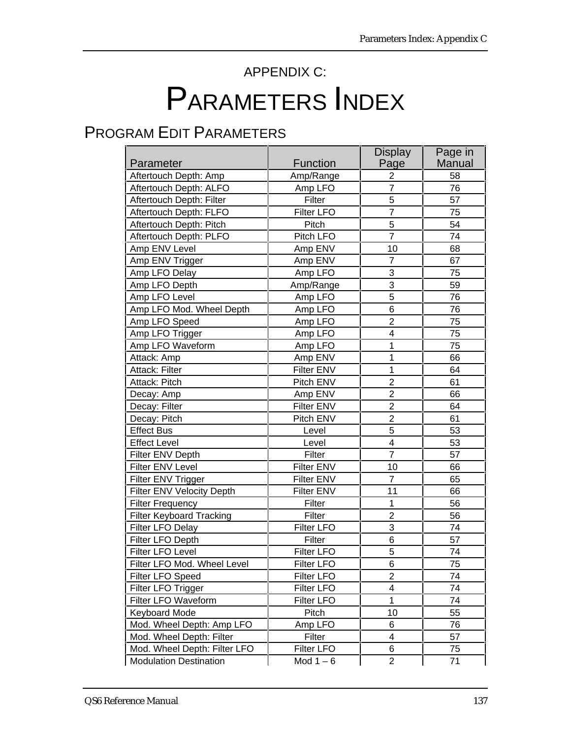# APPENDIX C: PARAMETERS INDEX

## PROGRAM EDIT PARAMETERS

| Parameter | Function | Display Page | Page in Manual |
|---|---|---|---|
| Aftertouch Depth: Amp | Amp/Range | 2 | 58 |
| Aftertouch Depth: ALFO | Amp LFO | 7 | 76 |
| Aftertouch Depth: Filter | Filter | 5 | 57 |
| Aftertouch Depth: FLFO | Filter LFO | 7 | 75 |
| Aftertouch Depth: Pitch | Pitch | 5 | 54 |
| Aftertouch Depth: PLFO | Pitch LFO | 7 | 74 |
| Amp ENV Level | Amp ENV | 10 | 68 |
| Amp ENV Trigger | Amp ENV | 7 | 67 |
| Amp LFO Delay | Amp LFO | 3 | 75 |
| Amp LFO Depth | Amp/Range | 3 | 59 |
| Amp LFO Level | Amp LFO | 5 | 76 |
| Amp LFO Mod. Wheel Depth | Amp LFO | 6 | 76 |
| Amp LFO Speed | Amp LFO | 2 | 75 |
| Amp LFO Trigger | Amp LFO | 4 | 75 |
| Amp LFO Waveform | Amp LFO | 1 | 75 |
| Attack: Amp | Amp ENV | 1 | 66 |
| Attack: Filter | Filter ENV | 1 | 64 |
| Attack: Pitch | Pitch ENV | 2 | 61 |
| Decay: Amp | Amp ENV | 2 | 66 |
| Decay: Filter | Filter ENV | 2 | 64 |
| Decay: Pitch | Pitch ENV | 2 | 61 |
| Effect Bus | Level | 5 | 53 |
| Effect Level | Level | 4 | 53 |
| Filter ENV Depth | Filter | 7 | 57 |
| Filter ENV Level | Filter ENV | 10 | 66 |
| Filter ENV Trigger | Filter ENV | 7 | 65 |
| Filter ENV Velocity Depth | Filter ENV | 11 | 66 |
| Filter Frequency | Filter | 1 | 56 |
| Filter Keyboard Tracking | Filter | 2 | 56 |
| Filter LFO Delay | Filter LFO | 3 | 74 |
| Filter LFO Depth | Filter | 6 | 57 |
| Filter LFO Level | Filter LFO | 5 | 74 |
| Filter LFO Mod. Wheel Level | Filter LFO | 6 | 75 |
| Filter LFO Speed | Filter LFO | 2 | 74 |
| Filter LFO Trigger | Filter LFO | 4 | 74 |
| Filter LFO Waveform | Filter LFO | 1 | 74 |
| Keyboard Mode | Pitch | 10 | 55 |
| Mod. Wheel Depth: Amp LFO | Amp LFO | 6 | 76 |
| Mod. Wheel Depth: Filter | Filter | 4 | 57 |
| Mod. Wheel Depth: Filter LFO | Filter LFO | 6 | 75 |
| Modulation Destination | Mod 1 – 6 | 2 | 71 |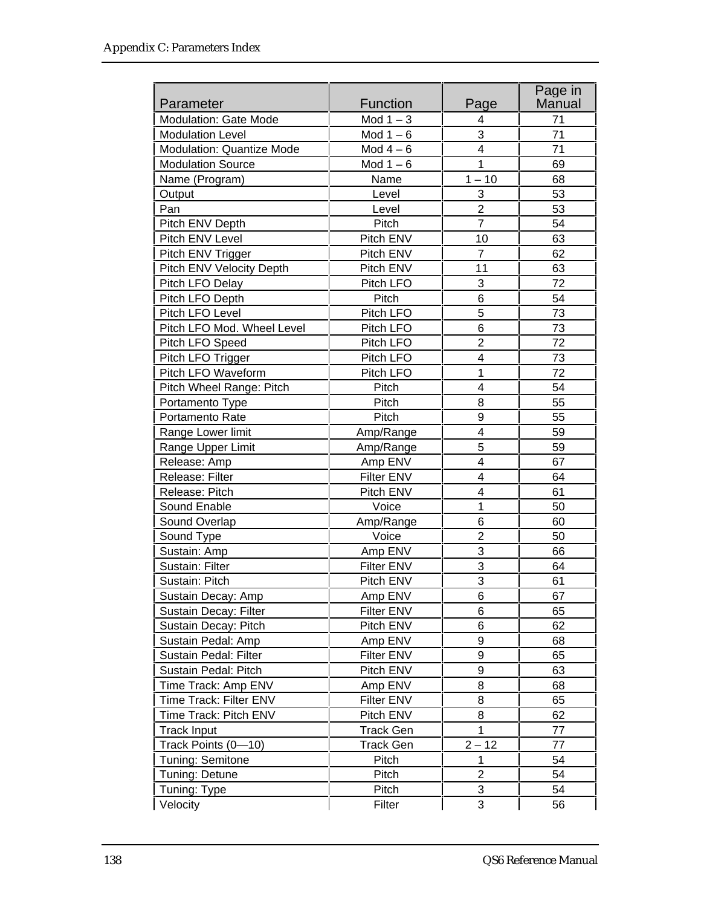| Parameter | Function | Page | Page in Manual |
|---|---|---|---|
| Modulation: Gate Mode | Mod 1 – 3 | 4 | 71 |
| Modulation Level | Mod 1 – 6 | 3 | 71 |
| Modulation: Quantize Mode | Mod 4 – 6 | 4 | 71 |
| Modulation Source | Mod 1 – 6 | 1 | 69 |
| Name (Program) | Name | 1 – 10 | 68 |
| Output | Level | 3 | 53 |
| Pan | Level | 2 | 53 |
| Pitch ENV Depth | Pitch | 7 | 54 |
| Pitch ENV Level | Pitch ENV | 10 | 63 |
| Pitch ENV Trigger | Pitch ENV | 7 | 62 |
| Pitch ENV Velocity Depth | Pitch ENV | 11 | 63 |
| Pitch LFO Delay | Pitch LFO | 3 | 72 |
| Pitch LFO Depth | Pitch | 6 | 54 |
| Pitch LFO Level | Pitch LFO | 5 | 73 |
| Pitch LFO Mod. Wheel Level | Pitch LFO | 6 | 73 |
| Pitch LFO Speed | Pitch LFO | 2 | 72 |
| Pitch LFO Trigger | Pitch LFO | 4 | 73 |
| Pitch LFO Waveform | Pitch LFO | 1 | 72 |
| Pitch Wheel Range: Pitch | Pitch | 4 | 54 |
| Portamento Type | Pitch | 8 | 55 |
| Portamento Rate | Pitch | 9 | 55 |
| Range Lower limit | Amp/Range | 4 | 59 |
| Range Upper Limit | Amp/Range | 5 | 59 |
| Release: Amp | Amp ENV | 4 | 67 |
| Release: Filter | Filter ENV | 4 | 64 |
| Release: Pitch | Pitch ENV | 4 | 61 |
| Sound Enable | Voice | 1 | 50 |
| Sound Overlap | Amp/Range | 6 | 60 |
| Sound Type | Voice | 2 | 50 |
| Sustain: Amp | Amp ENV | 3 | 66 |
| Sustain: Filter | Filter ENV | 3 | 64 |
| Sustain: Pitch | Pitch ENV | 3 | 61 |
| Sustain Decay: Amp | Amp ENV | 6 | 67 |
| Sustain Decay: Filter | Filter ENV | 6 | 65 |
| Sustain Decay: Pitch | Pitch ENV | 6 | 62 |
| Sustain Pedal: Amp | Amp ENV | 9 | 68 |
| Sustain Pedal: Filter | Filter ENV | 9 | 65 |
| Sustain Pedal: Pitch | Pitch ENV | 9 | 63 |
| Time Track: Amp ENV | Amp ENV | 8 | 68 |
| Time Track: Filter ENV | Filter ENV | 8 | 65 |
| Time Track: Pitch ENV | Pitch ENV | 8 | 62 |
| Track Input | Track Gen | 1 | 77 |
| Track Points (0—10) | Track Gen | 2 – 12 | 77 |
| Tuning: Semitone | Pitch | 1 | 54 |
| Tuning: Detune | Pitch | 2 | 54 |
| Tuning: Type | Pitch | 3 | 54 |
| Velocity | Filter | 3 | 56 |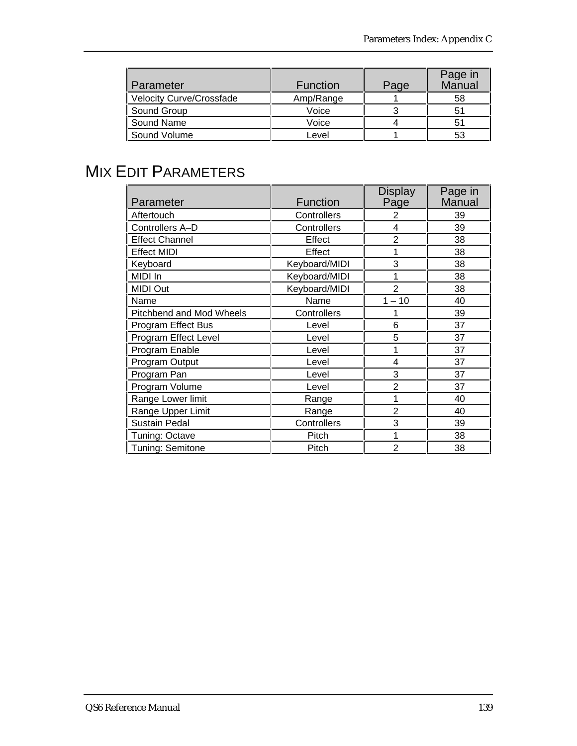| Parameter | Function | Page | Page in Manual |
|---|---|---|---|
| Velocity Curve/Crossfade | Amp/Range | 1 | 58 |
| Sound Group | Voice | 3 | 51 |
| Sound Name | Voice | 4 | 51 |
| Sound Volume | Level | 1 | 53 |

## MIX EDIT PARAMETERS

| Parameter | Function | Display Page | Page in Manual |
|---|---|---|---|
| Aftertouch | Controllers | 2 | 39 |
| Controllers A–D | Controllers | 4 | 39 |
| Effect Channel | Effect | 2 | 38 |
| Effect MIDI | Effect | 1 | 38 |
| Keyboard | Keyboard/MIDI | 3 | 38 |
| MIDI In | Keyboard/MIDI | 1 | 38 |
| MIDI Out | Keyboard/MIDI | 2 | 38 |
| Name | Name | 1 – 10 | 40 |
| Pitchbend and Mod Wheels | Controllers | 1 | 39 |
| Program Effect Bus | Level | 6 | 37 |
| Program Effect Level | Level | 5 | 37 |
| Program Enable | Level | 1 | 37 |
| Program Output | Level | 4 | 37 |
| Program Pan | Level | 3 | 37 |
| Program Volume | Level | 2 | 37 |
| Range Lower limit | Range | 1 | 40 |
| Range Upper Limit | Range | 2 | 40 |
| Sustain Pedal | Controllers | 3 | 39 |
| Tuning: Octave | Pitch | 1 | 38 |
| Tuning: Semitone | Pitch | 2 | 38 |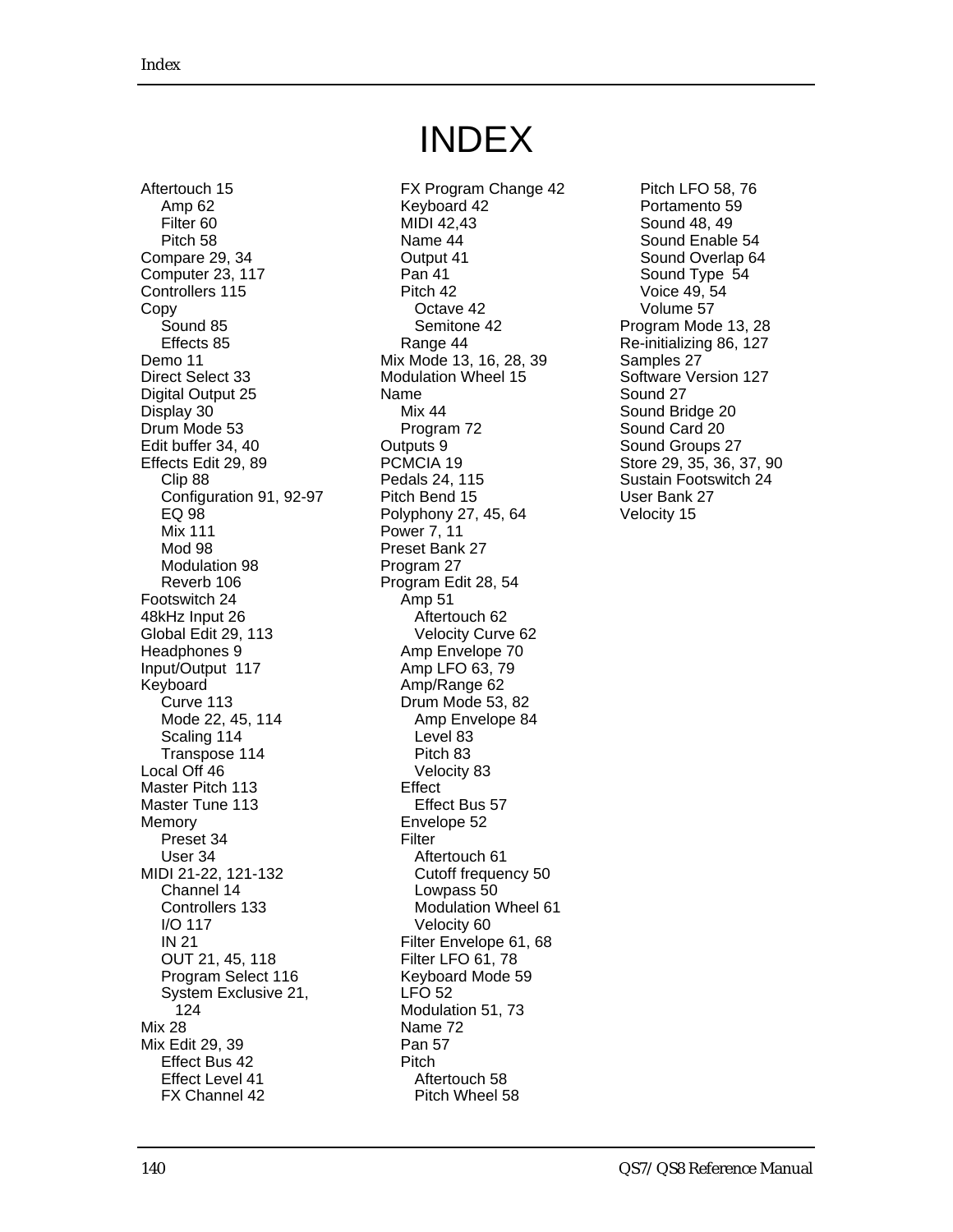# INDEX

Aftertouch 15
- Amp 62
- Filter 60
- Pitch 58

Compare 29, 34
Computer 23, 117
Controllers 115
Copy
- Sound 85
- Effects 85

Demo 11
Direct Select 33
Digital Output 25
Display 30
Drum Mode 53
Edit buffer 34, 40
Effects Edit 29, 89
- Clip 88
- Configuration 91, 92-97
- EQ 98
- Mix 111
- Mod 98
- Modulation 98
- Reverb 106

Footswitch 24
48kHz Input 26
Global Edit 29, 113
Headphones 9
Input/Output 117
Keyboard
- Curve 113
- Mode 22, 45, 114
- Scaling 114
- Transpose 114

Local Off 46
Master Pitch 113
Master Tune 113
Memory
- Preset 34
- User 34

MIDI 21-22, 121-132
- Channel 14
- Controllers 133
- I/O 117
- IN 21
- OUT 21, 45, 118
- Program Select 116
- System Exclusive 21, 124

Mix 28
Mix Edit 29, 39
- Effect Bus 42
- Effect Level 41
- FX Channel 42
- FX Program Change 42
- Keyboard 42
- MIDI 42,43
- Name 44
- Output 41
- Pan 41
- Pitch 42
  - Octave 42
  - Semitone 42
- Range 44

Mix Mode 13, 16, 28, 39
Modulation Wheel 15
Name
- Mix 44
- Program 72

Outputs 9
PCMCIA 19
Pedals 24, 115
Pitch Bend 15
Polyphony 27, 45, 64
Power 7, 11
Preset Bank 27
Program 27
Program Edit 28, 54
- Amp 51
  - Aftertouch 62
  - Velocity Curve 62
- Amp Envelope 70
- Amp LFO 63, 79
- Amp/Range 62
- Drum Mode 53, 82
  - Amp Envelope 84
  - Level 83
  - Pitch 83
  - Velocity 83
- Effect
  - Effect Bus 57
- Envelope 52
- Filter
  - Aftertouch 61
  - Cutoff frequency 50
  - Lowpass 50
  - Modulation Wheel 61
  - Velocity 60
- Filter Envelope 61, 68
- Filter LFO 61, 78
- Keyboard Mode 59
- LFO 52
- Modulation 51, 73
- Name 72
- Pan 57
- Pitch
  - Aftertouch 58
  - Pitch Wheel 58
- Pitch LFO 58, 76
- Portamento 59
- Sound 48, 49
- Sound Enable 54
- Sound Overlap 64
- Sound Type 54
- Voice 49, 54
- Volume 57

Program Mode 13, 28
Re-initializing 86, 127
Samples 27
Software Version 127
Sound 27
Sound Bridge 20
Sound Card 20
Sound Groups 27
Store 29, 35, 36, 37, 90
Sustain Footswitch 24
User Bank 27
Velocity 15